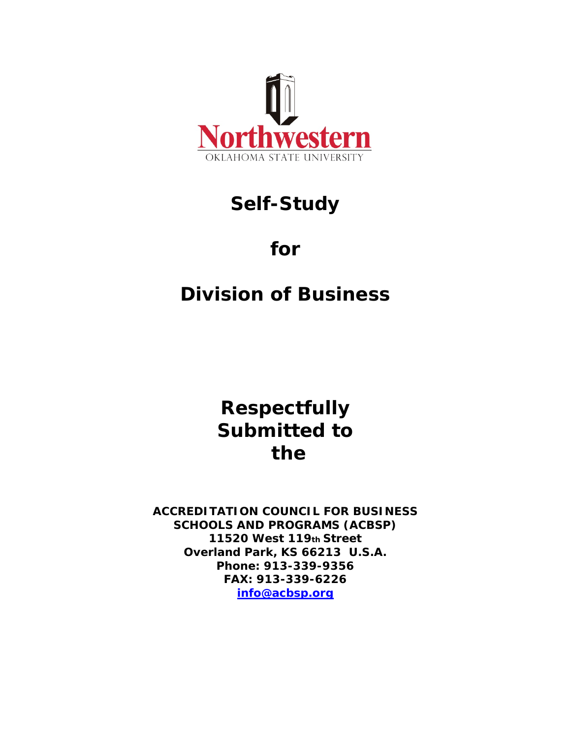Northwestern

OKLAHOMA STATE UNIVERSITY

# Self-Study

# for

# Division of Business

## Respectfully Submitted to the

**ACCREDITATION COUNCIL FOR BUSINESS SCHOOLS AND PROGRAMS (ACBSP)**
**11520 West 119th Street**
**Overland Park, KS 66213 U.S.A.**
**Phone: 913-339-9356**
**FAX: 913-339-6226**
**info@acbsp.org**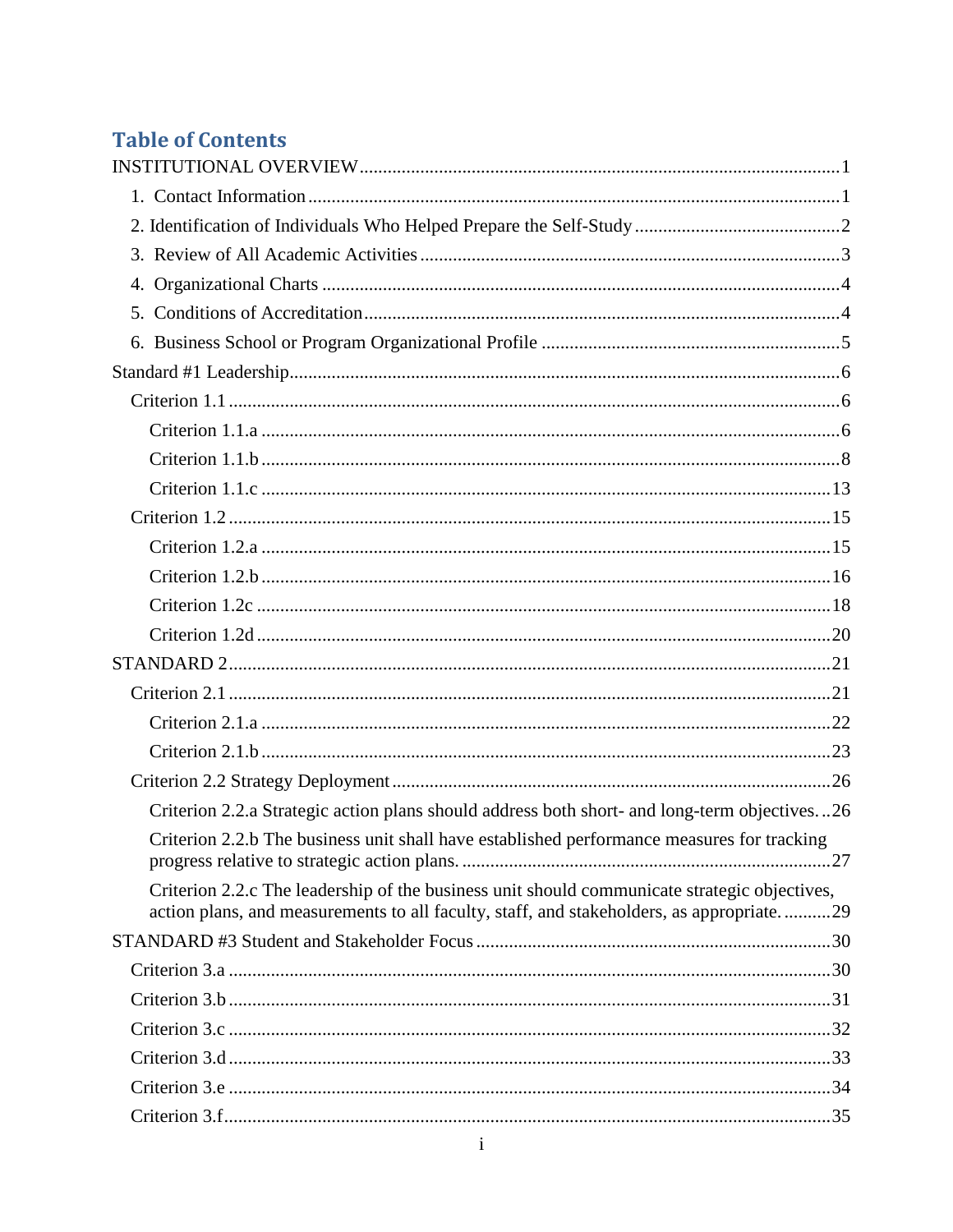## Table of Contents

INSTITUTIONAL OVERVIEW ..... 1

- 1. Contact Information ..... 1
- 2. Identification of Individuals Who Helped Prepare the Self-Study ..... 2
- 3. Review of All Academic Activities ..... 3
- 4. Organizational Charts ..... 4
- 5. Conditions of Accreditation ..... 4
- 6. Business School or Program Organizational Profile ..... 5

Standard #1 Leadership ..... 6

- Criterion 1.1 ..... 6
  - Criterion 1.1.a ..... 6
  - Criterion 1.1.b ..... 8
  - Criterion 1.1.c ..... 13
- Criterion 1.2 ..... 15
  - Criterion 1.2.a ..... 15
  - Criterion 1.2.b ..... 16
  - Criterion 1.2c ..... 18
  - Criterion 1.2d ..... 20

STANDARD 2 ..... 21

- Criterion 2.1 ..... 21
  - Criterion 2.1.a ..... 22
  - Criterion 2.1.b ..... 23
- Criterion 2.2 Strategy Deployment ..... 26
  - Criterion 2.2.a Strategic action plans should address both short- and long-term objectives. ..... 26
  - Criterion 2.2.b The business unit shall have established performance measures for tracking progress relative to strategic action plans. ..... 27
  - Criterion 2.2.c The leadership of the business unit should communicate strategic objectives, action plans, and measurements to all faculty, staff, and stakeholders, as appropriate. ..... 29

STANDARD #3 Student and Stakeholder Focus ..... 30

- Criterion 3.a ..... 30
- Criterion 3.b ..... 31
- Criterion 3.c ..... 32
- Criterion 3.d ..... 33
- Criterion 3.e ..... 34
- Criterion 3.f ..... 35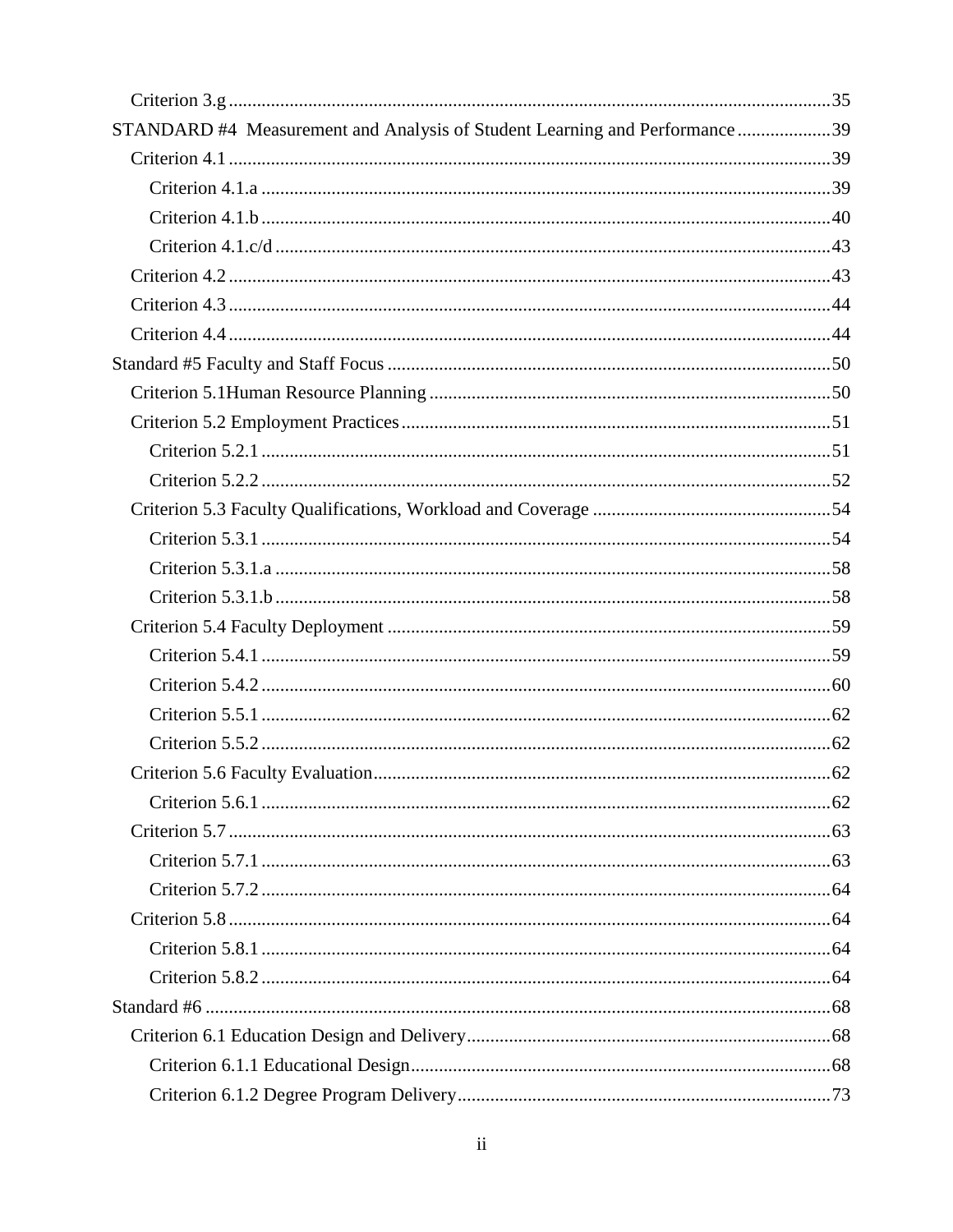- Criterion 3.g ... 35
- STANDARD #4 Measurement and Analysis of Student Learning and Performance ... 39
  - Criterion 4.1 ... 39
    - Criterion 4.1.a ... 39
    - Criterion 4.1.b ... 40
    - Criterion 4.1.c/d ... 43
  - Criterion 4.2 ... 43
  - Criterion 4.3 ... 44
  - Criterion 4.4 ... 44
- Standard #5 Faculty and Staff Focus ... 50
  - Criterion 5.1Human Resource Planning ... 50
  - Criterion 5.2 Employment Practices ... 51
    - Criterion 5.2.1 ... 51
    - Criterion 5.2.2 ... 52
  - Criterion 5.3 Faculty Qualifications, Workload and Coverage ... 54
    - Criterion 5.3.1 ... 54
    - Criterion 5.3.1.a ... 58
    - Criterion 5.3.1.b ... 58
  - Criterion 5.4 Faculty Deployment ... 59
    - Criterion 5.4.1 ... 59
    - Criterion 5.4.2 ... 60
    - Criterion 5.5.1 ... 62
    - Criterion 5.5.2 ... 62
  - Criterion 5.6 Faculty Evaluation ... 62
    - Criterion 5.6.1 ... 62
  - Criterion 5.7 ... 63
    - Criterion 5.7.1 ... 63
    - Criterion 5.7.2 ... 64
  - Criterion 5.8 ... 64
    - Criterion 5.8.1 ... 64
    - Criterion 5.8.2 ... 64
- Standard #6 ... 68
  - Criterion 6.1 Education Design and Delivery ... 68
    - Criterion 6.1.1 Educational Design ... 68
    - Criterion 6.1.2 Degree Program Delivery ... 73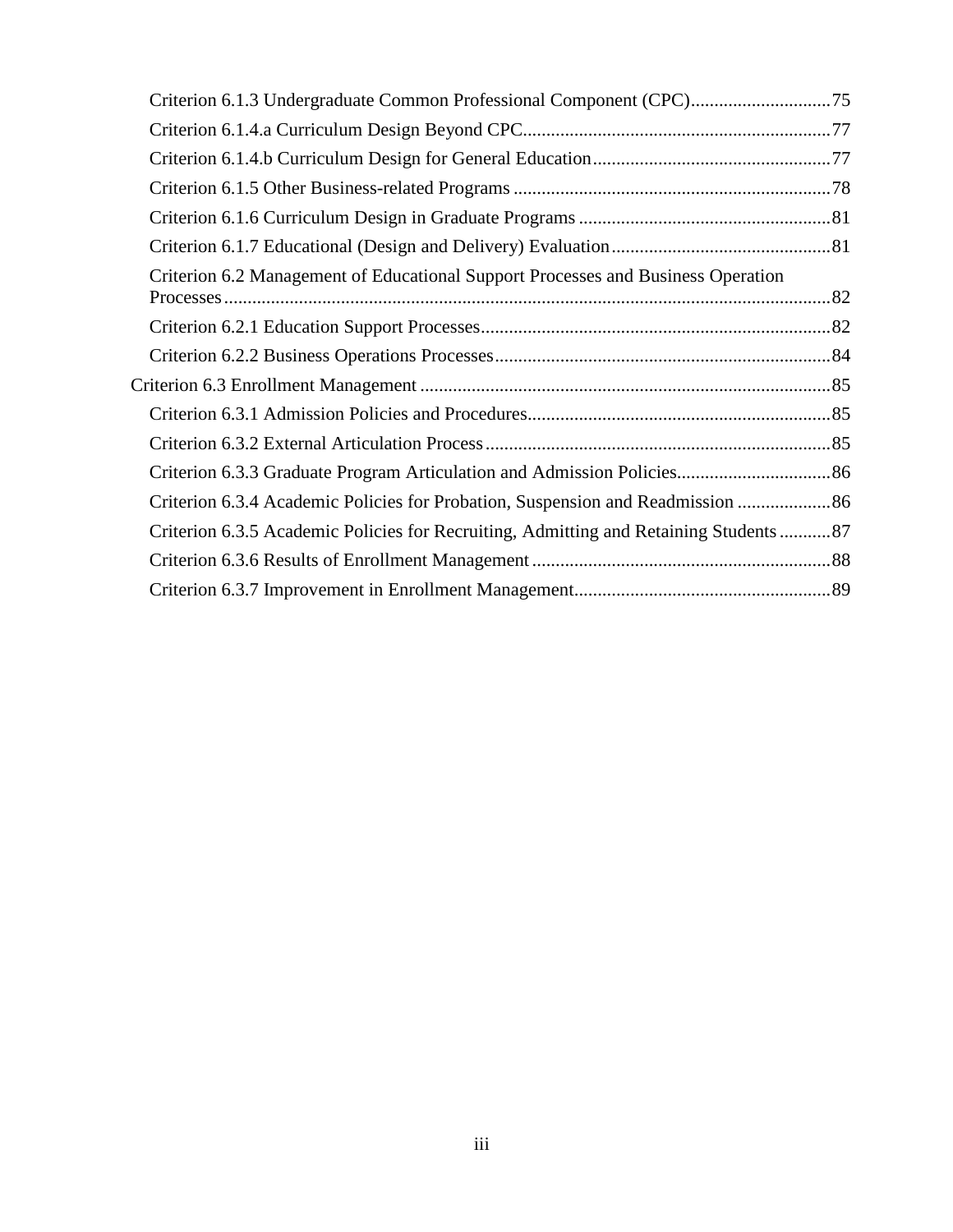- Criterion 6.1.3 Undergraduate Common Professional Component (CPC) .............................. 75
- Criterion 6.1.4.a Curriculum Design Beyond CPC .................................................................. 77
- Criterion 6.1.4.b Curriculum Design for General Education ................................................... 77
- Criterion 6.1.5 Other Business-related Programs .................................................................... 78
- Criterion 6.1.6 Curriculum Design in Graduate Programs ...................................................... 81
- Criterion 6.1.7 Educational (Design and Delivery) Evaluation ............................................... 81
- Criterion 6.2 Management of Educational Support Processes and Business Operation Processes ................................................................................................................................. 82
- Criterion 6.2.1 Education Support Processes ........................................................................... 82
- Criterion 6.2.2 Business Operations Processes ........................................................................ 84

Criterion 6.3 Enrollment Management ........................................................................................ 85

- Criterion 6.3.1 Admission Policies and Procedures ................................................................. 85
- Criterion 6.3.2 External Articulation Process ........................................................................... 85
- Criterion 6.3.3 Graduate Program Articulation and Admission Policies ................................. 86
- Criterion 6.3.4 Academic Policies for Probation, Suspension and Readmission .................... 86
- Criterion 6.3.5 Academic Policies for Recruiting, Admitting and Retaining Students ........... 87
- Criterion 6.3.6 Results of Enrollment Management ................................................................ 88
- Criterion 6.3.7 Improvement in Enrollment Management ....................................................... 89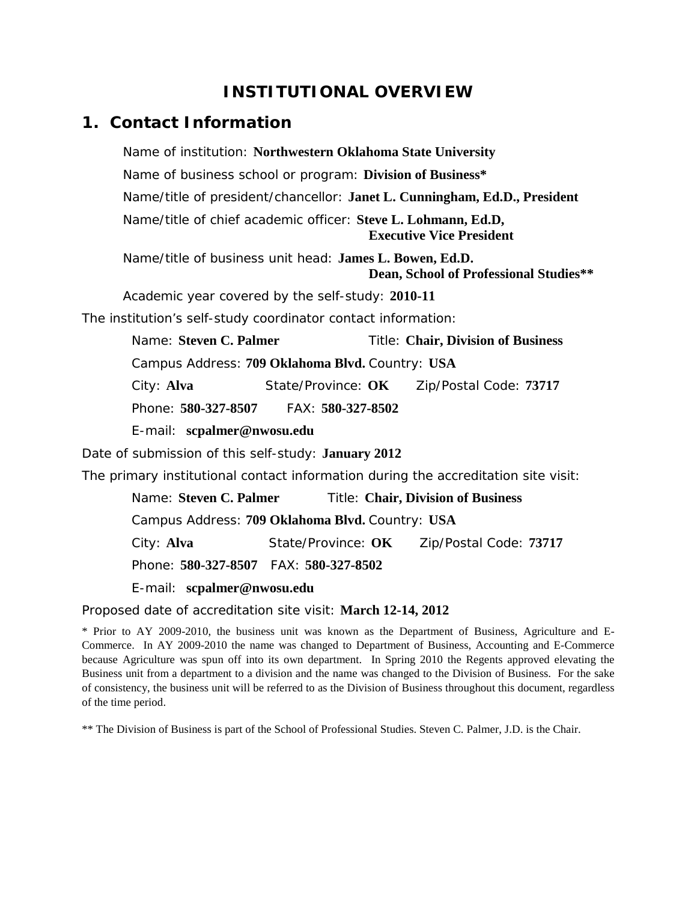# INSTITUTIONAL OVERVIEW

## 1. Contact Information

Name of institution: **Northwestern Oklahoma State University**

Name of business school or program: **Division of Business***

Name/title of president/chancellor: **Janet L. Cunningham, Ed.D., President**

Name/title of chief academic officer: **Steve L. Lohmann, Ed.D, Executive Vice President**

Name/title of business unit head: **James L. Bowen, Ed.D. Dean, School of Professional Studies****

Academic year covered by the self-study: **2010-11**

The institution's self-study coordinator contact information:

Name: **Steven C. Palmer** Title: **Chair, Division of Business**

Campus Address: **709 Oklahoma Blvd.** Country: **USA**

City: **Alva** State/Province: **OK** Zip/Postal Code: **73717**

Phone: **580-327-8507** FAX: **580-327-8502**

E-mail: **scpalmer@nwosu.edu**

Date of submission of this self-study: **January 2012**

The primary institutional contact information during the accreditation site visit:

Name: **Steven C. Palmer** Title: **Chair, Division of Business**

Campus Address: **709 Oklahoma Blvd.** Country: **USA**

City: **Alva** State/Province: **OK** Zip/Postal Code: **73717**

Phone: **580-327-8507** FAX: **580-327-8502**

E-mail: **scpalmer@nwosu.edu**

Proposed date of accreditation site visit: **March 12-14, 2012**

* Prior to AY 2009-2010, the business unit was known as the Department of Business, Agriculture and E-Commerce. In AY 2009-2010 the name was changed to Department of Business, Accounting and E-Commerce because Agriculture was spun off into its own department. In Spring 2010 the Regents approved elevating the Business unit from a department to a division and the name was changed to the Division of Business. For the sake of consistency, the business unit will be referred to as the Division of Business throughout this document, regardless of the time period.

** The Division of Business is part of the School of Professional Studies. Steven C. Palmer, J.D. is the Chair.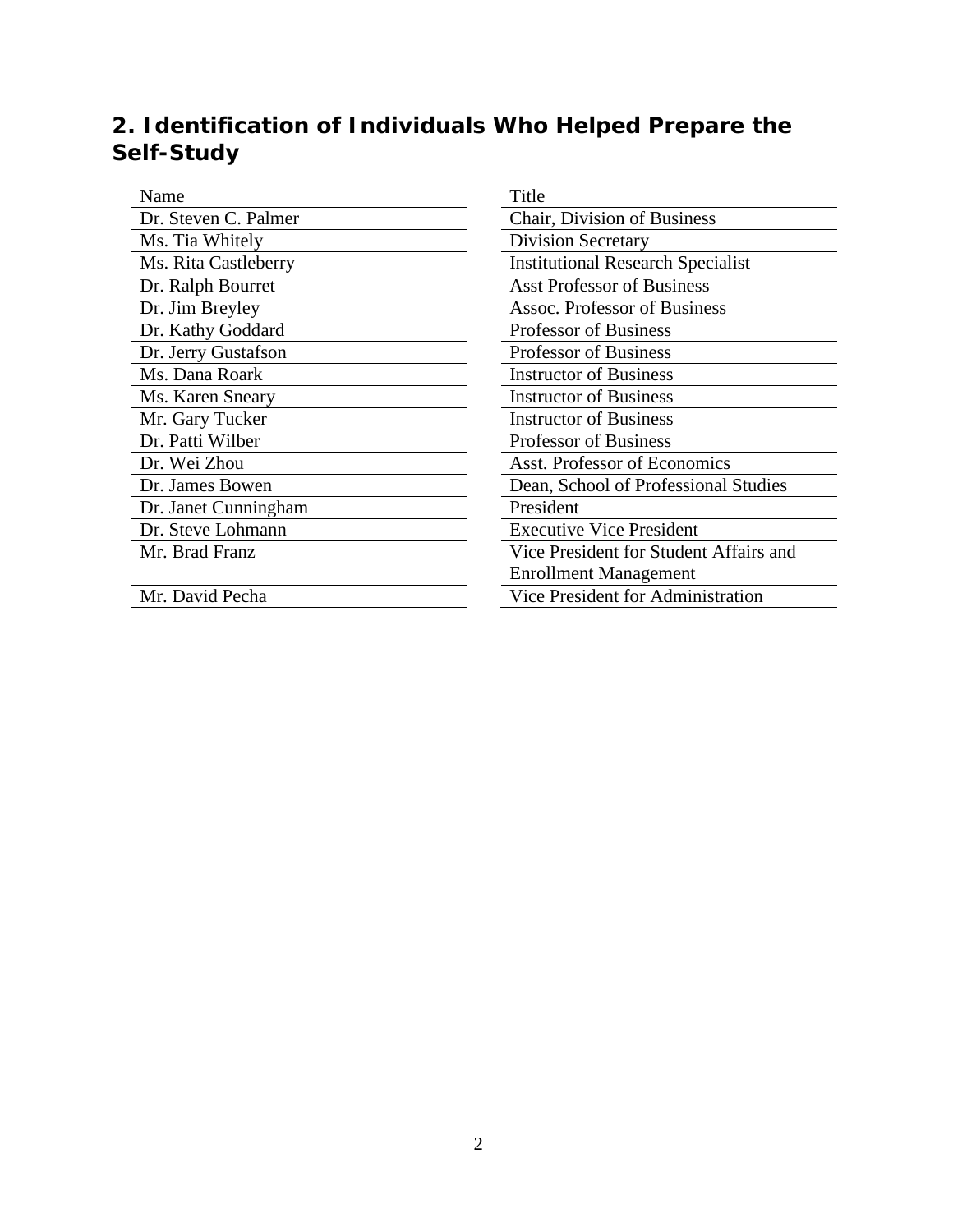## 2. Identification of Individuals Who Helped Prepare the Self-Study

| Name | Title |
|---|---|
| Dr. Steven C. Palmer | Chair, Division of Business |
| Ms. Tia Whitely | Division Secretary |
| Ms. Rita Castleberry | Institutional Research Specialist |
| Dr. Ralph Bourret | Asst Professor of Business |
| Dr. Jim Breyley | Assoc. Professor of Business |
| Dr. Kathy Goddard | Professor of Business |
| Dr. Jerry Gustafson | Professor of Business |
| Ms. Dana Roark | Instructor of Business |
| Ms. Karen Sneary | Instructor of Business |
| Mr. Gary Tucker | Instructor of Business |
| Dr. Patti Wilber | Professor of Business |
| Dr. Wei Zhou | Asst. Professor of Economics |
| Dr. James Bowen | Dean, School of Professional Studies |
| Dr. Janet Cunningham | President |
| Dr. Steve Lohmann | Executive Vice President |
| Mr. Brad Franz | Vice President for Student Affairs and Enrollment Management |
| Mr. David Pecha | Vice President for Administration |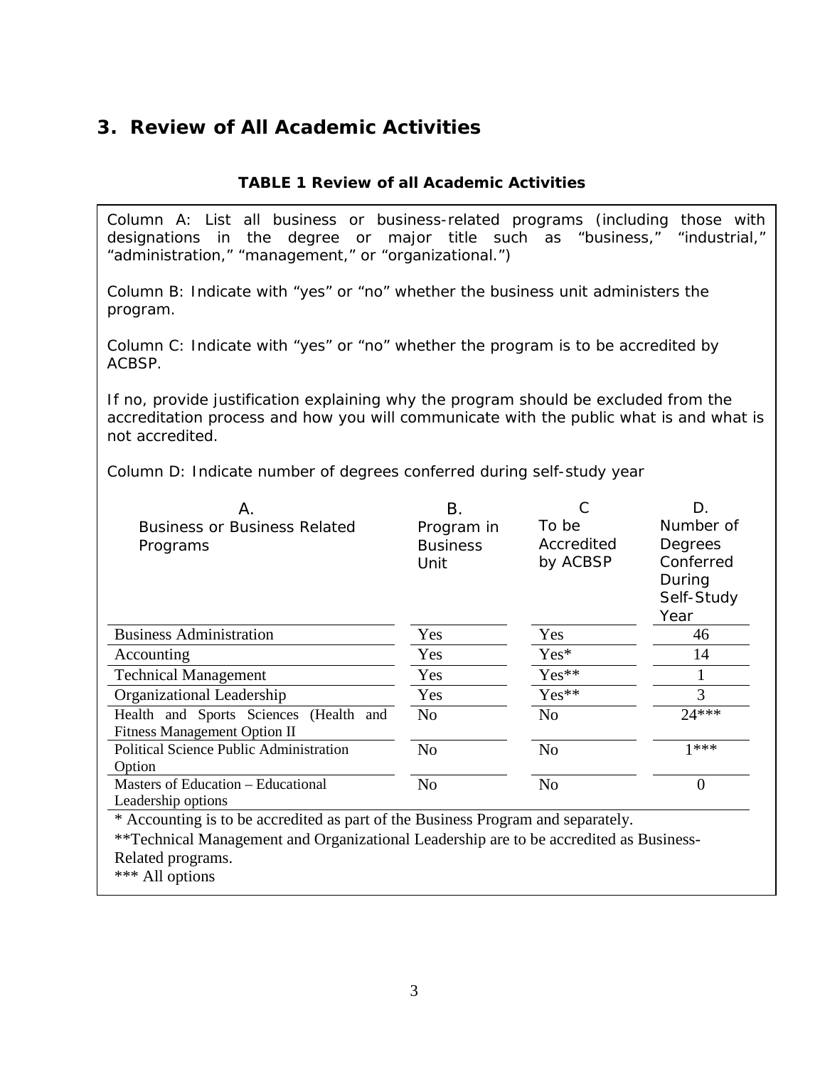## 3. Review of All Academic Activities

**TABLE 1 Review of all Academic Activities**

Column A: List all business or business-related programs (including those with designations in the degree or major title such as "business," "industrial," "administration," "management," or "organizational.")

Column B: Indicate with "yes" or "no" whether the business unit administers the program.

Column C: Indicate with "yes" or "no" whether the program is to be accredited by ACBSP.

If no, provide justification explaining why the program should be excluded from the accreditation process and how you will communicate with the public what is and what is not accredited.

Column D: Indicate number of degrees conferred during self-study year

| A. Business or Business Related Programs | B. Program in Business Unit | C To be Accredited by ACBSP | D. Number of Degrees Conferred During Self-Study Year |
|---|---|---|---|
| Business Administration | Yes | Yes | 46 |
| Accounting | Yes | Yes* | 14 |
| Technical Management | Yes | Yes** | 1 |
| Organizational Leadership | Yes | Yes** | 3 |
| Health and Sports Sciences (Health and Fitness Management Option II | No | No | 24*** |
| Political Science Public Administration Option | No | No | 1*** |
| Masters of Education – Educational Leadership options | No | No | 0 |

* Accounting is to be accredited as part of the Business Program and separately.

**Technical Management and Organizational Leadership are to be accredited as Business-Related programs.

*** All options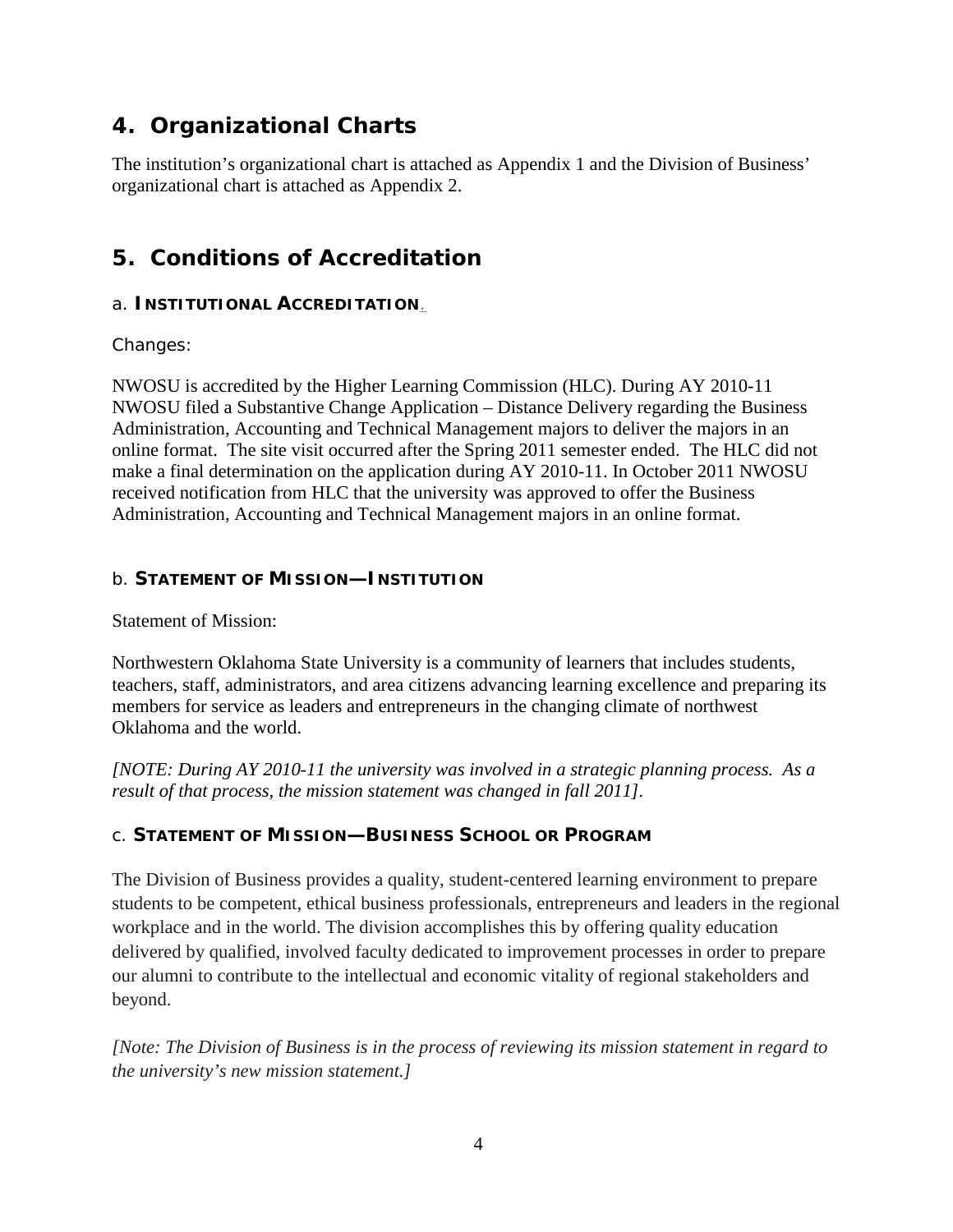## 4. Organizational Charts

The institution's organizational chart is attached as Appendix 1 and the Division of Business' organizational chart is attached as Appendix 2.

## 5. Conditions of Accreditation

### a. INSTITUTIONAL ACCREDITATION.

Changes:

NWOSU is accredited by the Higher Learning Commission (HLC). During AY 2010-11 NWOSU filed a Substantive Change Application – Distance Delivery regarding the Business Administration, Accounting and Technical Management majors to deliver the majors in an online format. The site visit occurred after the Spring 2011 semester ended. The HLC did not make a final determination on the application during AY 2010-11. In October 2011 NWOSU received notification from HLC that the university was approved to offer the Business Administration, Accounting and Technical Management majors in an online format.

### b. STATEMENT OF MISSION—INSTITUTION

Statement of Mission:

Northwestern Oklahoma State University is a community of learners that includes students, teachers, staff, administrators, and area citizens advancing learning excellence and preparing its members for service as leaders and entrepreneurs in the changing climate of northwest Oklahoma and the world.

*[NOTE: During AY 2010-11 the university was involved in a strategic planning process. As a result of that process, the mission statement was changed in fall 2011].*

### c. STATEMENT OF MISSION—BUSINESS SCHOOL OR PROGRAM

The Division of Business provides a quality, student-centered learning environment to prepare students to be competent, ethical business professionals, entrepreneurs and leaders in the regional workplace and in the world. The division accomplishes this by offering quality education delivered by qualified, involved faculty dedicated to improvement processes in order to prepare our alumni to contribute to the intellectual and economic vitality of regional stakeholders and beyond.

*[Note: The Division of Business is in the process of reviewing its mission statement in regard to the university's new mission statement.]*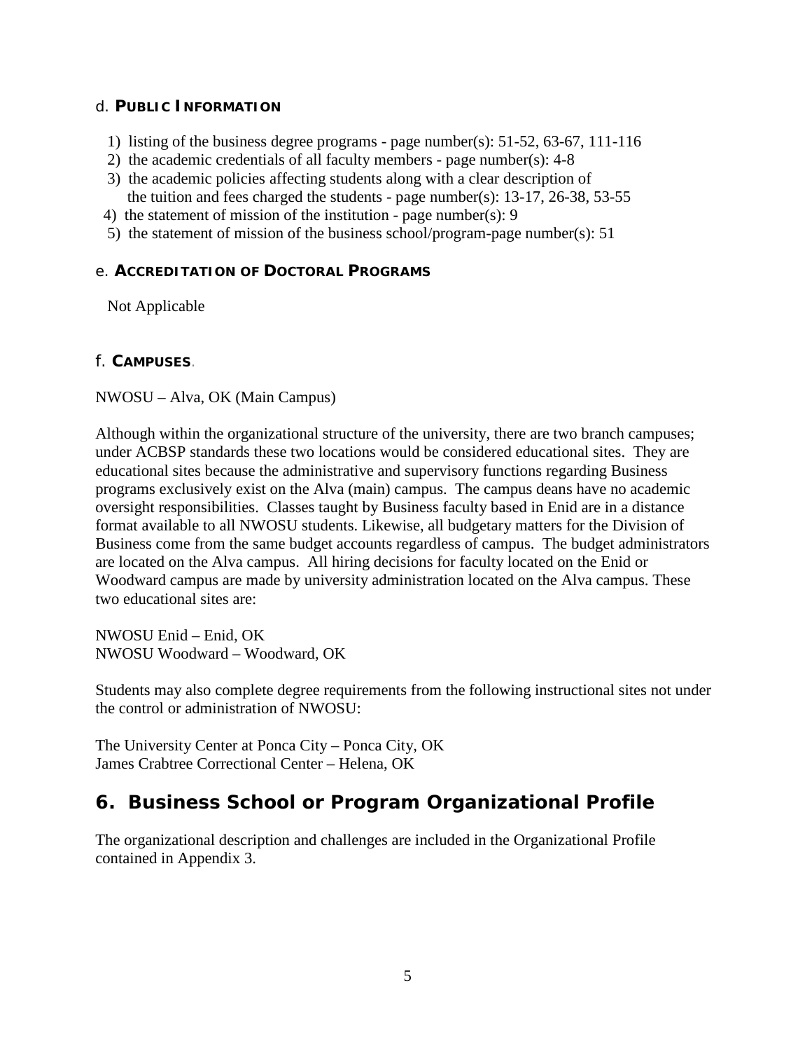d. **PUBLIC INFORMATION**

1) listing of the business degree programs - page number(s): 51-52, 63-67, 111-116
2) the academic credentials of all faculty members - page number(s): 4-8
3) the academic policies affecting students along with a clear description of the tuition and fees charged the students - page number(s): 13-17, 26-38, 53-55
4) the statement of mission of the institution - page number(s): 9
5) the statement of mission of the business school/program-page number(s): 51

e. **ACCREDITATION OF DOCTORAL PROGRAMS**

Not Applicable

f. **CAMPUSES**.

NWOSU – Alva, OK (Main Campus)

Although within the organizational structure of the university, there are two branch campuses; under ACBSP standards these two locations would be considered educational sites. They are educational sites because the administrative and supervisory functions regarding Business programs exclusively exist on the Alva (main) campus. The campus deans have no academic oversight responsibilities. Classes taught by Business faculty based in Enid are in a distance format available to all NWOSU students. Likewise, all budgetary matters for the Division of Business come from the same budget accounts regardless of campus. The budget administrators are located on the Alva campus. All hiring decisions for faculty located on the Enid or Woodward campus are made by university administration located on the Alva campus. These two educational sites are:

NWOSU Enid – Enid, OK
NWOSU Woodward – Woodward, OK

Students may also complete degree requirements from the following instructional sites not under the control or administration of NWOSU:

The University Center at Ponca City – Ponca City, OK
James Crabtree Correctional Center – Helena, OK

## 6. Business School or Program Organizational Profile

The organizational description and challenges are included in the Organizational Profile contained in Appendix 3.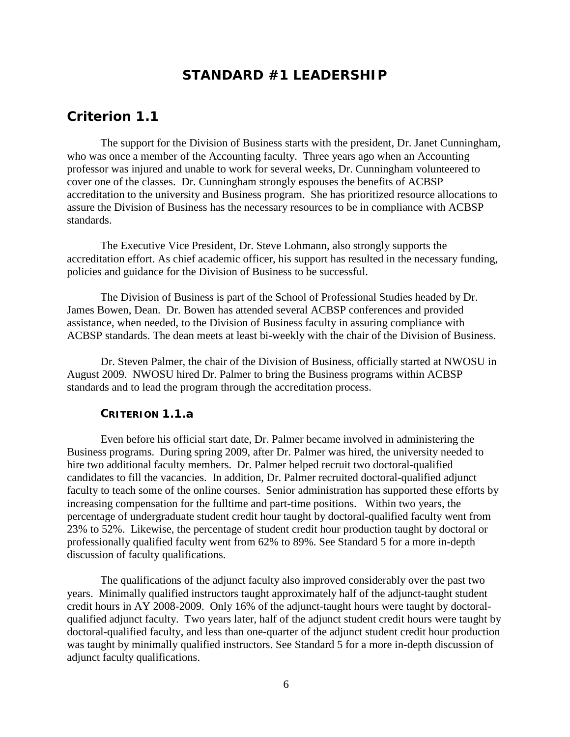# STANDARD #1 LEADERSHIP

## Criterion 1.1

The support for the Division of Business starts with the president, Dr. Janet Cunningham, who was once a member of the Accounting faculty. Three years ago when an Accounting professor was injured and unable to work for several weeks, Dr. Cunningham volunteered to cover one of the classes. Dr. Cunningham strongly espouses the benefits of ACBSP accreditation to the university and Business program. She has prioritized resource allocations to assure the Division of Business has the necessary resources to be in compliance with ACBSP standards.

The Executive Vice President, Dr. Steve Lohmann, also strongly supports the accreditation effort. As chief academic officer, his support has resulted in the necessary funding, policies and guidance for the Division of Business to be successful.

The Division of Business is part of the School of Professional Studies headed by Dr. James Bowen, Dean. Dr. Bowen has attended several ACBSP conferences and provided assistance, when needed, to the Division of Business faculty in assuring compliance with ACBSP standards. The dean meets at least bi-weekly with the chair of the Division of Business.

Dr. Steven Palmer, the chair of the Division of Business, officially started at NWOSU in August 2009. NWOSU hired Dr. Palmer to bring the Business programs within ACBSP standards and to lead the program through the accreditation process.

### Criterion 1.1.a

Even before his official start date, Dr. Palmer became involved in administering the Business programs. During spring 2009, after Dr. Palmer was hired, the university needed to hire two additional faculty members. Dr. Palmer helped recruit two doctoral-qualified candidates to fill the vacancies. In addition, Dr. Palmer recruited doctoral-qualified adjunct faculty to teach some of the online courses. Senior administration has supported these efforts by increasing compensation for the fulltime and part-time positions. Within two years, the percentage of undergraduate student credit hour taught by doctoral-qualified faculty went from 23% to 52%. Likewise, the percentage of student credit hour production taught by doctoral or professionally qualified faculty went from 62% to 89%. See Standard 5 for a more in-depth discussion of faculty qualifications.

The qualifications of the adjunct faculty also improved considerably over the past two years. Minimally qualified instructors taught approximately half of the adjunct-taught student credit hours in AY 2008-2009. Only 16% of the adjunct-taught hours were taught by doctoral-qualified adjunct faculty. Two years later, half of the adjunct student credit hours were taught by doctoral-qualified faculty, and less than one-quarter of the adjunct student credit hour production was taught by minimally qualified instructors. See Standard 5 for a more in-depth discussion of adjunct faculty qualifications.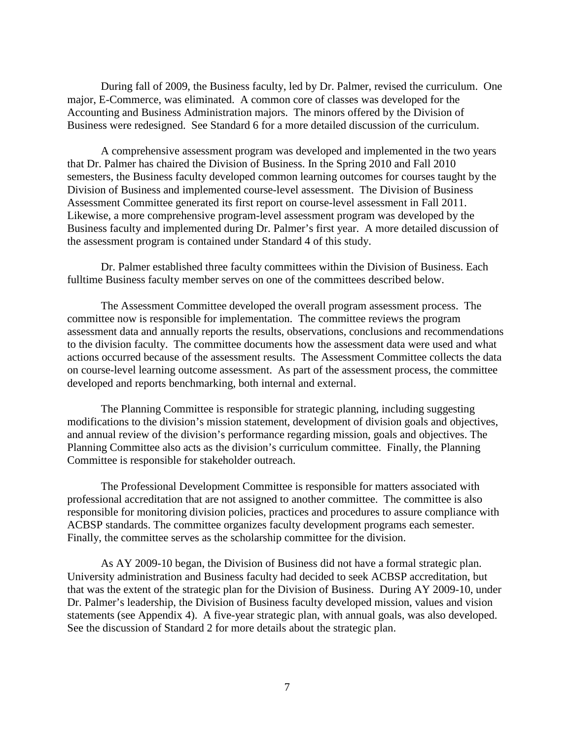During fall of 2009, the Business faculty, led by Dr. Palmer, revised the curriculum. One major, E-Commerce, was eliminated. A common core of classes was developed for the Accounting and Business Administration majors. The minors offered by the Division of Business were redesigned. See Standard 6 for a more detailed discussion of the curriculum.

A comprehensive assessment program was developed and implemented in the two years that Dr. Palmer has chaired the Division of Business. In the Spring 2010 and Fall 2010 semesters, the Business faculty developed common learning outcomes for courses taught by the Division of Business and implemented course-level assessment. The Division of Business Assessment Committee generated its first report on course-level assessment in Fall 2011. Likewise, a more comprehensive program-level assessment program was developed by the Business faculty and implemented during Dr. Palmer's first year. A more detailed discussion of the assessment program is contained under Standard 4 of this study.

Dr. Palmer established three faculty committees within the Division of Business. Each fulltime Business faculty member serves on one of the committees described below.

The Assessment Committee developed the overall program assessment process. The committee now is responsible for implementation. The committee reviews the program assessment data and annually reports the results, observations, conclusions and recommendations to the division faculty. The committee documents how the assessment data were used and what actions occurred because of the assessment results. The Assessment Committee collects the data on course-level learning outcome assessment. As part of the assessment process, the committee developed and reports benchmarking, both internal and external.

The Planning Committee is responsible for strategic planning, including suggesting modifications to the division's mission statement, development of division goals and objectives, and annual review of the division's performance regarding mission, goals and objectives. The Planning Committee also acts as the division's curriculum committee. Finally, the Planning Committee is responsible for stakeholder outreach.

The Professional Development Committee is responsible for matters associated with professional accreditation that are not assigned to another committee. The committee is also responsible for monitoring division policies, practices and procedures to assure compliance with ACBSP standards. The committee organizes faculty development programs each semester. Finally, the committee serves as the scholarship committee for the division.

As AY 2009-10 began, the Division of Business did not have a formal strategic plan. University administration and Business faculty had decided to seek ACBSP accreditation, but that was the extent of the strategic plan for the Division of Business. During AY 2009-10, under Dr. Palmer's leadership, the Division of Business faculty developed mission, values and vision statements (see Appendix 4). A five-year strategic plan, with annual goals, was also developed. See the discussion of Standard 2 for more details about the strategic plan.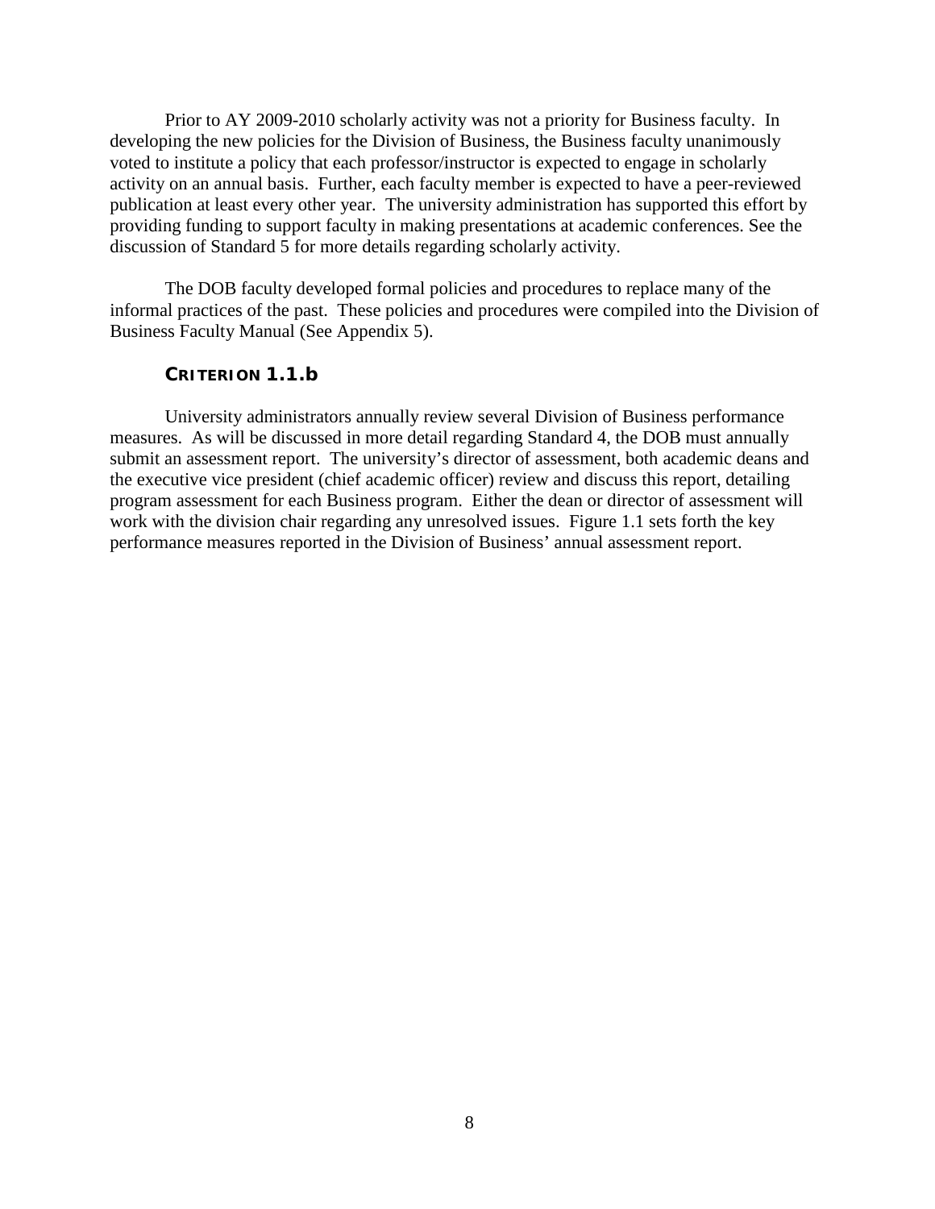Prior to AY 2009-2010 scholarly activity was not a priority for Business faculty. In developing the new policies for the Division of Business, the Business faculty unanimously voted to institute a policy that each professor/instructor is expected to engage in scholarly activity on an annual basis. Further, each faculty member is expected to have a peer-reviewed publication at least every other year. The university administration has supported this effort by providing funding to support faculty in making presentations at academic conferences. See the discussion of Standard 5 for more details regarding scholarly activity.

The DOB faculty developed formal policies and procedures to replace many of the informal practices of the past. These policies and procedures were compiled into the Division of Business Faculty Manual (See Appendix 5).

### CRITERION 1.1.b

University administrators annually review several Division of Business performance measures. As will be discussed in more detail regarding Standard 4, the DOB must annually submit an assessment report. The university's director of assessment, both academic deans and the executive vice president (chief academic officer) review and discuss this report, detailing program assessment for each Business program. Either the dean or director of assessment will work with the division chair regarding any unresolved issues. Figure 1.1 sets forth the key performance measures reported in the Division of Business' annual assessment report.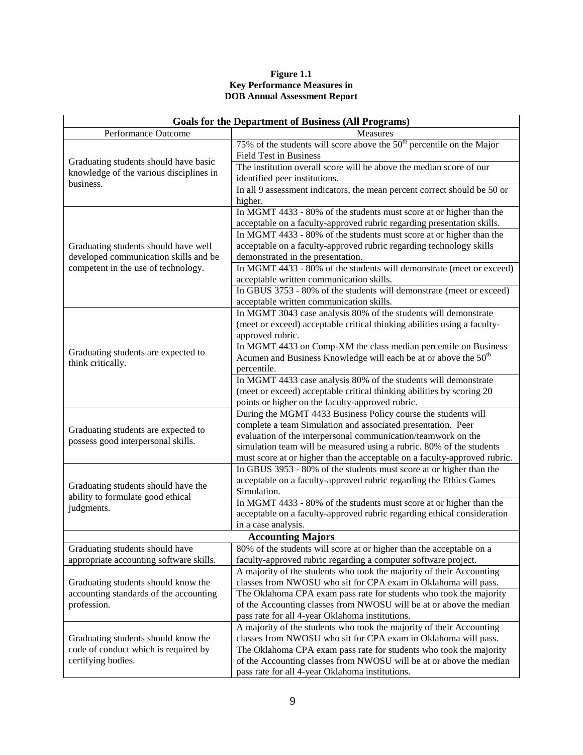**Figure 1.1**
**Key Performance Measures in**
**DOB Annual Assessment Report**

| Goals for the Department of Business (All Programs) | |
|---|---|
| Performance Outcome | Measures |
| Graduating students should have basic knowledge of the various disciplines in business. | 75% of the students will score above the $50^{th}$ percentile on the Major Field Test in Business |
| | The institution overall score will be above the median score of our identified peer institutions. |
| | In all 9 assessment indicators, the mean percent correct should be 50 or higher. |
| Graduating students should have well developed communication skills and be competent in the use of technology. | In MGMT 4433 - 80% of the students must score at or higher than the acceptable on a faculty-approved rubric regarding presentation skills. |
| | In MGMT 4433 - 80% of the students must score at or higher than the acceptable on a faculty-approved rubric regarding technology skills demonstrated in the presentation. |
| | In MGMT 4433 - 80% of the students will demonstrate (meet or exceed) acceptable written communication skills. |
| | In GBUS 3753 - 80% of the students will demonstrate (meet or exceed) acceptable written communication skills. |
| Graduating students are expected to think critically. | In MGMT 3043 case analysis 80% of the students will demonstrate (meet or exceed) acceptable critical thinking abilities using a faculty-approved rubric. |
| | In MGMT 4433 on Comp-XM the class median percentile on Business Acumen and Business Knowledge will each be at or above the $50^{th}$ percentile. |
| | In MGMT 4433 case analysis 80% of the students will demonstrate (meet or exceed) acceptable critical thinking abilities by scoring 20 points or higher on the faculty-approved rubric. |
| Graduating students are expected to possess good interpersonal skills. | During the MGMT 4433 Business Policy course the students will complete a team Simulation and associated presentation. Peer evaluation of the interpersonal communication/teamwork on the simulation team will be measured using a rubric. 80% of the students must score at or higher than the acceptable on a faculty-approved rubric. |
| Graduating students should have the ability to formulate good ethical judgments. | In GBUS 3953 - 80% of the students must score at or higher than the acceptable on a faculty-approved rubric regarding the Ethics Games Simulation. |
| | In MGMT 4433 - 80% of the students must score at or higher than the acceptable on a faculty-approved rubric regarding ethical consideration in a case analysis. |
| **Accounting Majors** | |
| Graduating students should have appropriate accounting software skills. | 80% of the students will score at or higher than the acceptable on a faculty-approved rubric regarding a computer software project. |
| Graduating students should know the accounting standards of the accounting profession. | A majority of the students who took the majority of their Accounting classes from NWOSU who sit for CPA exam in Oklahoma will pass. |
| | The Oklahoma CPA exam pass rate for students who took the majority of the Accounting classes from NWOSU will be at or above the median pass rate for all 4-year Oklahoma institutions. |
| Graduating students should know the code of conduct which is required by certifying bodies. | A majority of the students who took the majority of their Accounting classes from NWOSU who sit for CPA exam in Oklahoma will pass. |
| | The Oklahoma CPA exam pass rate for students who took the majority of the Accounting classes from NWOSU will be at or above the median pass rate for all 4-year Oklahoma institutions. |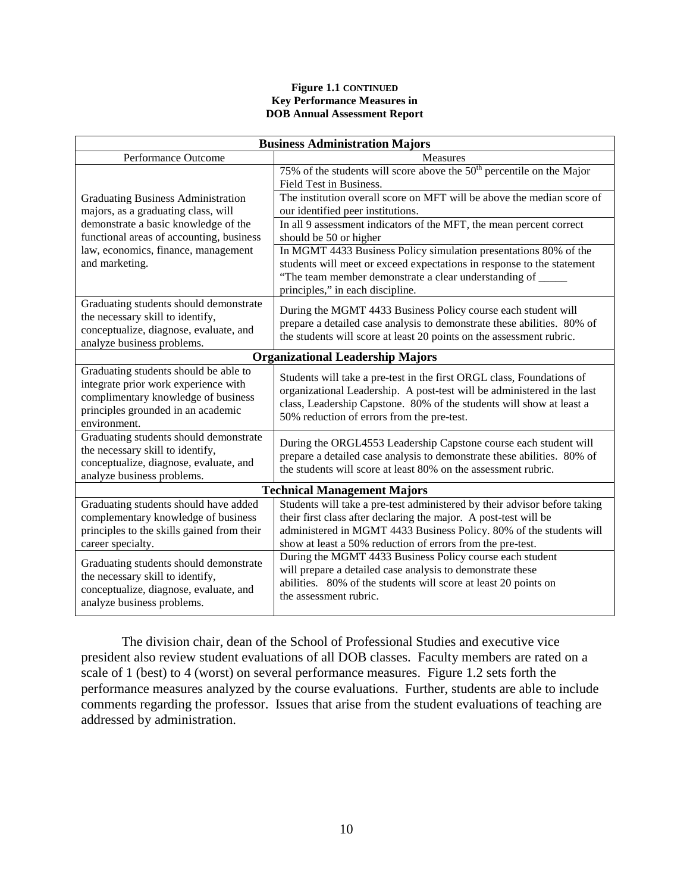**Figure 1.1 CONTINUED**
**Key Performance Measures in**
**DOB Annual Assessment Report**

| **Business Administration Majors** | |
|---|---|
| Performance Outcome | Measures |
| Graduating Business Administration majors, as a graduating class, will demonstrate a basic knowledge of the functional areas of accounting, business law, economics, finance, management and marketing. | 75% of the students will score above the 50th percentile on the Major Field Test in Business. |
| | The institution overall score on MFT will be above the median score of our identified peer institutions. |
| | In all 9 assessment indicators of the MFT, the mean percent correct should be 50 or higher |
| | In MGMT 4433 Business Policy simulation presentations 80% of the students will meet or exceed expectations in response to the statement "The team member demonstrate a clear understanding of _____ principles," in each discipline. |
| Graduating students should demonstrate the necessary skill to identify, conceptualize, diagnose, evaluate, and analyze business problems. | During the MGMT 4433 Business Policy course each student will prepare a detailed case analysis to demonstrate these abilities. 80% of the students will score at least 20 points on the assessment rubric. |
| **Organizational Leadership Majors** | |
| Graduating students should be able to integrate prior work experience with complimentary knowledge of business principles grounded in an academic environment. | Students will take a pre-test in the first ORGL class, Foundations of organizational Leadership. A post-test will be administered in the last class, Leadership Capstone. 80% of the students will show at least a 50% reduction of errors from the pre-test. |
| Graduating students should demonstrate the necessary skill to identify, conceptualize, diagnose, evaluate, and analyze business problems. | During the ORGL4553 Leadership Capstone course each student will prepare a detailed case analysis to demonstrate these abilities. 80% of the students will score at least 80% on the assessment rubric. |
| **Technical Management Majors** | |
| Graduating students should have added complementary knowledge of business principles to the skills gained from their career specialty. | Students will take a pre-test administered by their advisor before taking their first class after declaring the major. A post-test will be administered in MGMT 4433 Business Policy. 80% of the students will show at least a 50% reduction of errors from the pre-test. |
| Graduating students should demonstrate the necessary skill to identify, conceptualize, diagnose, evaluate, and analyze business problems. | During the MGMT 4433 Business Policy course each student will prepare a detailed case analysis to demonstrate these abilities. 80% of the students will score at least 20 points on the assessment rubric. |

The division chair, dean of the School of Professional Studies and executive vice president also review student evaluations of all DOB classes. Faculty members are rated on a scale of 1 (best) to 4 (worst) on several performance measures. Figure 1.2 sets forth the performance measures analyzed by the course evaluations. Further, students are able to include comments regarding the professor. Issues that arise from the student evaluations of teaching are addressed by administration.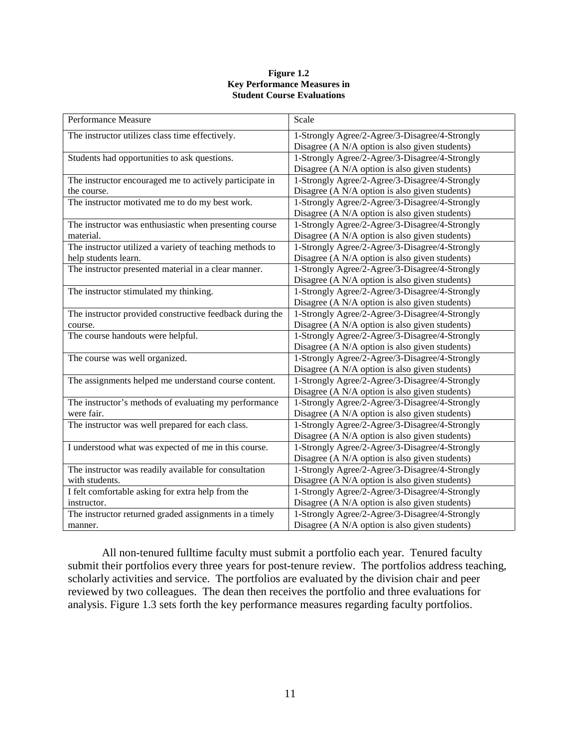**Figure 1.2**
**Key Performance Measures in Student Course Evaluations**

| Performance Measure | Scale |
|---|---|
| The instructor utilizes class time effectively. | 1-Strongly Agree/2-Agree/3-Disagree/4-Strongly Disagree (A N/A option is also given students) |
| Students had opportunities to ask questions. | 1-Strongly Agree/2-Agree/3-Disagree/4-Strongly Disagree (A N/A option is also given students) |
| The instructor encouraged me to actively participate in the course. | 1-Strongly Agree/2-Agree/3-Disagree/4-Strongly Disagree (A N/A option is also given students) |
| The instructor motivated me to do my best work. | 1-Strongly Agree/2-Agree/3-Disagree/4-Strongly Disagree (A N/A option is also given students) |
| The instructor was enthusiastic when presenting course material. | 1-Strongly Agree/2-Agree/3-Disagree/4-Strongly Disagree (A N/A option is also given students) |
| The instructor utilized a variety of teaching methods to help students learn. | 1-Strongly Agree/2-Agree/3-Disagree/4-Strongly Disagree (A N/A option is also given students) |
| The instructor presented material in a clear manner. | 1-Strongly Agree/2-Agree/3-Disagree/4-Strongly Disagree (A N/A option is also given students) |
| The instructor stimulated my thinking. | 1-Strongly Agree/2-Agree/3-Disagree/4-Strongly Disagree (A N/A option is also given students) |
| The instructor provided constructive feedback during the course. | 1-Strongly Agree/2-Agree/3-Disagree/4-Strongly Disagree (A N/A option is also given students) |
| The course handouts were helpful. | 1-Strongly Agree/2-Agree/3-Disagree/4-Strongly Disagree (A N/A option is also given students) |
| The course was well organized. | 1-Strongly Agree/2-Agree/3-Disagree/4-Strongly Disagree (A N/A option is also given students) |
| The assignments helped me understand course content. | 1-Strongly Agree/2-Agree/3-Disagree/4-Strongly Disagree (A N/A option is also given students) |
| The instructor's methods of evaluating my performance were fair. | 1-Strongly Agree/2-Agree/3-Disagree/4-Strongly Disagree (A N/A option is also given students) |
| The instructor was well prepared for each class. | 1-Strongly Agree/2-Agree/3-Disagree/4-Strongly Disagree (A N/A option is also given students) |
| I understood what was expected of me in this course. | 1-Strongly Agree/2-Agree/3-Disagree/4-Strongly Disagree (A N/A option is also given students) |
| The instructor was readily available for consultation with students. | 1-Strongly Agree/2-Agree/3-Disagree/4-Strongly Disagree (A N/A option is also given students) |
| I felt comfortable asking for extra help from the instructor. | 1-Strongly Agree/2-Agree/3-Disagree/4-Strongly Disagree (A N/A option is also given students) |
| The instructor returned graded assignments in a timely manner. | 1-Strongly Agree/2-Agree/3-Disagree/4-Strongly Disagree (A N/A option is also given students) |

All non-tenured fulltime faculty must submit a portfolio each year. Tenured faculty submit their portfolios every three years for post-tenure review. The portfolios address teaching, scholarly activities and service. The portfolios are evaluated by the division chair and peer reviewed by two colleagues. The dean then receives the portfolio and three evaluations for analysis. Figure 1.3 sets forth the key performance measures regarding faculty portfolios.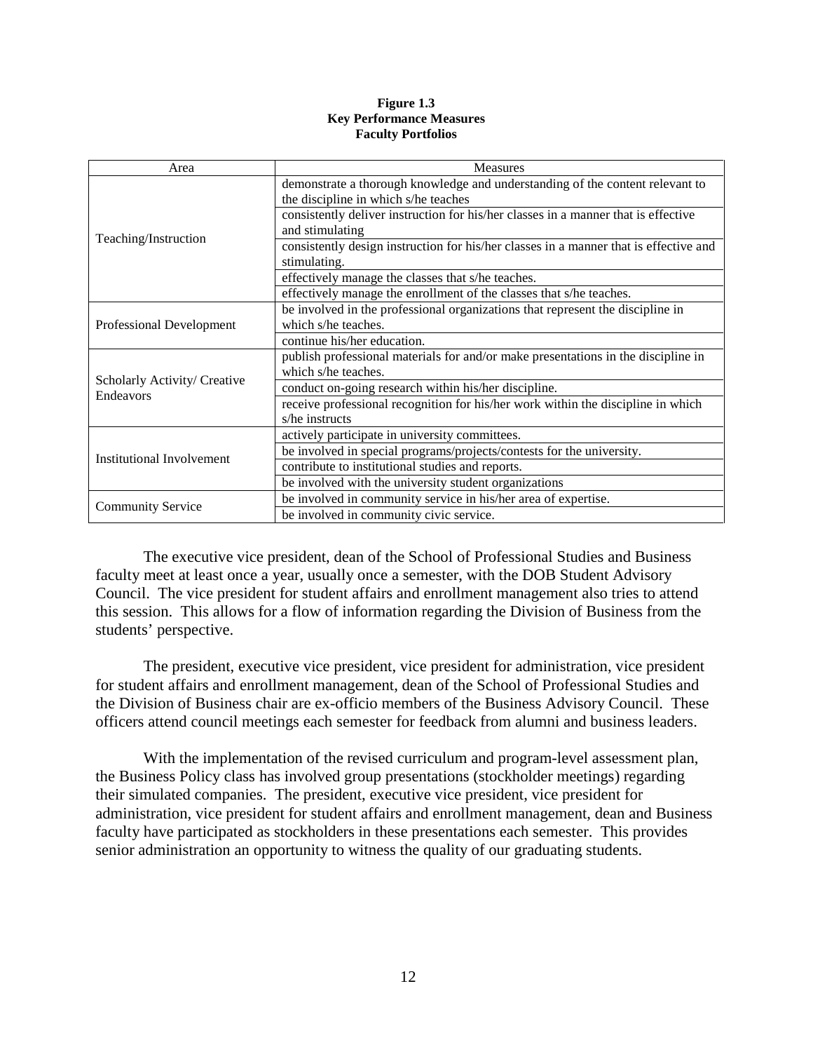**Figure 1.3**
**Key Performance Measures**
**Faculty Portfolios**

| Area | Measures |
|---|---|
| Teaching/Instruction | demonstrate a thorough knowledge and understanding of the content relevant to the discipline in which s/he teaches |
| | consistently deliver instruction for his/her classes in a manner that is effective and stimulating |
| | consistently design instruction for his/her classes in a manner that is effective and stimulating. |
| | effectively manage the classes that s/he teaches. |
| | effectively manage the enrollment of the classes that s/he teaches. |
| Professional Development | be involved in the professional organizations that represent the discipline in which s/he teaches. |
| | continue his/her education. |
| Scholarly Activity/ Creative Endeavors | publish professional materials for and/or make presentations in the discipline in which s/he teaches. |
| | conduct on-going research within his/her discipline. |
| | receive professional recognition for his/her work within the discipline in which s/he instructs |
| Institutional Involvement | actively participate in university committees. |
| | be involved in special programs/projects/contests for the university. |
| | contribute to institutional studies and reports. |
| | be involved with the university student organizations |
| Community Service | be involved in community service in his/her area of expertise. |
| | be involved in community civic service. |

The executive vice president, dean of the School of Professional Studies and Business faculty meet at least once a year, usually once a semester, with the DOB Student Advisory Council. The vice president for student affairs and enrollment management also tries to attend this session. This allows for a flow of information regarding the Division of Business from the students' perspective.

The president, executive vice president, vice president for administration, vice president for student affairs and enrollment management, dean of the School of Professional Studies and the Division of Business chair are ex-officio members of the Business Advisory Council. These officers attend council meetings each semester for feedback from alumni and business leaders.

With the implementation of the revised curriculum and program-level assessment plan, the Business Policy class has involved group presentations (stockholder meetings) regarding their simulated companies. The president, executive vice president, vice president for administration, vice president for student affairs and enrollment management, dean and Business faculty have participated as stockholders in these presentations each semester. This provides senior administration an opportunity to witness the quality of our graduating students.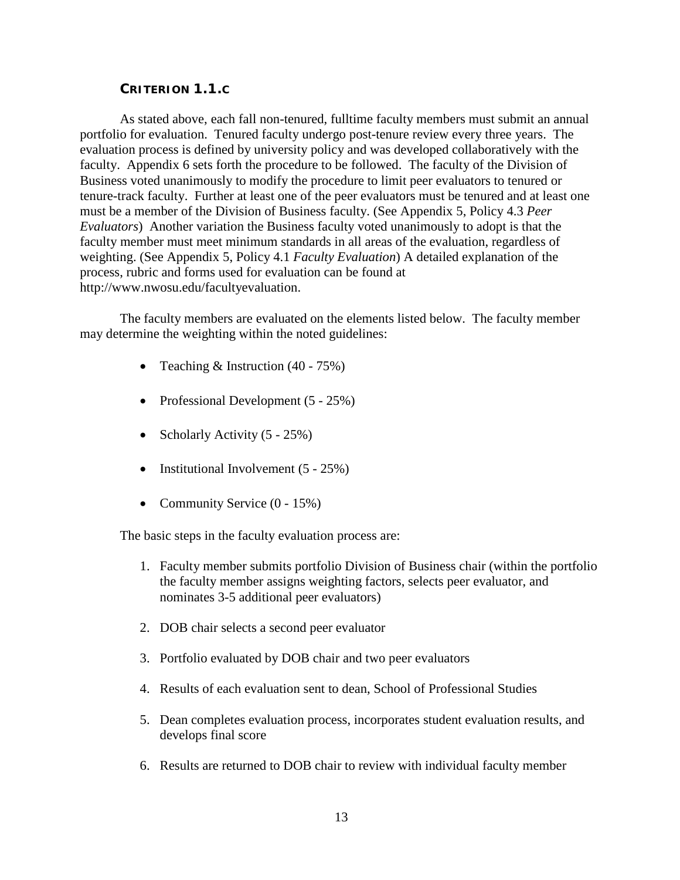### CRITERION 1.1.C

As stated above, each fall non-tenured, fulltime faculty members must submit an annual portfolio for evaluation. Tenured faculty undergo post-tenure review every three years. The evaluation process is defined by university policy and was developed collaboratively with the faculty. Appendix 6 sets forth the procedure to be followed. The faculty of the Division of Business voted unanimously to modify the procedure to limit peer evaluators to tenured or tenure-track faculty. Further at least one of the peer evaluators must be tenured and at least one must be a member of the Division of Business faculty. (See Appendix 5, Policy 4.3 *Peer Evaluators*) Another variation the Business faculty voted unanimously to adopt is that the faculty member must meet minimum standards in all areas of the evaluation, regardless of weighting. (See Appendix 5, Policy 4.1 *Faculty Evaluation*) A detailed explanation of the process, rubric and forms used for evaluation can be found at http://www.nwosu.edu/facultyevaluation.

The faculty members are evaluated on the elements listed below. The faculty member may determine the weighting within the noted guidelines:

- Teaching & Instruction (40 - 75%)
- Professional Development (5 - 25%)
- Scholarly Activity (5 - 25%)
- Institutional Involvement (5 - 25%)
- Community Service (0 - 15%)

The basic steps in the faculty evaluation process are:

1. Faculty member submits portfolio Division of Business chair (within the portfolio the faculty member assigns weighting factors, selects peer evaluator, and nominates 3-5 additional peer evaluators)
2. DOB chair selects a second peer evaluator
3. Portfolio evaluated by DOB chair and two peer evaluators
4. Results of each evaluation sent to dean, School of Professional Studies
5. Dean completes evaluation process, incorporates student evaluation results, and develops final score
6. Results are returned to DOB chair to review with individual faculty member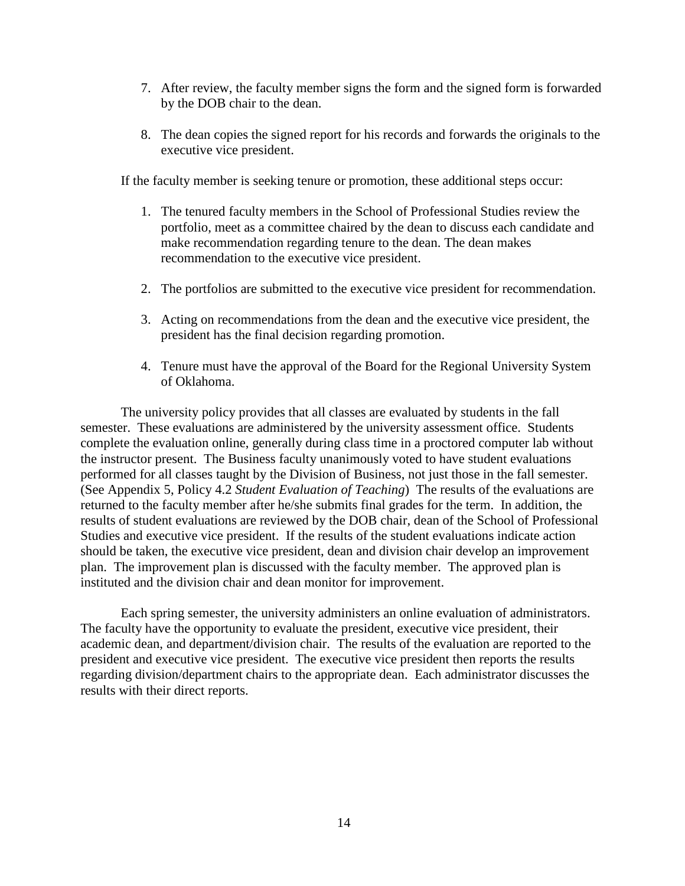7. After review, the faculty member signs the form and the signed form is forwarded by the DOB chair to the dean.

8. The dean copies the signed report for his records and forwards the originals to the executive vice president.

If the faculty member is seeking tenure or promotion, these additional steps occur:

1. The tenured faculty members in the School of Professional Studies review the portfolio, meet as a committee chaired by the dean to discuss each candidate and make recommendation regarding tenure to the dean. The dean makes recommendation to the executive vice president.

2. The portfolios are submitted to the executive vice president for recommendation.

3. Acting on recommendations from the dean and the executive vice president, the president has the final decision regarding promotion.

4. Tenure must have the approval of the Board for the Regional University System of Oklahoma.

The university policy provides that all classes are evaluated by students in the fall semester. These evaluations are administered by the university assessment office. Students complete the evaluation online, generally during class time in a proctored computer lab without the instructor present. The Business faculty unanimously voted to have student evaluations performed for all classes taught by the Division of Business, not just those in the fall semester. (See Appendix 5, Policy 4.2 *Student Evaluation of Teaching*) The results of the evaluations are returned to the faculty member after he/she submits final grades for the term. In addition, the results of student evaluations are reviewed by the DOB chair, dean of the School of Professional Studies and executive vice president. If the results of the student evaluations indicate action should be taken, the executive vice president, dean and division chair develop an improvement plan. The improvement plan is discussed with the faculty member. The approved plan is instituted and the division chair and dean monitor for improvement.

Each spring semester, the university administers an online evaluation of administrators. The faculty have the opportunity to evaluate the president, executive vice president, their academic dean, and department/division chair. The results of the evaluation are reported to the president and executive vice president. The executive vice president then reports the results regarding division/department chairs to the appropriate dean. Each administrator discusses the results with their direct reports.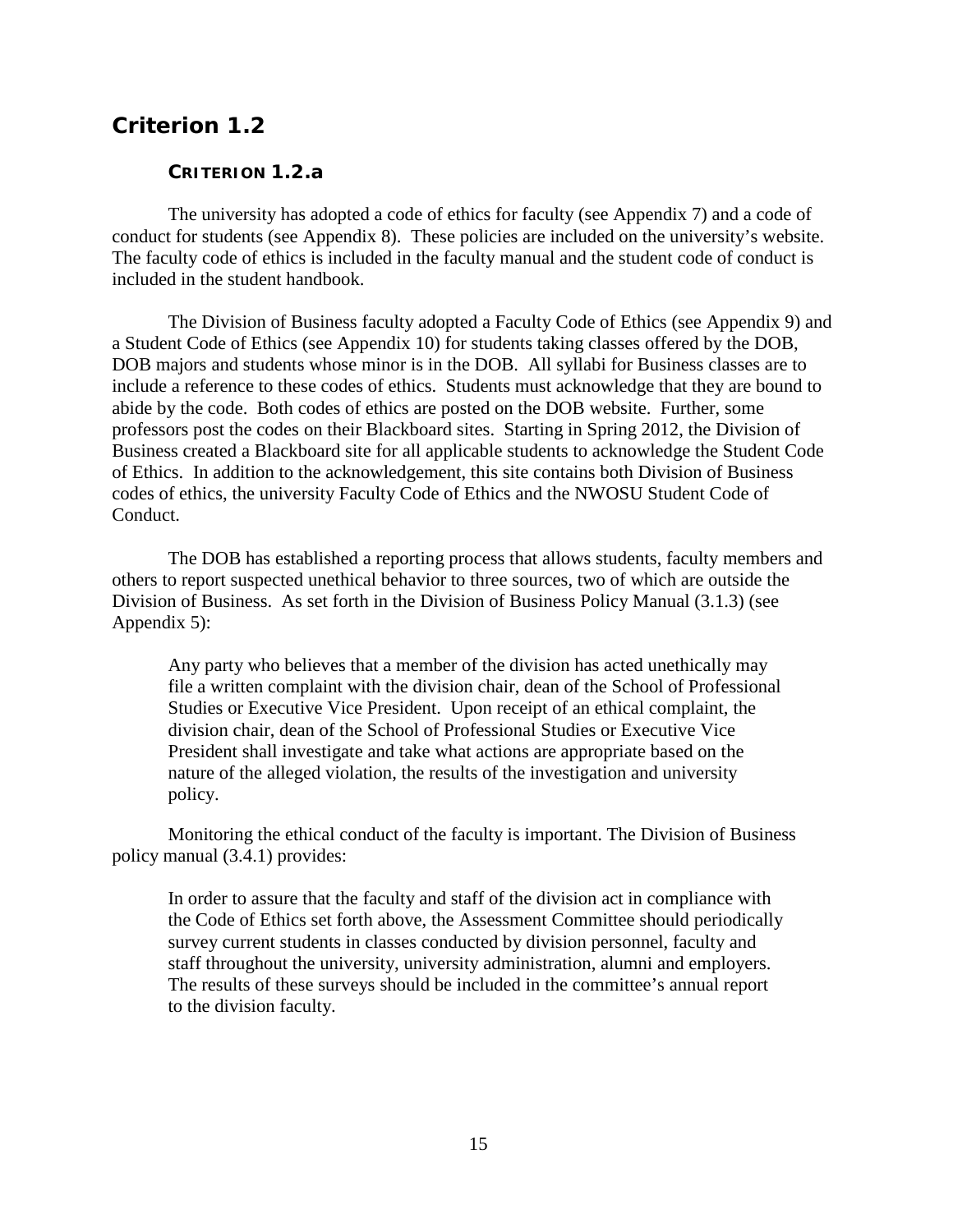## Criterion 1.2

### CRITERION 1.2.a

The university has adopted a code of ethics for faculty (see Appendix 7) and a code of conduct for students (see Appendix 8). These policies are included on the university's website. The faculty code of ethics is included in the faculty manual and the student code of conduct is included in the student handbook.

The Division of Business faculty adopted a Faculty Code of Ethics (see Appendix 9) and a Student Code of Ethics (see Appendix 10) for students taking classes offered by the DOB, DOB majors and students whose minor is in the DOB. All syllabi for Business classes are to include a reference to these codes of ethics. Students must acknowledge that they are bound to abide by the code. Both codes of ethics are posted on the DOB website. Further, some professors post the codes on their Blackboard sites. Starting in Spring 2012, the Division of Business created a Blackboard site for all applicable students to acknowledge the Student Code of Ethics. In addition to the acknowledgement, this site contains both Division of Business codes of ethics, the university Faculty Code of Ethics and the NWOSU Student Code of Conduct.

The DOB has established a reporting process that allows students, faculty members and others to report suspected unethical behavior to three sources, two of which are outside the Division of Business. As set forth in the Division of Business Policy Manual (3.1.3) (see Appendix 5):

> Any party who believes that a member of the division has acted unethically may file a written complaint with the division chair, dean of the School of Professional Studies or Executive Vice President. Upon receipt of an ethical complaint, the division chair, dean of the School of Professional Studies or Executive Vice President shall investigate and take what actions are appropriate based on the nature of the alleged violation, the results of the investigation and university policy.

Monitoring the ethical conduct of the faculty is important. The Division of Business policy manual (3.4.1) provides:

> In order to assure that the faculty and staff of the division act in compliance with the Code of Ethics set forth above, the Assessment Committee should periodically survey current students in classes conducted by division personnel, faculty and staff throughout the university, university administration, alumni and employers. The results of these surveys should be included in the committee's annual report to the division faculty.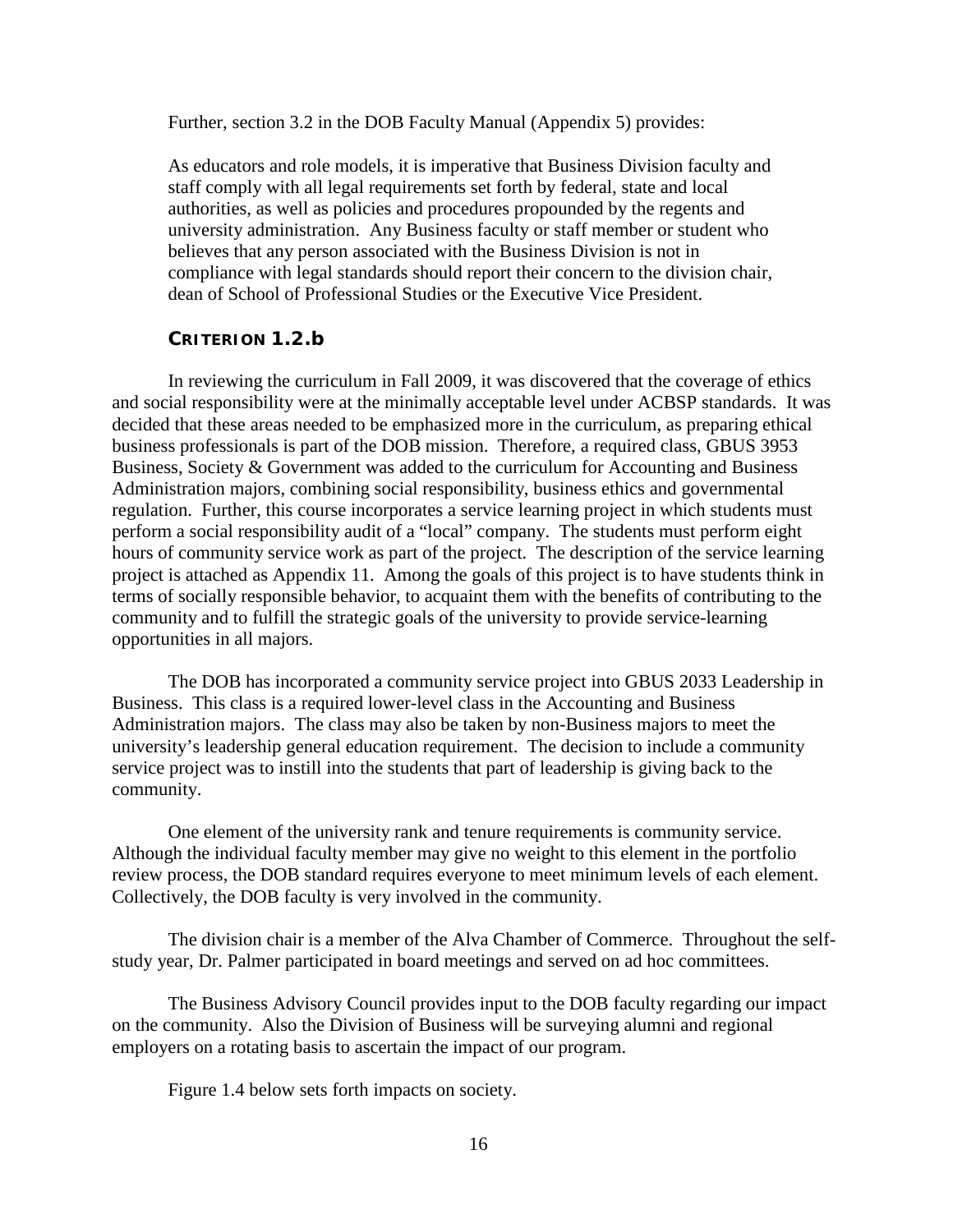Further, section 3.2 in the DOB Faculty Manual (Appendix 5) provides:

> As educators and role models, it is imperative that Business Division faculty and staff comply with all legal requirements set forth by federal, state and local authorities, as well as policies and procedures propounded by the regents and university administration. Any Business faculty or staff member or student who believes that any person associated with the Business Division is not in compliance with legal standards should report their concern to the division chair, dean of School of Professional Studies or the Executive Vice President.

### CRITERION 1.2.b

In reviewing the curriculum in Fall 2009, it was discovered that the coverage of ethics and social responsibility were at the minimally acceptable level under ACBSP standards. It was decided that these areas needed to be emphasized more in the curriculum, as preparing ethical business professionals is part of the DOB mission. Therefore, a required class, GBUS 3953 Business, Society & Government was added to the curriculum for Accounting and Business Administration majors, combining social responsibility, business ethics and governmental regulation. Further, this course incorporates a service learning project in which students must perform a social responsibility audit of a "local" company. The students must perform eight hours of community service work as part of the project. The description of the service learning project is attached as Appendix 11. Among the goals of this project is to have students think in terms of socially responsible behavior, to acquaint them with the benefits of contributing to the community and to fulfill the strategic goals of the university to provide service-learning opportunities in all majors.

The DOB has incorporated a community service project into GBUS 2033 Leadership in Business. This class is a required lower-level class in the Accounting and Business Administration majors. The class may also be taken by non-Business majors to meet the university's leadership general education requirement. The decision to include a community service project was to instill into the students that part of leadership is giving back to the community.

One element of the university rank and tenure requirements is community service. Although the individual faculty member may give no weight to this element in the portfolio review process, the DOB standard requires everyone to meet minimum levels of each element. Collectively, the DOB faculty is very involved in the community.

The division chair is a member of the Alva Chamber of Commerce. Throughout the self-study year, Dr. Palmer participated in board meetings and served on ad hoc committees.

The Business Advisory Council provides input to the DOB faculty regarding our impact on the community. Also the Division of Business will be surveying alumni and regional employers on a rotating basis to ascertain the impact of our program.

Figure 1.4 below sets forth impacts on society.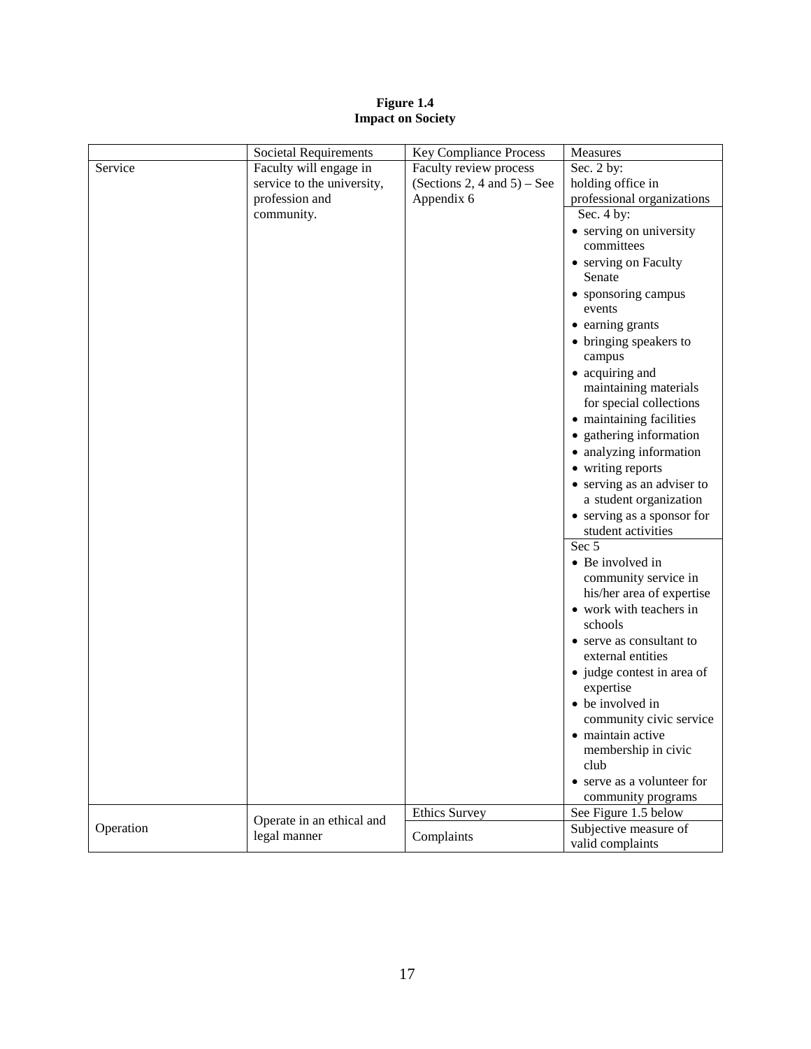**Figure 1.4**
**Impact on Society**

| | Societal Requirements | Key Compliance Process | Measures |
|---|---|---|---|
| Service | Faculty will engage in service to the university, profession and community. | Faculty review process (Sections 2, 4 and 5) – See Appendix 6 | Sec. 2 by: holding office in professional organizations |
| | | | Sec. 4 by: <br>• serving on university committees <br>• serving on Faculty Senate <br>• sponsoring campus events <br>• earning grants <br>• bringing speakers to campus <br>• acquiring and maintaining materials for special collections <br>• maintaining facilities <br>• gathering information <br>• analyzing information <br>• writing reports <br>• serving as an adviser to a student organization <br>• serving as a sponsor for student activities |
| | | | Sec 5 <br>• Be involved in community service in his/her area of expertise <br>• work with teachers in schools <br>• serve as consultant to external entities <br>• judge contest in area of expertise <br>• be involved in community civic service <br>• maintain active membership in civic club <br>• serve as a volunteer for community programs |
| Operation | Operate in an ethical and legal manner | Ethics Survey | See Figure 1.5 below |
| | | Complaints | Subjective measure of valid complaints |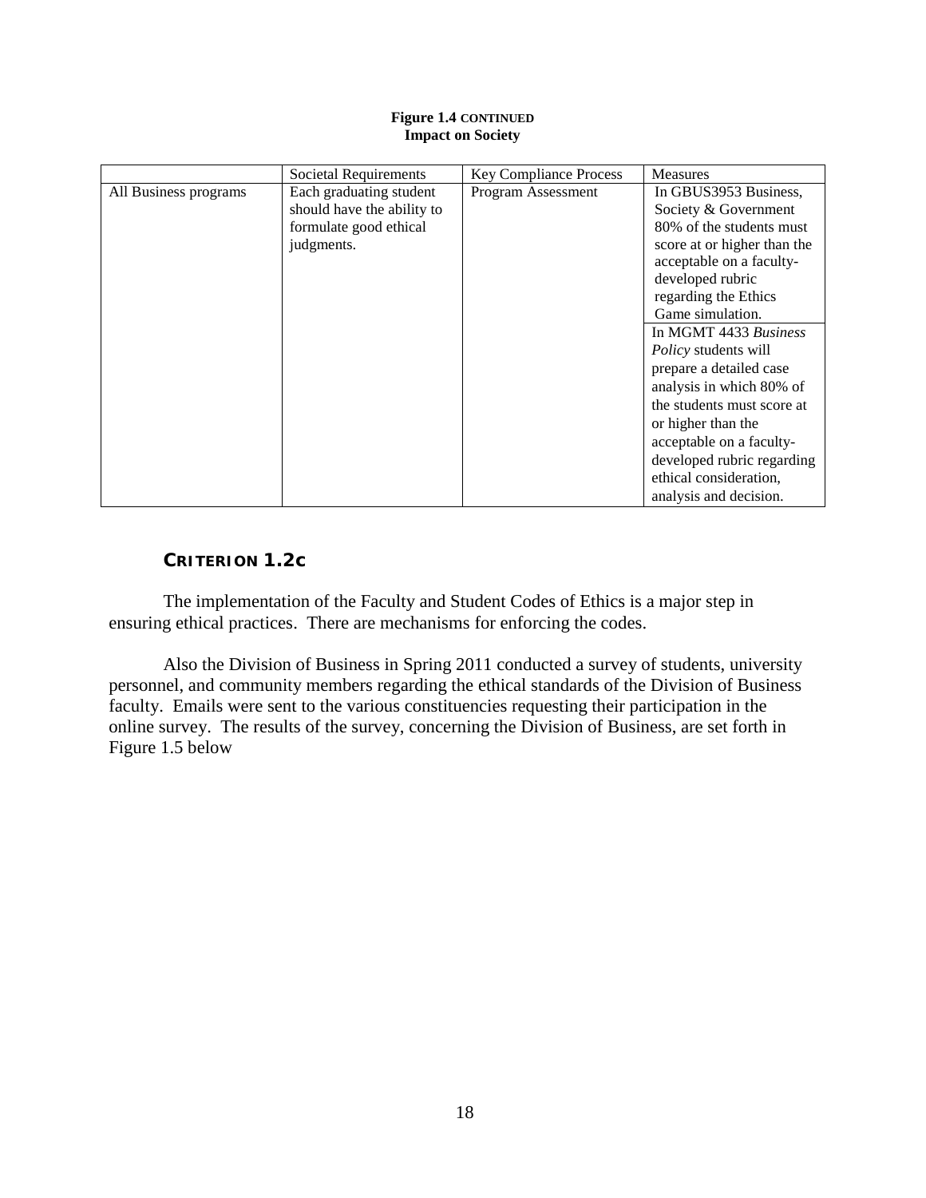**Figure 1.4 CONTINUED**
**Impact on Society**

| | Societal Requirements | Key Compliance Process | Measures |
|---|---|---|---|
| All Business programs | Each graduating student should have the ability to formulate good ethical judgments. | Program Assessment | In GBUS3953 Business, Society & Government 80% of the students must score at or higher than the acceptable on a faculty-developed rubric regarding the Ethics Game simulation. |
| | | | In MGMT 4433 *Business Policy* students will prepare a detailed case analysis in which 80% of the students must score at or higher than the acceptable on a faculty-developed rubric regarding ethical consideration, analysis and decision. |

## CRITERION 1.2C

The implementation of the Faculty and Student Codes of Ethics is a major step in ensuring ethical practices. There are mechanisms for enforcing the codes.

Also the Division of Business in Spring 2011 conducted a survey of students, university personnel, and community members regarding the ethical standards of the Division of Business faculty. Emails were sent to the various constituencies requesting their participation in the online survey. The results of the survey, concerning the Division of Business, are set forth in Figure 1.5 below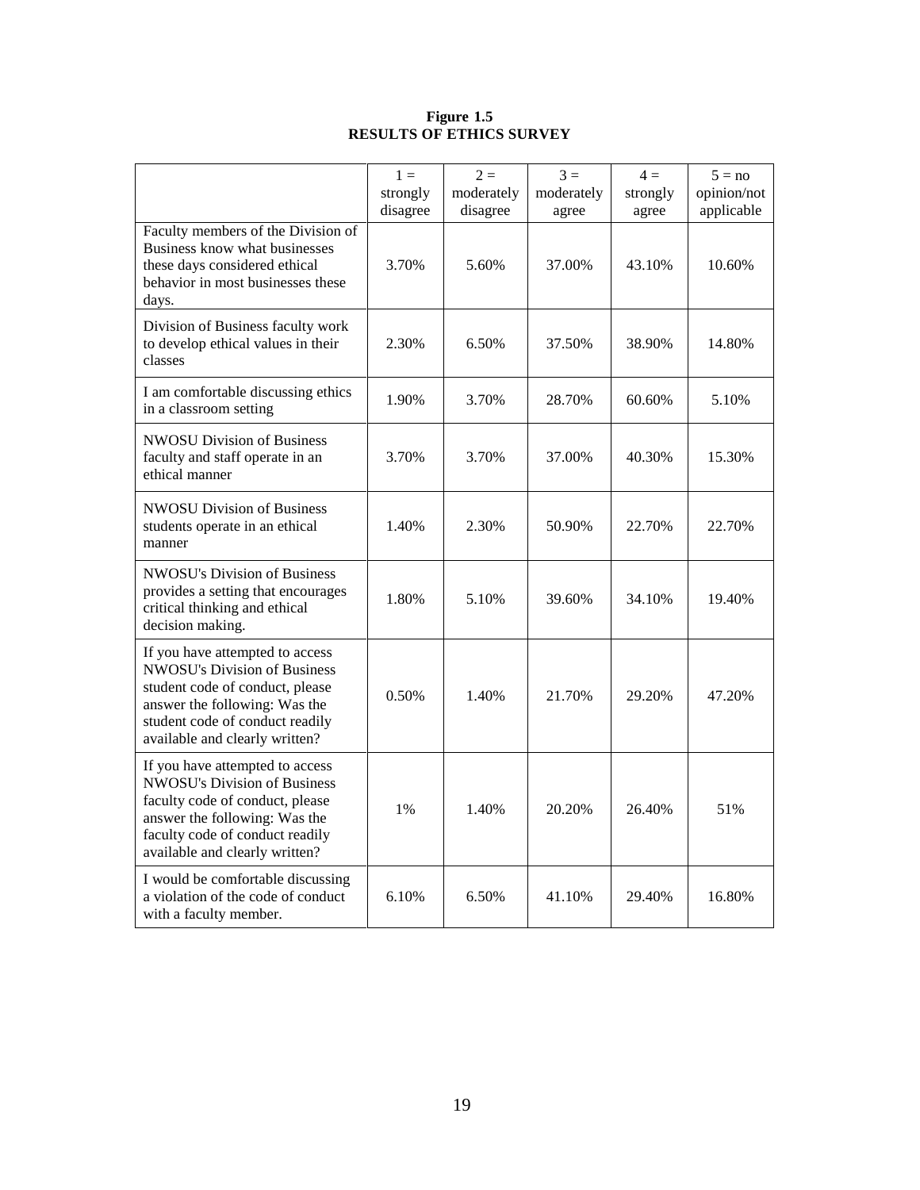**Figure 1.5**
**RESULTS OF ETHICS SURVEY**

| | 1 = strongly disagree | 2 = moderately disagree | 3 = moderately agree | 4 = strongly agree | 5 = no opinion/not applicable |
|---|---|---|---|---|---|
| Faculty members of the Division of Business know what businesses these days considered ethical behavior in most businesses these days. | 3.70% | 5.60% | 37.00% | 43.10% | 10.60% |
| Division of Business faculty work to develop ethical values in their classes | 2.30% | 6.50% | 37.50% | 38.90% | 14.80% |
| I am comfortable discussing ethics in a classroom setting | 1.90% | 3.70% | 28.70% | 60.60% | 5.10% |
| NWOSU Division of Business faculty and staff operate in an ethical manner | 3.70% | 3.70% | 37.00% | 40.30% | 15.30% |
| NWOSU Division of Business students operate in an ethical manner | 1.40% | 2.30% | 50.90% | 22.70% | 22.70% |
| NWOSU's Division of Business provides a setting that encourages critical thinking and ethical decision making. | 1.80% | 5.10% | 39.60% | 34.10% | 19.40% |
| If you have attempted to access NWOSU's Division of Business student code of conduct, please answer the following: Was the student code of conduct readily available and clearly written? | 0.50% | 1.40% | 21.70% | 29.20% | 47.20% |
| If you have attempted to access NWOSU's Division of Business faculty code of conduct, please answer the following: Was the faculty code of conduct readily available and clearly written? | 1% | 1.40% | 20.20% | 26.40% | 51% |
| I would be comfortable discussing a violation of the code of conduct with a faculty member. | 6.10% | 6.50% | 41.10% | 29.40% | 16.80% |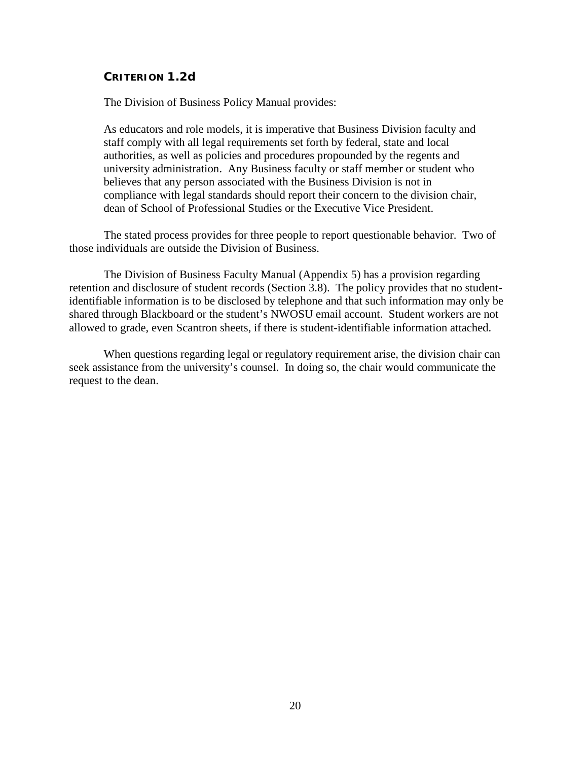### CRITERION 1.2d

The Division of Business Policy Manual provides:

> As educators and role models, it is imperative that Business Division faculty and staff comply with all legal requirements set forth by federal, state and local authorities, as well as policies and procedures propounded by the regents and university administration. Any Business faculty or staff member or student who believes that any person associated with the Business Division is not in compliance with legal standards should report their concern to the division chair, dean of School of Professional Studies or the Executive Vice President.

The stated process provides for three people to report questionable behavior. Two of those individuals are outside the Division of Business.

The Division of Business Faculty Manual (Appendix 5) has a provision regarding retention and disclosure of student records (Section 3.8). The policy provides that no student-identifiable information is to be disclosed by telephone and that such information may only be shared through Blackboard or the student's NWOSU email account. Student workers are not allowed to grade, even Scantron sheets, if there is student-identifiable information attached.

When questions regarding legal or regulatory requirement arise, the division chair can seek assistance from the university's counsel. In doing so, the chair would communicate the request to the dean.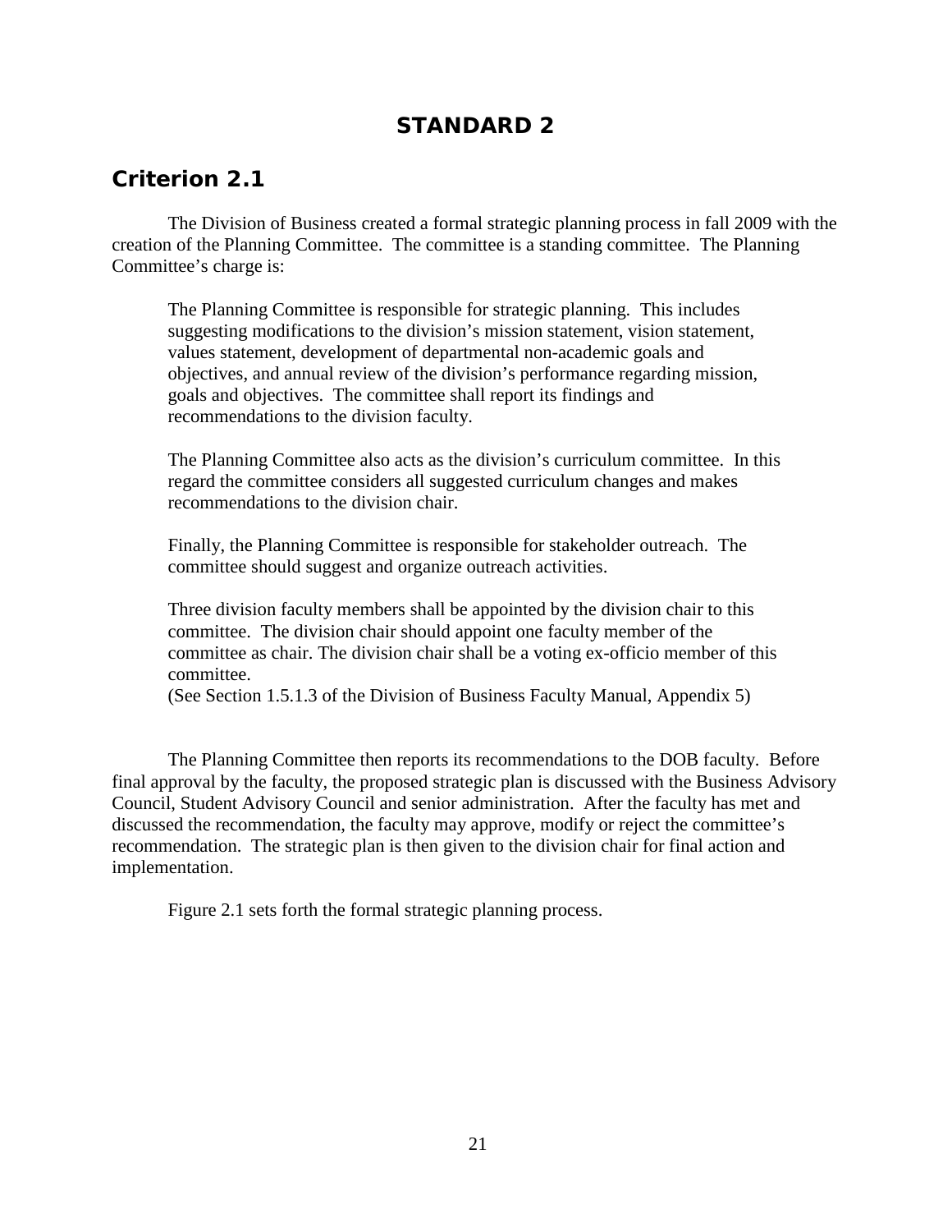# STANDARD 2

## Criterion 2.1

The Division of Business created a formal strategic planning process in fall 2009 with the creation of the Planning Committee. The committee is a standing committee. The Planning Committee's charge is:

> The Planning Committee is responsible for strategic planning. This includes suggesting modifications to the division's mission statement, vision statement, values statement, development of departmental non-academic goals and objectives, and annual review of the division's performance regarding mission, goals and objectives. The committee shall report its findings and recommendations to the division faculty.
>
> The Planning Committee also acts as the division's curriculum committee. In this regard the committee considers all suggested curriculum changes and makes recommendations to the division chair.
>
> Finally, the Planning Committee is responsible for stakeholder outreach. The committee should suggest and organize outreach activities.
>
> Three division faculty members shall be appointed by the division chair to this committee. The division chair should appoint one faculty member of the committee as chair. The division chair shall be a voting ex-officio member of this committee.
> (See Section 1.5.1.3 of the Division of Business Faculty Manual, Appendix 5)

The Planning Committee then reports its recommendations to the DOB faculty. Before final approval by the faculty, the proposed strategic plan is discussed with the Business Advisory Council, Student Advisory Council and senior administration. After the faculty has met and discussed the recommendation, the faculty may approve, modify or reject the committee's recommendation. The strategic plan is then given to the division chair for final action and implementation.

Figure 2.1 sets forth the formal strategic planning process.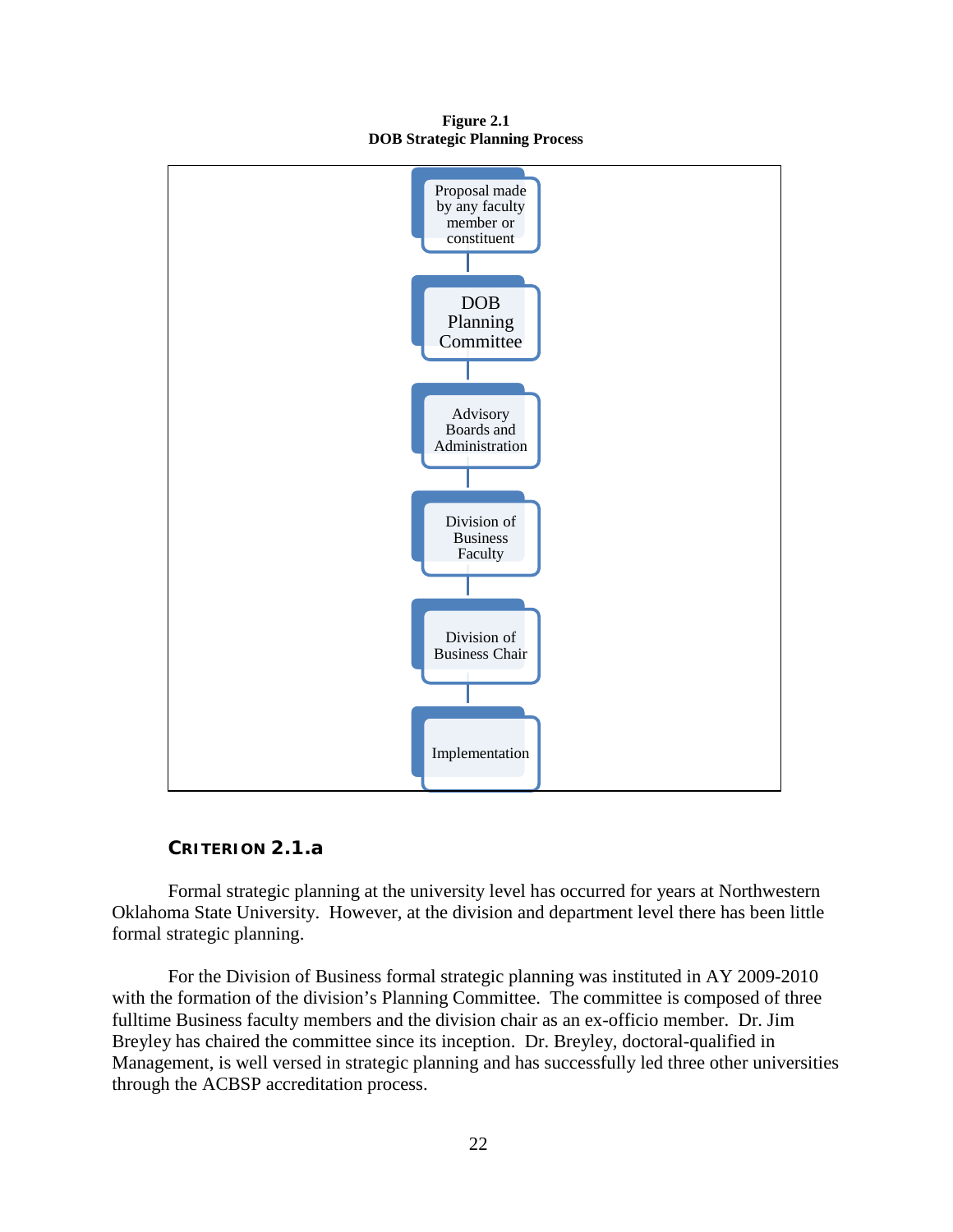**Figure 2.1**
**DOB Strategic Planning Process**

Proposal made by any faculty member or constituent

DOB Planning Committee

Advisory Boards and Administration

Division of Business Faculty

Division of Business Chair

Implementation

## CRITERION 2.1.a

Formal strategic planning at the university level has occurred for years at Northwestern Oklahoma State University. However, at the division and department level there has been little formal strategic planning.

For the Division of Business formal strategic planning was instituted in AY 2009-2010 with the formation of the division's Planning Committee. The committee is composed of three fulltime Business faculty members and the division chair as an ex-officio member. Dr. Jim Breyley has chaired the committee since its inception. Dr. Breyley, doctoral-qualified in Management, is well versed in strategic planning and has successfully led three other universities through the ACBSP accreditation process.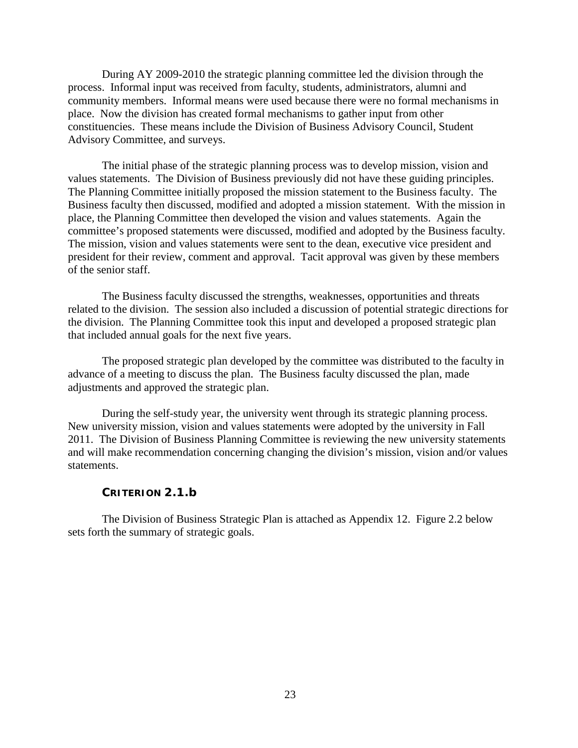During AY 2009-2010 the strategic planning committee led the division through the process. Informal input was received from faculty, students, administrators, alumni and community members. Informal means were used because there were no formal mechanisms in place. Now the division has created formal mechanisms to gather input from other constituencies. These means include the Division of Business Advisory Council, Student Advisory Committee, and surveys.

The initial phase of the strategic planning process was to develop mission, vision and values statements. The Division of Business previously did not have these guiding principles. The Planning Committee initially proposed the mission statement to the Business faculty. The Business faculty then discussed, modified and adopted a mission statement. With the mission in place, the Planning Committee then developed the vision and values statements. Again the committee's proposed statements were discussed, modified and adopted by the Business faculty. The mission, vision and values statements were sent to the dean, executive vice president and president for their review, comment and approval. Tacit approval was given by these members of the senior staff.

The Business faculty discussed the strengths, weaknesses, opportunities and threats related to the division. The session also included a discussion of potential strategic directions for the division. The Planning Committee took this input and developed a proposed strategic plan that included annual goals for the next five years.

The proposed strategic plan developed by the committee was distributed to the faculty in advance of a meeting to discuss the plan. The Business faculty discussed the plan, made adjustments and approved the strategic plan.

During the self-study year, the university went through its strategic planning process. New university mission, vision and values statements were adopted by the university in Fall 2011. The Division of Business Planning Committee is reviewing the new university statements and will make recommendation concerning changing the division's mission, vision and/or values statements.

### CRITERION 2.1.b

The Division of Business Strategic Plan is attached as Appendix 12. Figure 2.2 below sets forth the summary of strategic goals.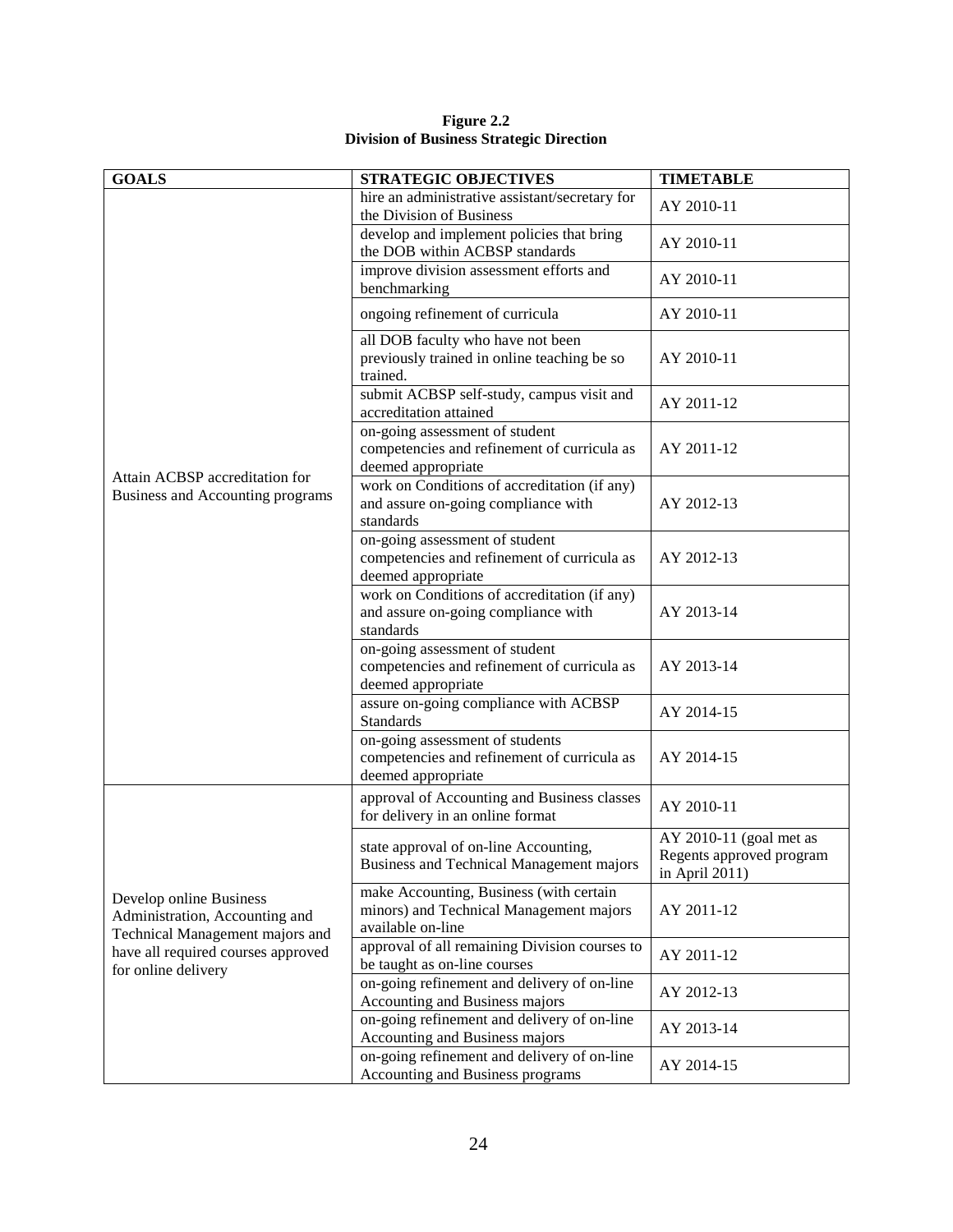**Figure 2.2**
**Division of Business Strategic Direction**

| GOALS | STRATEGIC OBJECTIVES | TIMETABLE |
|---|---|---|
| Attain ACBSP accreditation for Business and Accounting programs | hire an administrative assistant/secretary for the Division of Business | AY 2010-11 |
| | develop and implement policies that bring the DOB within ACBSP standards | AY 2010-11 |
| | improve division assessment efforts and benchmarking | AY 2010-11 |
| | ongoing refinement of curricula | AY 2010-11 |
| | all DOB faculty who have not been previously trained in online teaching be so trained. | AY 2010-11 |
| | submit ACBSP self-study, campus visit and accreditation attained | AY 2011-12 |
| | on-going assessment of student competencies and refinement of curricula as deemed appropriate | AY 2011-12 |
| | work on Conditions of accreditation (if any) and assure on-going compliance with standards | AY 2012-13 |
| | on-going assessment of student competencies and refinement of curricula as deemed appropriate | AY 2012-13 |
| | work on Conditions of accreditation (if any) and assure on-going compliance with standards | AY 2013-14 |
| | on-going assessment of student competencies and refinement of curricula as deemed appropriate | AY 2013-14 |
| | assure on-going compliance with ACBSP Standards | AY 2014-15 |
| | on-going assessment of students competencies and refinement of curricula as deemed appropriate | AY 2014-15 |
| Develop online Business Administration, Accounting and Technical Management majors and have all required courses approved for online delivery | approval of Accounting and Business classes for delivery in an online format | AY 2010-11 |
| | state approval of on-line Accounting, Business and Technical Management majors | AY 2010-11 (goal met as Regents approved program in April 2011) |
| | make Accounting, Business (with certain minors) and Technical Management majors available on-line | AY 2011-12 |
| | approval of all remaining Division courses to be taught as on-line courses | AY 2011-12 |
| | on-going refinement and delivery of on-line Accounting and Business majors | AY 2012-13 |
| | on-going refinement and delivery of on-line Accounting and Business majors | AY 2013-14 |
| | on-going refinement and delivery of on-line Accounting and Business programs | AY 2014-15 |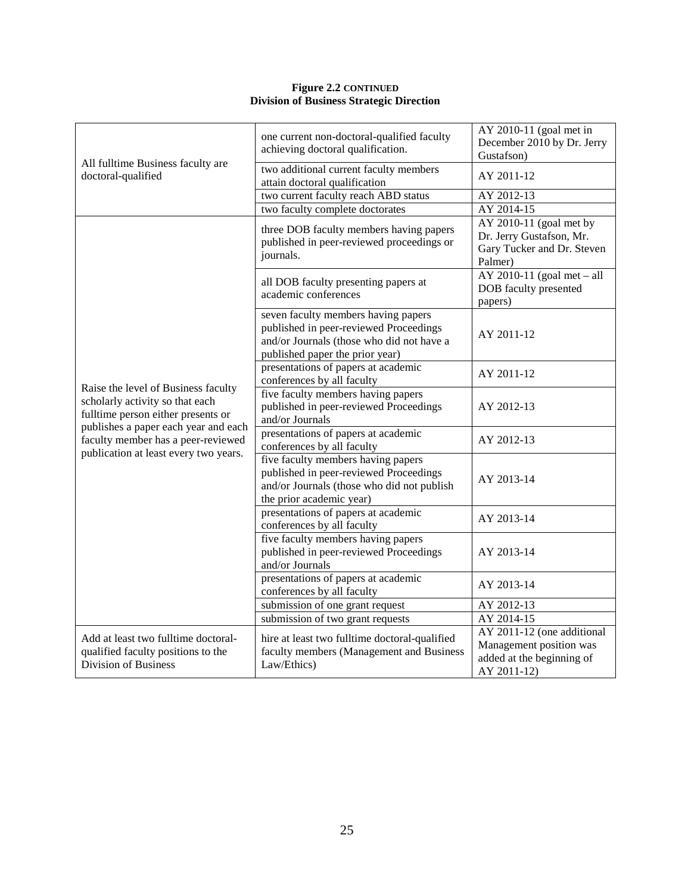**Figure 2.2 CONTINUED**
**Division of Business Strategic Direction**

| | | |
|---|---|---|
| All fulltime Business faculty are doctoral-qualified | one current non-doctoral-qualified faculty achieving doctoral qualification. | AY 2010-11 (goal met in December 2010 by Dr. Jerry Gustafson) |
| | two additional current faculty members attain doctoral qualification | AY 2011-12 |
| | two current faculty reach ABD status | AY 2012-13 |
| | two faculty complete doctorates | AY 2014-15 |
| Raise the level of Business faculty scholarly activity so that each fulltime person either presents or publishes a paper each year and each faculty member has a peer-reviewed publication at least every two years. | three DOB faculty members having papers published in peer-reviewed proceedings or journals. | AY 2010-11 (goal met by Dr. Jerry Gustafson, Mr. Gary Tucker and Dr. Steven Palmer) |
| | all DOB faculty presenting papers at academic conferences | AY 2010-11 (goal met – all DOB faculty presented papers) |
| | seven faculty members having papers published in peer-reviewed Proceedings and/or Journals (those who did not have a published paper the prior year) | AY 2011-12 |
| | presentations of papers at academic conferences by all faculty | AY 2011-12 |
| | five faculty members having papers published in peer-reviewed Proceedings and/or Journals | AY 2012-13 |
| | presentations of papers at academic conferences by all faculty | AY 2012-13 |
| | five faculty members having papers published in peer-reviewed Proceedings and/or Journals (those who did not publish the prior academic year) | AY 2013-14 |
| | presentations of papers at academic conferences by all faculty | AY 2013-14 |
| | five faculty members having papers published in peer-reviewed Proceedings and/or Journals | AY 2013-14 |
| | presentations of papers at academic conferences by all faculty | AY 2013-14 |
| | submission of one grant request | AY 2012-13 |
| | submission of two grant requests | AY 2014-15 |
| Add at least two fulltime doctoral-qualified faculty positions to the Division of Business | hire at least two fulltime doctoral-qualified faculty members (Management and Business Law/Ethics) | AY 2011-12 (one additional Management position was added at the beginning of AY 2011-12) |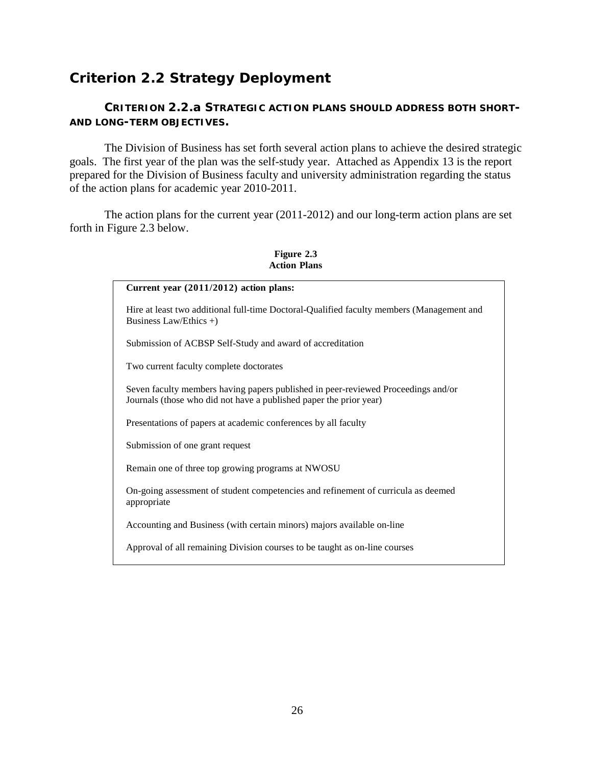## Criterion 2.2 Strategy Deployment

### CRITERION 2.2.a STRATEGIC ACTION PLANS SHOULD ADDRESS BOTH SHORT- AND LONG-TERM OBJECTIVES.

The Division of Business has set forth several action plans to achieve the desired strategic goals. The first year of the plan was the self-study year. Attached as Appendix 13 is the report prepared for the Division of Business faculty and university administration regarding the status of the action plans for academic year 2010-2011.

The action plans for the current year (2011-2012) and our long-term action plans are set forth in Figure 2.3 below.

**Figure 2.3**
**Action Plans**

**Current year (2011/2012) action plans:**

Hire at least two additional full-time Doctoral-Qualified faculty members (Management and Business Law/Ethics +)

Submission of ACBSP Self-Study and award of accreditation

Two current faculty complete doctorates

Seven faculty members having papers published in peer-reviewed Proceedings and/or Journals (those who did not have a published paper the prior year)

Presentations of papers at academic conferences by all faculty

Submission of one grant request

Remain one of three top growing programs at NWOSU

On-going assessment of student competencies and refinement of curricula as deemed appropriate

Accounting and Business (with certain minors) majors available on-line

Approval of all remaining Division courses to be taught as on-line courses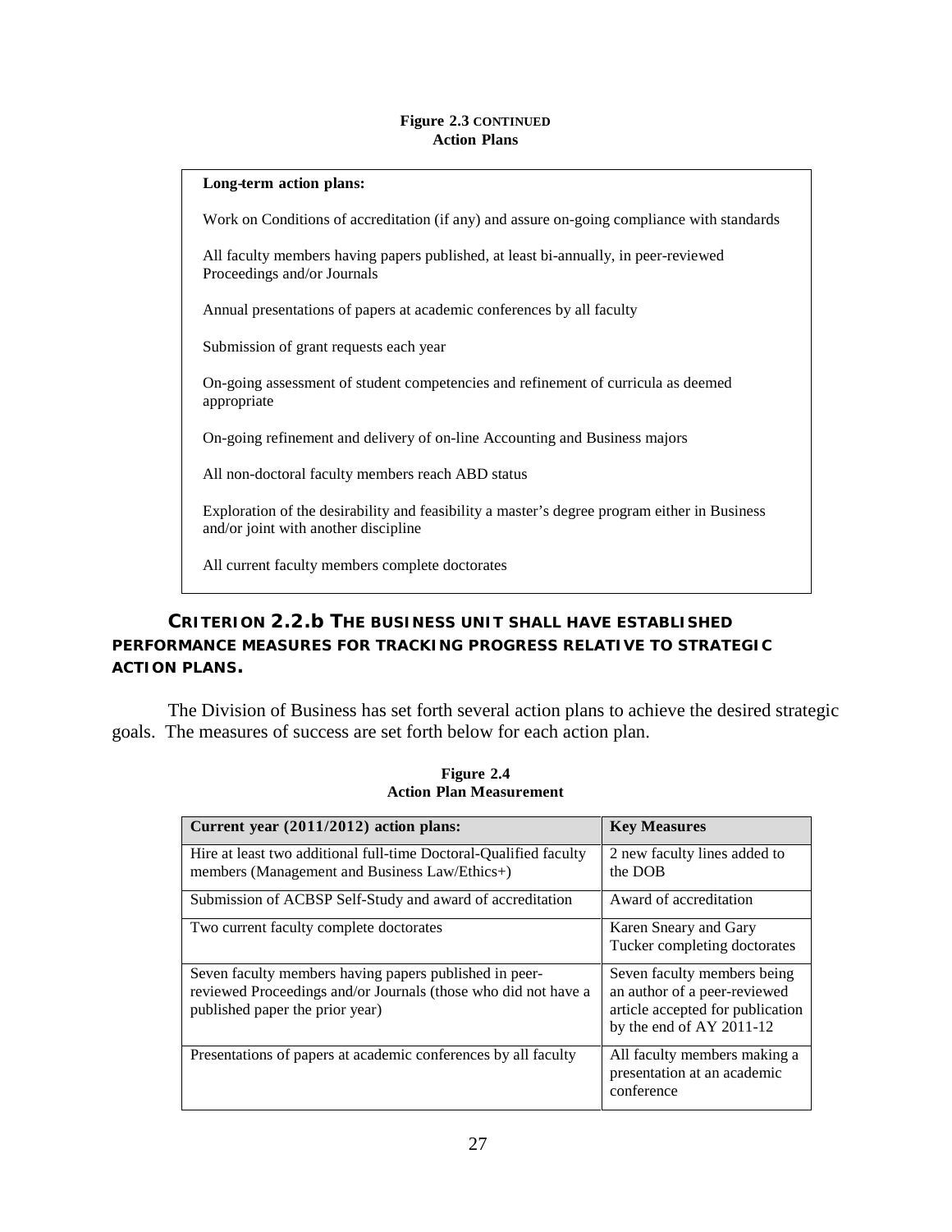**Figure 2.3 CONTINUED**
**Action Plans**

**Long-term action plans:**

Work on Conditions of accreditation (if any) and assure on-going compliance with standards

All faculty members having papers published, at least bi-annually, in peer-reviewed Proceedings and/or Journals

Annual presentations of papers at academic conferences by all faculty

Submission of grant requests each year

On-going assessment of student competencies and refinement of curricula as deemed appropriate

On-going refinement and delivery of on-line Accounting and Business majors

All non-doctoral faculty members reach ABD status

Exploration of the desirability and feasibility a master's degree program either in Business and/or joint with another discipline

All current faculty members complete doctorates

## CRITERION 2.2.b THE BUSINESS UNIT SHALL HAVE ESTABLISHED PERFORMANCE MEASURES FOR TRACKING PROGRESS RELATIVE TO STRATEGIC ACTION PLANS.

The Division of Business has set forth several action plans to achieve the desired strategic goals. The measures of success are set forth below for each action plan.

**Figure 2.4**
**Action Plan Measurement**

| Current year (2011/2012) action plans: | Key Measures |
|---|---|
| Hire at least two additional full-time Doctoral-Qualified faculty members (Management and Business Law/Ethics+) | 2 new faculty lines added to the DOB |
| Submission of ACBSP Self-Study and award of accreditation | Award of accreditation |
| Two current faculty complete doctorates | Karen Sneary and Gary Tucker completing doctorates |
| Seven faculty members having papers published in peer-reviewed Proceedings and/or Journals (those who did not have a published paper the prior year) | Seven faculty members being an author of a peer-reviewed article accepted for publication by the end of AY 2011-12 |
| Presentations of papers at academic conferences by all faculty | All faculty members making a presentation at an academic conference |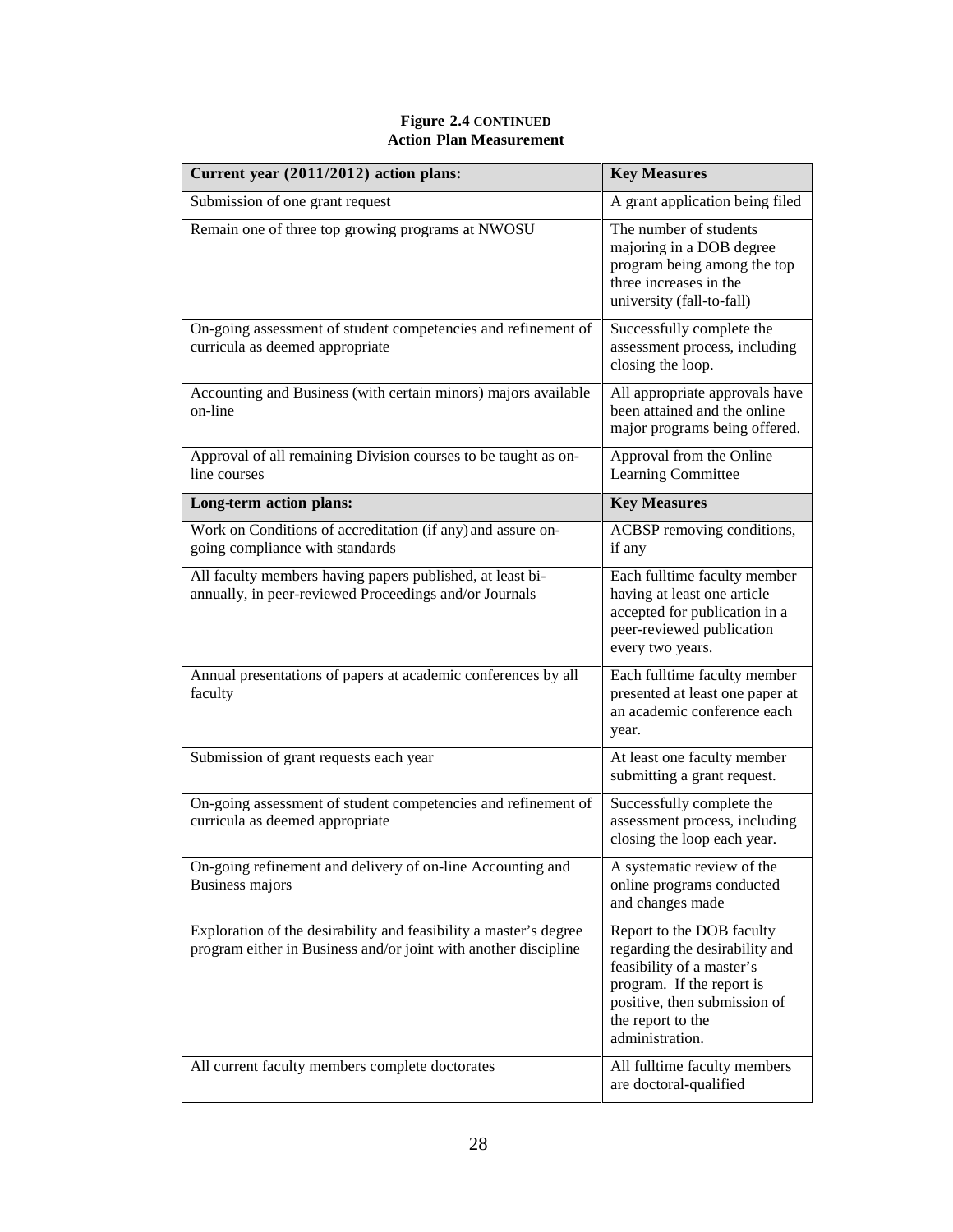**Figure 2.4 CONTINUED**
**Action Plan Measurement**

| Current year (2011/2012) action plans: | Key Measures |
|---|---|
| Submission of one grant request | A grant application being filed |
| Remain one of three top growing programs at NWOSU | The number of students majoring in a DOB degree program being among the top three increases in the university (fall-to-fall) |
| On-going assessment of student competencies and refinement of curricula as deemed appropriate | Successfully complete the assessment process, including closing the loop. |
| Accounting and Business (with certain minors) majors available on-line | All appropriate approvals have been attained and the online major programs being offered. |
| Approval of all remaining Division courses to be taught as on-line courses | Approval from the Online Learning Committee |
| **Long-term action plans:** | **Key Measures** |
| Work on Conditions of accreditation (if any) and assure on-going compliance with standards | ACBSP removing conditions, if any |
| All faculty members having papers published, at least bi-annually, in peer-reviewed Proceedings and/or Journals | Each fulltime faculty member having at least one article accepted for publication in a peer-reviewed publication every two years. |
| Annual presentations of papers at academic conferences by all faculty | Each fulltime faculty member presented at least one paper at an academic conference each year. |
| Submission of grant requests each year | At least one faculty member submitting a grant request. |
| On-going assessment of student competencies and refinement of curricula as deemed appropriate | Successfully complete the assessment process, including closing the loop each year. |
| On-going refinement and delivery of on-line Accounting and Business majors | A systematic review of the online programs conducted and changes made |
| Exploration of the desirability and feasibility a master's degree program either in Business and/or joint with another discipline | Report to the DOB faculty regarding the desirability and feasibility of a master's program. If the report is positive, then submission of the report to the administration. |
| All current faculty members complete doctorates | All fulltime faculty members are doctoral-qualified |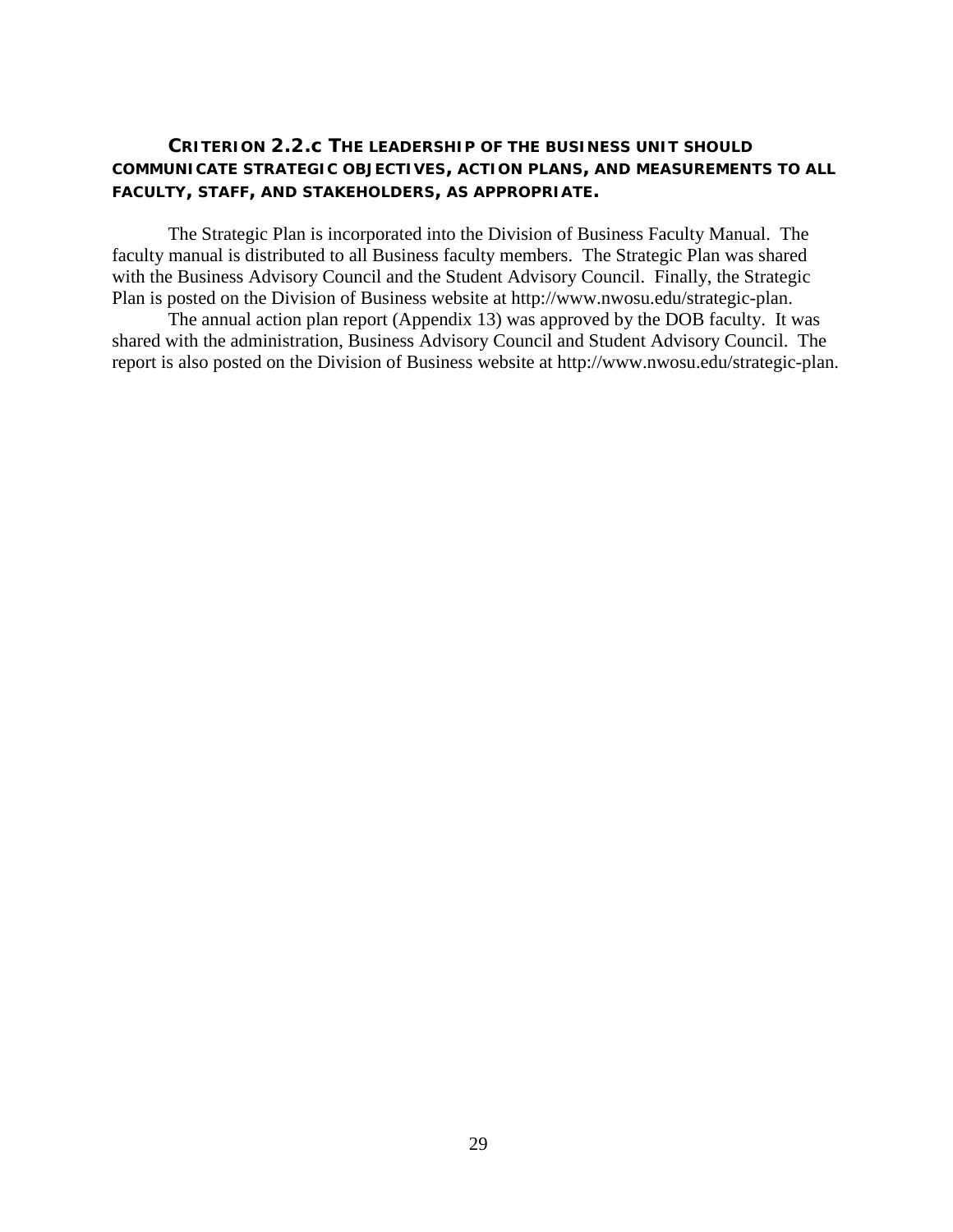### Criterion 2.2.c The leadership of the business unit should communicate strategic objectives, action plans, and measurements to all faculty, staff, and stakeholders, as appropriate.

The Strategic Plan is incorporated into the Division of Business Faculty Manual. The faculty manual is distributed to all Business faculty members. The Strategic Plan was shared with the Business Advisory Council and the Student Advisory Council. Finally, the Strategic Plan is posted on the Division of Business website at http://www.nwosu.edu/strategic-plan.

The annual action plan report (Appendix 13) was approved by the DOB faculty. It was shared with the administration, Business Advisory Council and Student Advisory Council. The report is also posted on the Division of Business website at http://www.nwosu.edu/strategic-plan.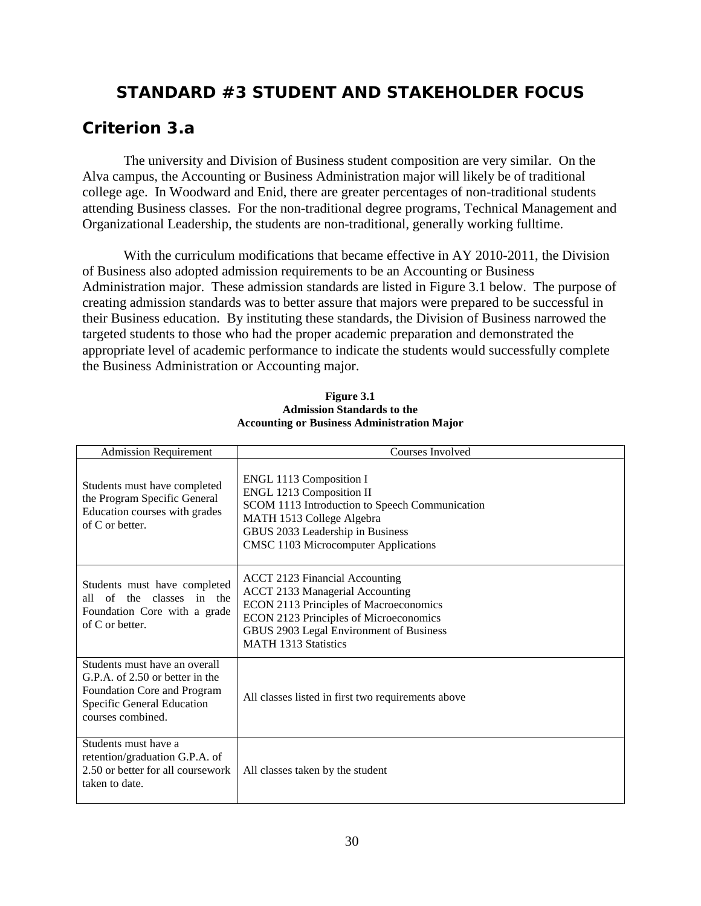# STANDARD #3 STUDENT AND STAKEHOLDER FOCUS

## Criterion 3.a

The university and Division of Business student composition are very similar. On the Alva campus, the Accounting or Business Administration major will likely be of traditional college age. In Woodward and Enid, there are greater percentages of non-traditional students attending Business classes. For the non-traditional degree programs, Technical Management and Organizational Leadership, the students are non-traditional, generally working fulltime.

With the curriculum modifications that became effective in AY 2010-2011, the Division of Business also adopted admission requirements to be an Accounting or Business Administration major. These admission standards are listed in Figure 3.1 below. The purpose of creating admission standards was to better assure that majors were prepared to be successful in their Business education. By instituting these standards, the Division of Business narrowed the targeted students to those who had the proper academic preparation and demonstrated the appropriate level of academic performance to indicate the students would successfully complete the Business Administration or Accounting major.

**Figure 3.1**
**Admission Standards to the**
**Accounting or Business Administration Major**

| Admission Requirement | Courses Involved |
|---|---|
| Students must have completed the Program Specific General Education courses with grades of C or better. | ENGL 1113 Composition I<br>ENGL 1213 Composition II<br>SCOM 1113 Introduction to Speech Communication<br>MATH 1513 College Algebra<br>GBUS 2033 Leadership in Business<br>CMSC 1103 Microcomputer Applications |
| Students must have completed all of the classes in the Foundation Core with a grade of C or better. | ACCT 2123 Financial Accounting<br>ACCT 2133 Managerial Accounting<br>ECON 2113 Principles of Macroeconomics<br>ECON 2123 Principles of Microeconomics<br>GBUS 2903 Legal Environment of Business<br>MATH 1313 Statistics |
| Students must have an overall G.P.A. of 2.50 or better in the Foundation Core and Program Specific General Education courses combined. | All classes listed in first two requirements above |
| Students must have a retention/graduation G.P.A. of 2.50 or better for all coursework taken to date. | All classes taken by the student |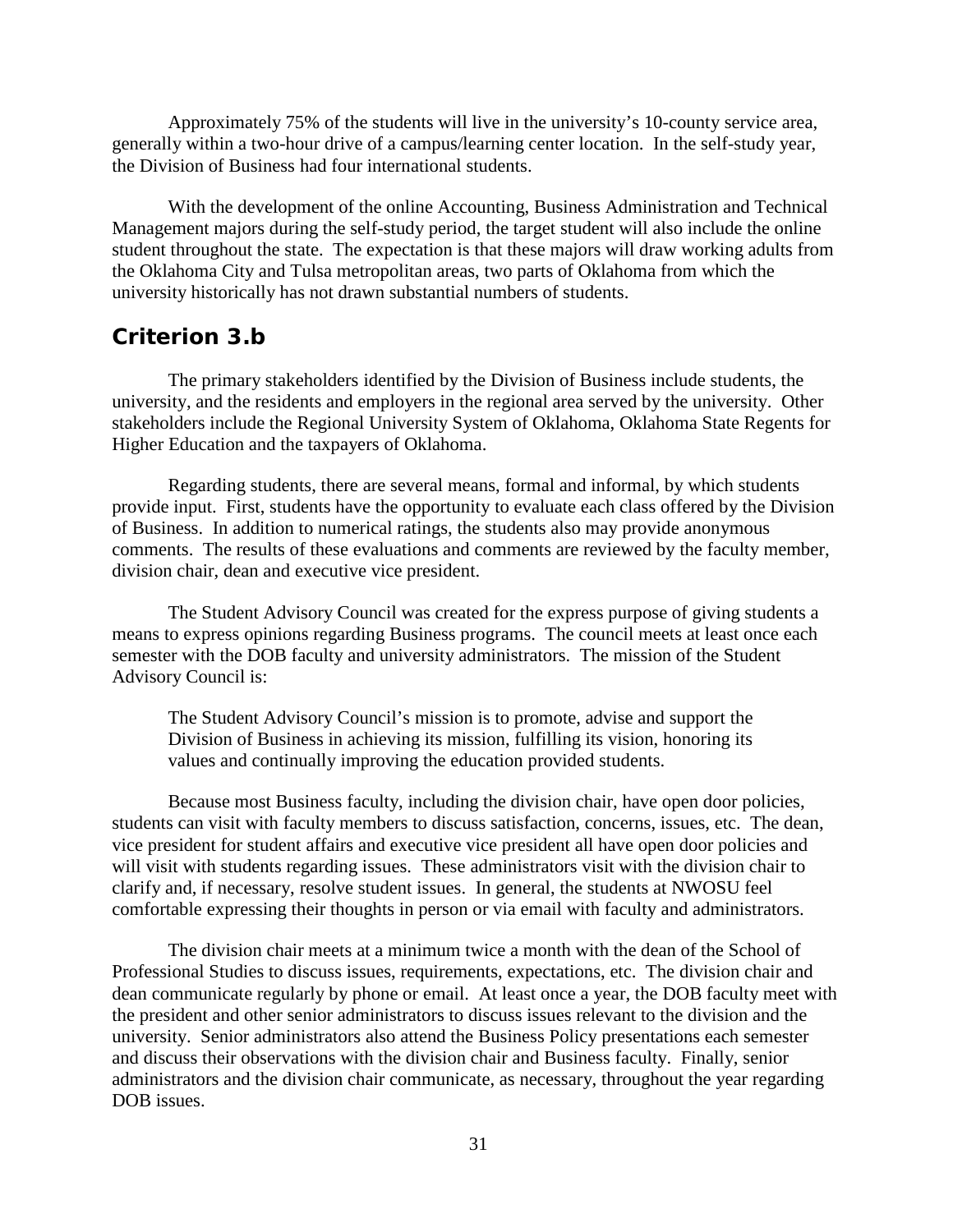Approximately 75% of the students will live in the university's 10-county service area, generally within a two-hour drive of a campus/learning center location. In the self-study year, the Division of Business had four international students.

With the development of the online Accounting, Business Administration and Technical Management majors during the self-study period, the target student will also include the online student throughout the state. The expectation is that these majors will draw working adults from the Oklahoma City and Tulsa metropolitan areas, two parts of Oklahoma from which the university historically has not drawn substantial numbers of students.

## Criterion 3.b

The primary stakeholders identified by the Division of Business include students, the university, and the residents and employers in the regional area served by the university. Other stakeholders include the Regional University System of Oklahoma, Oklahoma State Regents for Higher Education and the taxpayers of Oklahoma.

Regarding students, there are several means, formal and informal, by which students provide input. First, students have the opportunity to evaluate each class offered by the Division of Business. In addition to numerical ratings, the students also may provide anonymous comments. The results of these evaluations and comments are reviewed by the faculty member, division chair, dean and executive vice president.

The Student Advisory Council was created for the express purpose of giving students a means to express opinions regarding Business programs. The council meets at least once each semester with the DOB faculty and university administrators. The mission of the Student Advisory Council is:

> The Student Advisory Council's mission is to promote, advise and support the Division of Business in achieving its mission, fulfilling its vision, honoring its values and continually improving the education provided students.

Because most Business faculty, including the division chair, have open door policies, students can visit with faculty members to discuss satisfaction, concerns, issues, etc. The dean, vice president for student affairs and executive vice president all have open door policies and will visit with students regarding issues. These administrators visit with the division chair to clarify and, if necessary, resolve student issues. In general, the students at NWOSU feel comfortable expressing their thoughts in person or via email with faculty and administrators.

The division chair meets at a minimum twice a month with the dean of the School of Professional Studies to discuss issues, requirements, expectations, etc. The division chair and dean communicate regularly by phone or email. At least once a year, the DOB faculty meet with the president and other senior administrators to discuss issues relevant to the division and the university. Senior administrators also attend the Business Policy presentations each semester and discuss their observations with the division chair and Business faculty. Finally, senior administrators and the division chair communicate, as necessary, throughout the year regarding DOB issues.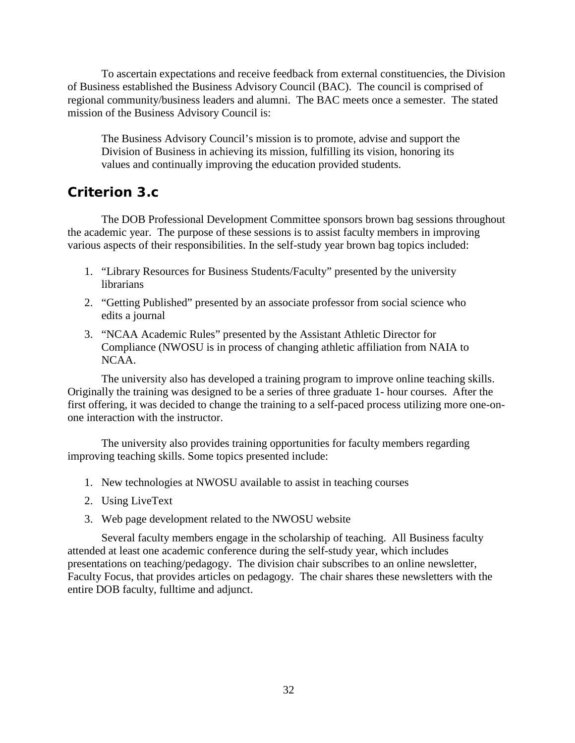To ascertain expectations and receive feedback from external constituencies, the Division of Business established the Business Advisory Council (BAC). The council is comprised of regional community/business leaders and alumni. The BAC meets once a semester. The stated mission of the Business Advisory Council is:

> The Business Advisory Council's mission is to promote, advise and support the Division of Business in achieving its mission, fulfilling its vision, honoring its values and continually improving the education provided students.

## Criterion 3.c

The DOB Professional Development Committee sponsors brown bag sessions throughout the academic year. The purpose of these sessions is to assist faculty members in improving various aspects of their responsibilities. In the self-study year brown bag topics included:

1. "Library Resources for Business Students/Faculty" presented by the university librarians
2. "Getting Published" presented by an associate professor from social science who edits a journal
3. "NCAA Academic Rules" presented by the Assistant Athletic Director for Compliance (NWOSU is in process of changing athletic affiliation from NAIA to NCAA.

The university also has developed a training program to improve online teaching skills. Originally the training was designed to be a series of three graduate 1- hour courses. After the first offering, it was decided to change the training to a self-paced process utilizing more one-on-one interaction with the instructor.

The university also provides training opportunities for faculty members regarding improving teaching skills. Some topics presented include:

1. New technologies at NWOSU available to assist in teaching courses
2. Using LiveText
3. Web page development related to the NWOSU website

Several faculty members engage in the scholarship of teaching. All Business faculty attended at least one academic conference during the self-study year, which includes presentations on teaching/pedagogy. The division chair subscribes to an online newsletter, Faculty Focus, that provides articles on pedagogy. The chair shares these newsletters with the entire DOB faculty, fulltime and adjunct.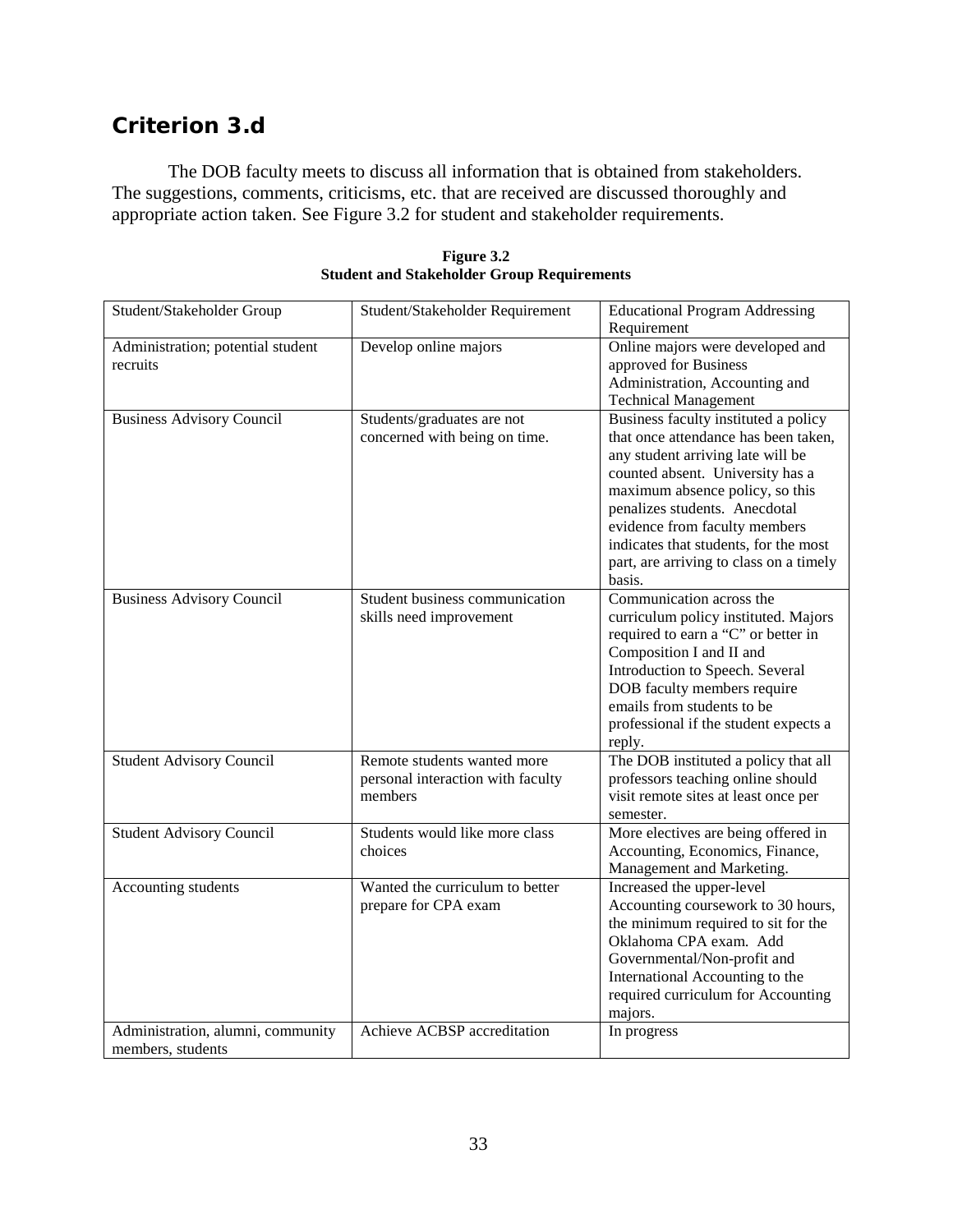## Criterion 3.d

The DOB faculty meets to discuss all information that is obtained from stakeholders. The suggestions, comments, criticisms, etc. that are received are discussed thoroughly and appropriate action taken. See Figure 3.2 for student and stakeholder requirements.

**Figure 3.2**
**Student and Stakeholder Group Requirements**

| Student/Stakeholder Group | Student/Stakeholder Requirement | Educational Program Addressing Requirement |
|---|---|---|
| Administration; potential student recruits | Develop online majors | Online majors were developed and approved for Business Administration, Accounting and Technical Management |
| Business Advisory Council | Students/graduates are not concerned with being on time. | Business faculty instituted a policy that once attendance has been taken, any student arriving late will be counted absent. University has a maximum absence policy, so this penalizes students. Anecdotal evidence from faculty members indicates that students, for the most part, are arriving to class on a timely basis. |
| Business Advisory Council | Student business communication skills need improvement | Communication across the curriculum policy instituted. Majors required to earn a "C" or better in Composition I and II and Introduction to Speech. Several DOB faculty members require emails from students to be professional if the student expects a reply. |
| Student Advisory Council | Remote students wanted more personal interaction with faculty members | The DOB instituted a policy that all professors teaching online should visit remote sites at least once per semester. |
| Student Advisory Council | Students would like more class choices | More electives are being offered in Accounting, Economics, Finance, Management and Marketing. |
| Accounting students | Wanted the curriculum to better prepare for CPA exam | Increased the upper-level Accounting coursework to 30 hours, the minimum required to sit for the Oklahoma CPA exam. Add Governmental/Non-profit and International Accounting to the required curriculum for Accounting majors. |
| Administration, alumni, community members, students | Achieve ACBSP accreditation | In progress |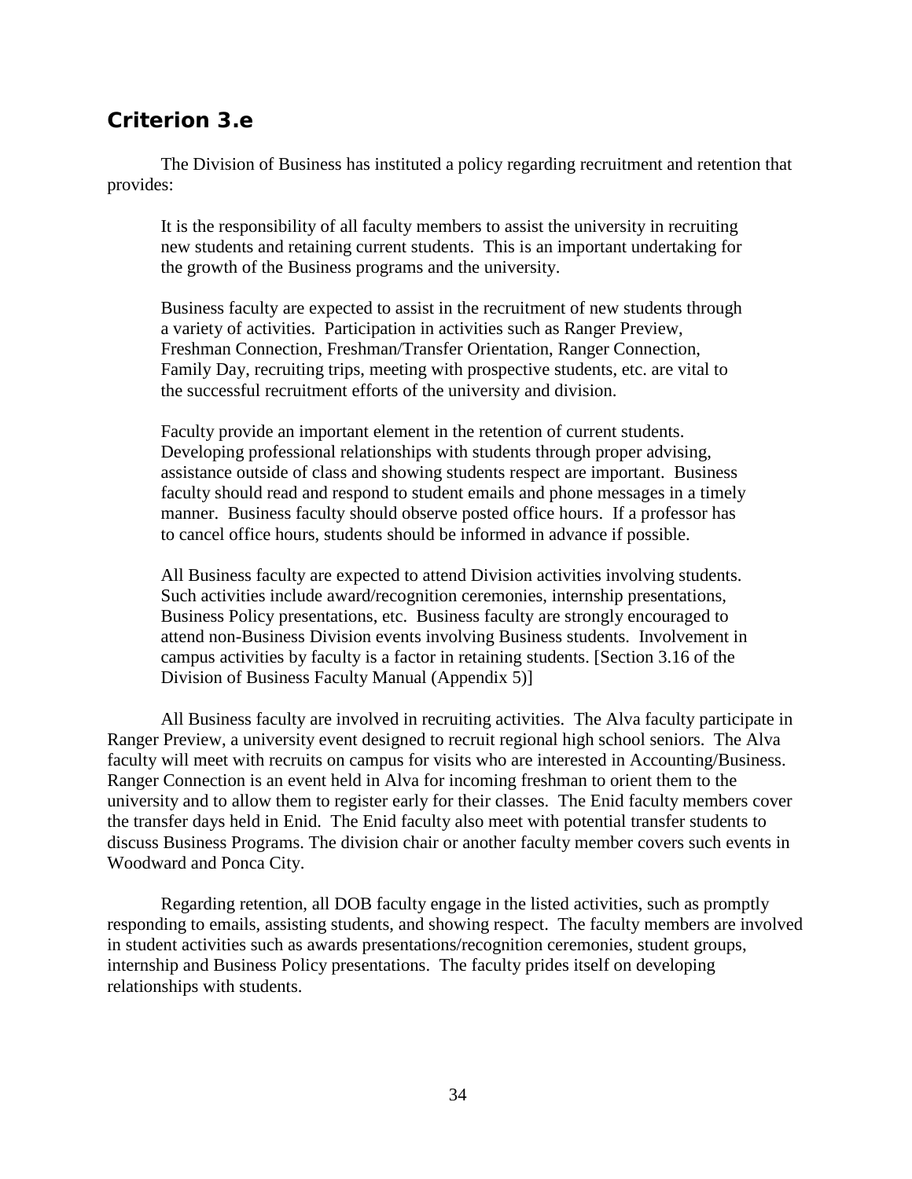## Criterion 3.e

The Division of Business has instituted a policy regarding recruitment and retention that provides:

> It is the responsibility of all faculty members to assist the university in recruiting new students and retaining current students. This is an important undertaking for the growth of the Business programs and the university.
>
> Business faculty are expected to assist in the recruitment of new students through a variety of activities. Participation in activities such as Ranger Preview, Freshman Connection, Freshman/Transfer Orientation, Ranger Connection, Family Day, recruiting trips, meeting with prospective students, etc. are vital to the successful recruitment efforts of the university and division.
>
> Faculty provide an important element in the retention of current students. Developing professional relationships with students through proper advising, assistance outside of class and showing students respect are important. Business faculty should read and respond to student emails and phone messages in a timely manner. Business faculty should observe posted office hours. If a professor has to cancel office hours, students should be informed in advance if possible.
>
> All Business faculty are expected to attend Division activities involving students. Such activities include award/recognition ceremonies, internship presentations, Business Policy presentations, etc. Business faculty are strongly encouraged to attend non-Business Division events involving Business students. Involvement in campus activities by faculty is a factor in retaining students. [Section 3.16 of the Division of Business Faculty Manual (Appendix 5)]

All Business faculty are involved in recruiting activities. The Alva faculty participate in Ranger Preview, a university event designed to recruit regional high school seniors. The Alva faculty will meet with recruits on campus for visits who are interested in Accounting/Business. Ranger Connection is an event held in Alva for incoming freshman to orient them to the university and to allow them to register early for their classes. The Enid faculty members cover the transfer days held in Enid. The Enid faculty also meet with potential transfer students to discuss Business Programs. The division chair or another faculty member covers such events in Woodward and Ponca City.

Regarding retention, all DOB faculty engage in the listed activities, such as promptly responding to emails, assisting students, and showing respect. The faculty members are involved in student activities such as awards presentations/recognition ceremonies, student groups, internship and Business Policy presentations. The faculty prides itself on developing relationships with students.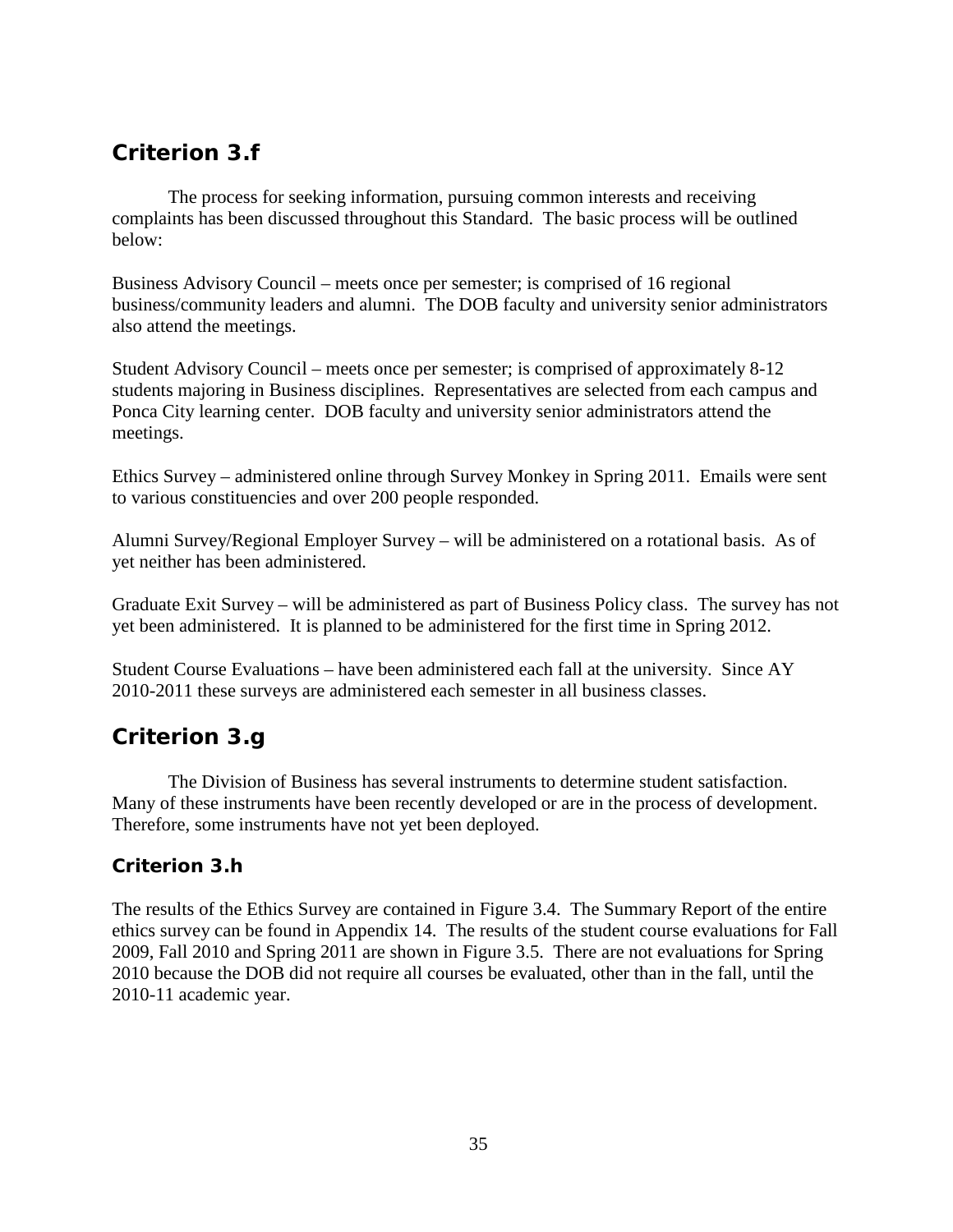## Criterion 3.f

The process for seeking information, pursuing common interests and receiving complaints has been discussed throughout this Standard. The basic process will be outlined below:

Business Advisory Council – meets once per semester; is comprised of 16 regional business/community leaders and alumni. The DOB faculty and university senior administrators also attend the meetings.

Student Advisory Council – meets once per semester; is comprised of approximately 8-12 students majoring in Business disciplines. Representatives are selected from each campus and Ponca City learning center. DOB faculty and university senior administrators attend the meetings.

Ethics Survey – administered online through Survey Monkey in Spring 2011. Emails were sent to various constituencies and over 200 people responded.

Alumni Survey/Regional Employer Survey – will be administered on a rotational basis. As of yet neither has been administered.

Graduate Exit Survey – will be administered as part of Business Policy class. The survey has not yet been administered. It is planned to be administered for the first time in Spring 2012.

Student Course Evaluations – have been administered each fall at the university. Since AY 2010-2011 these surveys are administered each semester in all business classes.

## Criterion 3.g

The Division of Business has several instruments to determine student satisfaction. Many of these instruments have been recently developed or are in the process of development. Therefore, some instruments have not yet been deployed.

### Criterion 3.h

The results of the Ethics Survey are contained in Figure 3.4. The Summary Report of the entire ethics survey can be found in Appendix 14. The results of the student course evaluations for Fall 2009, Fall 2010 and Spring 2011 are shown in Figure 3.5. There are not evaluations for Spring 2010 because the DOB did not require all courses be evaluated, other than in the fall, until the 2010-11 academic year.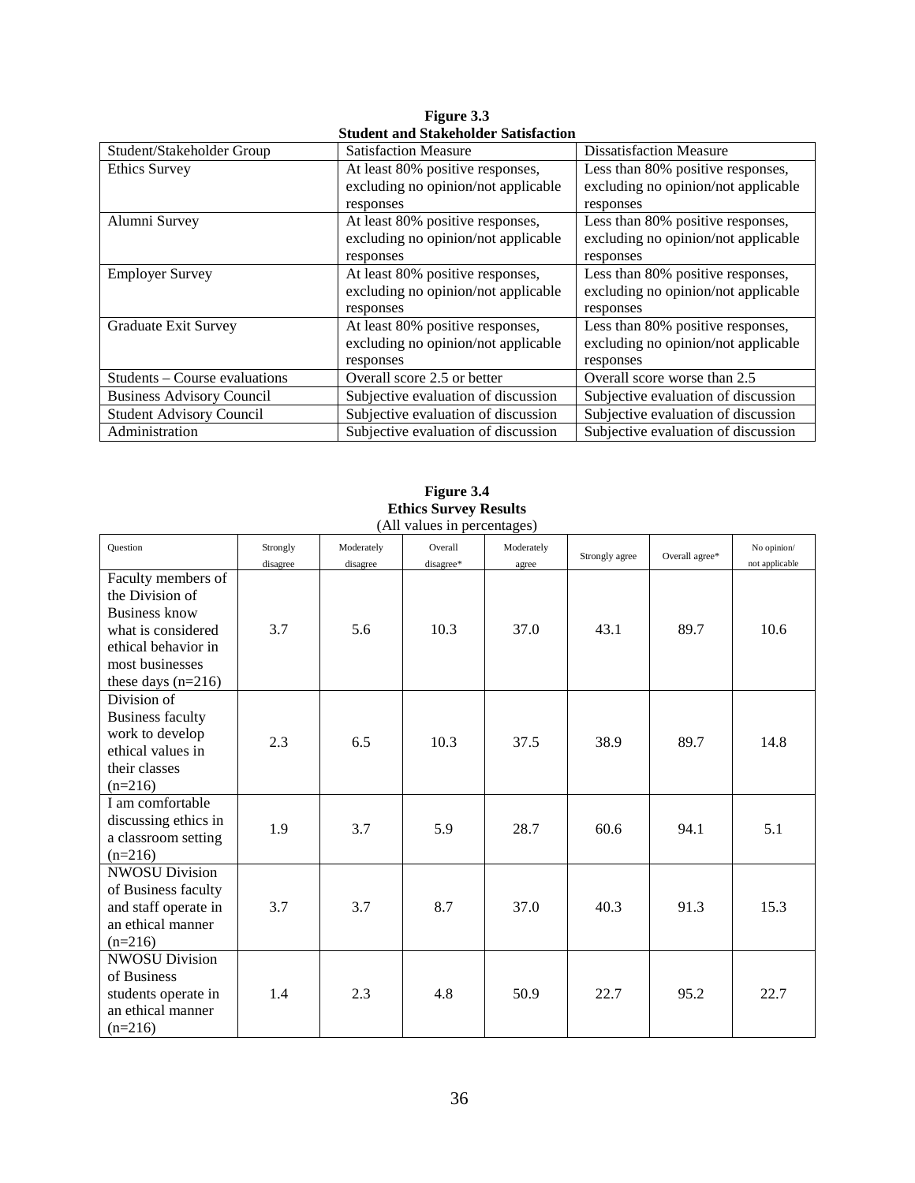**Figure 3.3**
**Student and Stakeholder Satisfaction**

| Student/Stakeholder Group | Satisfaction Measure | Dissatisfaction Measure |
|---|---|---|
| Ethics Survey | At least 80% positive responses, excluding no opinion/not applicable responses | Less than 80% positive responses, excluding no opinion/not applicable responses |
| Alumni Survey | At least 80% positive responses, excluding no opinion/not applicable responses | Less than 80% positive responses, excluding no opinion/not applicable responses |
| Employer Survey | At least 80% positive responses, excluding no opinion/not applicable responses | Less than 80% positive responses, excluding no opinion/not applicable responses |
| Graduate Exit Survey | At least 80% positive responses, excluding no opinion/not applicable responses | Less than 80% positive responses, excluding no opinion/not applicable responses |
| Students – Course evaluations | Overall score 2.5 or better | Overall score worse than 2.5 |
| Business Advisory Council | Subjective evaluation of discussion | Subjective evaluation of discussion |
| Student Advisory Council | Subjective evaluation of discussion | Subjective evaluation of discussion |
| Administration | Subjective evaluation of discussion | Subjective evaluation of discussion |

**Figure 3.4**
**Ethics Survey Results**
(All values in percentages)

| Question | Strongly disagree | Moderately disagree | Overall disagree* | Moderately agree | Strongly agree | Overall agree* | No opinion/ not applicable |
|---|---|---|---|---|---|---|---|
| Faculty members of the Division of Business know what is considered ethical behavior in most businesses these days (n=216) | 3.7 | 5.6 | 10.3 | 37.0 | 43.1 | 89.7 | 10.6 |
| Division of Business faculty work to develop ethical values in their classes (n=216) | 2.3 | 6.5 | 10.3 | 37.5 | 38.9 | 89.7 | 14.8 |
| I am comfortable discussing ethics in a classroom setting (n=216) | 1.9 | 3.7 | 5.9 | 28.7 | 60.6 | 94.1 | 5.1 |
| NWOSU Division of Business faculty and staff operate in an ethical manner (n=216) | 3.7 | 3.7 | 8.7 | 37.0 | 40.3 | 91.3 | 15.3 |
| NWOSU Division of Business students operate in an ethical manner (n=216) | 1.4 | 2.3 | 4.8 | 50.9 | 22.7 | 95.2 | 22.7 |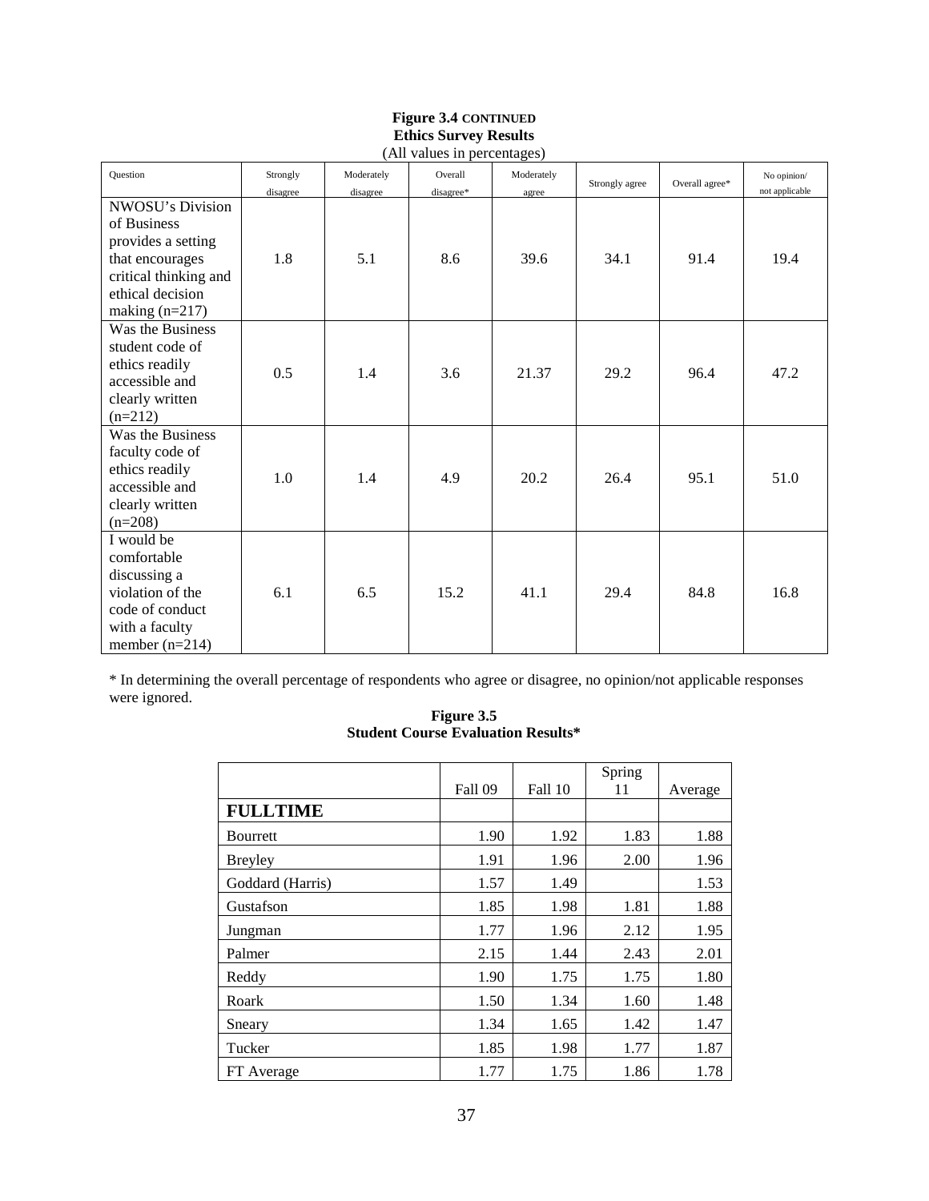**Figure 3.4 CONTINUED**
**Ethics Survey Results**
(All values in percentages)

| Question | Strongly disagree | Moderately disagree | Overall disagree* | Moderately agree | Strongly agree | Overall agree* | No opinion/ not applicable |
|---|---|---|---|---|---|---|---|
| NWOSU's Division of Business provides a setting that encourages critical thinking and ethical decision making (n=217) | 1.8 | 5.1 | 8.6 | 39.6 | 34.1 | 91.4 | 19.4 |
| Was the Business student code of ethics readily accessible and clearly written (n=212) | 0.5 | 1.4 | 3.6 | 21.37 | 29.2 | 96.4 | 47.2 |
| Was the Business faculty code of ethics readily accessible and clearly written (n=208) | 1.0 | 1.4 | 4.9 | 20.2 | 26.4 | 95.1 | 51.0 |
| I would be comfortable discussing a violation of the code of conduct with a faculty member (n=214) | 6.1 | 6.5 | 15.2 | 41.1 | 29.4 | 84.8 | 16.8 |

* In determining the overall percentage of respondents who agree or disagree, no opinion/not applicable responses were ignored.

**Figure 3.5**
**Student Course Evaluation Results***

| | Fall 09 | Fall 10 | Spring 11 | Average |
|---|---|---|---|---|
| **FULLTIME** | | | | |
| Bourrett | 1.90 | 1.92 | 1.83 | 1.88 |
| Breyley | 1.91 | 1.96 | 2.00 | 1.96 |
| Goddard (Harris) | 1.57 | 1.49 | | 1.53 |
| Gustafson | 1.85 | 1.98 | 1.81 | 1.88 |
| Jungman | 1.77 | 1.96 | 2.12 | 1.95 |
| Palmer | 2.15 | 1.44 | 2.43 | 2.01 |
| Reddy | 1.90 | 1.75 | 1.75 | 1.80 |
| Roark | 1.50 | 1.34 | 1.60 | 1.48 |
| Sneary | 1.34 | 1.65 | 1.42 | 1.47 |
| Tucker | 1.85 | 1.98 | 1.77 | 1.87 |
| FT Average | 1.77 | 1.75 | 1.86 | 1.78 |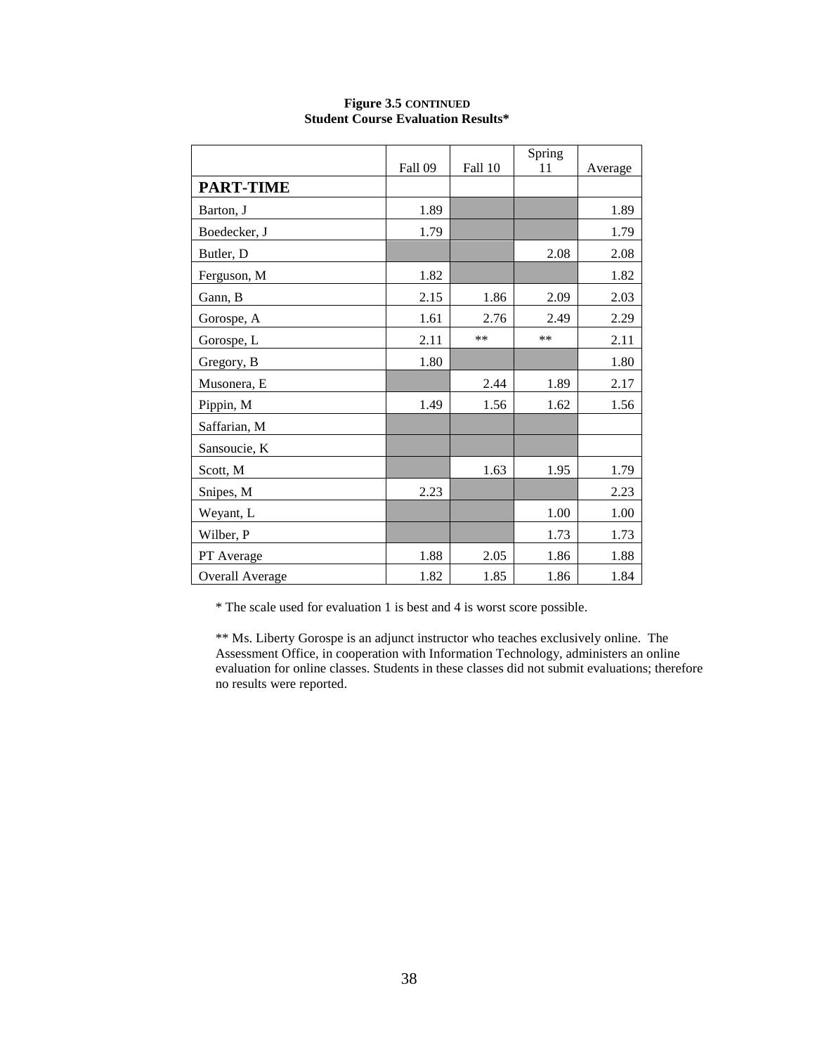**Figure 3.5 CONTINUED**
**Student Course Evaluation Results***

| | Fall 09 | Fall 10 | Spring 11 | Average |
|---|---|---|---|---|
| **PART-TIME** | | | | |
| Barton, J | 1.89 | | | 1.89 |
| Boedecker, J | 1.79 | | | 1.79 |
| Butler, D | | | 2.08 | 2.08 |
| Ferguson, M | 1.82 | | | 1.82 |
| Gann, B | 2.15 | 1.86 | 2.09 | 2.03 |
| Gorospe, A | 1.61 | 2.76 | 2.49 | 2.29 |
| Gorospe, L | 2.11 | ** | ** | 2.11 |
| Gregory, B | 1.80 | | | 1.80 |
| Musonera, E | | 2.44 | 1.89 | 2.17 |
| Pippin, M | 1.49 | 1.56 | 1.62 | 1.56 |
| Saffarian, M | | | | |
| Sansoucie, K | | | | |
| Scott, M | | 1.63 | 1.95 | 1.79 |
| Snipes, M | 2.23 | | | 2.23 |
| Weyant, L | | | 1.00 | 1.00 |
| Wilber, P | | | 1.73 | 1.73 |
| PT Average | 1.88 | 2.05 | 1.86 | 1.88 |
| Overall Average | 1.82 | 1.85 | 1.86 | 1.84 |

* The scale used for evaluation 1 is best and 4 is worst score possible.

** Ms. Liberty Gorospe is an adjunct instructor who teaches exclusively online. The Assessment Office, in cooperation with Information Technology, administers an online evaluation for online classes. Students in these classes did not submit evaluations; therefore no results were reported.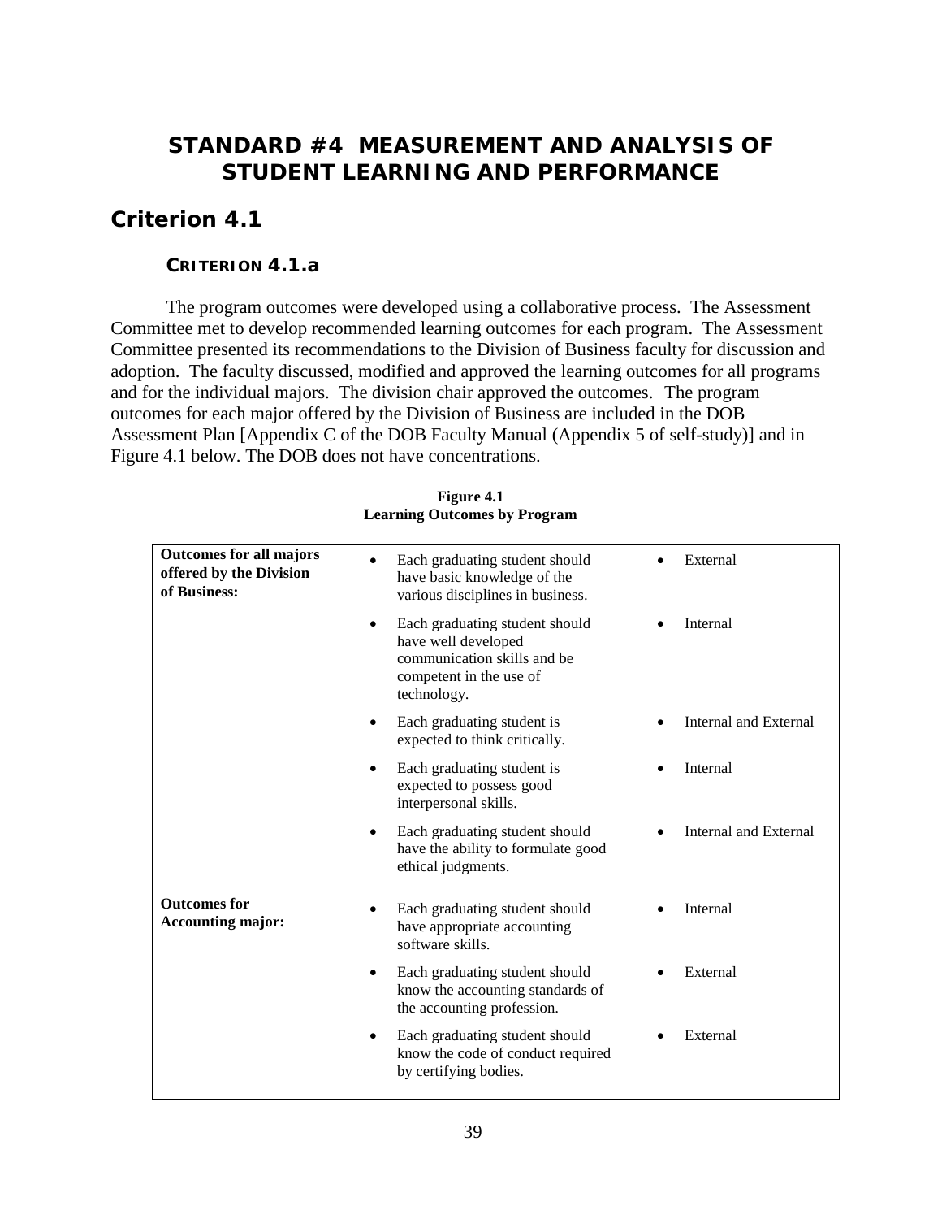# STANDARD #4 MEASUREMENT AND ANALYSIS OF STUDENT LEARNING AND PERFORMANCE

## Criterion 4.1

### CRITERION 4.1.a

The program outcomes were developed using a collaborative process. The Assessment Committee met to develop recommended learning outcomes for each program. The Assessment Committee presented its recommendations to the Division of Business faculty for discussion and adoption. The faculty discussed, modified and approved the learning outcomes for all programs and for the individual majors. The division chair approved the outcomes. The program outcomes for each major offered by the Division of Business are included in the DOB Assessment Plan [Appendix C of the DOB Faculty Manual (Appendix 5 of self-study)] and in Figure 4.1 below. The DOB does not have concentrations.

**Figure 4.1**
**Learning Outcomes by Program**

| | | |
|---|---|---|
| **Outcomes for all majors offered by the Division of Business:** | • Each graduating student should have basic knowledge of the various disciplines in business. | • External |
| | • Each graduating student should have well developed communication skills and be competent in the use of technology. | • Internal |
| | • Each graduating student is expected to think critically. | • Internal and External |
| | • Each graduating student is expected to possess good interpersonal skills. | • Internal |
| | • Each graduating student should have the ability to formulate good ethical judgments. | • Internal and External |
| **Outcomes for Accounting major:** | • Each graduating student should have appropriate accounting software skills. | • Internal |
| | • Each graduating student should know the accounting standards of the accounting profession. | • External |
| | • Each graduating student should know the code of conduct required by certifying bodies. | • External |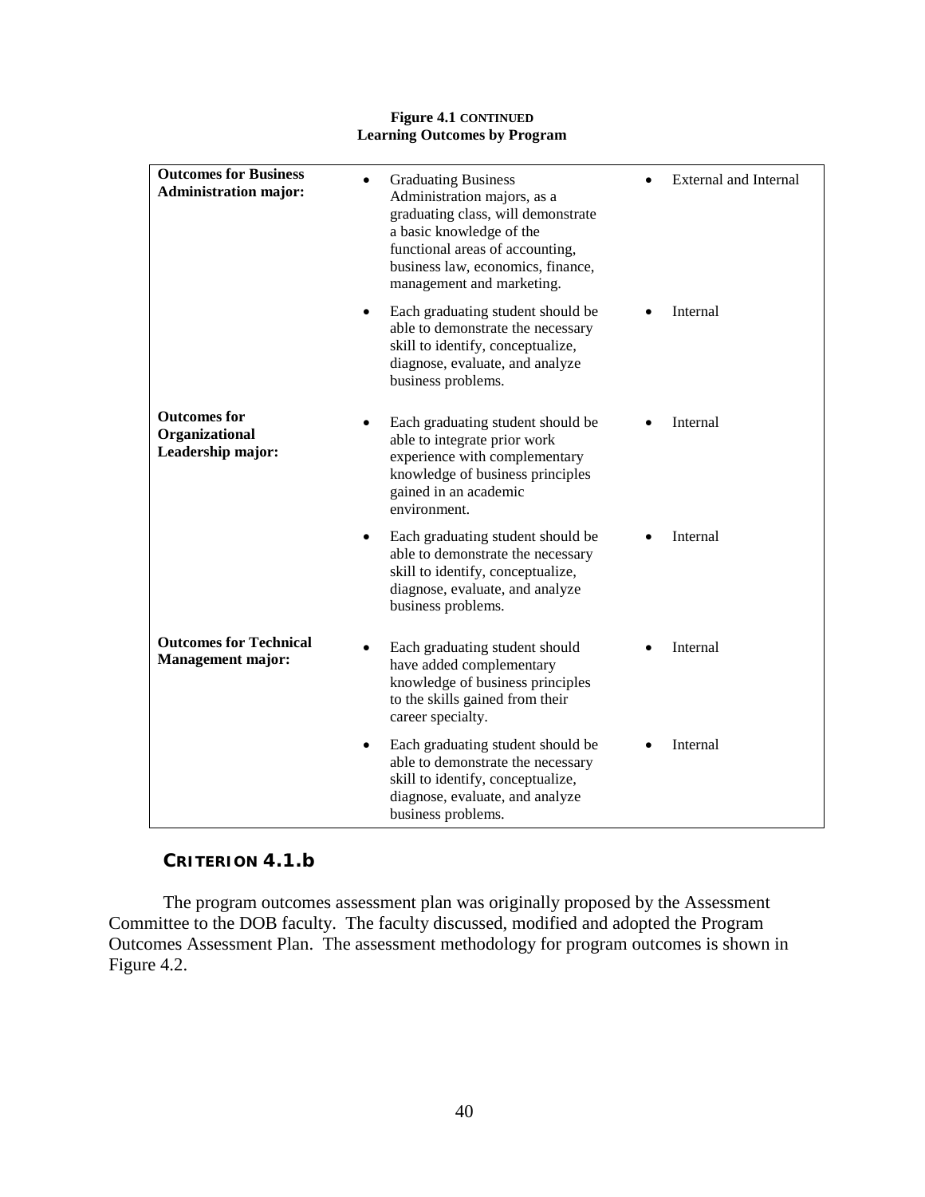**Figure 4.1 CONTINUED**
**Learning Outcomes by Program**

| | | |
|---|---|---|
| **Outcomes for Business Administration major:** | • Graduating Business Administration majors, as a graduating class, will demonstrate a basic knowledge of the functional areas of accounting, business law, economics, finance, management and marketing. | • External and Internal |
| | • Each graduating student should be able to demonstrate the necessary skill to identify, conceptualize, diagnose, evaluate, and analyze business problems. | • Internal |
| **Outcomes for Organizational Leadership major:** | • Each graduating student should be able to integrate prior work experience with complementary knowledge of business principles gained in an academic environment. | • Internal |
| | • Each graduating student should be able to demonstrate the necessary skill to identify, conceptualize, diagnose, evaluate, and analyze business problems. | • Internal |
| **Outcomes for Technical Management major:** | • Each graduating student should have added complementary knowledge of business principles to the skills gained from their career specialty. | • Internal |
| | • Each graduating student should be able to demonstrate the necessary skill to identify, conceptualize, diagnose, evaluate, and analyze business problems. | • Internal |

## CRITERION 4.1.b

The program outcomes assessment plan was originally proposed by the Assessment Committee to the DOB faculty. The faculty discussed, modified and adopted the Program Outcomes Assessment Plan. The assessment methodology for program outcomes is shown in Figure 4.2.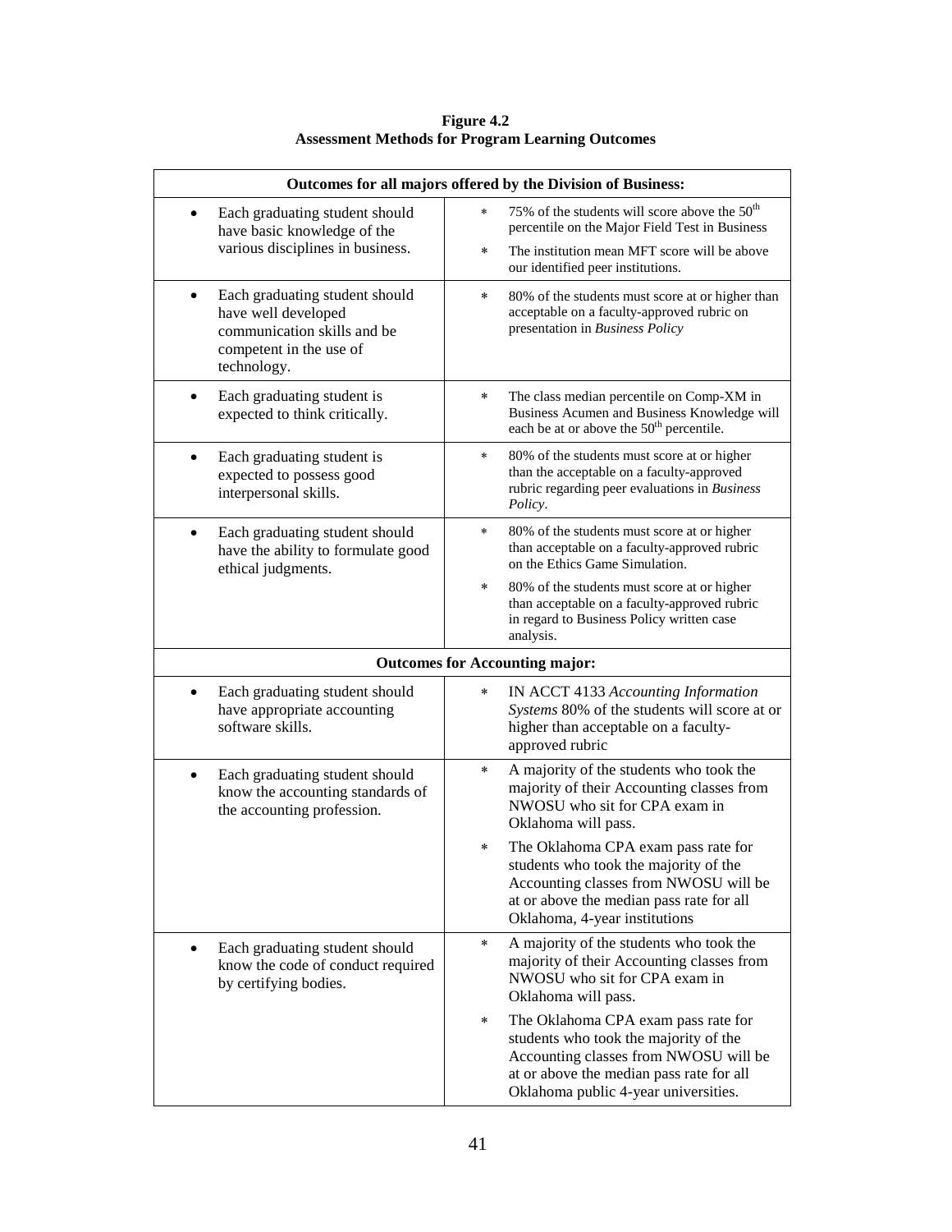**Figure 4.2**
**Assessment Methods for Program Learning Outcomes**

| Outcomes for all majors offered by the Division of Business: | |
|---|---|
| • Each graduating student should have basic knowledge of the various disciplines in business. | * 75% of the students will score above the 50th percentile on the Major Field Test in Business<br>* The institution mean MFT score will be above our identified peer institutions. |
| • Each graduating student should have well developed communication skills and be competent in the use of technology. | * 80% of the students must score at or higher than acceptable on a faculty-approved rubric on presentation in *Business Policy* |
| • Each graduating student is expected to think critically. | * The class median percentile on Comp-XM in Business Acumen and Business Knowledge will each be at or above the 50th percentile. |
| • Each graduating student is expected to possess good interpersonal skills. | * 80% of the students must score at or higher than the acceptable on a faculty-approved rubric regarding peer evaluations in *Business Policy*. |
| • Each graduating student should have the ability to formulate good ethical judgments. | * 80% of the students must score at or higher than acceptable on a faculty-approved rubric on the Ethics Game Simulation.<br>* 80% of the students must score at or higher than acceptable on a faculty-approved rubric in regard to Business Policy written case analysis. |
| **Outcomes for Accounting major:** | |
| • Each graduating student should have appropriate accounting software skills. | * IN ACCT 4133 *Accounting Information Systems* 80% of the students will score at or higher than acceptable on a faculty-approved rubric |
| • Each graduating student should know the accounting standards of the accounting profession. | * A majority of the students who took the majority of their Accounting classes from NWOSU who sit for CPA exam in Oklahoma will pass.<br>* The Oklahoma CPA exam pass rate for students who took the majority of the Accounting classes from NWOSU will be at or above the median pass rate for all Oklahoma, 4-year institutions |
| • Each graduating student should know the code of conduct required by certifying bodies. | * A majority of the students who took the majority of their Accounting classes from NWOSU who sit for CPA exam in Oklahoma will pass.<br>* The Oklahoma CPA exam pass rate for students who took the majority of the Accounting classes from NWOSU will be at or above the median pass rate for all Oklahoma public 4-year universities. |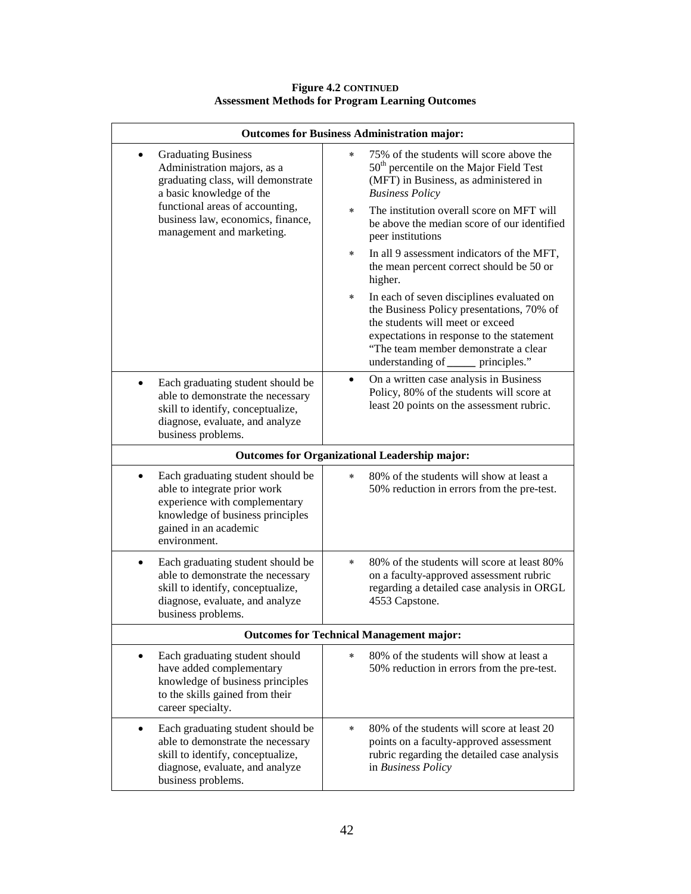**Figure 4.2 CONTINUED**
**Assessment Methods for Program Learning Outcomes**

| **Outcomes for Business Administration major:** | |
|---|---|
| • Graduating Business Administration majors, as a graduating class, will demonstrate a basic knowledge of the functional areas of accounting, business law, economics, finance, management and marketing. | ∗ 75% of the students will score above the 50th percentile on the Major Field Test (MFT) in Business, as administered in *Business Policy*<br>∗ The institution overall score on MFT will be above the median score of our identified peer institutions<br>∗ In all 9 assessment indicators of the MFT, the mean percent correct should be 50 or higher.<br>∗ In each of seven disciplines evaluated on the Business Policy presentations, 70% of the students will meet or exceed expectations in response to the statement "The team member demonstrate a clear understanding of _____ principles." |
| • Each graduating student should be able to demonstrate the necessary skill to identify, conceptualize, diagnose, evaluate, and analyze business problems. | • On a written case analysis in Business Policy, 80% of the students will score at least 20 points on the assessment rubric. |
| **Outcomes for Organizational Leadership major:** | |
| • Each graduating student should be able to integrate prior work experience with complementary knowledge of business principles gained in an academic environment. | ∗ 80% of the students will show at least a 50% reduction in errors from the pre-test. |
| • Each graduating student should be able to demonstrate the necessary skill to identify, conceptualize, diagnose, evaluate, and analyze business problems. | ∗ 80% of the students will score at least 80% on a faculty-approved assessment rubric regarding a detailed case analysis in ORGL 4553 Capstone. |
| **Outcomes for Technical Management major:** | |
| • Each graduating student should have added complementary knowledge of business principles to the skills gained from their career specialty. | ∗ 80% of the students will show at least a 50% reduction in errors from the pre-test. |
| • Each graduating student should be able to demonstrate the necessary skill to identify, conceptualize, diagnose, evaluate, and analyze business problems. | ∗ 80% of the students will score at least 20 points on a faculty-approved assessment rubric regarding the detailed case analysis in *Business Policy* |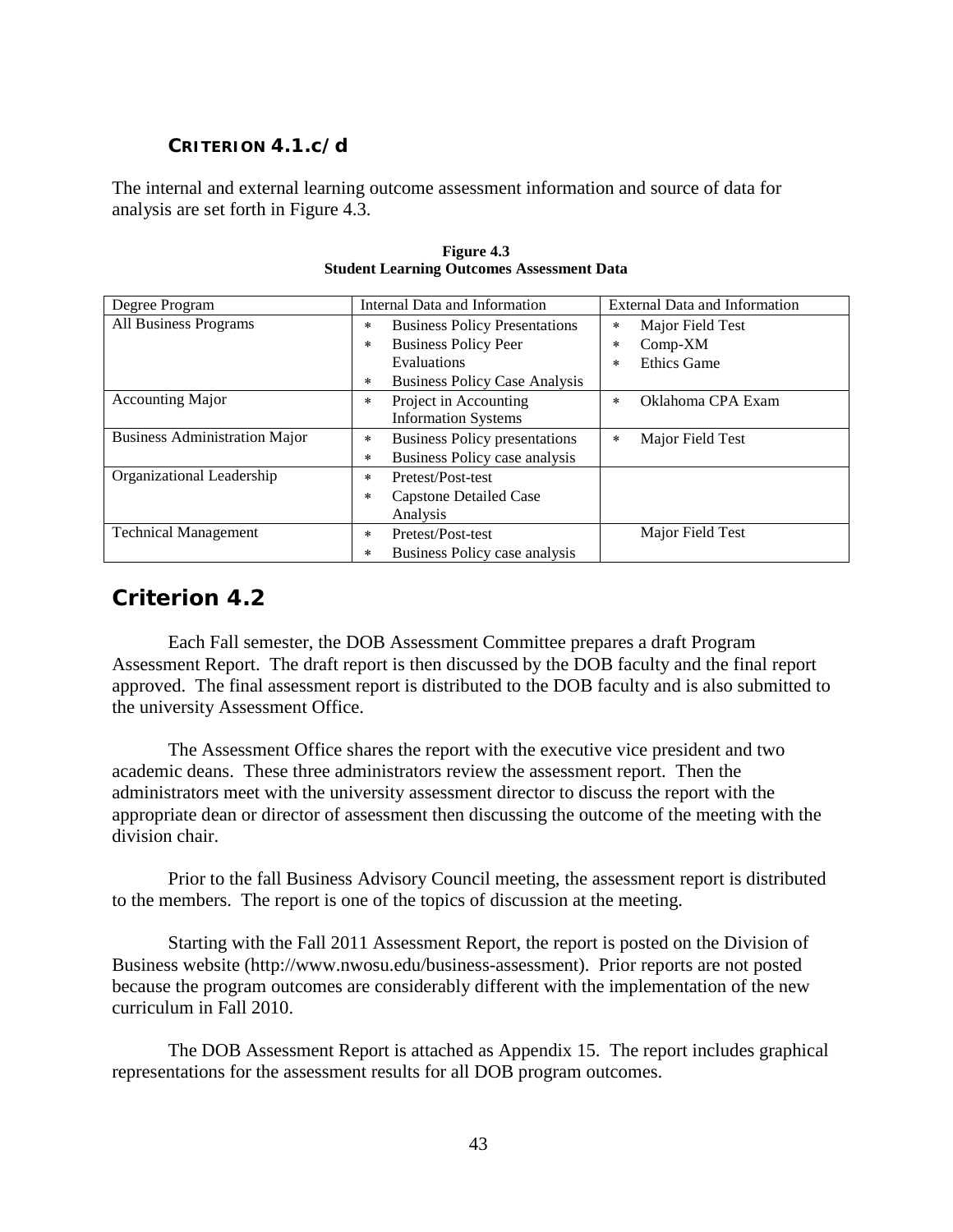### CRITERION 4.1.c/d

The internal and external learning outcome assessment information and source of data for analysis are set forth in Figure 4.3.

**Figure 4.3**
**Student Learning Outcomes Assessment Data**

| Degree Program | Internal Data and Information | External Data and Information |
|---|---|---|
| All Business Programs | * Business Policy Presentations<br>* Business Policy Peer Evaluations<br>* Business Policy Case Analysis | * Major Field Test<br>* Comp-XM<br>* Ethics Game |
| Accounting Major | * Project in Accounting Information Systems | * Oklahoma CPA Exam |
| Business Administration Major | * Business Policy presentations<br>* Business Policy case analysis | * Major Field Test |
| Organizational Leadership | * Pretest/Post-test<br>* Capstone Detailed Case Analysis | |
| Technical Management | * Pretest/Post-test<br>* Business Policy case analysis | Major Field Test |

## Criterion 4.2

Each Fall semester, the DOB Assessment Committee prepares a draft Program Assessment Report. The draft report is then discussed by the DOB faculty and the final report approved. The final assessment report is distributed to the DOB faculty and is also submitted to the university Assessment Office.

The Assessment Office shares the report with the executive vice president and two academic deans. These three administrators review the assessment report. Then the administrators meet with the university assessment director to discuss the report with the appropriate dean or director of assessment then discussing the outcome of the meeting with the division chair.

Prior to the fall Business Advisory Council meeting, the assessment report is distributed to the members. The report is one of the topics of discussion at the meeting.

Starting with the Fall 2011 Assessment Report, the report is posted on the Division of Business website (http://www.nwosu.edu/business-assessment). Prior reports are not posted because the program outcomes are considerably different with the implementation of the new curriculum in Fall 2010.

The DOB Assessment Report is attached as Appendix 15. The report includes graphical representations for the assessment results for all DOB program outcomes.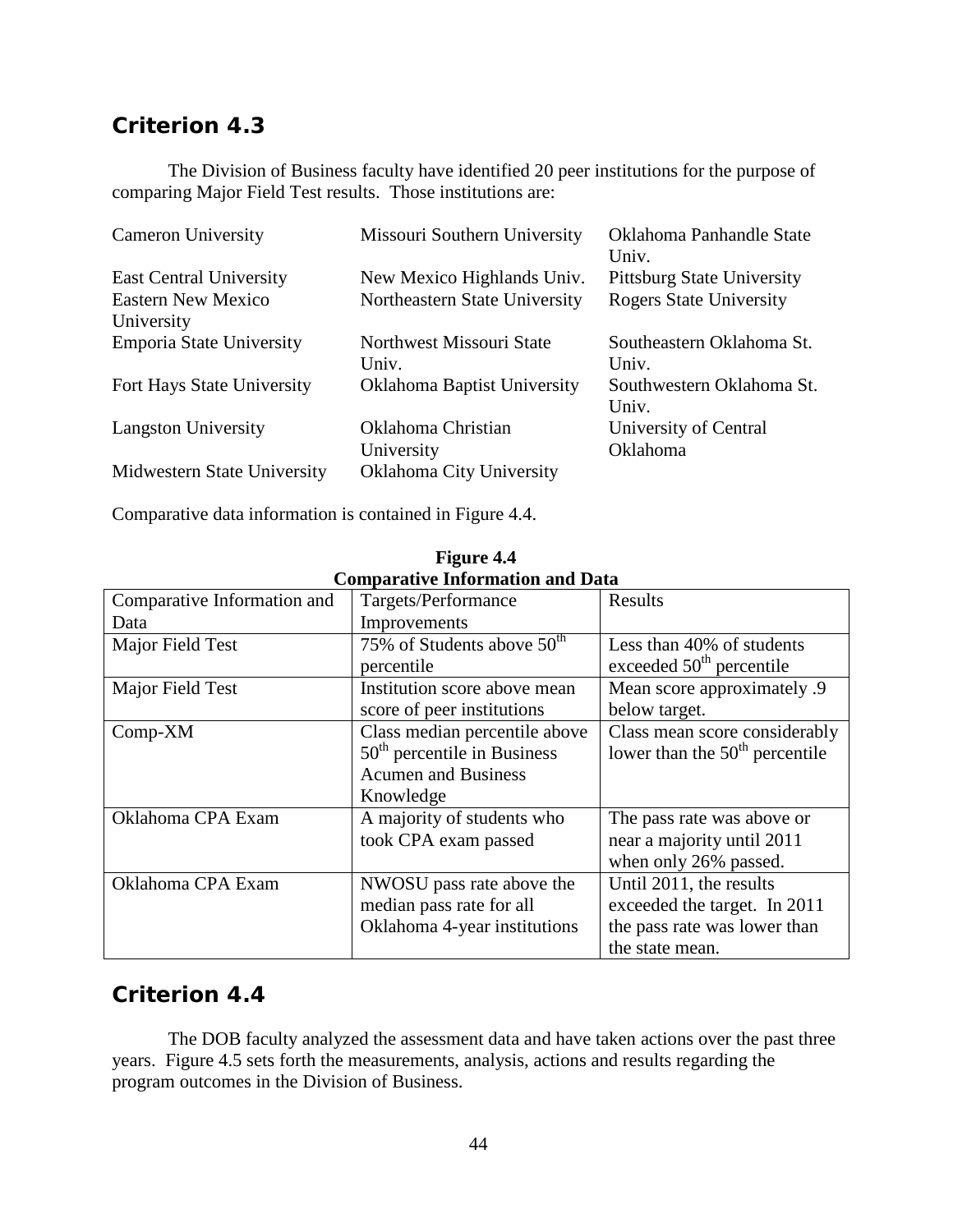## Criterion 4.3

The Division of Business faculty have identified 20 peer institutions for the purpose of comparing Major Field Test results. Those institutions are:

| | | |
|---|---|---|
| Cameron University | Missouri Southern University | Oklahoma Panhandle State Univ. |
| East Central University | New Mexico Highlands Univ. | Pittsburg State University |
| Eastern New Mexico University | Northeastern State University | Rogers State University |
| Emporia State University | Northwest Missouri State Univ. | Southeastern Oklahoma St. Univ. |
| Fort Hays State University | Oklahoma Baptist University | Southwestern Oklahoma St. Univ. |
| Langston University | Oklahoma Christian University | University of Central Oklahoma |
| Midwestern State University | Oklahoma City University | |

Comparative data information is contained in Figure 4.4.

**Figure 4.4**
**Comparative Information and Data**

| Comparative Information and Data | Targets/Performance Improvements | Results |
|---|---|---|
| Major Field Test | 75% of Students above 50th percentile | Less than 40% of students exceeded 50th percentile |
| Major Field Test | Institution score above mean score of peer institutions | Mean score approximately .9 below target. |
| Comp-XM | Class median percentile above 50th percentile in Business Acumen and Business Knowledge | Class mean score considerably lower than the 50th percentile |
| Oklahoma CPA Exam | A majority of students who took CPA exam passed | The pass rate was above or near a majority until 2011 when only 26% passed. |
| Oklahoma CPA Exam | NWOSU pass rate above the median pass rate for all Oklahoma 4-year institutions | Until 2011, the results exceeded the target. In 2011 the pass rate was lower than the state mean. |

## Criterion 4.4

The DOB faculty analyzed the assessment data and have taken actions over the past three years. Figure 4.5 sets forth the measurements, analysis, actions and results regarding the program outcomes in the Division of Business.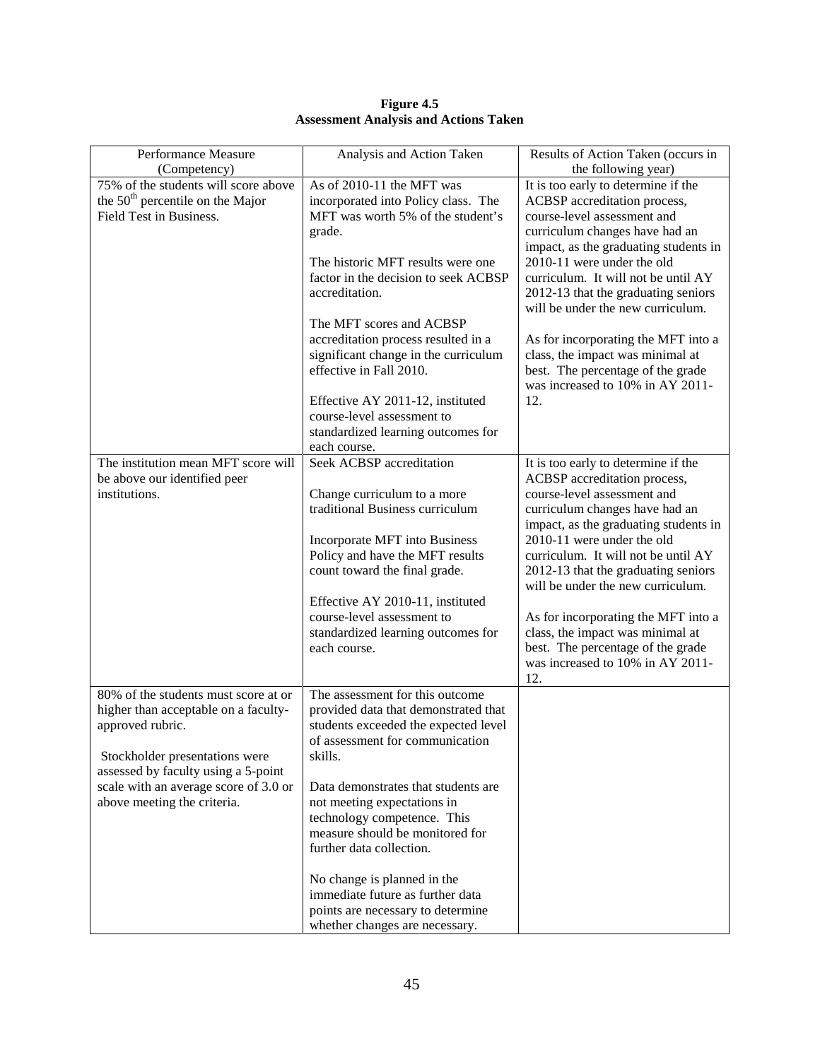**Figure 4.5**
**Assessment Analysis and Actions Taken**

| Performance Measure (Competency) | Analysis and Action Taken | Results of Action Taken (occurs in the following year) |
|---|---|---|
| 75% of the students will score above the 50th percentile on the Major Field Test in Business. | As of 2010-11 the MFT was incorporated into Policy class. The MFT was worth 5% of the student's grade.<br><br>The historic MFT results were one factor in the decision to seek ACBSP accreditation.<br><br>The MFT scores and ACBSP accreditation process resulted in a significant change in the curriculum effective in Fall 2010.<br><br>Effective AY 2011-12, instituted course-level assessment to standardized learning outcomes for each course. | It is too early to determine if the ACBSP accreditation process, course-level assessment and curriculum changes have had an impact, as the graduating students in 2010-11 were under the old curriculum. It will not be until AY 2012-13 that the graduating seniors will be under the new curriculum.<br><br>As for incorporating the MFT into a class, the impact was minimal at best. The percentage of the grade was increased to 10% in AY 2011-12. |
| The institution mean MFT score will be above our identified peer institutions. | Seek ACBSP accreditation<br><br>Change curriculum to a more traditional Business curriculum<br><br>Incorporate MFT into Business Policy and have the MFT results count toward the final grade.<br><br>Effective AY 2010-11, instituted course-level assessment to standardized learning outcomes for each course. | It is too early to determine if the ACBSP accreditation process, course-level assessment and curriculum changes have had an impact, as the graduating students in 2010-11 were under the old curriculum. It will not be until AY 2012-13 that the graduating seniors will be under the new curriculum.<br><br>As for incorporating the MFT into a class, the impact was minimal at best. The percentage of the grade was increased to 10% in AY 2011-12. |
| 80% of the students must score at or higher than acceptable on a faculty-approved rubric.<br><br>Stockholder presentations were assessed by faculty using a 5-point scale with an average score of 3.0 or above meeting the criteria. | The assessment for this outcome provided data that demonstrated that students exceeded the expected level of assessment for communication skills.<br><br>Data demonstrates that students are not meeting expectations in technology competence. This measure should be monitored for further data collection.<br><br>No change is planned in the immediate future as further data points are necessary to determine whether changes are necessary. | |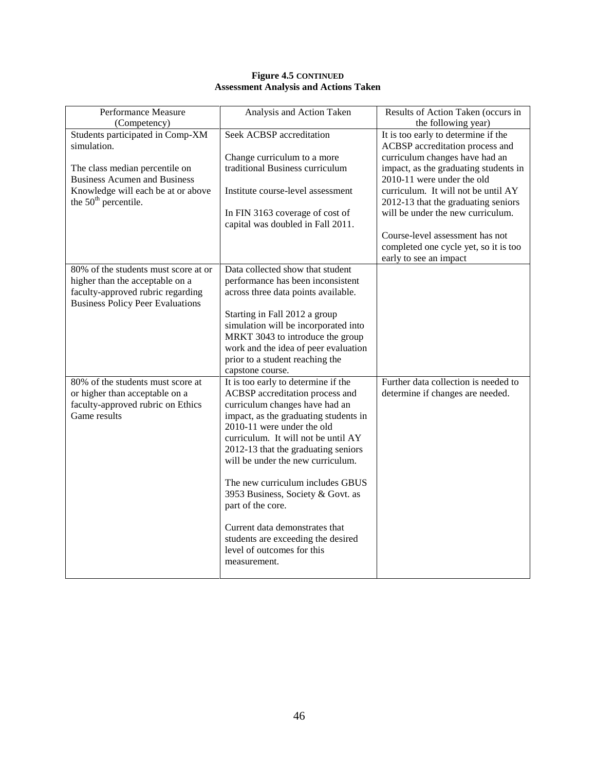**Figure 4.5 CONTINUED**
**Assessment Analysis and Actions Taken**

| Performance Measure (Competency) | Analysis and Action Taken | Results of Action Taken (occurs in the following year) |
|---|---|---|
| Students participated in Comp-XM simulation.<br><br>The class median percentile on Business Acumen and Business Knowledge will each be at or above the 50$^{th}$ percentile. | Seek ACBSP accreditation<br><br>Change curriculum to a more traditional Business curriculum<br><br>Institute course-level assessment<br><br>In FIN 3163 coverage of cost of capital was doubled in Fall 2011. | It is too early to determine if the ACBSP accreditation process and curriculum changes have had an impact, as the graduating students in 2010-11 were under the old curriculum. It will not be until AY 2012-13 that the graduating seniors will be under the new curriculum.<br><br>Course-level assessment has not completed one cycle yet, so it is too early to see an impact |
| 80% of the students must score at or higher than the acceptable on a faculty-approved rubric regarding Business Policy Peer Evaluations | Data collected show that student performance has been inconsistent across three data points available.<br><br>Starting in Fall 2012 a group simulation will be incorporated into MRKT 3043 to introduce the group work and the idea of peer evaluation prior to a student reaching the capstone course. | |
| 80% of the students must score at or higher than acceptable on a faculty-approved rubric on Ethics Game results | It is too early to determine if the ACBSP accreditation process and curriculum changes have had an impact, as the graduating students in 2010-11 were under the old curriculum. It will not be until AY 2012-13 that the graduating seniors will be under the new curriculum.<br><br>The new curriculum includes GBUS 3953 Business, Society & Govt. as part of the core.<br><br>Current data demonstrates that students are exceeding the desired level of outcomes for this measurement. | Further data collection is needed to determine if changes are needed. |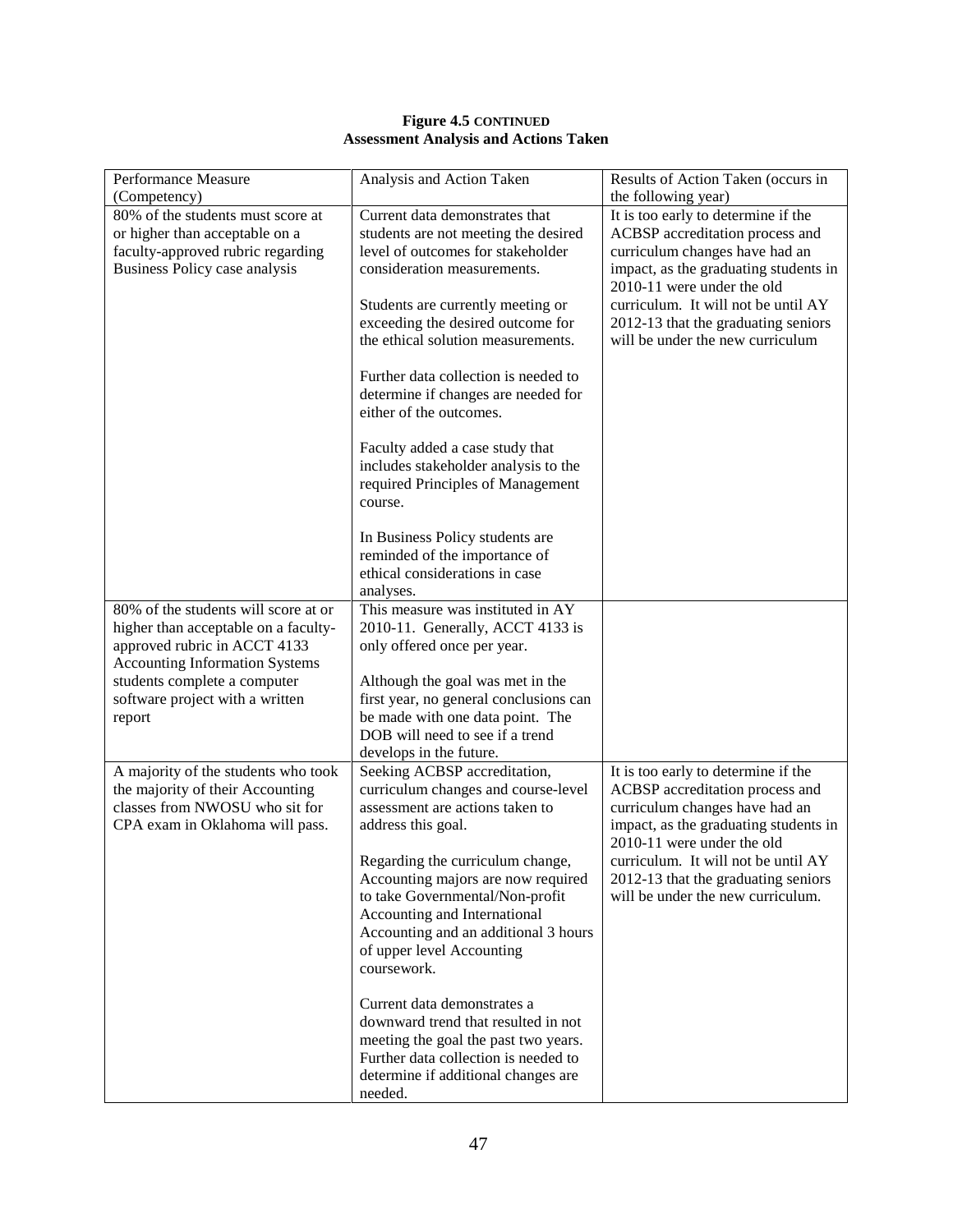**Figure 4.5 CONTINUED**
**Assessment Analysis and Actions Taken**

| Performance Measure (Competency) | Analysis and Action Taken | Results of Action Taken (occurs in the following year) |
|---|---|---|
| 80% of the students must score at or higher than acceptable on a faculty-approved rubric regarding Business Policy case analysis | Current data demonstrates that students are not meeting the desired level of outcomes for stakeholder consideration measurements.<br><br>Students are currently meeting or exceeding the desired outcome for the ethical solution measurements.<br><br>Further data collection is needed to determine if changes are needed for either of the outcomes.<br><br>Faculty added a case study that includes stakeholder analysis to the required Principles of Management course.<br><br>In Business Policy students are reminded of the importance of ethical considerations in case analyses. | It is too early to determine if the ACBSP accreditation process and curriculum changes have had an impact, as the graduating students in 2010-11 were under the old curriculum. It will not be until AY 2012-13 that the graduating seniors will be under the new curriculum |
| 80% of the students will score at or higher than acceptable on a faculty-approved rubric in ACCT 4133 Accounting Information Systems students complete a computer software project with a written report | This measure was instituted in AY 2010-11. Generally, ACCT 4133 is only offered once per year.<br><br>Although the goal was met in the first year, no general conclusions can be made with one data point. The DOB will need to see if a trend develops in the future. | |
| A majority of the students who took the majority of their Accounting classes from NWOSU who sit for CPA exam in Oklahoma will pass. | Seeking ACBSP accreditation, curriculum changes and course-level assessment are actions taken to address this goal.<br><br>Regarding the curriculum change, Accounting majors are now required to take Governmental/Non-profit Accounting and International Accounting and an additional 3 hours of upper level Accounting coursework.<br><br>Current data demonstrates a downward trend that resulted in not meeting the goal the past two years. Further data collection is needed to determine if additional changes are needed. | It is too early to determine if the ACBSP accreditation process and curriculum changes have had an impact, as the graduating students in 2010-11 were under the old curriculum. It will not be until AY 2012-13 that the graduating seniors will be under the new curriculum. |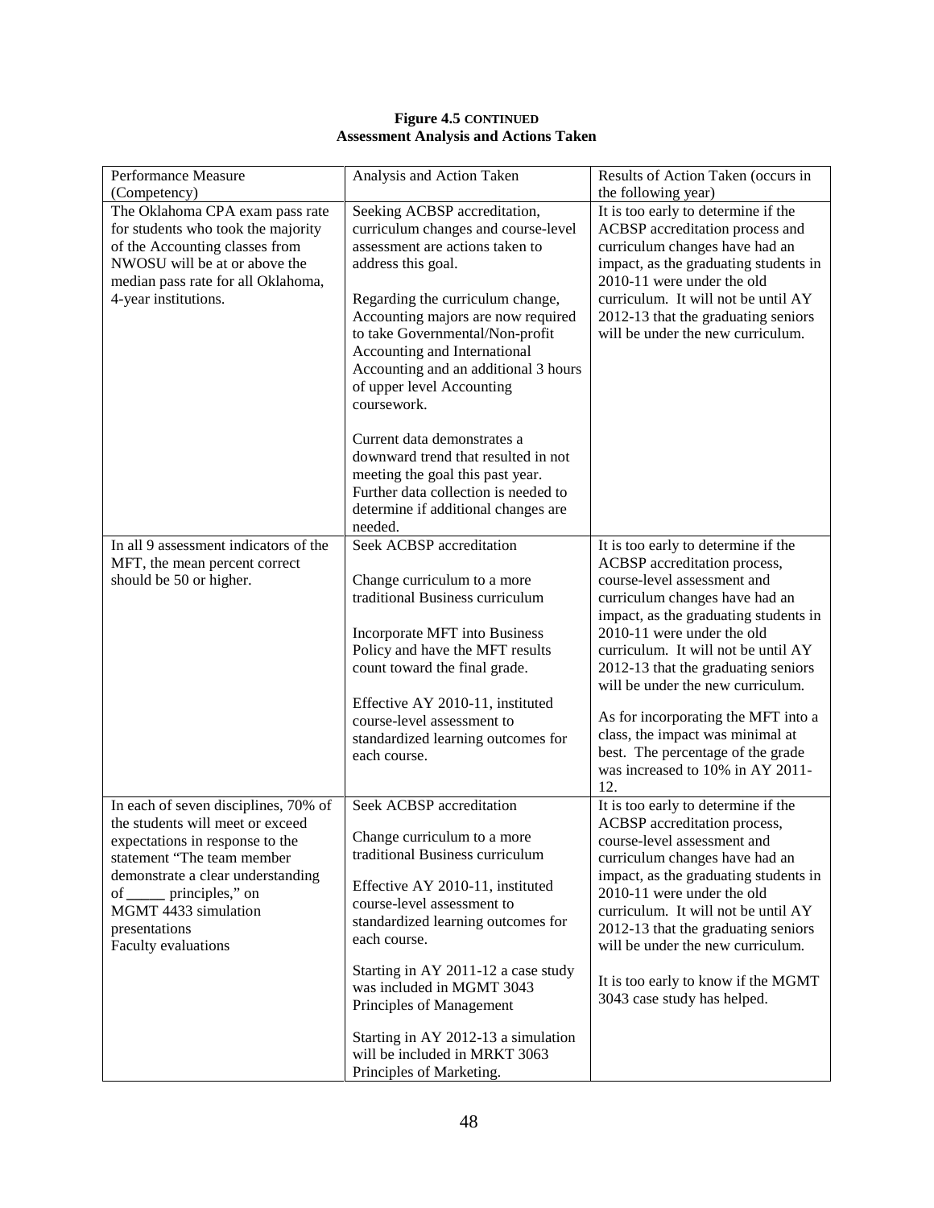**Figure 4.5 CONTINUED**
**Assessment Analysis and Actions Taken**

| Performance Measure (Competency) | Analysis and Action Taken | Results of Action Taken (occurs in the following year) |
|---|---|---|
| The Oklahoma CPA exam pass rate for students who took the majority of the Accounting classes from NWOSU will be at or above the median pass rate for all Oklahoma, 4-year institutions. | Seeking ACBSP accreditation, curriculum changes and course-level assessment are actions taken to address this goal.<br><br>Regarding the curriculum change, Accounting majors are now required to take Governmental/Non-profit Accounting and International Accounting and an additional 3 hours of upper level Accounting coursework.<br><br>Current data demonstrates a downward trend that resulted in not meeting the goal this past year. Further data collection is needed to determine if additional changes are needed. | It is too early to determine if the ACBSP accreditation process and curriculum changes have had an impact, as the graduating students in 2010-11 were under the old curriculum. It will not be until AY 2012-13 that the graduating seniors will be under the new curriculum. |
| In all 9 assessment indicators of the MFT, the mean percent correct should be 50 or higher. | Seek ACBSP accreditation<br><br>Change curriculum to a more traditional Business curriculum<br><br>Incorporate MFT into Business Policy and have the MFT results count toward the final grade.<br><br>Effective AY 2010-11, instituted course-level assessment to standardized learning outcomes for each course. | It is too early to determine if the ACBSP accreditation process, course-level assessment and curriculum changes have had an impact, as the graduating students in 2010-11 were under the old curriculum. It will not be until AY 2012-13 that the graduating seniors will be under the new curriculum.<br><br>As for incorporating the MFT into a class, the impact was minimal at best. The percentage of the grade was increased to 10% in AY 2011-12. |
| In each of seven disciplines, 70% of the students will meet or exceed expectations in response to the statement "The team member demonstrate a clear understanding of _____ principles," on MGMT 4433 simulation presentations<br>Faculty evaluations | Seek ACBSP accreditation<br><br>Change curriculum to a more traditional Business curriculum<br><br>Effective AY 2010-11, instituted course-level assessment to standardized learning outcomes for each course.<br><br>Starting in AY 2011-12 a case study was included in MGMT 3043 Principles of Management<br><br>Starting in AY 2012-13 a simulation will be included in MRKT 3063 Principles of Marketing. | It is too early to determine if the ACBSP accreditation process, course-level assessment and curriculum changes have had an impact, as the graduating students in 2010-11 were under the old curriculum. It will not be until AY 2012-13 that the graduating seniors will be under the new curriculum.<br><br>It is too early to know if the MGMT 3043 case study has helped. |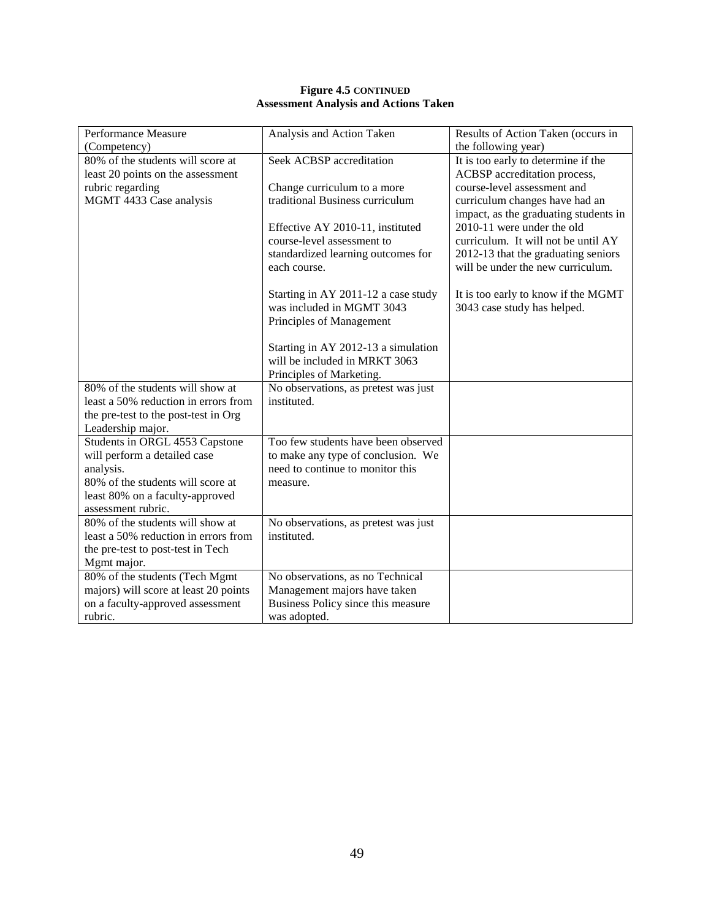**Figure 4.5 CONTINUED**
**Assessment Analysis and Actions Taken**

| Performance Measure (Competency) | Analysis and Action Taken | Results of Action Taken (occurs in the following year) |
|---|---|---|
| 80% of the students will score at least 20 points on the assessment rubric regarding MGMT 4433 Case analysis | Seek ACBSP accreditation<br><br>Change curriculum to a more traditional Business curriculum<br><br>Effective AY 2010-11, instituted course-level assessment to standardized learning outcomes for each course.<br><br>Starting in AY 2011-12 a case study was included in MGMT 3043 Principles of Management<br><br>Starting in AY 2012-13 a simulation will be included in MRKT 3063 Principles of Marketing. | It is too early to determine if the ACBSP accreditation process, course-level assessment and curriculum changes have had an impact, as the graduating students in 2010-11 were under the old curriculum. It will not be until AY 2012-13 that the graduating seniors will be under the new curriculum.<br><br>It is too early to know if the MGMT 3043 case study has helped. |
| 80% of the students will show at least a 50% reduction in errors from the pre-test to the post-test in Org Leadership major. | No observations, as pretest was just instituted. | |
| Students in ORGL 4553 Capstone will perform a detailed case analysis.<br>80% of the students will score at least 80% on a faculty-approved assessment rubric. | Too few students have been observed to make any type of conclusion. We need to continue to monitor this measure. | |
| 80% of the students will show at least a 50% reduction in errors from the pre-test to post-test in Tech Mgmt major. | No observations, as pretest was just instituted. | |
| 80% of the students (Tech Mgmt majors) will score at least 20 points on a faculty-approved assessment rubric. | No observations, as no Technical Management majors have taken Business Policy since this measure was adopted. | |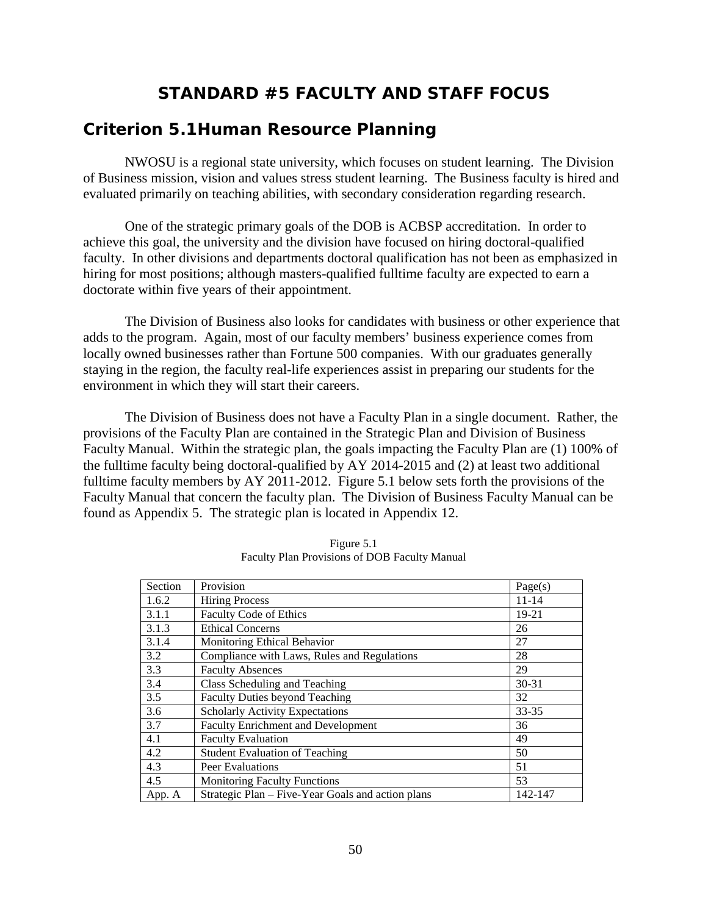# STANDARD #5 FACULTY AND STAFF FOCUS

## Criterion 5.1Human Resource Planning

NWOSU is a regional state university, which focuses on student learning. The Division of Business mission, vision and values stress student learning. The Business faculty is hired and evaluated primarily on teaching abilities, with secondary consideration regarding research.

One of the strategic primary goals of the DOB is ACBSP accreditation. In order to achieve this goal, the university and the division have focused on hiring doctoral-qualified faculty. In other divisions and departments doctoral qualification has not been as emphasized in hiring for most positions; although masters-qualified fulltime faculty are expected to earn a doctorate within five years of their appointment.

The Division of Business also looks for candidates with business or other experience that adds to the program. Again, most of our faculty members' business experience comes from locally owned businesses rather than Fortune 500 companies. With our graduates generally staying in the region, the faculty real-life experiences assist in preparing our students for the environment in which they will start their careers.

The Division of Business does not have a Faculty Plan in a single document. Rather, the provisions of the Faculty Plan are contained in the Strategic Plan and Division of Business Faculty Manual. Within the strategic plan, the goals impacting the Faculty Plan are (1) 100% of the fulltime faculty being doctoral-qualified by AY 2014-2015 and (2) at least two additional fulltime faculty members by AY 2011-2012. Figure 5.1 below sets forth the provisions of the Faculty Manual that concern the faculty plan. The Division of Business Faculty Manual can be found as Appendix 5. The strategic plan is located in Appendix 12.

Figure 5.1
Faculty Plan Provisions of DOB Faculty Manual

| Section | Provision | Page(s) |
|---|---|---|
| 1.6.2 | Hiring Process | 11-14 |
| 3.1.1 | Faculty Code of Ethics | 19-21 |
| 3.1.3 | Ethical Concerns | 26 |
| 3.1.4 | Monitoring Ethical Behavior | 27 |
| 3.2 | Compliance with Laws, Rules and Regulations | 28 |
| 3.3 | Faculty Absences | 29 |
| 3.4 | Class Scheduling and Teaching | 30-31 |
| 3.5 | Faculty Duties beyond Teaching | 32 |
| 3.6 | Scholarly Activity Expectations | 33-35 |
| 3.7 | Faculty Enrichment and Development | 36 |
| 4.1 | Faculty Evaluation | 49 |
| 4.2 | Student Evaluation of Teaching | 50 |
| 4.3 | Peer Evaluations | 51 |
| 4.5 | Monitoring Faculty Functions | 53 |
| App. A | Strategic Plan – Five-Year Goals and action plans | 142-147 |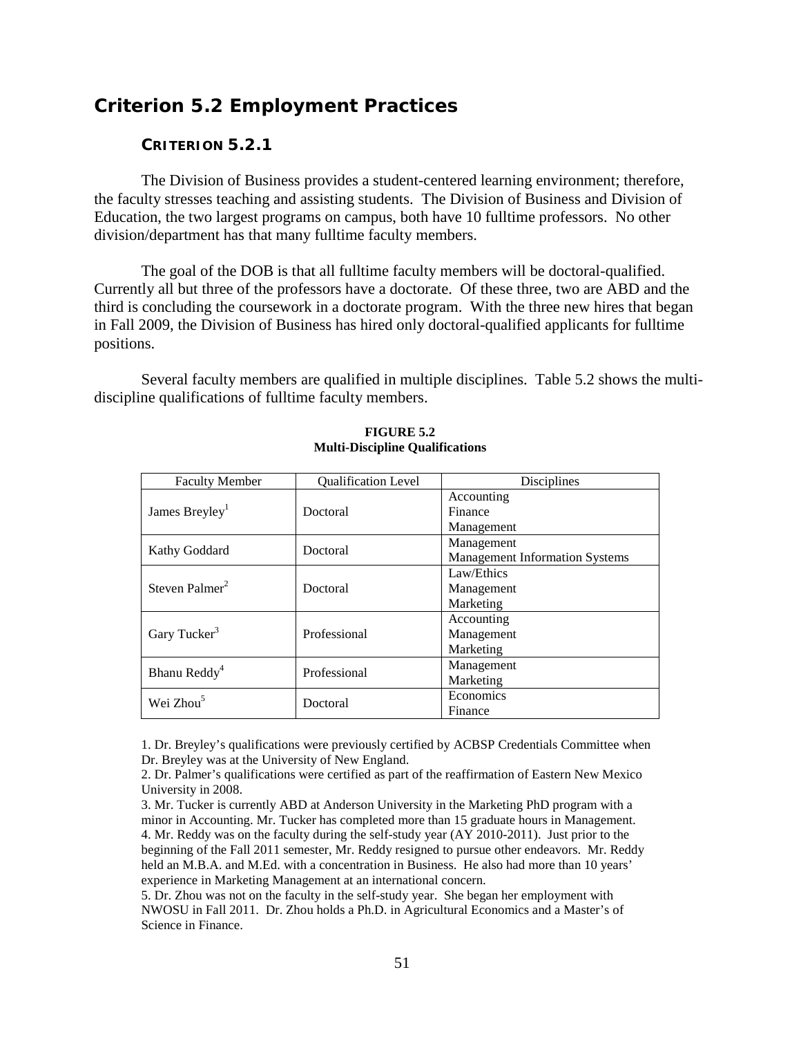## Criterion 5.2 Employment Practices

### CRITERION 5.2.1

The Division of Business provides a student-centered learning environment; therefore, the faculty stresses teaching and assisting students. The Division of Business and Division of Education, the two largest programs on campus, both have 10 fulltime professors. No other division/department has that many fulltime faculty members.

The goal of the DOB is that all fulltime faculty members will be doctoral-qualified. Currently all but three of the professors have a doctorate. Of these three, two are ABD and the third is concluding the coursework in a doctorate program. With the three new hires that began in Fall 2009, the Division of Business has hired only doctoral-qualified applicants for fulltime positions.

Several faculty members are qualified in multiple disciplines. Table 5.2 shows the multi-discipline qualifications of fulltime faculty members.

**FIGURE 5.2**
**Multi-Discipline Qualifications**

| Faculty Member | Qualification Level | Disciplines |
|---|---|---|
| James Breyley[1] | Doctoral | Accounting<br>Finance<br>Management |
| Kathy Goddard | Doctoral | Management<br>Management Information Systems |
| Steven Palmer[2] | Doctoral | Law/Ethics<br>Management<br>Marketing |
| Gary Tucker[3] | Professional | Accounting<br>Management<br>Marketing |
| Bhanu Reddy[4] | Professional | Management<br>Marketing |
| Wei Zhou[5] | Doctoral | Economics<br>Finance |

1. Dr. Breyley's qualifications were previously certified by ACBSP Credentials Committee when Dr. Breyley was at the University of New England.
2. Dr. Palmer's qualifications were certified as part of the reaffirmation of Eastern New Mexico University in 2008.
3. Mr. Tucker is currently ABD at Anderson University in the Marketing PhD program with a minor in Accounting. Mr. Tucker has completed more than 15 graduate hours in Management.
4. Mr. Reddy was on the faculty during the self-study year (AY 2010-2011). Just prior to the beginning of the Fall 2011 semester, Mr. Reddy resigned to pursue other endeavors. Mr. Reddy held an M.B.A. and M.Ed. with a concentration in Business. He also had more than 10 years' experience in Marketing Management at an international concern.
5. Dr. Zhou was not on the faculty in the self-study year. She began her employment with NWOSU in Fall 2011. Dr. Zhou holds a Ph.D. in Agricultural Economics and a Master's of Science in Finance.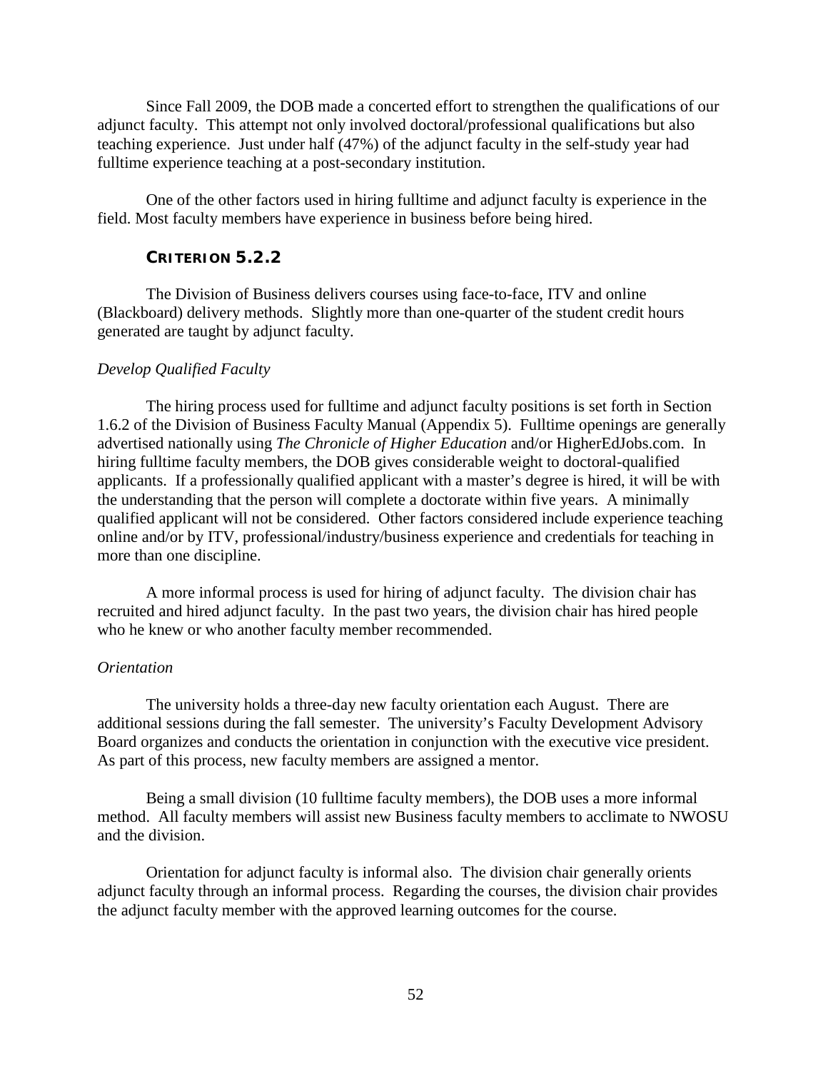Since Fall 2009, the DOB made a concerted effort to strengthen the qualifications of our adjunct faculty. This attempt not only involved doctoral/professional qualifications but also teaching experience. Just under half (47%) of the adjunct faculty in the self-study year had fulltime experience teaching at a post-secondary institution.

One of the other factors used in hiring fulltime and adjunct faculty is experience in the field. Most faculty members have experience in business before being hired.

### CRITERION 5.2.2

The Division of Business delivers courses using face-to-face, ITV and online (Blackboard) delivery methods. Slightly more than one-quarter of the student credit hours generated are taught by adjunct faculty.

*Develop Qualified Faculty*

The hiring process used for fulltime and adjunct faculty positions is set forth in Section 1.6.2 of the Division of Business Faculty Manual (Appendix 5). Fulltime openings are generally advertised nationally using *The Chronicle of Higher Education* and/or HigherEdJobs.com. In hiring fulltime faculty members, the DOB gives considerable weight to doctoral-qualified applicants. If a professionally qualified applicant with a master's degree is hired, it will be with the understanding that the person will complete a doctorate within five years. A minimally qualified applicant will not be considered. Other factors considered include experience teaching online and/or by ITV, professional/industry/business experience and credentials for teaching in more than one discipline.

A more informal process is used for hiring of adjunct faculty. The division chair has recruited and hired adjunct faculty. In the past two years, the division chair has hired people who he knew or who another faculty member recommended.

*Orientation*

The university holds a three-day new faculty orientation each August. There are additional sessions during the fall semester. The university's Faculty Development Advisory Board organizes and conducts the orientation in conjunction with the executive vice president. As part of this process, new faculty members are assigned a mentor.

Being a small division (10 fulltime faculty members), the DOB uses a more informal method. All faculty members will assist new Business faculty members to acclimate to NWOSU and the division.

Orientation for adjunct faculty is informal also. The division chair generally orients adjunct faculty through an informal process. Regarding the courses, the division chair provides the adjunct faculty member with the approved learning outcomes for the course.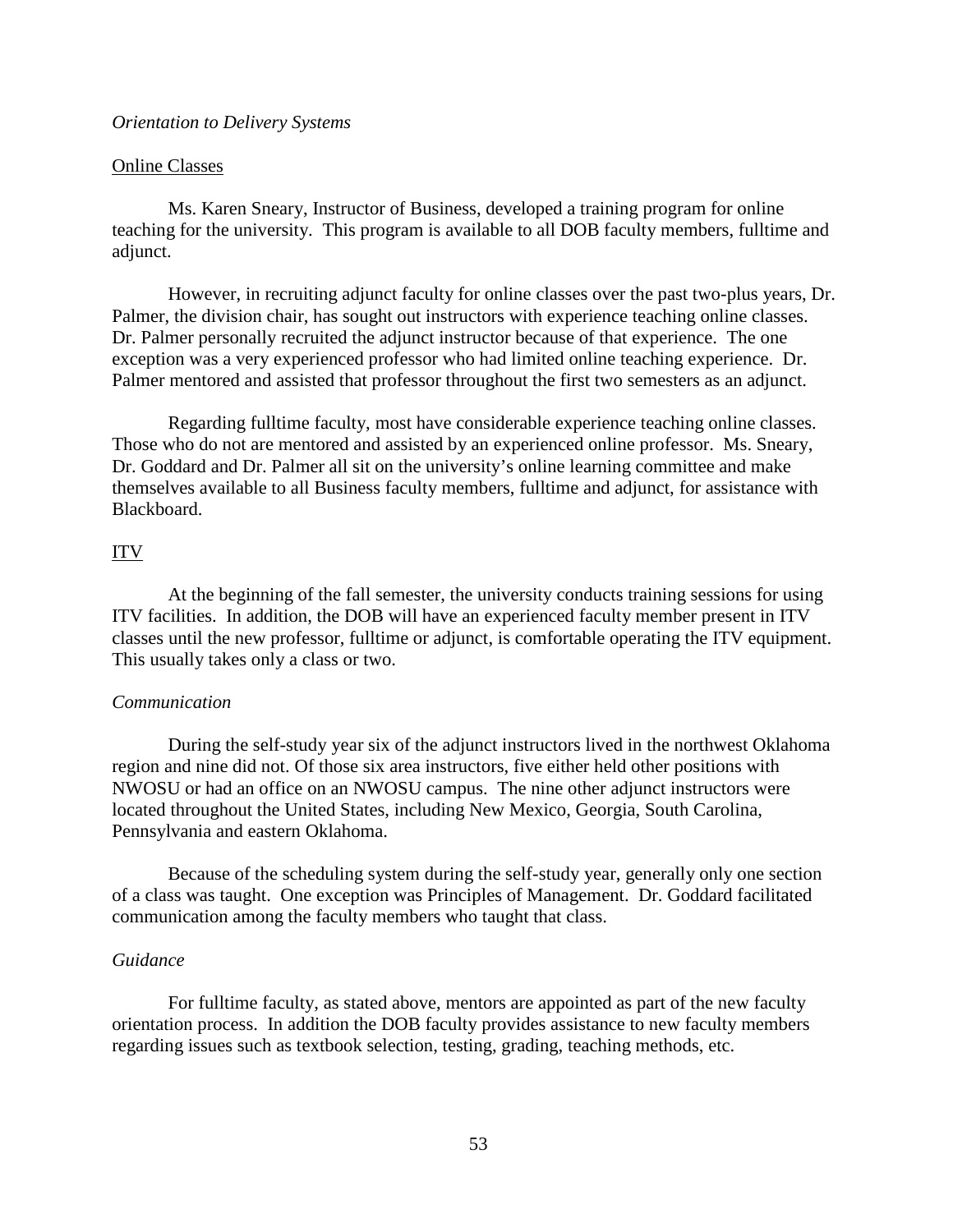*Orientation to Delivery Systems*

Online Classes

Ms. Karen Sneary, Instructor of Business, developed a training program for online teaching for the university. This program is available to all DOB faculty members, fulltime and adjunct.

However, in recruiting adjunct faculty for online classes over the past two-plus years, Dr. Palmer, the division chair, has sought out instructors with experience teaching online classes. Dr. Palmer personally recruited the adjunct instructor because of that experience. The one exception was a very experienced professor who had limited online teaching experience. Dr. Palmer mentored and assisted that professor throughout the first two semesters as an adjunct.

Regarding fulltime faculty, most have considerable experience teaching online classes. Those who do not are mentored and assisted by an experienced online professor. Ms. Sneary, Dr. Goddard and Dr. Palmer all sit on the university's online learning committee and make themselves available to all Business faculty members, fulltime and adjunct, for assistance with Blackboard.

ITV

At the beginning of the fall semester, the university conducts training sessions for using ITV facilities. In addition, the DOB will have an experienced faculty member present in ITV classes until the new professor, fulltime or adjunct, is comfortable operating the ITV equipment. This usually takes only a class or two.

*Communication*

During the self-study year six of the adjunct instructors lived in the northwest Oklahoma region and nine did not. Of those six area instructors, five either held other positions with NWOSU or had an office on an NWOSU campus. The nine other adjunct instructors were located throughout the United States, including New Mexico, Georgia, South Carolina, Pennsylvania and eastern Oklahoma.

Because of the scheduling system during the self-study year, generally only one section of a class was taught. One exception was Principles of Management. Dr. Goddard facilitated communication among the faculty members who taught that class.

*Guidance*

For fulltime faculty, as stated above, mentors are appointed as part of the new faculty orientation process. In addition the DOB faculty provides assistance to new faculty members regarding issues such as textbook selection, testing, grading, teaching methods, etc.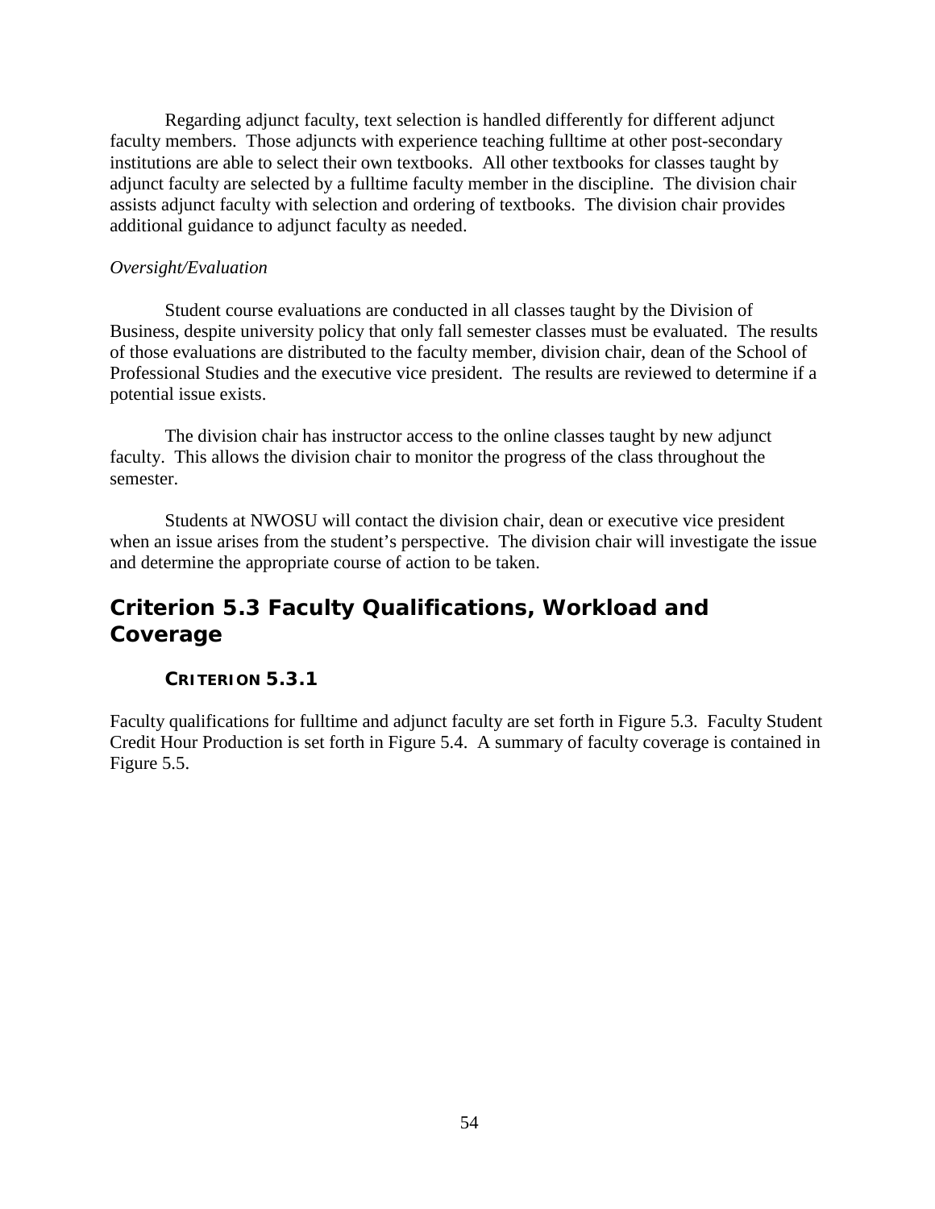Regarding adjunct faculty, text selection is handled differently for different adjunct faculty members. Those adjuncts with experience teaching fulltime at other post-secondary institutions are able to select their own textbooks. All other textbooks for classes taught by adjunct faculty are selected by a fulltime faculty member in the discipline. The division chair assists adjunct faculty with selection and ordering of textbooks. The division chair provides additional guidance to adjunct faculty as needed.

*Oversight/Evaluation*

Student course evaluations are conducted in all classes taught by the Division of Business, despite university policy that only fall semester classes must be evaluated. The results of those evaluations are distributed to the faculty member, division chair, dean of the School of Professional Studies and the executive vice president. The results are reviewed to determine if a potential issue exists.

The division chair has instructor access to the online classes taught by new adjunct faculty. This allows the division chair to monitor the progress of the class throughout the semester.

Students at NWOSU will contact the division chair, dean or executive vice president when an issue arises from the student's perspective. The division chair will investigate the issue and determine the appropriate course of action to be taken.

## Criterion 5.3 Faculty Qualifications, Workload and Coverage

### CRITERION 5.3.1

Faculty qualifications for fulltime and adjunct faculty are set forth in Figure 5.3. Faculty Student Credit Hour Production is set forth in Figure 5.4. A summary of faculty coverage is contained in Figure 5.5.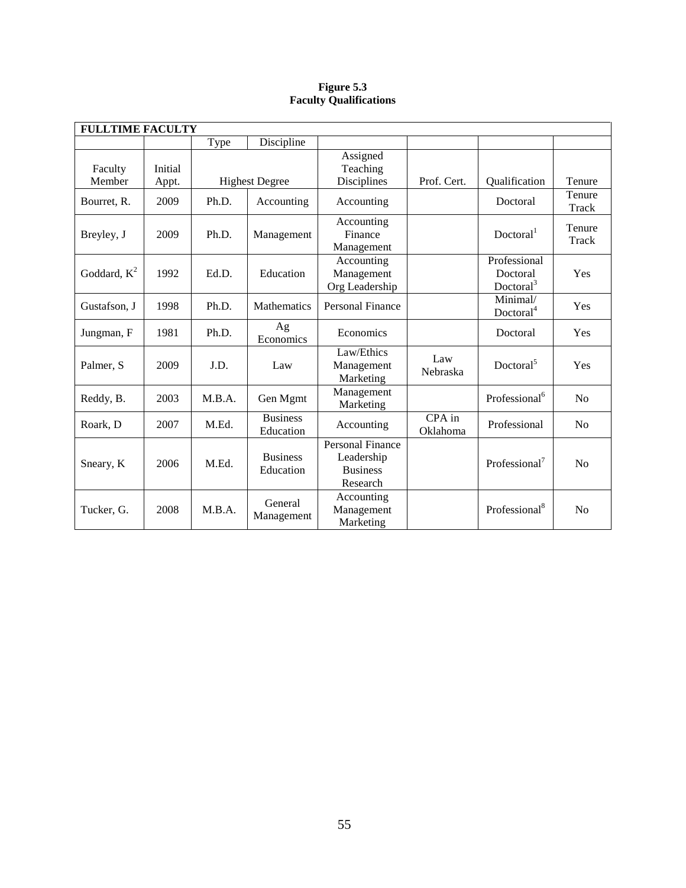**Figure 5.3**
**Faculty Qualifications**

| **FULLTIME FACULTY** | | | | | | | |
|---|---|---|---|---|---|---|---|
| | | Type | Discipline | | | | |
| Faculty Member | Initial Appt. | Highest Degree | | Assigned Teaching Disciplines | Prof. Cert. | Qualification | Tenure |
| Bourret, R. | 2009 | Ph.D. | Accounting | Accounting | | Doctoral | Tenure Track |
| Breyley, J | 2009 | Ph.D. | Management | Accounting Finance Management | | Doctoral[1] | Tenure Track |
| Goddard, K[2] | 1992 | Ed.D. | Education | Accounting Management Org Leadership | | Professional Doctoral Doctoral[3] | Yes |
| Gustafson, J | 1998 | Ph.D. | Mathematics | Personal Finance | | Minimal/ Doctoral[4] | Yes |
| Jungman, F | 1981 | Ph.D. | Ag Economics | Economics | | Doctoral | Yes |
| Palmer, S | 2009 | J.D. | Law | Law/Ethics Management Marketing | Law Nebraska | Doctoral[5] | Yes |
| Reddy, B. | 2003 | M.B.A. | Gen Mgmt | Management Marketing | | Professional[6] | No |
| Roark, D | 2007 | M.Ed. | Business Education | Accounting | CPA in Oklahoma | Professional | No |
| Sneary, K | 2006 | M.Ed. | Business Education | Personal Finance Leadership Business Research | | Professional[7] | No |
| Tucker, G. | 2008 | M.B.A. | General Management | Accounting Management Marketing | | Professional[8] | No |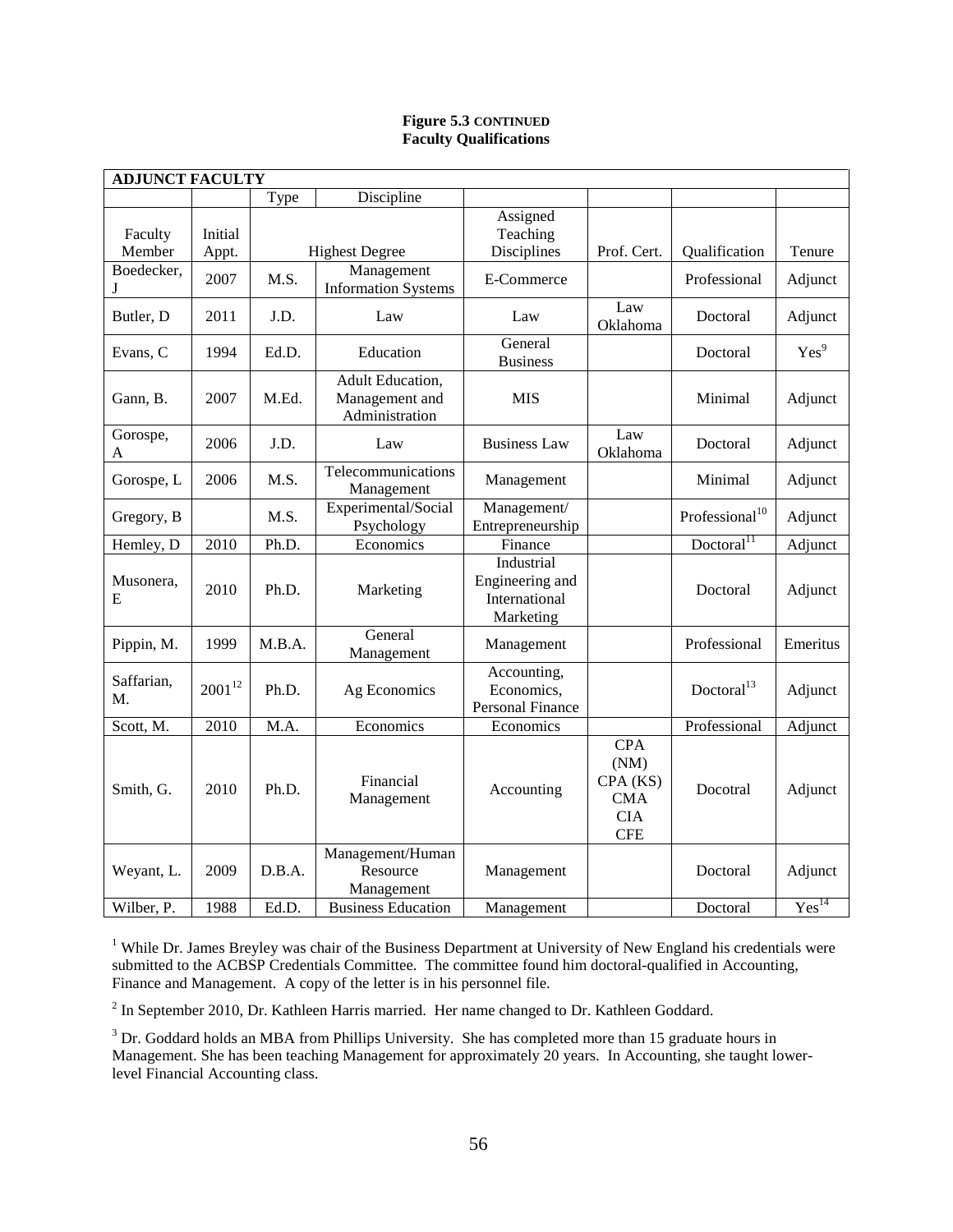**Figure 5.3 CONTINUED**
**Faculty Qualifications**

| ADJUNCT FACULTY | | | | | | | |
|---|---|---|---|---|---|---|---|
| | | Type | Discipline | | | | |
| Faculty Member | Initial Appt. | Highest Degree | | Assigned Teaching Disciplines | Prof. Cert. | Qualification | Tenure |
| Boedecker, J | 2007 | M.S. | Management Information Systems | E-Commerce | | Professional | Adjunct |
| Butler, D | 2011 | J.D. | Law | Law | Law Oklahoma | Doctoral | Adjunct |
| Evans, C | 1994 | Ed.D. | Education | General Business | | Doctoral | Yes[9] |
| Gann, B. | 2007 | M.Ed. | Adult Education, Management and Administration | MIS | | Minimal | Adjunct |
| Gorospe, A | 2006 | J.D. | Law | Business Law | Law Oklahoma | Doctoral | Adjunct |
| Gorospe, L | 2006 | M.S. | Telecommunications Management | Management | | Minimal | Adjunct |
| Gregory, B | | M.S. | Experimental/Social Psychology | Management/ Entrepreneurship | | Professional[10] | Adjunct |
| Hemley, D | 2010 | Ph.D. | Economics | Finance | | Doctoral[11] | Adjunct |
| Musonera, E | 2010 | Ph.D. | Marketing | Industrial Engineering and International Marketing | | Doctoral | Adjunct |
| Pippin, M. | 1999 | M.B.A. | General Management | Management | | Professional | Emeritus |
| Saffarian, M. | 2001[12] | Ph.D. | Ag Economics | Accounting, Economics, Personal Finance | | Doctoral[13] | Adjunct |
| Scott, M. | 2010 | M.A. | Economics | Economics | | Professional | Adjunct |
| Smith, G. | 2010 | Ph.D. | Financial Management | Accounting | CPA (NM) CPA (KS) CMA CIA CFE | Docotral | Adjunct |
| Weyant, L. | 2009 | D.B.A. | Management/Human Resource Management | Management | | Doctoral | Adjunct |
| Wilber, P. | 1988 | Ed.D. | Business Education | Management | | Doctoral | Yes[14] |

[1] While Dr. James Breyley was chair of the Business Department at University of New England his credentials were submitted to the ACBSP Credentials Committee. The committee found him doctoral-qualified in Accounting, Finance and Management. A copy of the letter is in his personnel file.

[2] In September 2010, Dr. Kathleen Harris married. Her name changed to Dr. Kathleen Goddard.

[3] Dr. Goddard holds an MBA from Phillips University. She has completed more than 15 graduate hours in Management. She has been teaching Management for approximately 20 years. In Accounting, she taught lower-level Financial Accounting class.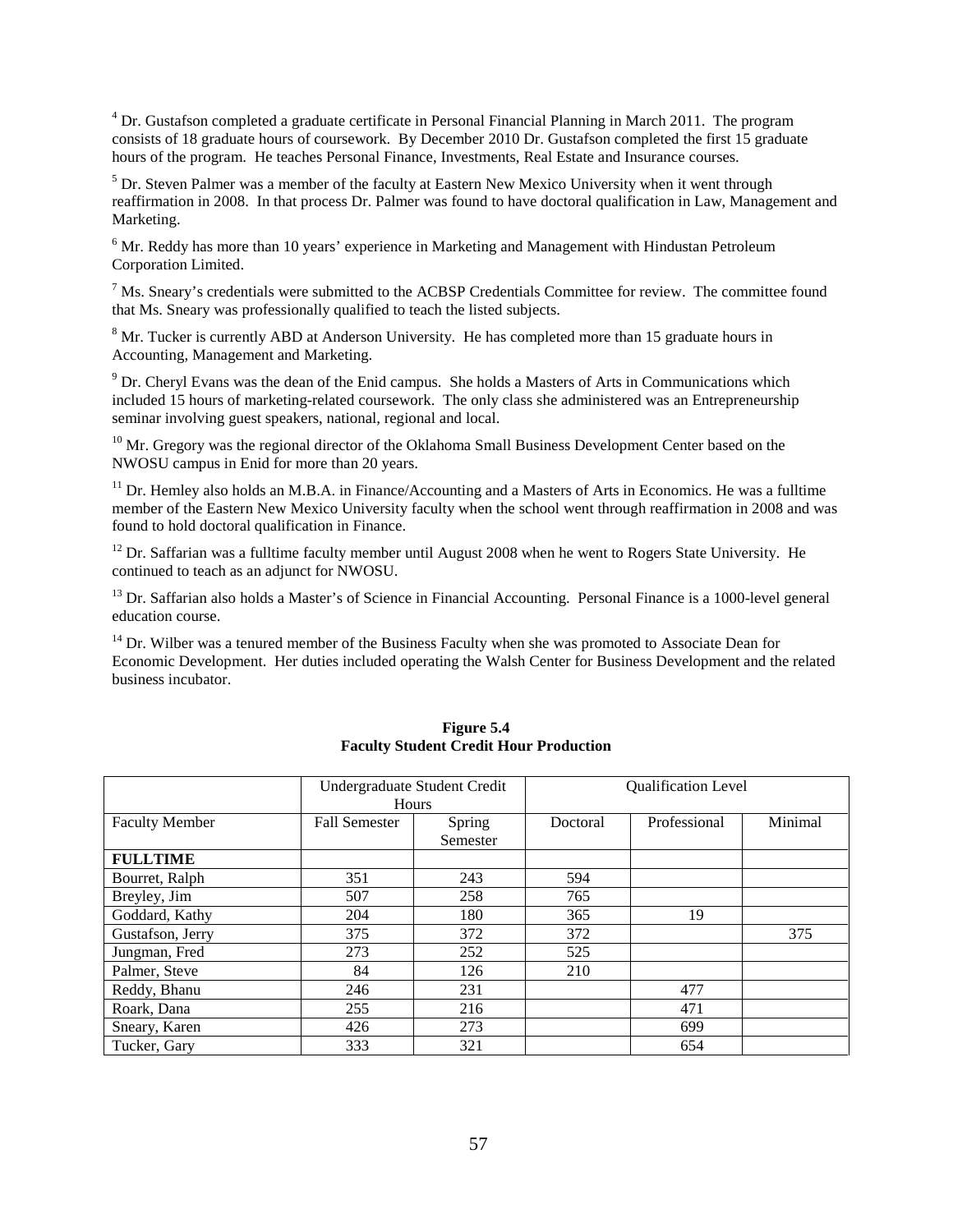[4] Dr. Gustafson completed a graduate certificate in Personal Financial Planning in March 2011. The program consists of 18 graduate hours of coursework. By December 2010 Dr. Gustafson completed the first 15 graduate hours of the program. He teaches Personal Finance, Investments, Real Estate and Insurance courses.

[5] Dr. Steven Palmer was a member of the faculty at Eastern New Mexico University when it went through reaffirmation in 2008. In that process Dr. Palmer was found to have doctoral qualification in Law, Management and Marketing.

[6] Mr. Reddy has more than 10 years' experience in Marketing and Management with Hindustan Petroleum Corporation Limited.

[7] Ms. Sneary's credentials were submitted to the ACBSP Credentials Committee for review. The committee found that Ms. Sneary was professionally qualified to teach the listed subjects.

[8] Mr. Tucker is currently ABD at Anderson University. He has completed more than 15 graduate hours in Accounting, Management and Marketing.

[9] Dr. Cheryl Evans was the dean of the Enid campus. She holds a Masters of Arts in Communications which included 15 hours of marketing-related coursework. The only class she administered was an Entrepreneurship seminar involving guest speakers, national, regional and local.

[10] Mr. Gregory was the regional director of the Oklahoma Small Business Development Center based on the NWOSU campus in Enid for more than 20 years.

[11] Dr. Hemley also holds an M.B.A. in Finance/Accounting and a Masters of Arts in Economics. He was a fulltime member of the Eastern New Mexico University faculty when the school went through reaffirmation in 2008 and was found to hold doctoral qualification in Finance.

[12] Dr. Saffarian was a fulltime faculty member until August 2008 when he went to Rogers State University. He continued to teach as an adjunct for NWOSU.

[13] Dr. Saffarian also holds a Master's of Science in Financial Accounting. Personal Finance is a 1000-level general education course.

[14] Dr. Wilber was a tenured member of the Business Faculty when she was promoted to Associate Dean for Economic Development. Her duties included operating the Walsh Center for Business Development and the related business incubator.

**Figure 5.4**
**Faculty Student Credit Hour Production**

| | Undergraduate Student Credit Hours | | Qualification Level | | |
|---|---|---|---|---|---|
| Faculty Member | Fall Semester | Spring Semester | Doctoral | Professional | Minimal |
| **FULLTIME** | | | | | |
| Bourret, Ralph | 351 | 243 | 594 | | |
| Breyley, Jim | 507 | 258 | 765 | | |
| Goddard, Kathy | 204 | 180 | 365 | 19 | |
| Gustafson, Jerry | 375 | 372 | 372 | | 375 |
| Jungman, Fred | 273 | 252 | 525 | | |
| Palmer, Steve | 84 | 126 | 210 | | |
| Reddy, Bhanu | 246 | 231 | | 477 | |
| Roark, Dana | 255 | 216 | | 471 | |
| Sneary, Karen | 426 | 273 | | 699 | |
| Tucker, Gary | 333 | 321 | | 654 | |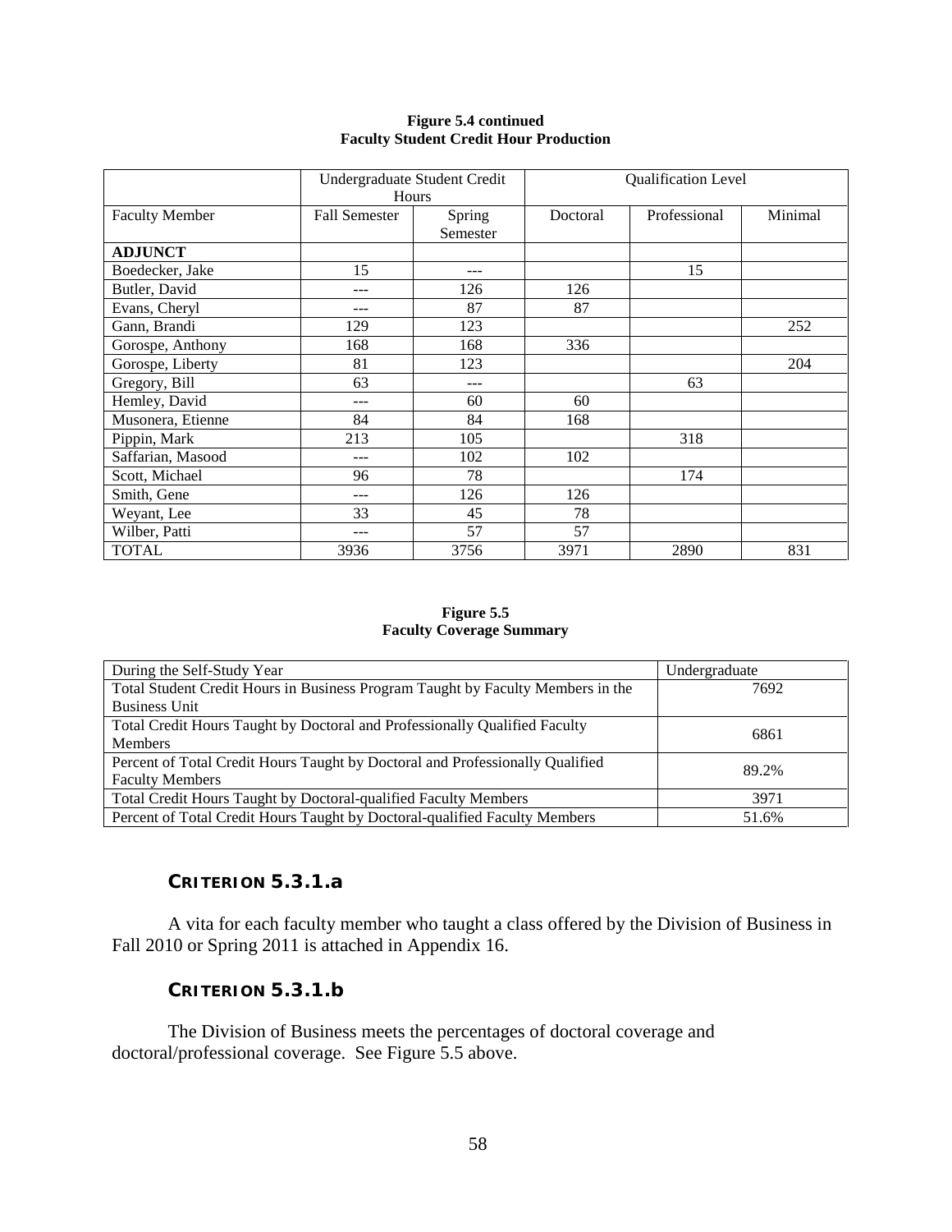**Figure 5.4 continued**
**Faculty Student Credit Hour Production**

| | Undergraduate Student Credit Hours | | Qualification Level | | |
|---|---|---|---|---|---|
| Faculty Member | Fall Semester | Spring Semester | Doctoral | Professional | Minimal |
| **ADJUNCT** | | | | | |
| Boedecker, Jake | 15 | --- | | 15 | |
| Butler, David | --- | 126 | 126 | | |
| Evans, Cheryl | --- | 87 | 87 | | |
| Gann, Brandi | 129 | 123 | | | 252 |
| Gorospe, Anthony | 168 | 168 | 336 | | |
| Gorospe, Liberty | 81 | 123 | | | 204 |
| Gregory, Bill | 63 | --- | | 63 | |
| Hemley, David | --- | 60 | 60 | | |
| Musonera, Etienne | 84 | 84 | 168 | | |
| Pippin, Mark | 213 | 105 | | 318 | |
| Saffarian, Masood | --- | 102 | 102 | | |
| Scott, Michael | 96 | 78 | | 174 | |
| Smith, Gene | --- | 126 | 126 | | |
| Weyant, Lee | 33 | 45 | 78 | | |
| Wilber, Patti | --- | 57 | 57 | | |
| TOTAL | 3936 | 3756 | 3971 | 2890 | 831 |

**Figure 5.5**
**Faculty Coverage Summary**

| During the Self-Study Year | Undergraduate |
|---|---|
| Total Student Credit Hours in Business Program Taught by Faculty Members in the Business Unit | 7692 |
| Total Credit Hours Taught by Doctoral and Professionally Qualified Faculty Members | 6861 |
| Percent of Total Credit Hours Taught by Doctoral and Professionally Qualified Faculty Members | 89.2% |
| Total Credit Hours Taught by Doctoral-qualified Faculty Members | 3971 |
| Percent of Total Credit Hours Taught by Doctoral-qualified Faculty Members | 51.6% |

## CRITERION 5.3.1.a

A vita for each faculty member who taught a class offered by the Division of Business in Fall 2010 or Spring 2011 is attached in Appendix 16.

## CRITERION 5.3.1.b

The Division of Business meets the percentages of doctoral coverage and doctoral/professional coverage. See Figure 5.5 above.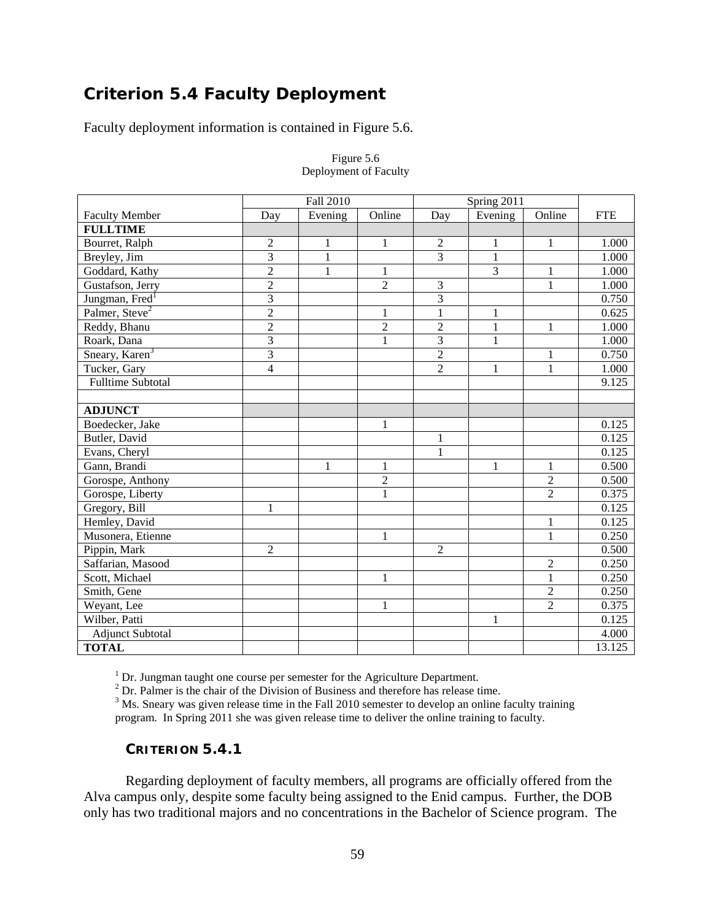## Criterion 5.4 Faculty Deployment

Faculty deployment information is contained in Figure 5.6.

Figure 5.6
Deployment of Faculty

| | Fall 2010 | | | Spring 2011 | | | |
|---|---|---|---|---|---|---|---|
| Faculty Member | Day | Evening | Online | Day | Evening | Online | FTE |
| **FULLTIME** | | | | | | | |
| Bourret, Ralph | 2 | 1 | 1 | 2 | 1 | 1 | 1.000 |
| Breyley, Jim | 3 | 1 | | 3 | 1 | | 1.000 |
| Goddard, Kathy | 2 | 1 | 1 | | 3 | 1 | 1.000 |
| Gustafson, Jerry | 2 | | 2 | 3 | | 1 | 1.000 |
| Jungman, Fred[1] | 3 | | | 3 | | | 0.750 |
| Palmer, Steve[2] | 2 | | 1 | 1 | 1 | | 0.625 |
| Reddy, Bhanu | 2 | | 2 | 2 | 1 | 1 | 1.000 |
| Roark, Dana | 3 | | 1 | 3 | 1 | | 1.000 |
| Sneary, Karen[3] | 3 | | | 2 | | 1 | 0.750 |
| Tucker, Gary | 4 | | | 2 | 1 | 1 | 1.000 |
| Fulltime Subtotal | | | | | | | 9.125 |
| | | | | | | | |
| **ADJUNCT** | | | | | | | |
| Boedecker, Jake | | | 1 | | | | 0.125 |
| Butler, David | | | | 1 | | | 0.125 |
| Evans, Cheryl | | | | 1 | | | 0.125 |
| Gann, Brandi | | 1 | 1 | | 1 | 1 | 0.500 |
| Gorospe, Anthony | | | 2 | | | 2 | 0.500 |
| Gorospe, Liberty | | | 1 | | | 2 | 0.375 |
| Gregory, Bill | 1 | | | | | | 0.125 |
| Hemley, David | | | | | | 1 | 0.125 |
| Musonera, Etienne | | | 1 | | | 1 | 0.250 |
| Pippin, Mark | 2 | | | 2 | | | 0.500 |
| Saffarian, Masood | | | | | | 2 | 0.250 |
| Scott, Michael | | | 1 | | | 1 | 0.250 |
| Smith, Gene | | | | | | 2 | 0.250 |
| Weyant, Lee | | | 1 | | | 2 | 0.375 |
| Wilber, Patti | | | | | 1 | | 0.125 |
| Adjunct Subtotal | | | | | | | 4.000 |
| **TOTAL** | | | | | | | 13.125 |

[1] Dr. Jungman taught one course per semester for the Agriculture Department.
[2] Dr. Palmer is the chair of the Division of Business and therefore has release time.
[3] Ms. Sneary was given release time in the Fall 2010 semester to develop an online faculty training program. In Spring 2011 she was given release time to deliver the online training to faculty.

### CRITERION 5.4.1

Regarding deployment of faculty members, all programs are officially offered from the Alva campus only, despite some faculty being assigned to the Enid campus. Further, the DOB only has two traditional majors and no concentrations in the Bachelor of Science program. The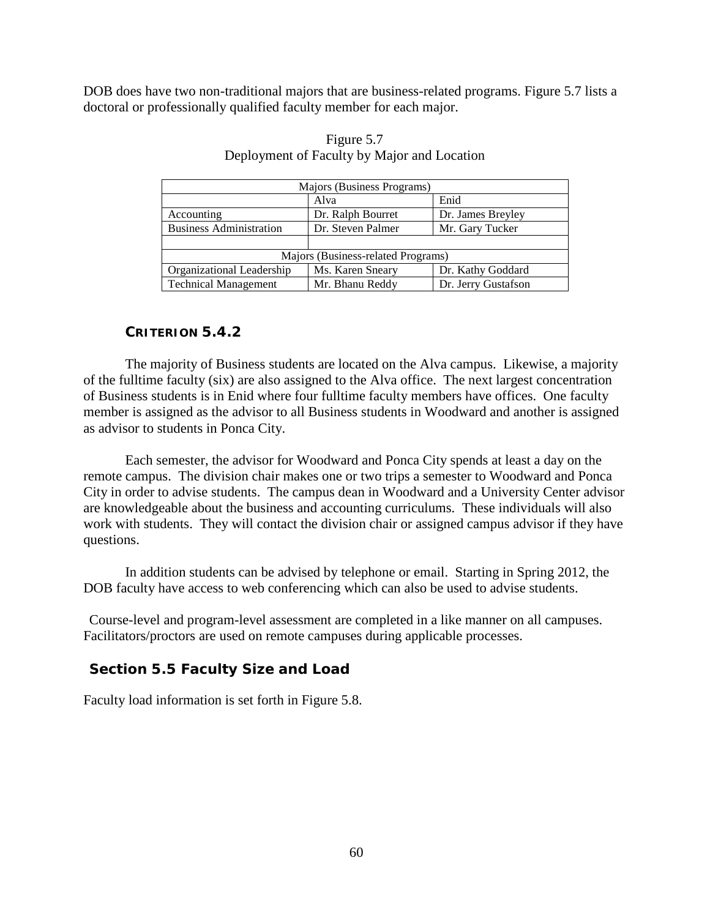DOB does have two non-traditional majors that are business-related programs. Figure 5.7 lists a doctoral or professionally qualified faculty member for each major.

Figure 5.7
Deployment of Faculty by Major and Location

| Majors (Business Programs) | | |
|---|---|---|
| | Alva | Enid |
| Accounting | Dr. Ralph Bourret | Dr. James Breyley |
| Business Administration | Dr. Steven Palmer | Mr. Gary Tucker |
| | | |
| Majors (Business-related Programs) | | |
| Organizational Leadership | Ms. Karen Sneary | Dr. Kathy Goddard |
| Technical Management | Mr. Bhanu Reddy | Dr. Jerry Gustafson |

### CRITERION 5.4.2

The majority of Business students are located on the Alva campus. Likewise, a majority of the fulltime faculty (six) are also assigned to the Alva office. The next largest concentration of Business students is in Enid where four fulltime faculty members have offices. One faculty member is assigned as the advisor to all Business students in Woodward and another is assigned as advisor to students in Ponca City.

Each semester, the advisor for Woodward and Ponca City spends at least a day on the remote campus. The division chair makes one or two trips a semester to Woodward and Ponca City in order to advise students. The campus dean in Woodward and a University Center advisor are knowledgeable about the business and accounting curriculums. These individuals will also work with students. They will contact the division chair or assigned campus advisor if they have questions.

In addition students can be advised by telephone or email. Starting in Spring 2012, the DOB faculty have access to web conferencing which can also be used to advise students.

Course-level and program-level assessment are completed in a like manner on all campuses. Facilitators/proctors are used on remote campuses during applicable processes.

## Section 5.5 Faculty Size and Load

Faculty load information is set forth in Figure 5.8.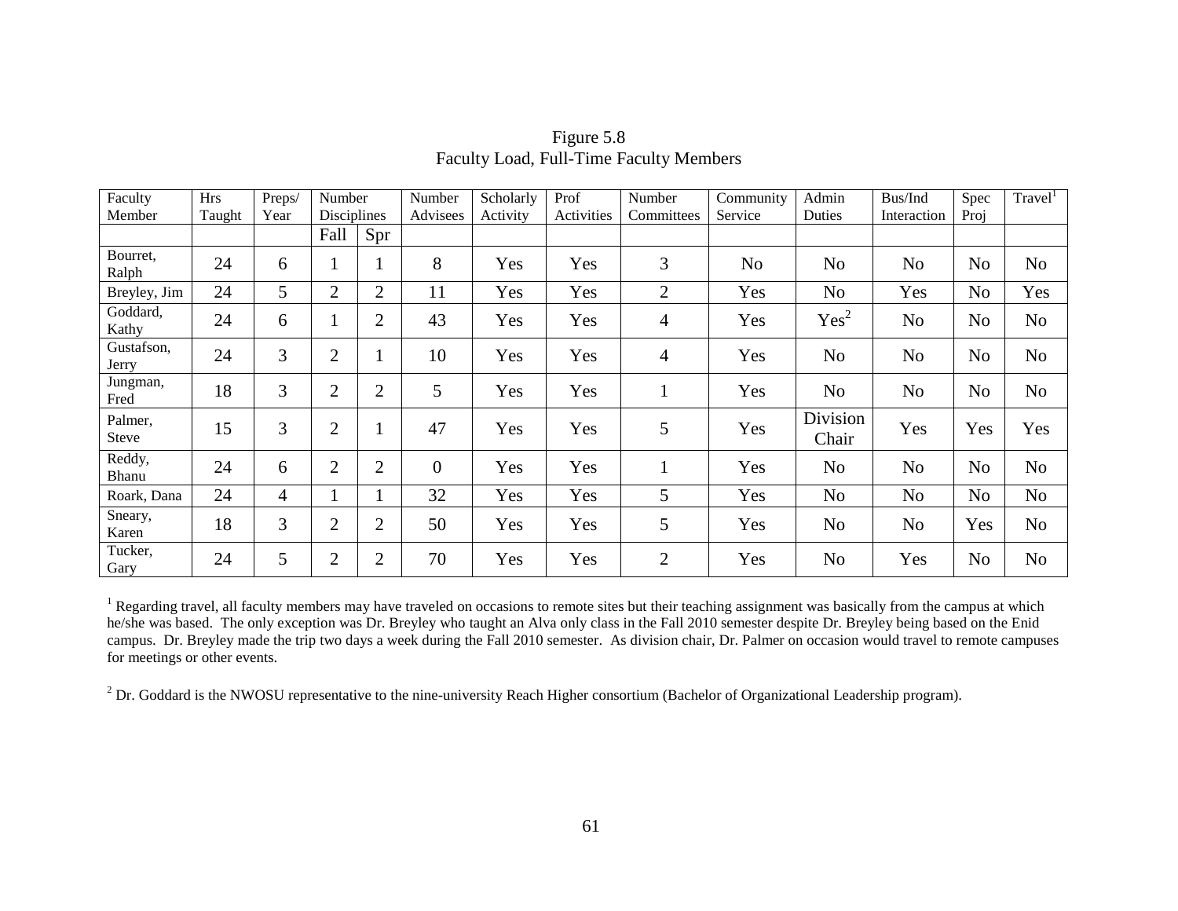Figure 5.8
Faculty Load, Full-Time Faculty Members

| Faculty Member | Hrs Taught | Preps/ Year | Number Disciplines | | Number Advisees | Scholarly Activity | Prof Activities | Number Committees | Community Service | Admin Duties | Bus/Ind Interaction | Spec Proj | Travel[1] |
|---|---|---|---|---|---|---|---|---|---|---|---|---|---|
| | | | Fall | Spr | | | | | | | | | |
| Bourret, Ralph | 24 | 6 | 1 | 1 | 8 | Yes | Yes | 3 | No | No | No | No | No |
| Breyley, Jim | 24 | 5 | 2 | 2 | 11 | Yes | Yes | 2 | Yes | No | Yes | No | Yes |
| Goddard, Kathy | 24 | 6 | 1 | 2 | 43 | Yes | Yes | 4 | Yes | Yes[2] | No | No | No |
| Gustafson, Jerry | 24 | 3 | 2 | 1 | 10 | Yes | Yes | 4 | Yes | No | No | No | No |
| Jungman, Fred | 18 | 3 | 2 | 2 | 5 | Yes | Yes | 1 | Yes | No | No | No | No |
| Palmer, Steve | 15 | 3 | 2 | 1 | 47 | Yes | Yes | 5 | Yes | Division Chair | Yes | Yes | Yes |
| Reddy, Bhanu | 24 | 6 | 2 | 2 | 0 | Yes | Yes | 1 | Yes | No | No | No | No |
| Roark, Dana | 24 | 4 | 1 | 1 | 32 | Yes | Yes | 5 | Yes | No | No | No | No |
| Sneary, Karen | 18 | 3 | 2 | 2 | 50 | Yes | Yes | 5 | Yes | No | No | Yes | No |
| Tucker, Gary | 24 | 5 | 2 | 2 | 70 | Yes | Yes | 2 | Yes | No | Yes | No | No |

[1] Regarding travel, all faculty members may have traveled on occasions to remote sites but their teaching assignment was basically from the campus at which he/she was based. The only exception was Dr. Breyley who taught an Alva only class in the Fall 2010 semester despite Dr. Breyley being based on the Enid campus. Dr. Breyley made the trip two days a week during the Fall 2010 semester. As division chair, Dr. Palmer on occasion would travel to remote campuses for meetings or other events.

[2] Dr. Goddard is the NWOSU representative to the nine-university Reach Higher consortium (Bachelor of Organizational Leadership program).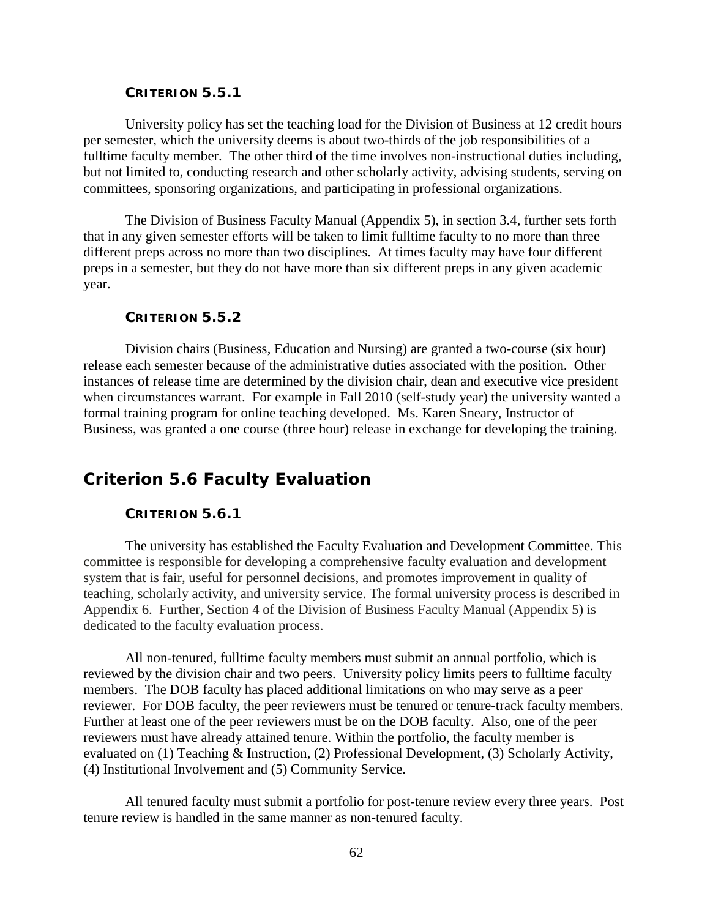### CRITERION 5.5.1

University policy has set the teaching load for the Division of Business at 12 credit hours per semester, which the university deems is about two-thirds of the job responsibilities of a fulltime faculty member. The other third of the time involves non-instructional duties including, but not limited to, conducting research and other scholarly activity, advising students, serving on committees, sponsoring organizations, and participating in professional organizations.

The Division of Business Faculty Manual (Appendix 5), in section 3.4, further sets forth that in any given semester efforts will be taken to limit fulltime faculty to no more than three different preps across no more than two disciplines. At times faculty may have four different preps in a semester, but they do not have more than six different preps in any given academic year.

### CRITERION 5.5.2

Division chairs (Business, Education and Nursing) are granted a two-course (six hour) release each semester because of the administrative duties associated with the position. Other instances of release time are determined by the division chair, dean and executive vice president when circumstances warrant. For example in Fall 2010 (self-study year) the university wanted a formal training program for online teaching developed. Ms. Karen Sneary, Instructor of Business, was granted a one course (three hour) release in exchange for developing the training.

## Criterion 5.6 Faculty Evaluation

### CRITERION 5.6.1

The university has established the Faculty Evaluation and Development Committee. This committee is responsible for developing a comprehensive faculty evaluation and development system that is fair, useful for personnel decisions, and promotes improvement in quality of teaching, scholarly activity, and university service. The formal university process is described in Appendix 6. Further, Section 4 of the Division of Business Faculty Manual (Appendix 5) is dedicated to the faculty evaluation process.

All non-tenured, fulltime faculty members must submit an annual portfolio, which is reviewed by the division chair and two peers. University policy limits peers to fulltime faculty members. The DOB faculty has placed additional limitations on who may serve as a peer reviewer. For DOB faculty, the peer reviewers must be tenured or tenure-track faculty members. Further at least one of the peer reviewers must be on the DOB faculty. Also, one of the peer reviewers must have already attained tenure. Within the portfolio, the faculty member is evaluated on (1) Teaching & Instruction, (2) Professional Development, (3) Scholarly Activity, (4) Institutional Involvement and (5) Community Service.

All tenured faculty must submit a portfolio for post-tenure review every three years. Post tenure review is handled in the same manner as non-tenured faculty.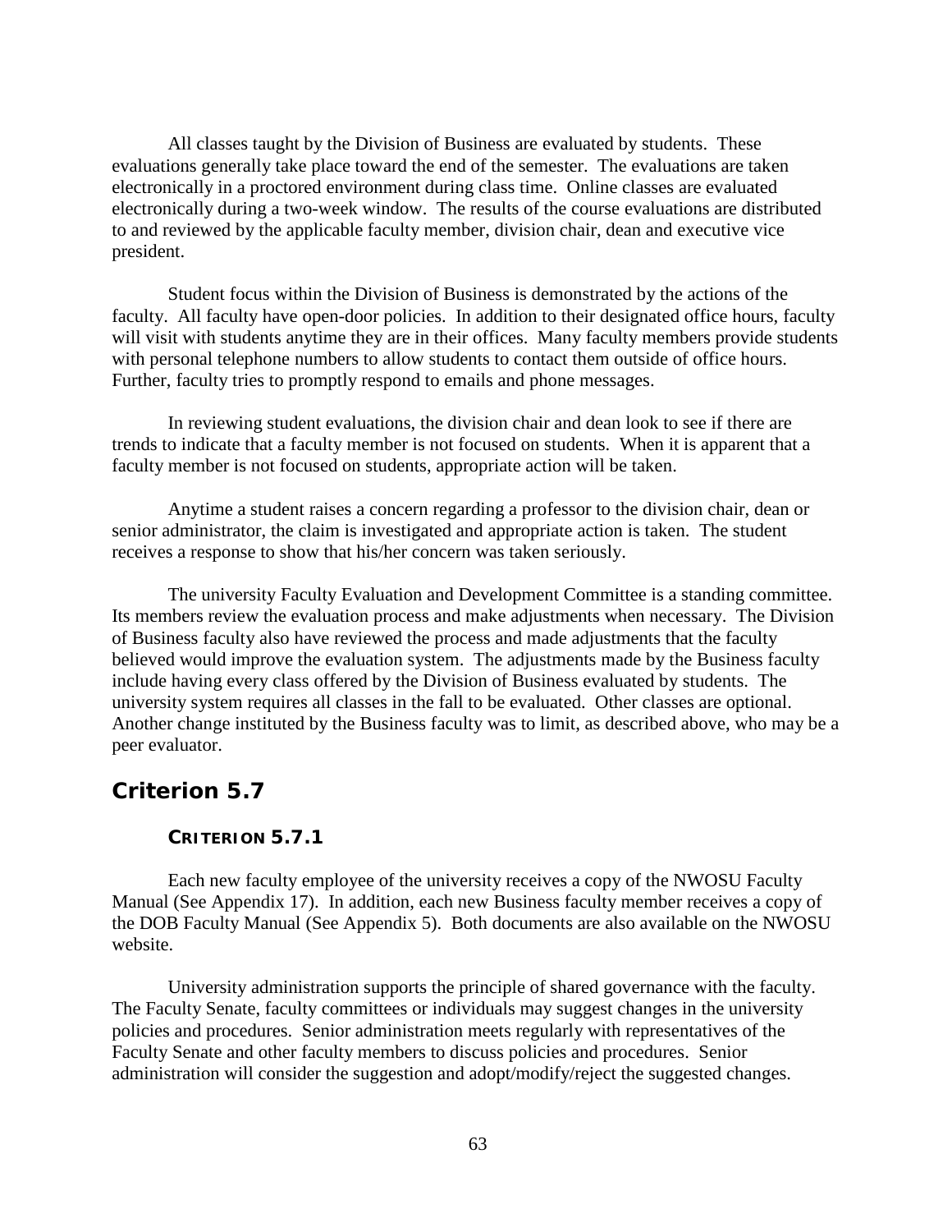All classes taught by the Division of Business are evaluated by students. These evaluations generally take place toward the end of the semester. The evaluations are taken electronically in a proctored environment during class time. Online classes are evaluated electronically during a two-week window. The results of the course evaluations are distributed to and reviewed by the applicable faculty member, division chair, dean and executive vice president.

Student focus within the Division of Business is demonstrated by the actions of the faculty. All faculty have open-door policies. In addition to their designated office hours, faculty will visit with students anytime they are in their offices. Many faculty members provide students with personal telephone numbers to allow students to contact them outside of office hours. Further, faculty tries to promptly respond to emails and phone messages.

In reviewing student evaluations, the division chair and dean look to see if there are trends to indicate that a faculty member is not focused on students. When it is apparent that a faculty member is not focused on students, appropriate action will be taken.

Anytime a student raises a concern regarding a professor to the division chair, dean or senior administrator, the claim is investigated and appropriate action is taken. The student receives a response to show that his/her concern was taken seriously.

The university Faculty Evaluation and Development Committee is a standing committee. Its members review the evaluation process and make adjustments when necessary. The Division of Business faculty also have reviewed the process and made adjustments that the faculty believed would improve the evaluation system. The adjustments made by the Business faculty include having every class offered by the Division of Business evaluated by students. The university system requires all classes in the fall to be evaluated. Other classes are optional. Another change instituted by the Business faculty was to limit, as described above, who may be a peer evaluator.

## Criterion 5.7

### CRITERION 5.7.1

Each new faculty employee of the university receives a copy of the NWOSU Faculty Manual (See Appendix 17). In addition, each new Business faculty member receives a copy of the DOB Faculty Manual (See Appendix 5). Both documents are also available on the NWOSU website.

University administration supports the principle of shared governance with the faculty. The Faculty Senate, faculty committees or individuals may suggest changes in the university policies and procedures. Senior administration meets regularly with representatives of the Faculty Senate and other faculty members to discuss policies and procedures. Senior administration will consider the suggestion and adopt/modify/reject the suggested changes.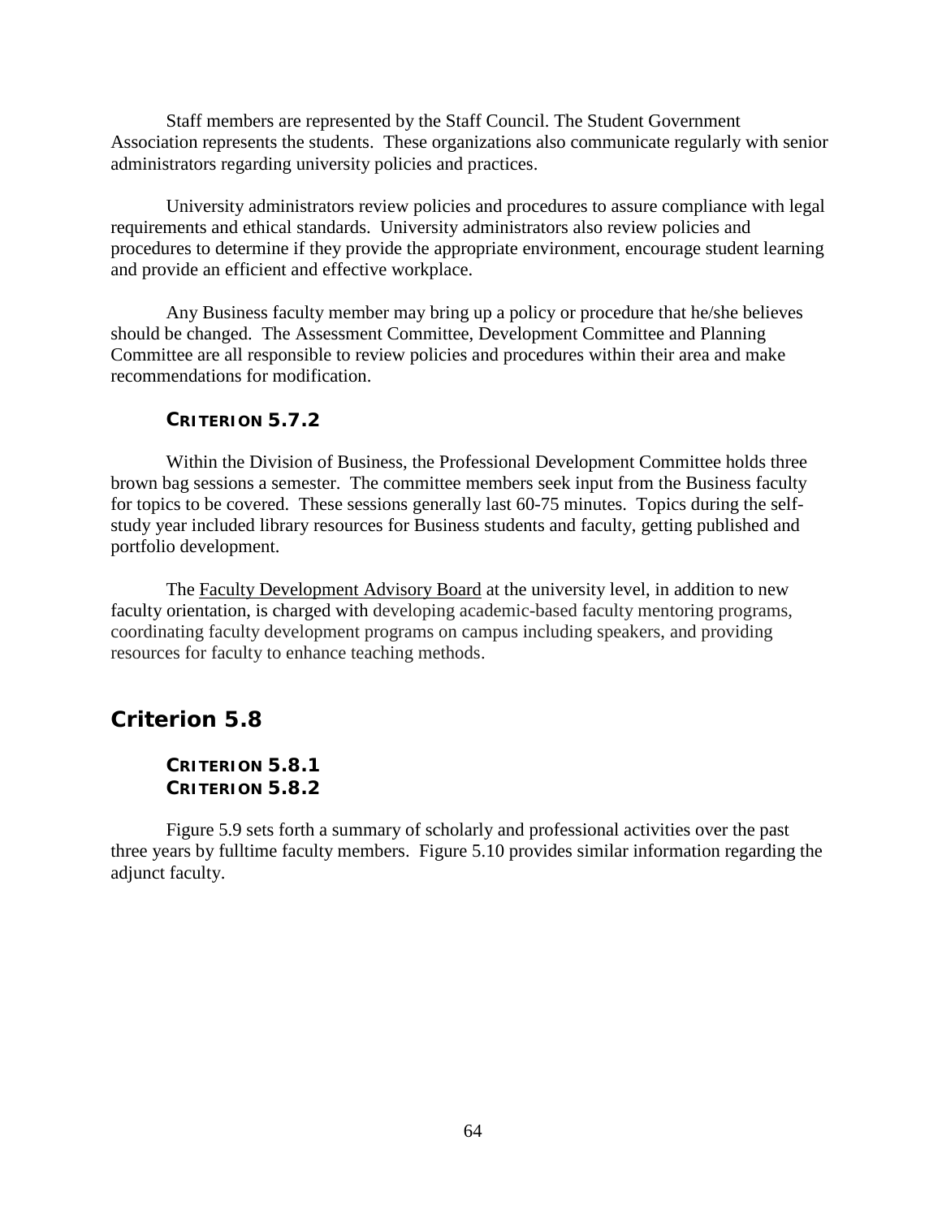Staff members are represented by the Staff Council. The Student Government Association represents the students. These organizations also communicate regularly with senior administrators regarding university policies and practices.

University administrators review policies and procedures to assure compliance with legal requirements and ethical standards. University administrators also review policies and procedures to determine if they provide the appropriate environment, encourage student learning and provide an efficient and effective workplace.

Any Business faculty member may bring up a policy or procedure that he/she believes should be changed. The Assessment Committee, Development Committee and Planning Committee are all responsible to review policies and procedures within their area and make recommendations for modification.

### CRITERION 5.7.2

Within the Division of Business, the Professional Development Committee holds three brown bag sessions a semester. The committee members seek input from the Business faculty for topics to be covered. These sessions generally last 60-75 minutes. Topics during the self-study year included library resources for Business students and faculty, getting published and portfolio development.

The Faculty Development Advisory Board at the university level, in addition to new faculty orientation, is charged with developing academic-based faculty mentoring programs, coordinating faculty development programs on campus including speakers, and providing resources for faculty to enhance teaching methods.

## Criterion 5.8

### CRITERION 5.8.1
### CRITERION 5.8.2

Figure 5.9 sets forth a summary of scholarly and professional activities over the past three years by fulltime faculty members. Figure 5.10 provides similar information regarding the adjunct faculty.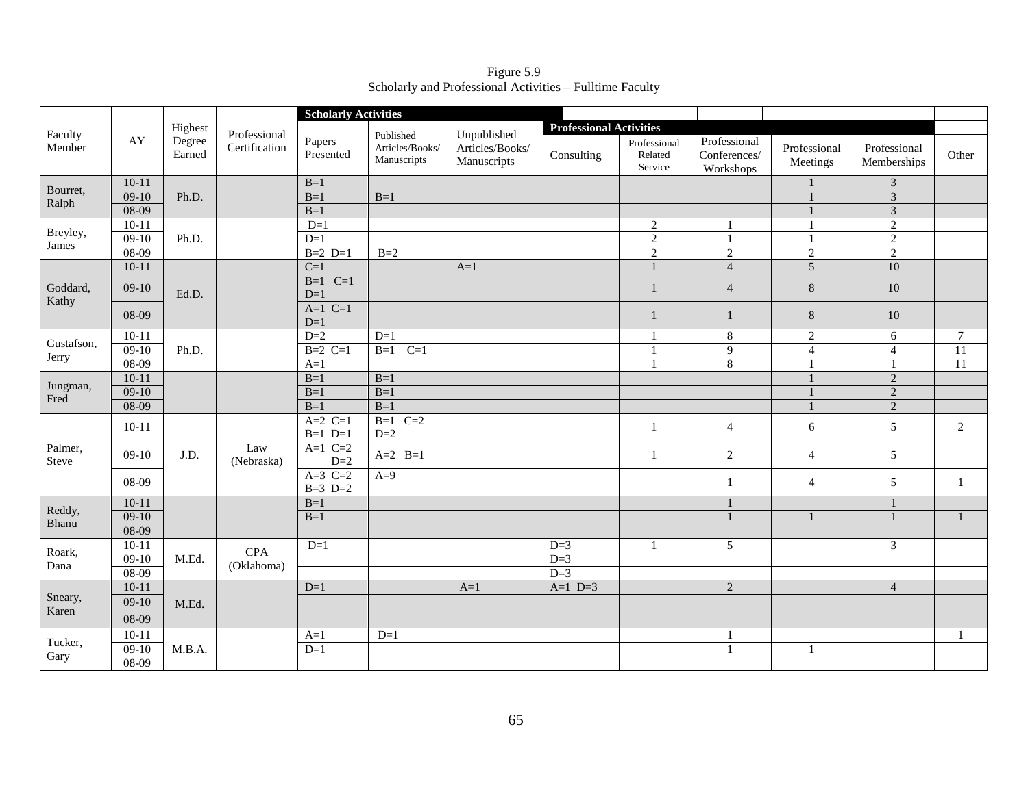Figure 5.9
Scholarly and Professional Activities – Fulltime Faculty

| Faculty Member | AY | Highest Degree Earned | Professional Certification | Scholarly Activities | | | Professional Activities | | | | | |
|---|---|---|---|---|---|---|---|---|---|---|---|---|
| | | | | Papers Presented | Published Articles/Books/ Manuscripts | Unpublished Articles/Books/ Manuscripts | Consulting | Professional Related Service | Professional Conferences/ Workshops | Professional Meetings | Professional Memberships | Other |
| Bourret, Ralph | 10-11 | Ph.D. | | B=1 | | | | | | 1 | 3 | |
| | 09-10 | | | B=1 | B=1 | | | | | 1 | 3 | |
| | 08-09 | | | B=1 | | | | | | 1 | 3 | |
| Breyley, James | 10-11 | Ph.D. | | D=1 | | | | 2 | 1 | 1 | 2 | |
| | 09-10 | | | D=1 | | | | 2 | 1 | 1 | 2 | |
| | 08-09 | | | B=2 D=1 | B=2 | | | 2 | 2 | 2 | 2 | |
| Goddard, Kathy | 10-11 | Ed.D. | | C=1 | | A=1 | | 1 | 4 | 5 | 10 | |
| | 09-10 | | | B=1 C=1 D=1 | | | | 1 | 4 | 8 | 10 | |
| | 08-09 | | | A=1 C=1 D=1 | | | | 1 | 1 | 8 | 10 | |
| Gustafson, Jerry | 10-11 | Ph.D. | | D=2 | D=1 | | | 1 | 8 | 2 | 6 | 7 |
| | 09-10 | | | B=2 C=1 | B=1 C=1 | | | 1 | 9 | 4 | 4 | 11 |
| | 08-09 | | | A=1 | | | | 1 | 8 | 1 | 1 | 11 |
| Jungman, Fred | 10-11 | | | B=1 | B=1 | | | | | 1 | 2 | |
| | 09-10 | | | B=1 | B=1 | | | | | 1 | 2 | |
| | 08-09 | | | B=1 | B=1 | | | | | 1 | 2 | |
| Palmer, Steve | 10-11 | J.D. | Law (Nebraska) | A=2 C=1 B=1 D=1 | B=1 C=2 D=2 | | | 1 | 4 | 6 | 5 | 2 |
| | 09-10 | | | A=1 C=2 D=2 | A=2 B=1 | | | 1 | 2 | 4 | 5 | |
| | 08-09 | | | A=3 C=2 B=3 D=2 | A=9 | | | | 1 | 4 | 5 | 1 |
| Reddy, Bhanu | 10-11 | | | B=1 | | | | | 1 | | 1 | |
| | 09-10 | | | B=1 | | | | | 1 | 1 | 1 | 1 |
| | 08-09 | | | | | | | | | | | |
| Roark, Dana | 10-11 | M.Ed. | CPA (Oklahoma) | D=1 | | | D=3 | 1 | 5 | | 3 | |
| | 09-10 | | | | | | D=3 | | | | | |
| | 08-09 | | | | | | D=3 | | | | | |
| Sneary, Karen | 10-11 | M.Ed. | | D=1 | | A=1 | A=1 D=3 | | 2 | | 4 | |
| | 09-10 | | | | | | | | | | | |
| | 08-09 | | | | | | | | | | | |
| Tucker, Gary | 10-11 | M.B.A. | | A=1 | D=1 | | | | 1 | | | 1 |
| | 09-10 | | | D=1 | | | | | 1 | 1 | | |
| | 08-09 | | | | | | | | | | | |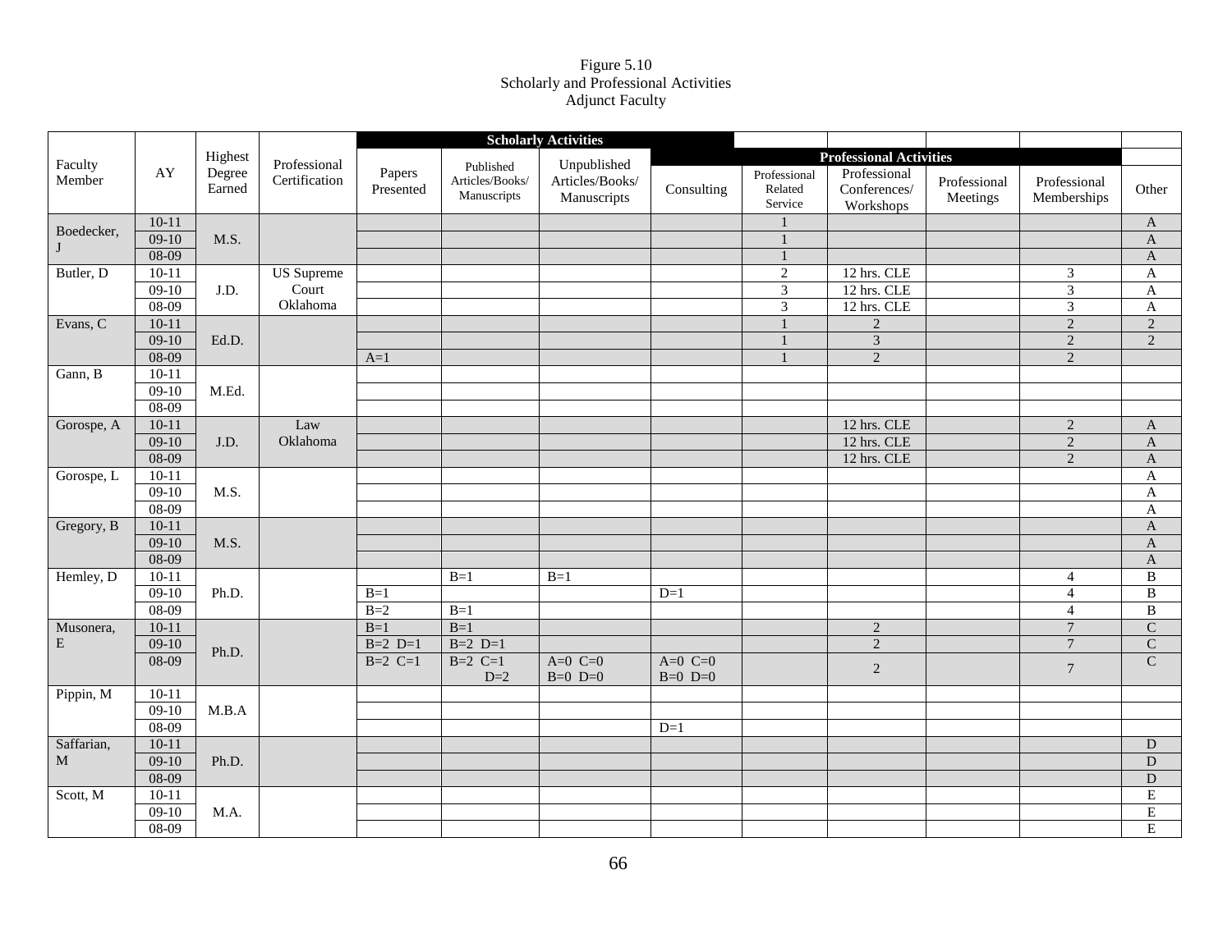Figure 5.10
Scholarly and Professional Activities
Adjunct Faculty

| Faculty Member | AY | Highest Degree Earned | Professional Certification | Scholarly Activities | | | Professional Activities | | | | | |
|---|---|---|---|---|---|---|---|---|---|---|---|---|
| | | | | Papers Presented | Published Articles/Books/ Manuscripts | Unpublished Articles/Books/ Manuscripts | Consulting | Professional Related Service | Professional Conferences/ Workshops | Professional Meetings | Professional Memberships | Other |
| Boedecker, J | 10-11 | M.S. | | | | | | 1 | | | | A |
| | 09-10 | | | | | | | 1 | | | | A |
| | 08-09 | | | | | | | 1 | | | | A |
| Butler, D | 10-11 | J.D. | US Supreme Court Oklahoma | | | | | 2 | 12 hrs. CLE | | 3 | A |
| | 09-10 | | | | | | | 3 | 12 hrs. CLE | | 3 | A |
| | 08-09 | | | | | | | 3 | 12 hrs. CLE | | 3 | A |
| Evans, C | 10-11 | Ed.D. | | | | | | 1 | 2 | | 2 | 2 |
| | 09-10 | | | | | | | 1 | 3 | | 2 | 2 |
| | 08-09 | | | A=1 | | | | 1 | 2 | | 2 | |
| Gann, B | 10-11 | M.Ed. | | | | | | | | | | |
| | 09-10 | | | | | | | | | | | |
| | 08-09 | | | | | | | | | | | |
| Gorospe, A | 10-11 | J.D. | Law Oklahoma | | | | | | 12 hrs. CLE | | 2 | A |
| | 09-10 | | | | | | | | 12 hrs. CLE | | 2 | A |
| | 08-09 | | | | | | | | 12 hrs. CLE | | 2 | A |
| Gorospe, L | 10-11 | M.S. | | | | | | | | | | A |
| | 09-10 | | | | | | | | | | | A |
| | 08-09 | | | | | | | | | | | A |
| Gregory, B | 10-11 | M.S. | | | | | | | | | | A |
| | 09-10 | | | | | | | | | | | A |
| | 08-09 | | | | | | | | | | | A |
| Hemley, D | 10-11 | Ph.D. | | | B=1 | B=1 | | | | | 4 | B |
| | 09-10 | | | B=1 | | | D=1 | | | | 4 | B |
| | 08-09 | | | B=2 | B=1 | | | | | | 4 | B |
| Musonera, E | 10-11 | Ph.D. | | B=1 | B=1 | | | | 2 | | 7 | C |
| | 09-10 | | | B=2 D=1 | B=2 D=1 | | | | 2 | | 7 | C |
| | 08-09 | | | B=2 C=1 | B=2 C=1 D=2 | A=0 C=0 B=0 D=0 | A=0 C=0 B=0 D=0 | | 2 | | 7 | C |
| Pippin, M | 10-11 | M.B.A | | | | | | | | | | |
| | 09-10 | | | | | | | | | | | |
| | 08-09 | | | | | | D=1 | | | | | |
| Saffarian, M | 10-11 | Ph.D. | | | | | | | | | | D |
| | 09-10 | | | | | | | | | | | D |
| | 08-09 | | | | | | | | | | | D |
| Scott, M | 10-11 | M.A. | | | | | | | | | | E |
| | 09-10 | | | | | | | | | | | E |
| | 08-09 | | | | | | | | | | | E |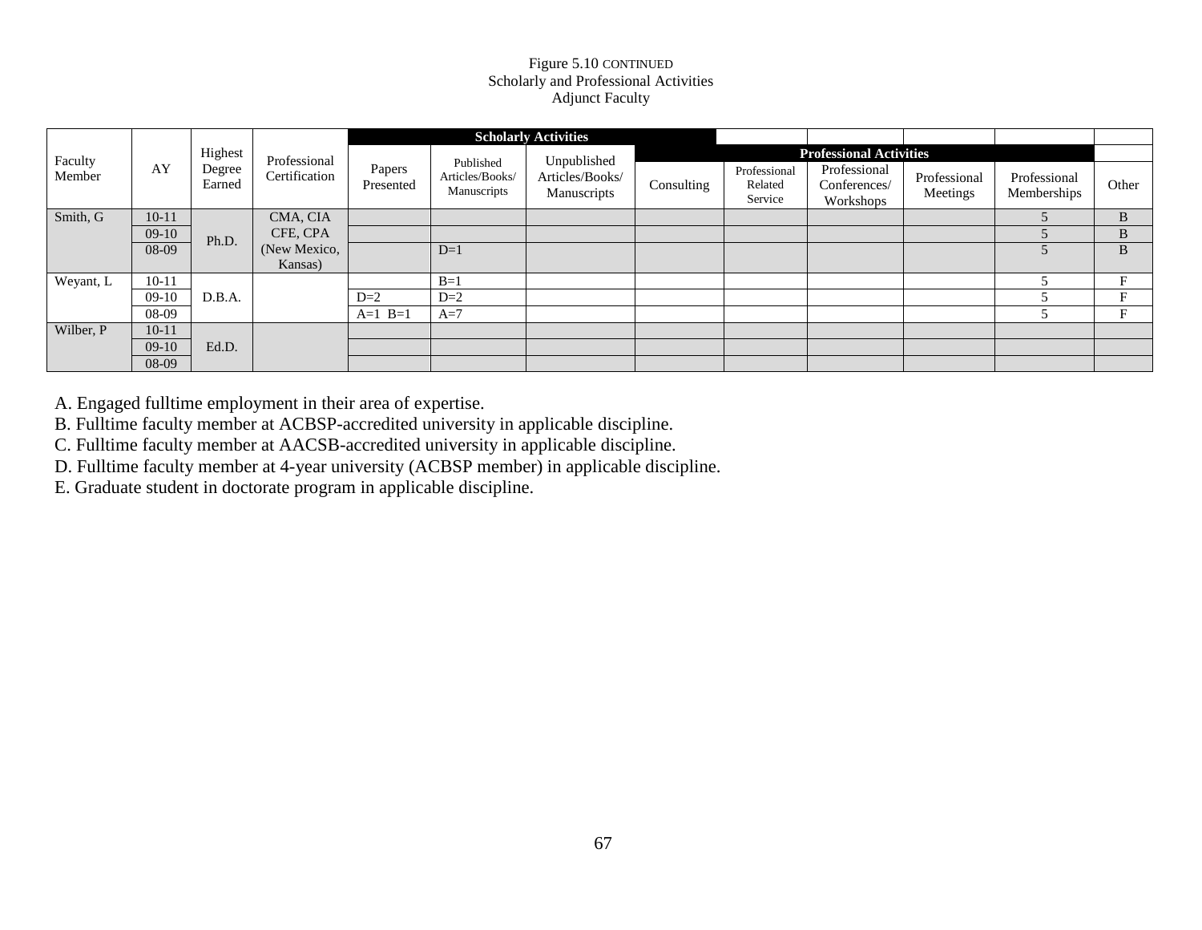Figure 5.10 CONTINUED
Scholarly and Professional Activities
Adjunct Faculty

| Faculty Member | AY | Highest Degree Earned | Professional Certification | Scholarly Activities | | | Professional Activities | | | | | |
|---|---|---|---|---|---|---|---|---|---|---|---|---|
| | | | | Papers Presented | Published Articles/Books/ Manuscripts | Unpublished Articles/Books/ Manuscripts | Consulting | Professional Related Service | Professional Conferences/ Workshops | Professional Meetings | Professional Memberships | Other |
| Smith, G | 10-11 | Ph.D. | CMA, CIA CFE, CPA (New Mexico, Kansas) | | | | | | | | 5 | B |
| | 09-10 | | | | | | | | | | 5 | B |
| | 08-09 | | | | D=1 | | | | | | 5 | B |
| Weyant, L | 10-11 | D.B.A. | | | B=1 | | | | | | 5 | F |
| | 09-10 | | | D=2 | D=2 | | | | | | 5 | F |
| | 08-09 | | | A=1 B=1 | A=7 | | | | | | 5 | F |
| Wilber, P | 10-11 | Ed.D. | | | | | | | | | | |
| | 09-10 | | | | | | | | | | | |
| | 08-09 | | | | | | | | | | | |

A. Engaged fulltime employment in their area of expertise.
B. Fulltime faculty member at ACBSP-accredited university in applicable discipline.
C. Fulltime faculty member at AACSB-accredited university in applicable discipline.
D. Fulltime faculty member at 4-year university (ACBSP member) in applicable discipline.
E. Graduate student in doctorate program in applicable discipline.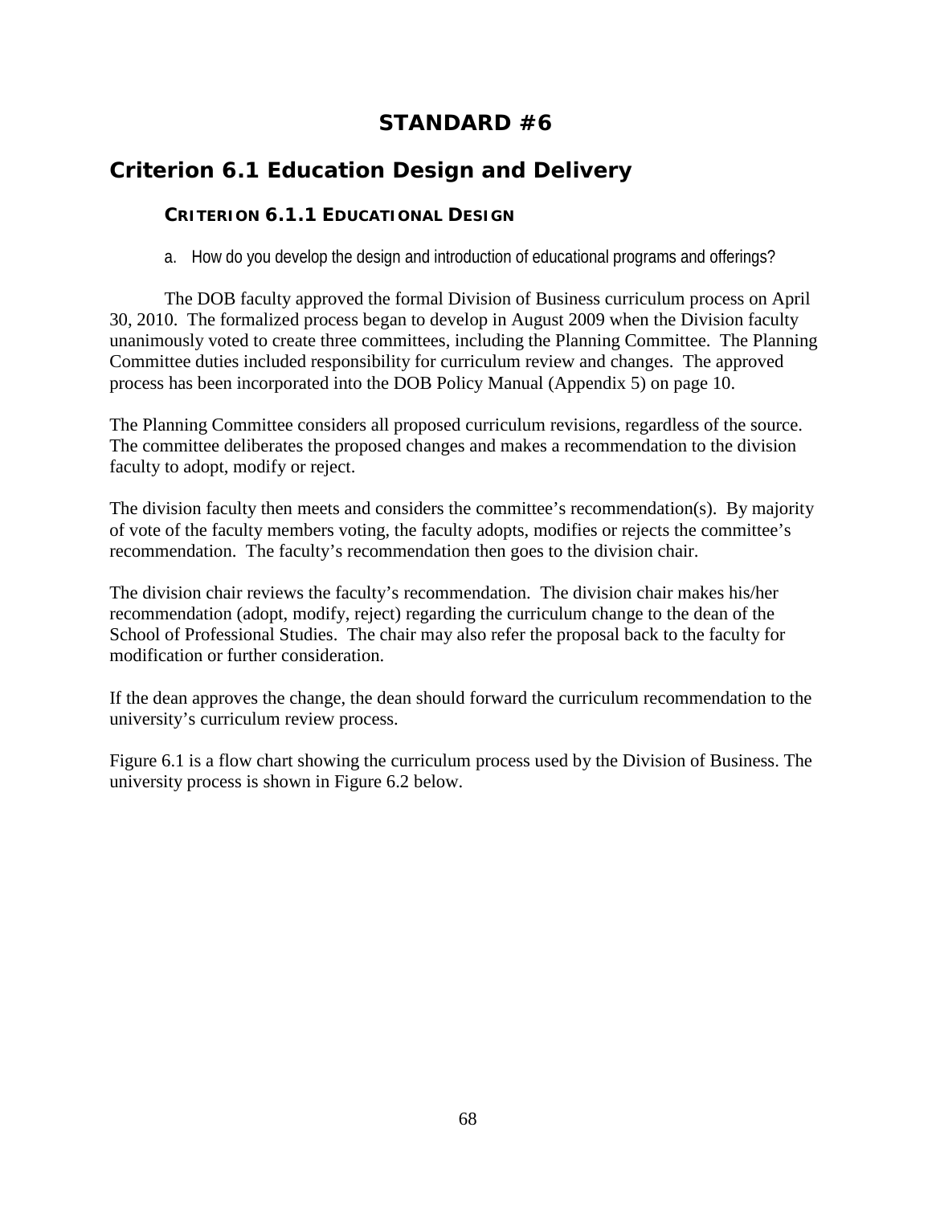# STANDARD #6

## Criterion 6.1 Education Design and Delivery

### CRITERION 6.1.1 EDUCATIONAL DESIGN

a. How do you develop the design and introduction of educational programs and offerings?

The DOB faculty approved the formal Division of Business curriculum process on April 30, 2010. The formalized process began to develop in August 2009 when the Division faculty unanimously voted to create three commmittees, including the Planning Committee. The Planning Committee duties included responsibility for curriculum review and changes. The approved process has been incorporated into the DOB Policy Manual (Appendix 5) on page 10.

The Planning Committee considers all proposed curriculum revisions, regardless of the source. The committee deliberates the proposed changes and makes a recommendation to the division faculty to adopt, modify or reject.

The division faculty then meets and considers the committee's recommendation(s). By majority of vote of the faculty members voting, the faculty adopts, modifies or rejects the committee's recommendation. The faculty's recommendation then goes to the division chair.

The division chair reviews the faculty's recommendation. The division chair makes his/her recommendation (adopt, modify, reject) regarding the curriculum change to the dean of the School of Professional Studies. The chair may also refer the proposal back to the faculty for modification or further consideration.

If the dean approves the change, the dean should forward the curriculum recommendation to the university's curriculum review process.

Figure 6.1 is a flow chart showing the curriculum process used by the Division of Business. The university process is shown in Figure 6.2 below.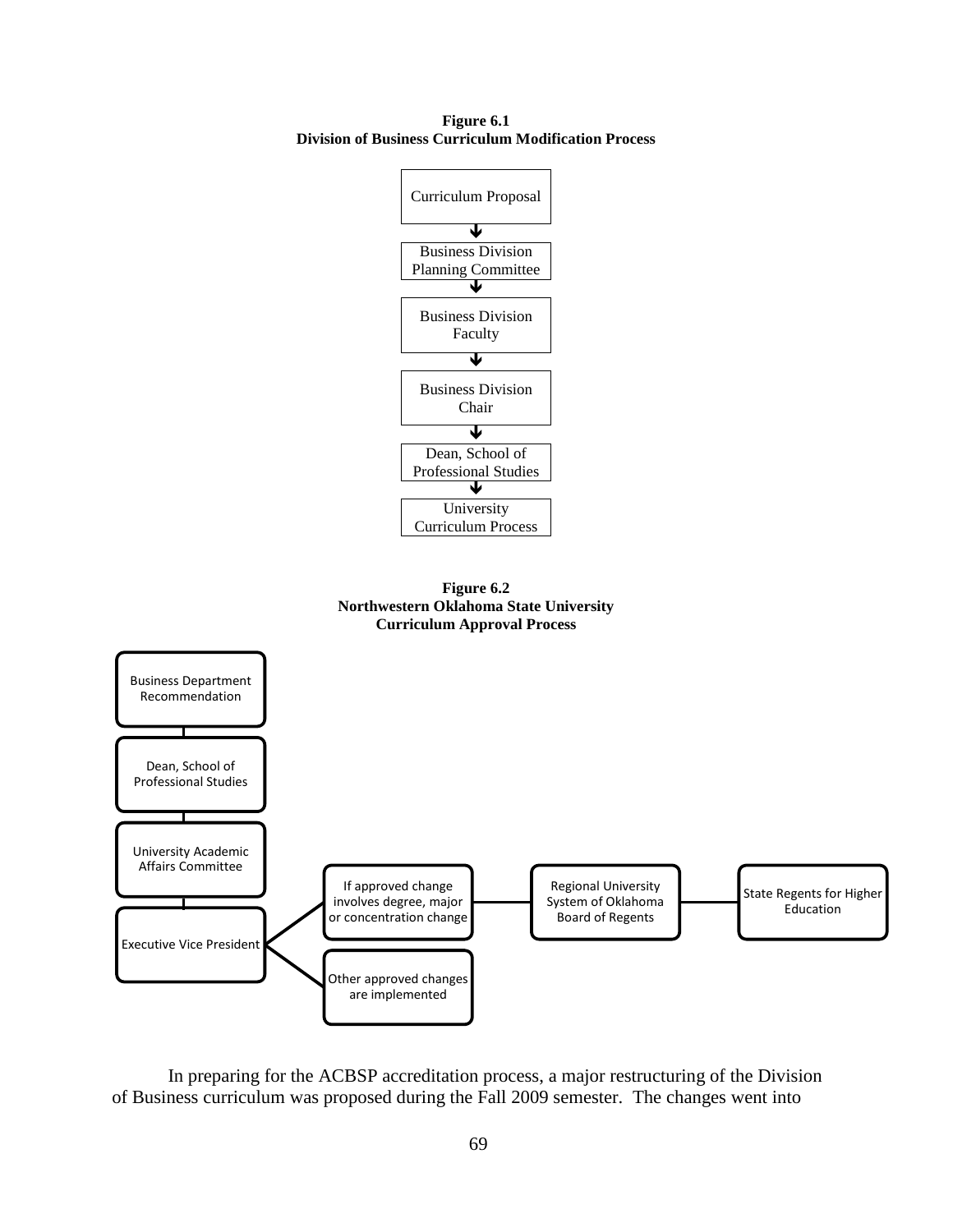**Figure 6.1**
**Division of Business Curriculum Modification Process**

Curriculum Proposal

↓

Business Division Planning Committee

↓

Business Division Faculty

↓

Business Division Chair

↓

Dean, School of Professional Studies

↓

University Curriculum Process

**Figure 6.2**
**Northwestern Oklahoma State University**
**Curriculum Approval Process**

Business Department Recommendation

Dean, School of Professional Studies

University Academic Affairs Committee

Executive Vice President

- If approved change involves degree, major or concentration change — Regional University System of Oklahoma Board of Regents — State Regents for Higher Education
- Other approved changes are implemented

In preparing for the ACBSP accreditation process, a major restructuring of the Division of Business curriculum was proposed during the Fall 2009 semester. The changes went into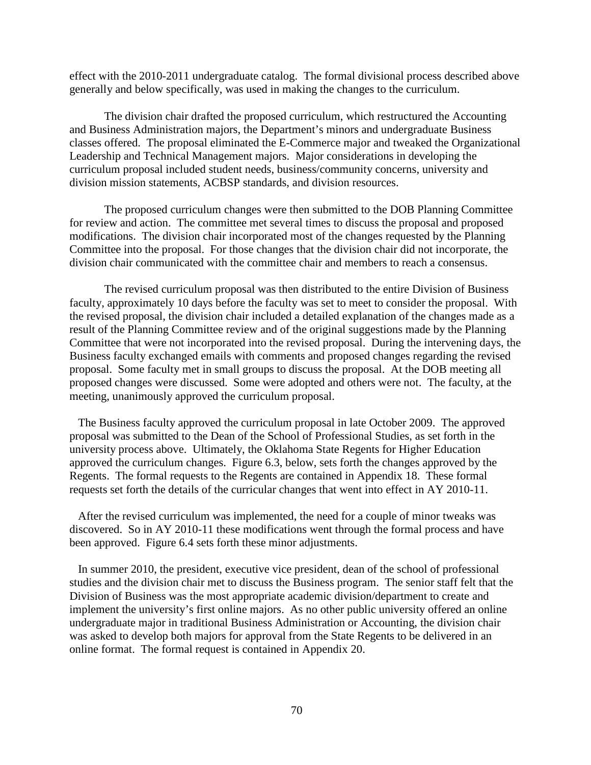effect with the 2010-2011 undergraduate catalog. The formal divisional process described above generally and below specifically, was used in making the changes to the curriculum.

The division chair drafted the proposed curriculum, which restructured the Accounting and Business Administration majors, the Department's minors and undergraduate Business classes offered. The proposal eliminated the E-Commerce major and tweaked the Organizational Leadership and Technical Management majors. Major considerations in developing the curriculum proposal included student needs, business/community concerns, university and division mission statements, ACBSP standards, and division resources.

The proposed curriculum changes were then submitted to the DOB Planning Committee for review and action. The committee met several times to discuss the proposal and proposed modifications. The division chair incorporated most of the changes requested by the Planning Committee into the proposal. For those changes that the division chair did not incorporate, the division chair communicated with the committee chair and members to reach a consensus.

The revised curriculum proposal was then distributed to the entire Division of Business faculty, approximately 10 days before the faculty was set to meet to consider the proposal. With the revised proposal, the division chair included a detailed explanation of the changes made as a result of the Planning Committee review and of the original suggestions made by the Planning Committee that were not incorporated into the revised proposal. During the intervening days, the Business faculty exchanged emails with comments and proposed changes regarding the revised proposal. Some faculty met in small groups to discuss the proposal. At the DOB meeting all proposed changes were discussed. Some were adopted and others were not. The faculty, at the meeting, unanimously approved the curriculum proposal.

The Business faculty approved the curriculum proposal in late October 2009. The approved proposal was submitted to the Dean of the School of Professional Studies, as set forth in the university process above. Ultimately, the Oklahoma State Regents for Higher Education approved the curriculum changes. Figure 6.3, below, sets forth the changes approved by the Regents. The formal requests to the Regents are contained in Appendix 18. These formal requests set forth the details of the curricular changes that went into effect in AY 2010-11.

After the revised curriculum was implemented, the need for a couple of minor tweaks was discovered. So in AY 2010-11 these modifications went through the formal process and have been approved. Figure 6.4 sets forth these minor adjustments.

In summer 2010, the president, executive vice president, dean of the school of professional studies and the division chair met to discuss the Business program. The senior staff felt that the Division of Business was the most appropriate academic division/department to create and implement the university's first online majors. As no other public university offered an online undergraduate major in traditional Business Administration or Accounting, the division chair was asked to develop both majors for approval from the State Regents to be delivered in an online format. The formal request is contained in Appendix 20.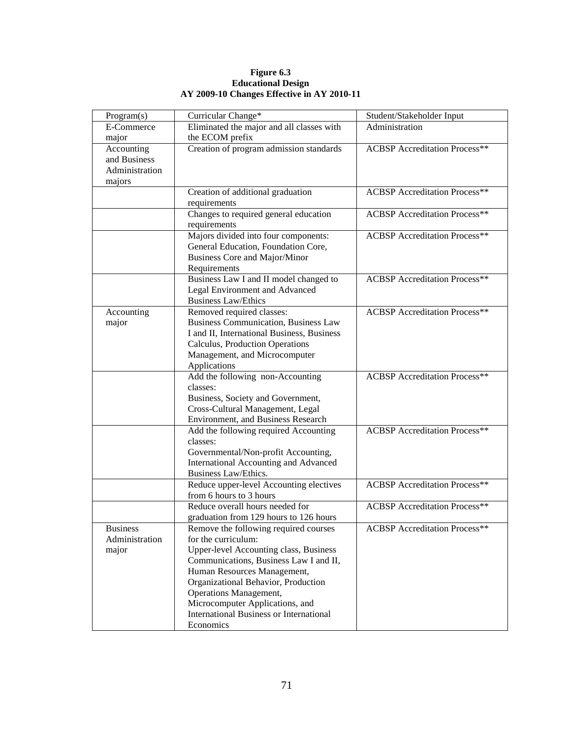**Figure 6.3**
**Educational Design**
**AY 2009-10 Changes Effective in AY 2010-11**

| Program(s) | Curricular Change* | Student/Stakeholder Input |
|---|---|---|
| E-Commerce major | Eliminated the major and all classes with the ECOM prefix | Administration |
| Accounting and Business Administration majors | Creation of program admission standards | ACBSP Accreditation Process** |
| | Creation of additional graduation requirements | ACBSP Accreditation Process** |
| | Changes to required general education requirements | ACBSP Accreditation Process** |
| | Majors divided into four components: General Education, Foundation Core, Business Core and Major/Minor Requirements | ACBSP Accreditation Process** |
| | Business Law I and II model changed to Legal Environment and Advanced Business Law/Ethics | ACBSP Accreditation Process** |
| Accounting major | Removed required classes: Business Communication, Business Law I and II, International Business, Business Calculus, Production Operations Management, and Microcomputer Applications | ACBSP Accreditation Process** |
| | Add the following non-Accounting classes: Business, Society and Government, Cross-Cultural Management, Legal Environment, and Business Research | ACBSP Accreditation Process** |
| | Add the following required Accounting classes: Governmental/Non-profit Accounting, International Accounting and Advanced Business Law/Ethics. | ACBSP Accreditation Process** |
| | Reduce upper-level Accounting electives from 6 hours to 3 hours | ACBSP Accreditation Process** |
| | Reduce overall hours needed for graduation from 129 hours to 126 hours | ACBSP Accreditation Process** |
| Business Administration major | Remove the following required courses for the curriculum: Upper-level Accounting class, Business Communications, Business Law I and II, Human Resources Management, Organizational Behavior, Production Operations Management, Microcomputer Applications, and International Business or International Economics | ACBSP Accreditation Process** |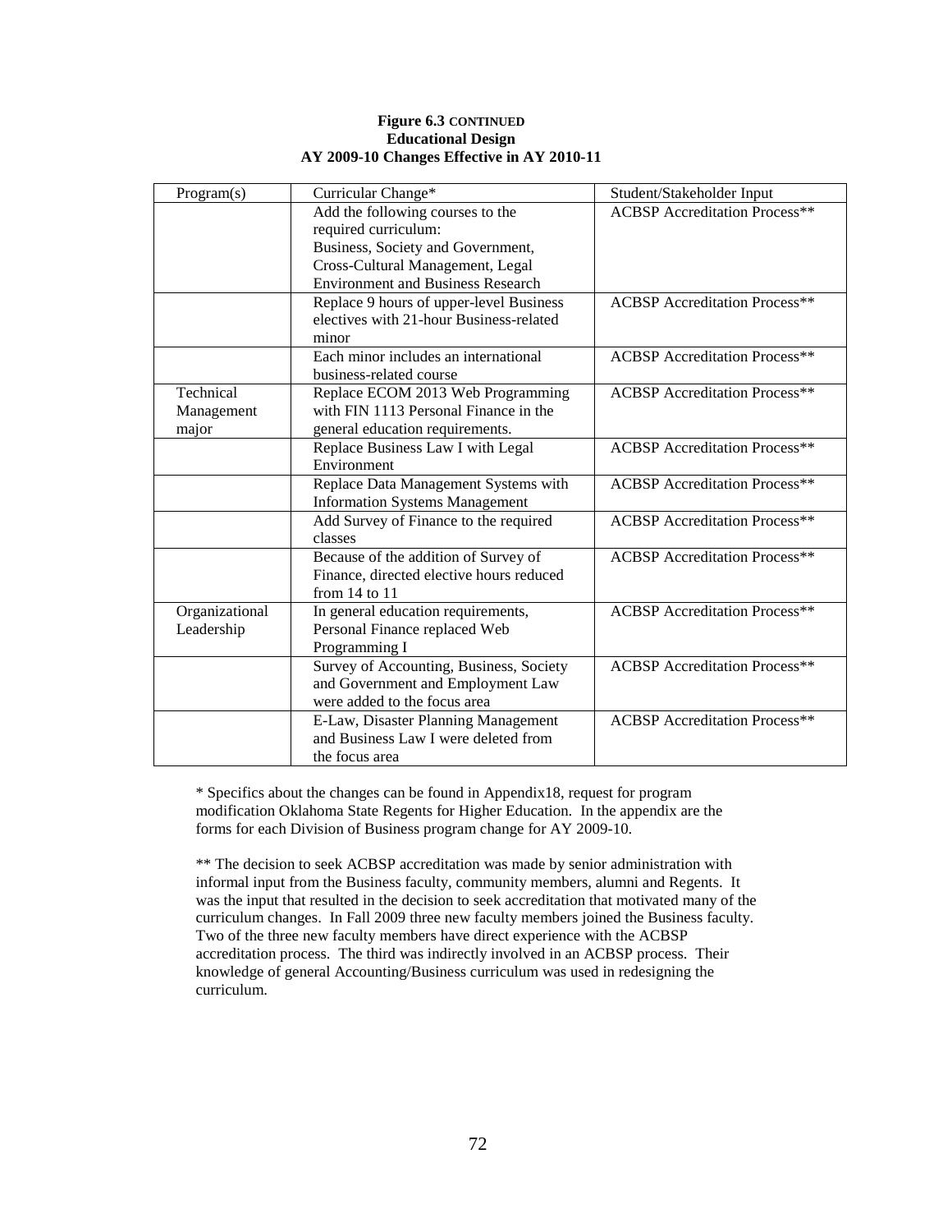**Figure 6.3 CONTINUED**
**Educational Design**
**AY 2009-10 Changes Effective in AY 2010-11**

| Program(s) | Curricular Change* | Student/Stakeholder Input |
|---|---|---|
| | Add the following courses to the required curriculum: Business, Society and Government, Cross-Cultural Management, Legal Environment and Business Research | ACBSP Accreditation Process** |
| | Replace 9 hours of upper-level Business electives with 21-hour Business-related minor | ACBSP Accreditation Process** |
| | Each minor includes an international business-related course | ACBSP Accreditation Process** |
| Technical Management major | Replace ECOM 2013 Web Programming with FIN 1113 Personal Finance in the general education requirements. | ACBSP Accreditation Process** |
| | Replace Business Law I with Legal Environment | ACBSP Accreditation Process** |
| | Replace Data Management Systems with Information Systems Management | ACBSP Accreditation Process** |
| | Add Survey of Finance to the required classes | ACBSP Accreditation Process** |
| | Because of the addition of Survey of Finance, directed elective hours reduced from 14 to 11 | ACBSP Accreditation Process** |
| Organizational Leadership | In general education requirements, Personal Finance replaced Web Programming I | ACBSP Accreditation Process** |
| | Survey of Accounting, Business, Society and Government and Employment Law were added to the focus area | ACBSP Accreditation Process** |
| | E-Law, Disaster Planning Management and Business Law I were deleted from the focus area | ACBSP Accreditation Process** |

* Specifics about the changes can be found in Appendix18, request for program modification Oklahoma State Regents for Higher Education. In the appendix are the forms for each Division of Business program change for AY 2009-10.

** The decision to seek ACBSP accreditation was made by senior administration with informal input from the Business faculty, community members, alumni and Regents. It was the input that resulted in the decision to seek accreditation that motivated many of the curriculum changes. In Fall 2009 three new faculty members joined the Business faculty. Two of the three new faculty members have direct experience with the ACBSP accreditation process. The third was indirectly involved in an ACBSP process. Their knowledge of general Accounting/Business curriculum was used in redesigning the curriculum.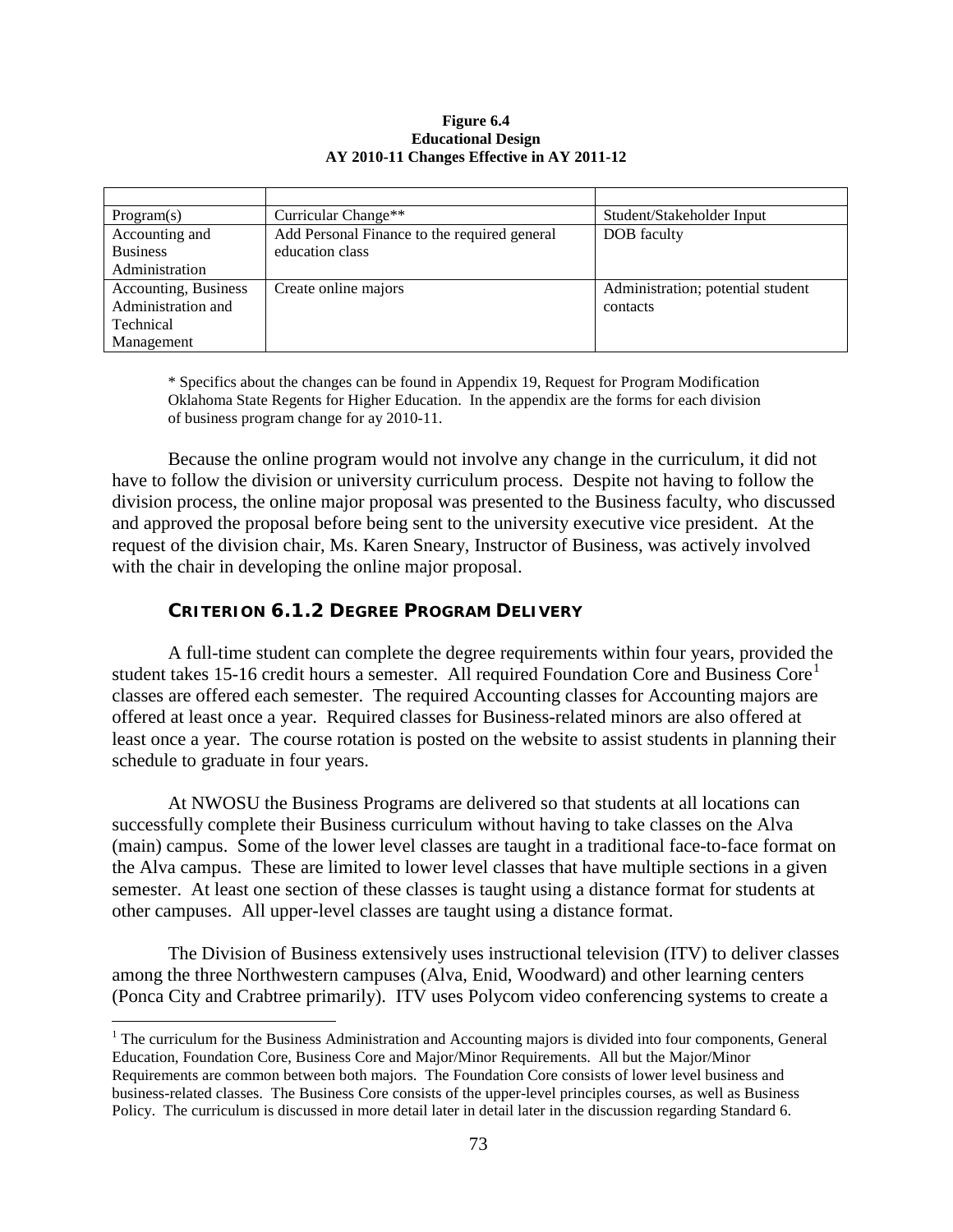**Figure 6.4**
**Educational Design**
**AY 2010-11 Changes Effective in AY 2011-12**

| | | |
|---|---|---|
| Program(s) | Curricular Change** | Student/Stakeholder Input |
| Accounting and Business Administration | Add Personal Finance to the required general education class | DOB faculty |
| Accounting, Business Administration and Technical Management | Create online majors | Administration; potential student contacts |

\* Specifics about the changes can be found in Appendix 19, Request for Program Modification Oklahoma State Regents for Higher Education. In the appendix are the forms for each division of business program change for ay 2010-11.

Because the online program would not involve any change in the curriculum, it did not have to follow the division or university curriculum process. Despite not having to follow the division process, the online major proposal was presented to the Business faculty, who discussed and approved the proposal before being sent to the university executive vice president. At the request of the division chair, Ms. Karen Sneary, Instructor of Business, was actively involved with the chair in developing the online major proposal.

### CRITERION 6.1.2 DEGREE PROGRAM DELIVERY

A full-time student can complete the degree requirements within four years, provided the student takes 15-16 credit hours a semester. All required Foundation Core and Business Core[1] classes are offered each semester. The required Accounting classes for Accounting majors are offered at least once a year. Required classes for Business-related minors are also offered at least once a year. The course rotation is posted on the website to assist students in planning their schedule to graduate in four years.

At NWOSU the Business Programs are delivered so that students at all locations can successfully complete their Business curriculum without having to take classes on the Alva (main) campus. Some of the lower level classes are taught in a traditional face-to-face format on the Alva campus. These are limited to lower level classes that have multiple sections in a given semester. At least one section of these classes is taught using a distance format for students at other campuses. All upper-level classes are taught using a distance format.

The Division of Business extensively uses instructional television (ITV) to deliver classes among the three Northwestern campuses (Alva, Enid, Woodward) and other learning centers (Ponca City and Crabtree primarily). ITV uses Polycom video conferencing systems to create a

[1] The curriculum for the Business Administration and Accounting majors is divided into four components, General Education, Foundation Core, Business Core and Major/Minor Requirements. All but the Major/Minor Requirements are common between both majors. The Foundation Core consists of lower level business and business-related classes. The Business Core consists of the upper-level principles courses, as well as Business Policy. The curriculum is discussed in more detail later in detail later in the discussion regarding Standard 6.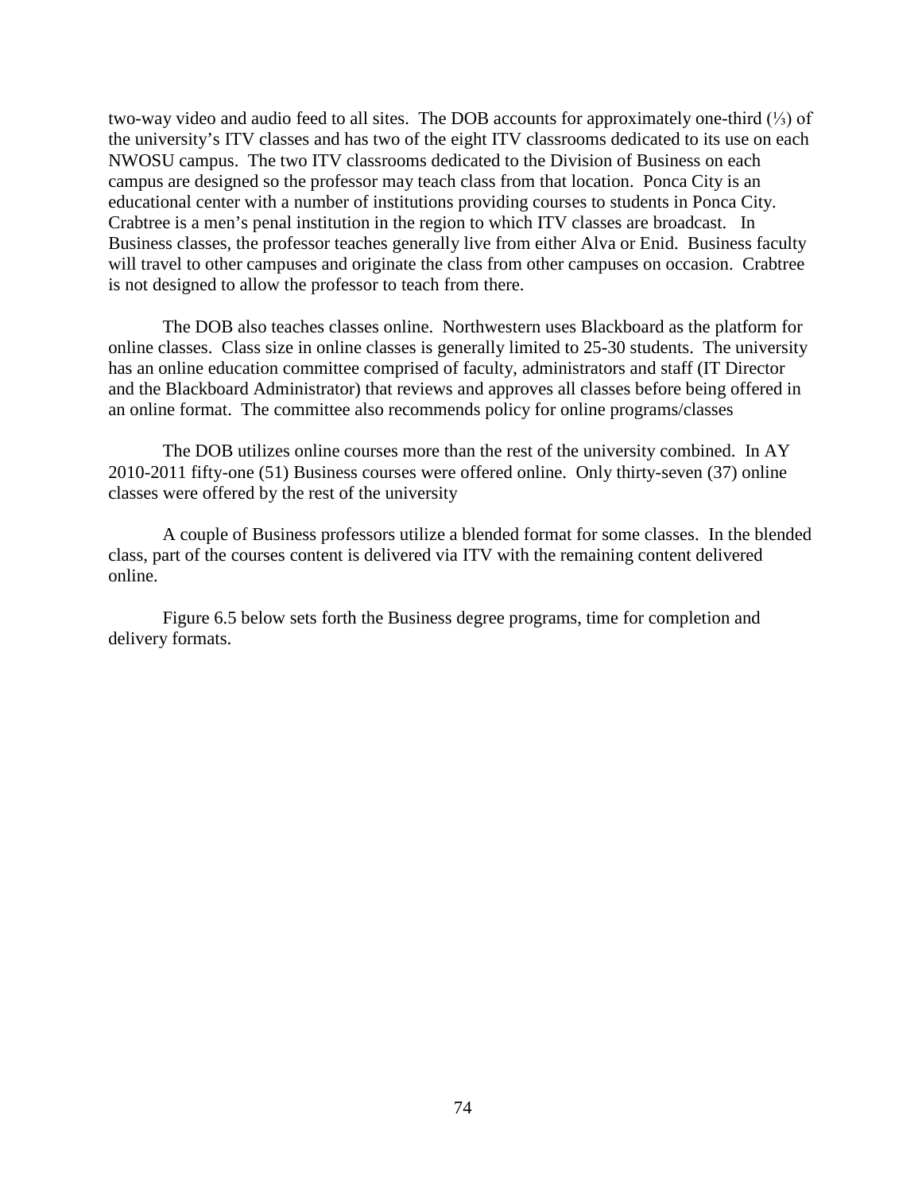two-way video and audio feed to all sites. The DOB accounts for approximately one-third (⅓) of the university's ITV classes and has two of the eight ITV classrooms dedicated to its use on each NWOSU campus. The two ITV classrooms dedicated to the Division of Business on each campus are designed so the professor may teach class from that location. Ponca City is an educational center with a number of institutions providing courses to students in Ponca City. Crabtree is a men's penal institution in the region to which ITV classes are broadcast. In Business classes, the professor teaches generally live from either Alva or Enid. Business faculty will travel to other campuses and originate the class from other campuses on occasion. Crabtree is not designed to allow the professor to teach from there.

The DOB also teaches classes online. Northwestern uses Blackboard as the platform for online classes. Class size in online classes is generally limited to 25-30 students. The university has an online education committee comprised of faculty, administrators and staff (IT Director and the Blackboard Administrator) that reviews and approves all classes before being offered in an online format. The committee also recommends policy for online programs/classes

The DOB utilizes online courses more than the rest of the university combined. In AY 2010-2011 fifty-one (51) Business courses were offered online. Only thirty-seven (37) online classes were offered by the rest of the university

A couple of Business professors utilize a blended format for some classes. In the blended class, part of the courses content is delivered via ITV with the remaining content delivered online.

Figure 6.5 below sets forth the Business degree programs, time for completion and delivery formats.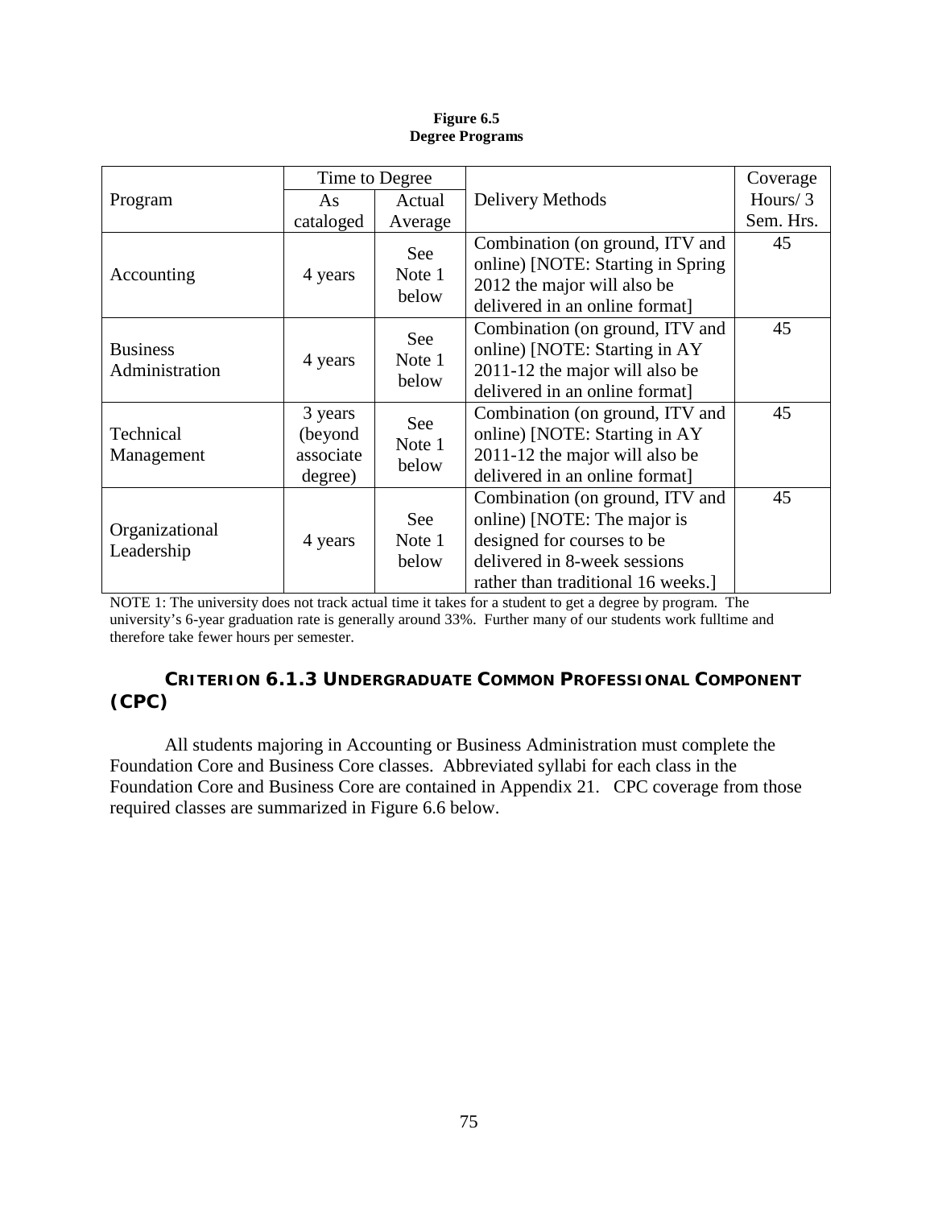**Figure 6.5**
**Degree Programs**

| Program | Time to Degree | | Delivery Methods | Coverage Hours/ 3 Sem. Hrs. |
|---|---|---|---|---|
| | As cataloged | Actual Average | | |
| Accounting | 4 years | See Note 1 below | Combination (on ground, ITV and online) [NOTE: Starting in Spring 2012 the major will also be delivered in an online format] | 45 |
| Business Administration | 4 years | See Note 1 below | Combination (on ground, ITV and online) [NOTE: Starting in AY 2011-12 the major will also be delivered in an online format] | 45 |
| Technical Management | 3 years (beyond associate degree) | See Note 1 below | Combination (on ground, ITV and online) [NOTE: Starting in AY 2011-12 the major will also be delivered in an online format] | 45 |
| Organizational Leadership | 4 years | See Note 1 below | Combination (on ground, ITV and online) [NOTE: The major is designed for courses to be delivered in 8-week sessions rather than traditional 16 weeks.] | 45 |

NOTE 1: The university does not track actual time it takes for a student to get a degree by program. The university's 6-year graduation rate is generally around 33%. Further many of our students work fulltime and therefore take fewer hours per semester.

### CRITERION 6.1.3 UNDERGRADUATE COMMON PROFESSIONAL COMPONENT (CPC)

All students majoring in Accounting or Business Administration must complete the Foundation Core and Business Core classes. Abbreviated syllabi for each class in the Foundation Core and Business Core are contained in Appendix 21. CPC coverage from those required classes are summarized in Figure 6.6 below.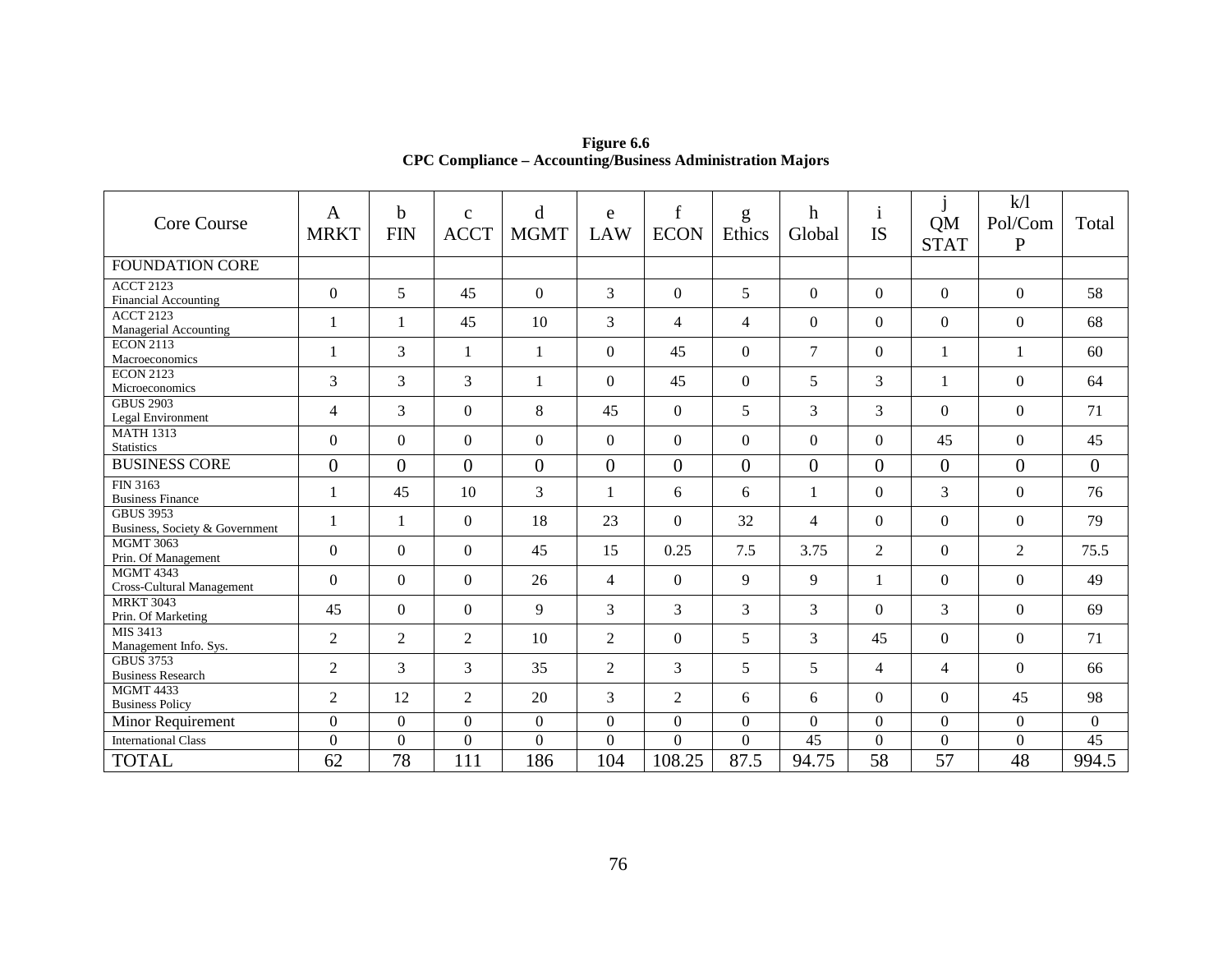**Figure 6.6**
**CPC Compliance – Accounting/Business Administration Majors**

| Core Course | A MRKT | b FIN | c ACCT | d MGMT | e LAW | f ECON | g Ethics | h Global | i IS | j QM STAT | k/l Pol/Comp | Total |
|---|---|---|---|---|---|---|---|---|---|---|---|---|
| FOUNDATION CORE | | | | | | | | | | | | |
| ACCT 2123 Financial Accounting | 0 | 5 | 45 | 0 | 3 | 0 | 5 | 0 | 0 | 0 | 0 | 58 |
| ACCT 2123 Managerial Accounting | 1 | 1 | 45 | 10 | 3 | 4 | 4 | 0 | 0 | 0 | 0 | 68 |
| ECON 2113 Macroeconomics | 1 | 3 | 1 | 1 | 0 | 45 | 0 | 7 | 0 | 1 | 1 | 60 |
| ECON 2123 Microeconomics | 3 | 3 | 3 | 1 | 0 | 45 | 0 | 5 | 3 | 1 | 0 | 64 |
| GBUS 2903 Legal Environment | 4 | 3 | 0 | 8 | 45 | 0 | 5 | 3 | 3 | 0 | 0 | 71 |
| MATH 1313 Statistics | 0 | 0 | 0 | 0 | 0 | 0 | 0 | 0 | 0 | 45 | 0 | 45 |
| BUSINESS CORE | 0 | 0 | 0 | 0 | 0 | 0 | 0 | 0 | 0 | 0 | 0 | 0 |
| FIN 3163 Business Finance | 1 | 45 | 10 | 3 | 1 | 6 | 6 | 1 | 0 | 3 | 0 | 76 |
| GBUS 3953 Business, Society & Government | 1 | 1 | 0 | 18 | 23 | 0 | 32 | 4 | 0 | 0 | 0 | 79 |
| MGMT 3063 Prin. Of Management | 0 | 0 | 0 | 45 | 15 | 0.25 | 7.5 | 3.75 | 2 | 0 | 2 | 75.5 |
| MGMT 4343 Cross-Cultural Management | 0 | 0 | 0 | 26 | 4 | 0 | 9 | 9 | 1 | 0 | 0 | 49 |
| MRKT 3043 Prin. Of Marketing | 45 | 0 | 0 | 9 | 3 | 3 | 3 | 3 | 0 | 3 | 0 | 69 |
| MIS 3413 Management Info. Sys. | 2 | 2 | 2 | 10 | 2 | 0 | 5 | 3 | 45 | 0 | 0 | 71 |
| GBUS 3753 Business Research | 2 | 3 | 3 | 35 | 2 | 3 | 5 | 5 | 4 | 4 | 0 | 66 |
| MGMT 4433 Business Policy | 2 | 12 | 2 | 20 | 3 | 2 | 6 | 6 | 0 | 0 | 45 | 98 |
| Minor Requirement | 0 | 0 | 0 | 0 | 0 | 0 | 0 | 0 | 0 | 0 | 0 | 0 |
| International Class | 0 | 0 | 0 | 0 | 0 | 0 | 0 | 45 | 0 | 0 | 0 | 45 |
| TOTAL | 62 | 78 | 111 | 186 | 104 | 108.25 | 87.5 | 94.75 | 58 | 57 | 48 | 994.5 |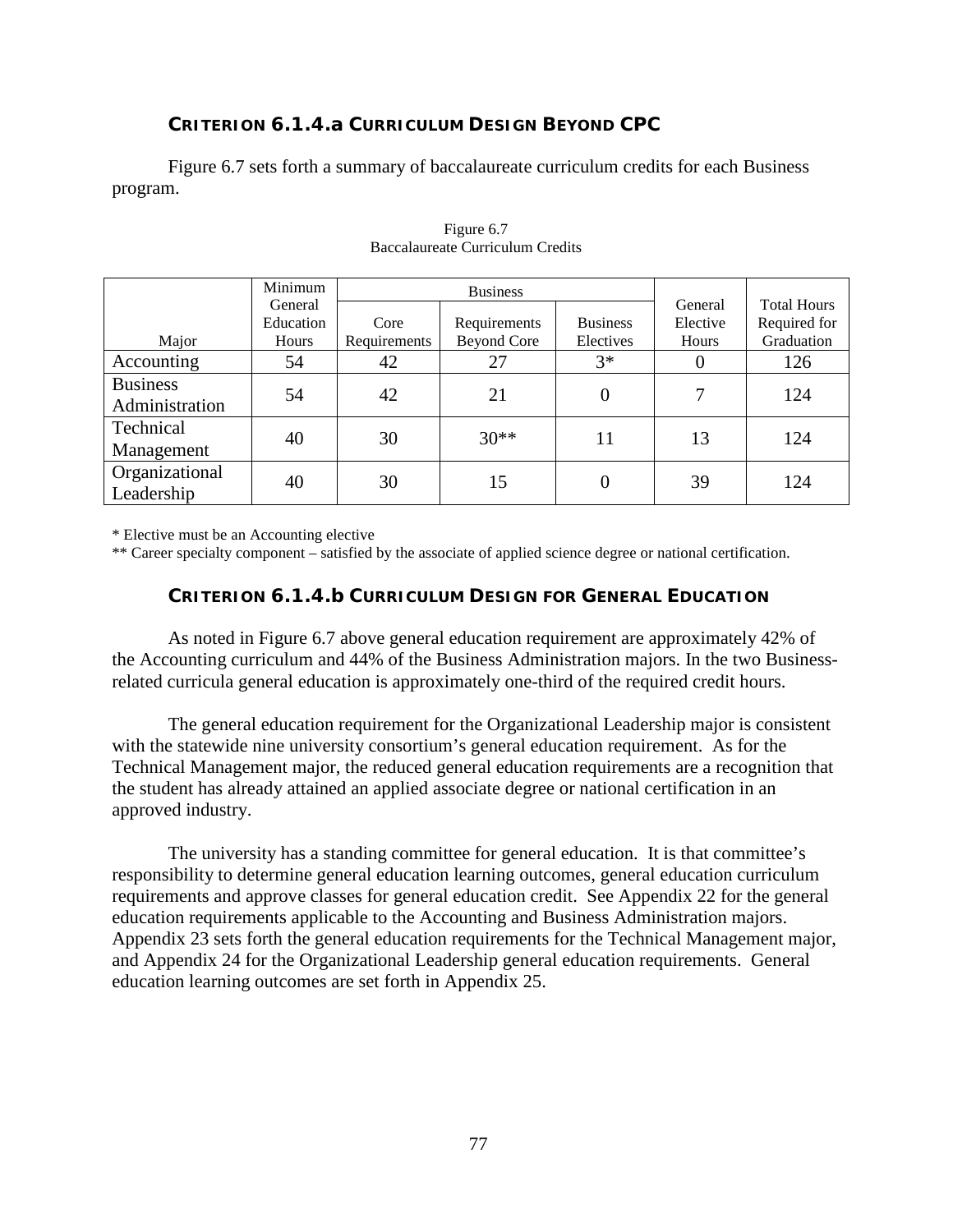### CRITERION 6.1.4.a CURRICULUM DESIGN BEYOND CPC

Figure 6.7 sets forth a summary of baccalaureate curriculum credits for each Business program.

Figure 6.7
Baccalaureate Curriculum Credits

| Major | Minimum General Education Hours | Business | | | General Elective Hours | Total Hours Required for Graduation |
|---|---|---|---|---|---|---|
| | | Core Requirements | Requirements Beyond Core | Business Electives | | |
| Accounting | 54 | 42 | 27 | 3* | 0 | 126 |
| Business Administration | 54 | 42 | 21 | 0 | 7 | 124 |
| Technical Management | 40 | 30 | 30** | 11 | 13 | 124 |
| Organizational Leadership | 40 | 30 | 15 | 0 | 39 | 124 |

\* Elective must be an Accounting elective

\*\* Career specialty component – satisfied by the associate of applied science degree or national certification.

### CRITERION 6.1.4.b CURRICULUM DESIGN FOR GENERAL EDUCATION

As noted in Figure 6.7 above general education requirement are approximately 42% of the Accounting curriculum and 44% of the Business Administration majors. In the two Business-related curricula general education is approximately one-third of the required credit hours.

The general education requirement for the Organizational Leadership major is consistent with the statewide nine university consortium's general education requirement. As for the Technical Management major, the reduced general education requirements are a recognition that the student has already attained an applied associate degree or national certification in an approved industry.

The university has a standing committee for general education. It is that committee's responsibility to determine general education learning outcomes, general education curriculum requirements and approve classes for general education credit. See Appendix 22 for the general education requirements applicable to the Accounting and Business Administration majors. Appendix 23 sets forth the general education requirements for the Technical Management major, and Appendix 24 for the Organizational Leadership general education requirements. General education learning outcomes are set forth in Appendix 25.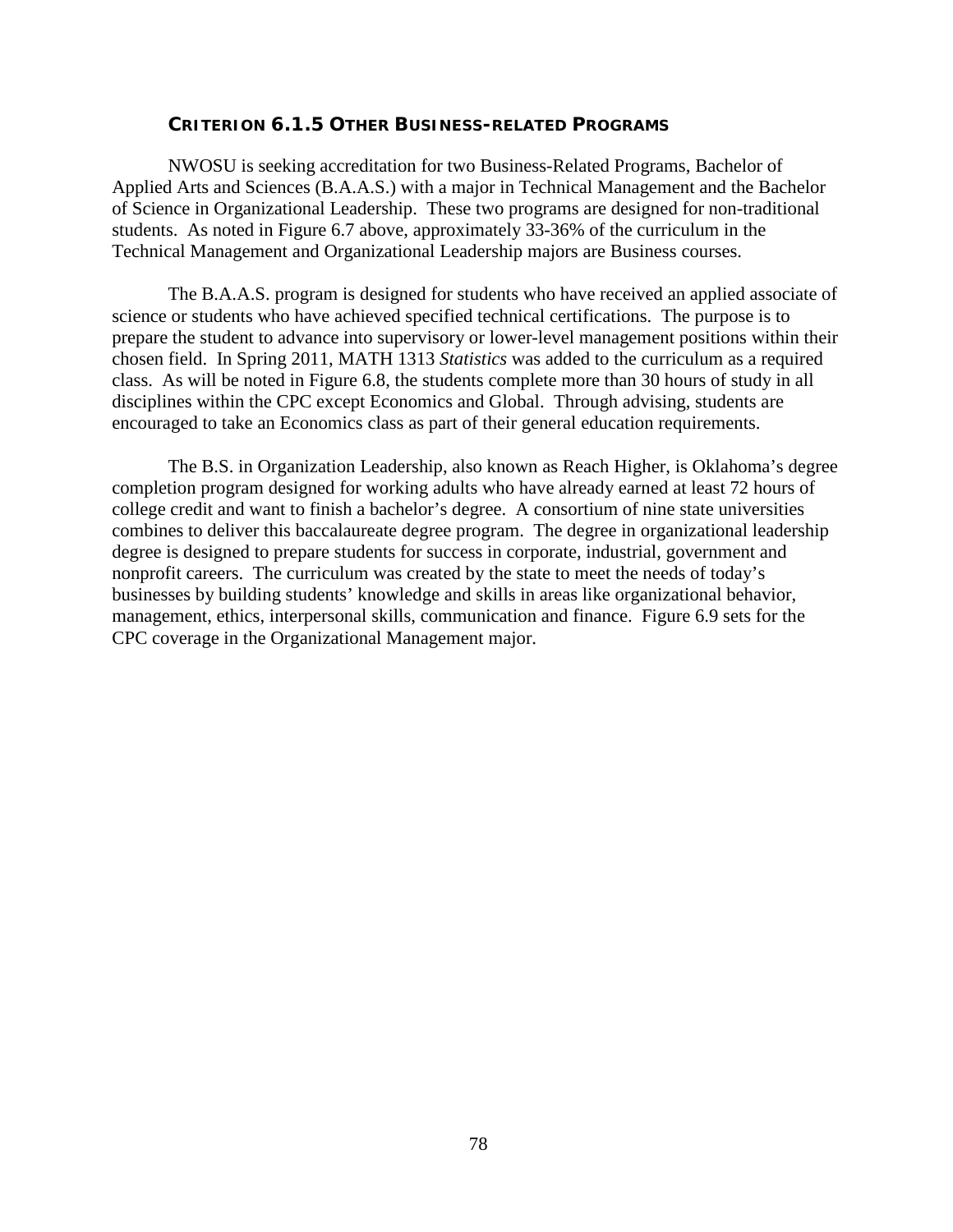### Criterion 6.1.5 Other Business-related Programs

NWOSU is seeking accreditation for two Business-Related Programs, Bachelor of Applied Arts and Sciences (B.A.A.S.) with a major in Technical Management and the Bachelor of Science in Organizational Leadership. These two programs are designed for non-traditional students. As noted in Figure 6.7 above, approximately 33-36% of the curriculum in the Technical Management and Organizational Leadership majors are Business courses.

The B.A.A.S. program is designed for students who have received an applied associate of science or students who have achieved specified technical certifications. The purpose is to prepare the student to advance into supervisory or lower-level management positions within their chosen field. In Spring 2011, MATH 1313 *Statistics* was added to the curriculum as a required class. As will be noted in Figure 6.8, the students complete more than 30 hours of study in all disciplines within the CPC except Economics and Global. Through advising, students are encouraged to take an Economics class as part of their general education requirements.

The B.S. in Organization Leadership, also known as Reach Higher, is Oklahoma's degree completion program designed for working adults who have already earned at least 72 hours of college credit and want to finish a bachelor's degree. A consortium of nine state universities combines to deliver this baccalaureate degree program. The degree in organizational leadership degree is designed to prepare students for success in corporate, industrial, government and nonprofit careers. The curriculum was created by the state to meet the needs of today's businesses by building students' knowledge and skills in areas like organizational behavior, management, ethics, interpersonal skills, communication and finance. Figure 6.9 sets for the CPC coverage in the Organizational Management major.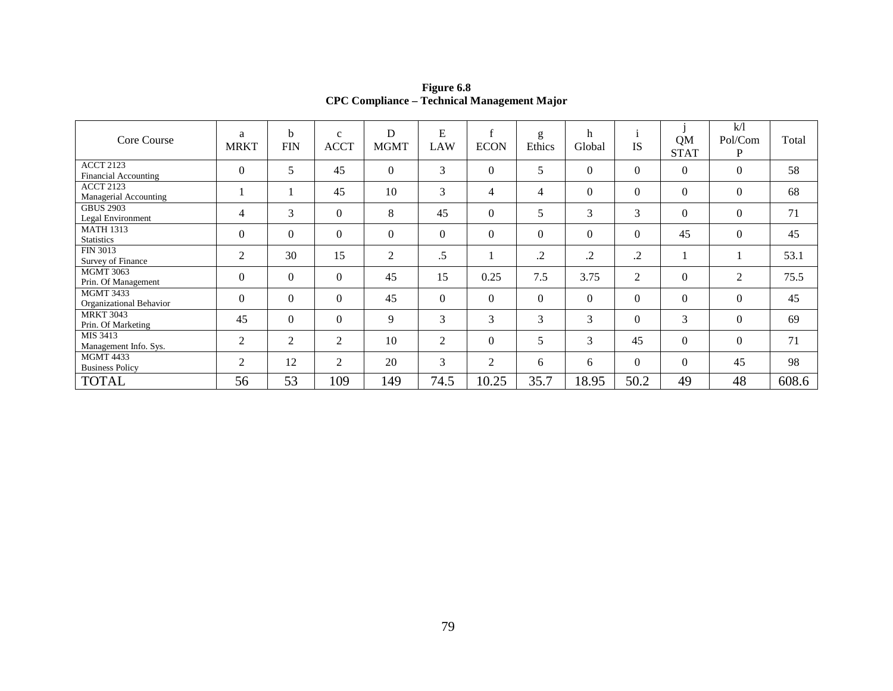**Figure 6.8**
**CPC Compliance – Technical Management Major**

| Core Course | a MRKT | b FIN | c ACCT | D MGMT | E LAW | f ECON | g Ethics | h Global | i IS | j QM STAT | k/l Pol/Com P | Total |
|---|---|---|---|---|---|---|---|---|---|---|---|---|
| ACCT 2123 Financial Accounting | 0 | 5 | 45 | 0 | 3 | 0 | 5 | 0 | 0 | 0 | 0 | 58 |
| ACCT 2123 Managerial Accounting | 1 | 1 | 45 | 10 | 3 | 4 | 4 | 0 | 0 | 0 | 0 | 68 |
| GBUS 2903 Legal Environment | 4 | 3 | 0 | 8 | 45 | 0 | 5 | 3 | 3 | 0 | 0 | 71 |
| MATH 1313 Statistics | 0 | 0 | 0 | 0 | 0 | 0 | 0 | 0 | 0 | 45 | 0 | 45 |
| FIN 3013 Survey of Finance | 2 | 30 | 15 | 2 | .5 | 1 | .2 | .2 | .2 | 1 | 1 | 53.1 |
| MGMT 3063 Prin. Of Management | 0 | 0 | 0 | 45 | 15 | 0.25 | 7.5 | 3.75 | 2 | 0 | 2 | 75.5 |
| MGMT 3433 Organizational Behavior | 0 | 0 | 0 | 45 | 0 | 0 | 0 | 0 | 0 | 0 | 0 | 45 |
| MRKT 3043 Prin. Of Marketing | 45 | 0 | 0 | 9 | 3 | 3 | 3 | 3 | 0 | 3 | 0 | 69 |
| MIS 3413 Management Info. Sys. | 2 | 2 | 2 | 10 | 2 | 0 | 5 | 3 | 45 | 0 | 0 | 71 |
| MGMT 4433 Business Policy | 2 | 12 | 2 | 20 | 3 | 2 | 6 | 6 | 0 | 0 | 45 | 98 |
| TOTAL | 56 | 53 | 109 | 149 | 74.5 | 10.25 | 35.7 | 18.95 | 50.2 | 49 | 48 | 608.6 |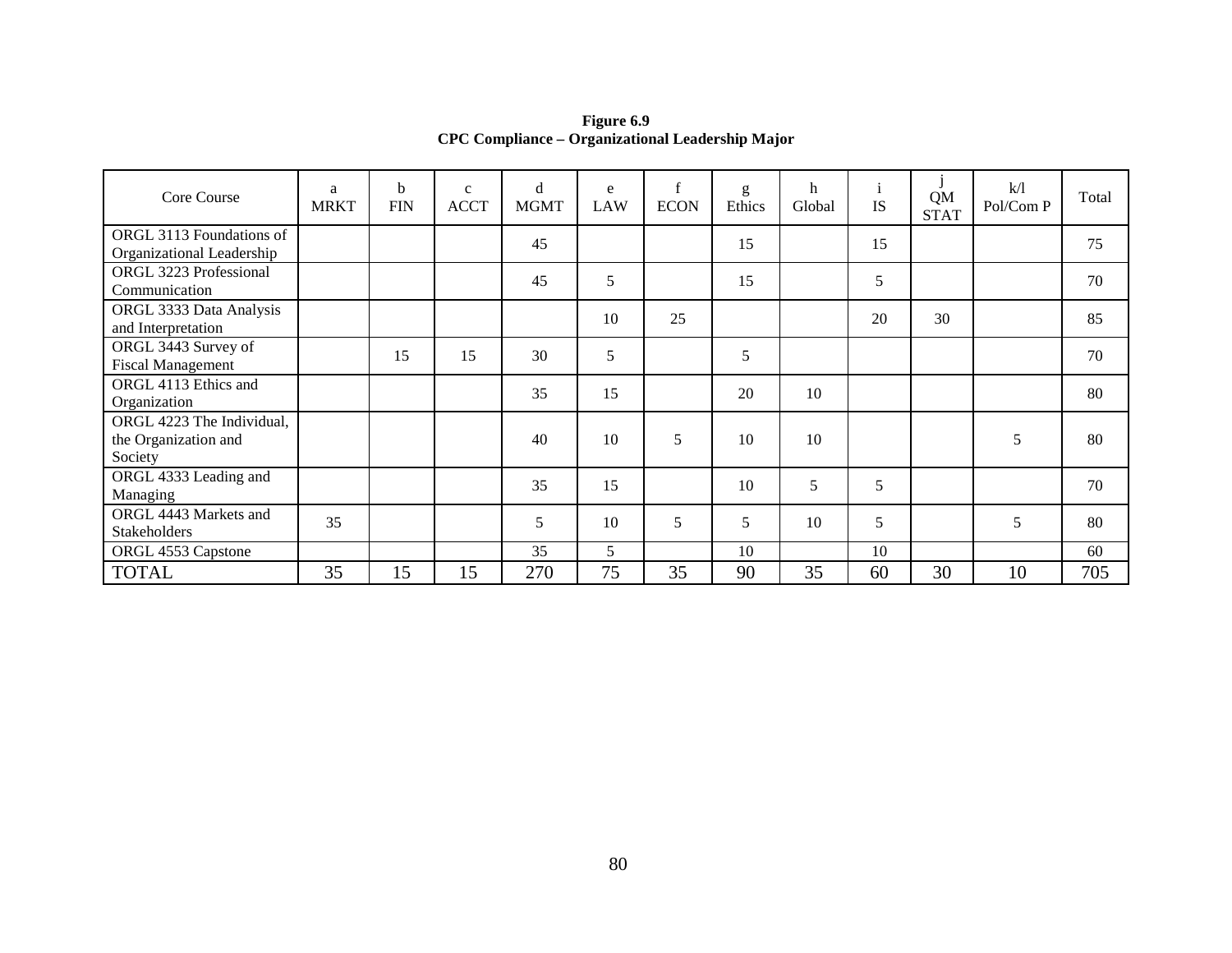**Figure 6.9**
**CPC Compliance – Organizational Leadership Major**

| Core Course | a MRKT | b FIN | c ACCT | d MGMT | e LAW | f ECON | g Ethics | h Global | i IS | j QM STAT | k/l Pol/Com P | Total |
|---|---|---|---|---|---|---|---|---|---|---|---|---|
| ORGL 3113 Foundations of Organizational Leadership | | | | 45 | | | 15 | | 15 | | | 75 |
| ORGL 3223 Professional Communication | | | | 45 | 5 | | 15 | | 5 | | | 70 |
| ORGL 3333 Data Analysis and Interpretation | | | | | 10 | 25 | | | 20 | 30 | | 85 |
| ORGL 3443 Survey of Fiscal Management | | 15 | 15 | 30 | 5 | | 5 | | | | | 70 |
| ORGL 4113 Ethics and Organization | | | | 35 | 15 | | 20 | 10 | | | | 80 |
| ORGL 4223 The Individual, the Organization and Society | | | | 40 | 10 | 5 | 10 | 10 | | | 5 | 80 |
| ORGL 4333 Leading and Managing | | | | 35 | 15 | | 10 | 5 | 5 | | | 70 |
| ORGL 4443 Markets and Stakeholders | 35 | | | 5 | 10 | 5 | 5 | 10 | 5 | | 5 | 80 |
| ORGL 4553 Capstone | | | | 35 | 5 | | 10 | | 10 | | | 60 |
| TOTAL | 35 | 15 | 15 | 270 | 75 | 35 | 90 | 35 | 60 | 30 | 10 | 705 |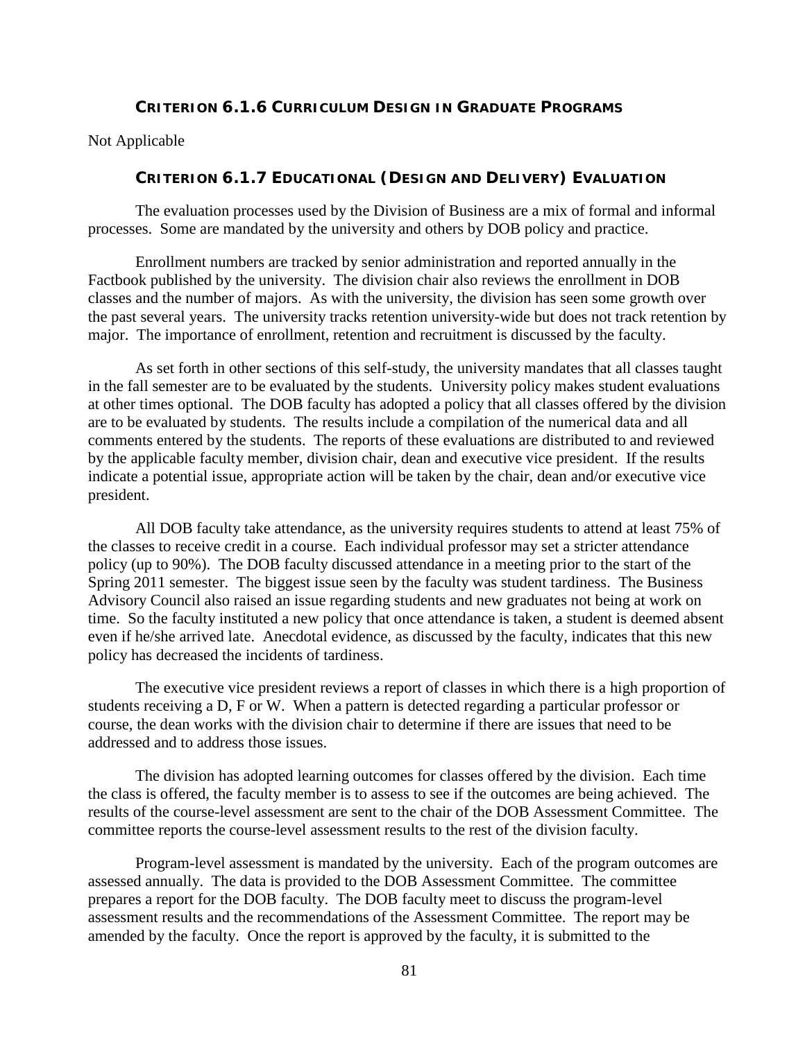### CRITERION 6.1.6 CURRICULUM DESIGN IN GRADUATE PROGRAMS

Not Applicable

### CRITERION 6.1.7 EDUCATIONAL (DESIGN AND DELIVERY) EVALUATION

The evaluation processes used by the Division of Business are a mix of formal and informal processes. Some are mandated by the university and others by DOB policy and practice.

Enrollment numbers are tracked by senior administration and reported annually in the Factbook published by the university. The division chair also reviews the enrollment in DOB classes and the number of majors. As with the university, the division has seen some growth over the past several years. The university tracks retention university-wide but does not track retention by major. The importance of enrollment, retention and recruitment is discussed by the faculty.

As set forth in other sections of this self-study, the university mandates that all classes taught in the fall semester are to be evaluated by the students. University policy makes student evaluations at other times optional. The DOB faculty has adopted a policy that all classes offered by the division are to be evaluated by students. The results include a compilation of the numerical data and all comments entered by the students. The reports of these evaluations are distributed to and reviewed by the applicable faculty member, division chair, dean and executive vice president. If the results indicate a potential issue, appropriate action will be taken by the chair, dean and/or executive vice president.

All DOB faculty take attendance, as the university requires students to attend at least 75% of the classes to receive credit in a course. Each individual professor may set a stricter attendance policy (up to 90%). The DOB faculty discussed attendance in a meeting prior to the start of the Spring 2011 semester. The biggest issue seen by the faculty was student tardiness. The Business Advisory Council also raised an issue regarding students and new graduates not being at work on time. So the faculty instituted a new policy that once attendance is taken, a student is deemed absent even if he/she arrived late. Anecdotal evidence, as discussed by the faculty, indicates that this new policy has decreased the incidents of tardiness.

The executive vice president reviews a report of classes in which there is a high proportion of students receiving a D, F or W. When a pattern is detected regarding a particular professor or course, the dean works with the division chair to determine if there are issues that need to be addressed and to address those issues.

The division has adopted learning outcomes for classes offered by the division. Each time the class is offered, the faculty member is to assess to see if the outcomes are being achieved. The results of the course-level assessment are sent to the chair of the DOB Assessment Committee. The committee reports the course-level assessment results to the rest of the division faculty.

Program-level assessment is mandated by the university. Each of the program outcomes are assessed annually. The data is provided to the DOB Assessment Committee. The committee prepares a report for the DOB faculty. The DOB faculty meet to discuss the program-level assessment results and the recommendations of the Assessment Committee. The report may be amended by the faculty. Once the report is approved by the faculty, it is submitted to the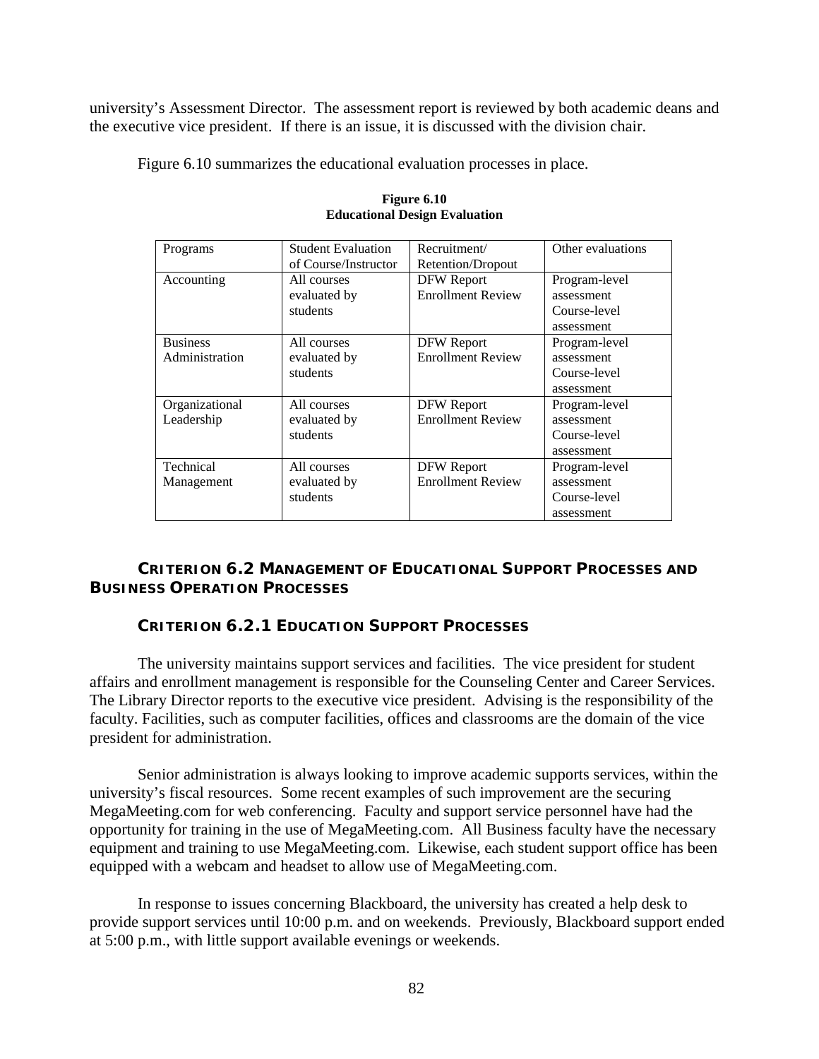university's Assessment Director. The assessment report is reviewed by both academic deans and the executive vice president. If there is an issue, it is discussed with the division chair.

Figure 6.10 summarizes the educational evaluation processes in place.

**Figure 6.10**
**Educational Design Evaluation**

| Programs | Student Evaluation of Course/Instructor | Recruitment/ Retention/Dropout | Other evaluations |
|---|---|---|---|
| Accounting | All courses evaluated by students | DFW Report Enrollment Review | Program-level assessment Course-level assessment |
| Business Administration | All courses evaluated by students | DFW Report Enrollment Review | Program-level assessment Course-level assessment |
| Organizational Leadership | All courses evaluated by students | DFW Report Enrollment Review | Program-level assessment Course-level assessment |
| Technical Management | All courses evaluated by students | DFW Report Enrollment Review | Program-level assessment Course-level assessment |

## CRITERION 6.2 MANAGEMENT OF EDUCATIONAL SUPPORT PROCESSES AND BUSINESS OPERATION PROCESSES

### CRITERION 6.2.1 EDUCATION SUPPORT PROCESSES

The university maintains support services and facilities. The vice president for student affairs and enrollment management is responsible for the Counseling Center and Career Services. The Library Director reports to the executive vice president. Advising is the responsibility of the faculty. Facilities, such as computer facilities, offices and classrooms are the domain of the vice president for administration.

Senior administration is always looking to improve academic supports services, within the university's fiscal resources. Some recent examples of such improvement are the securing MegaMeeting.com for web conferencing. Faculty and support service personnel have had the opportunity for training in the use of MegaMeeting.com. All Business faculty have the necessary equipment and training to use MegaMeeting.com. Likewise, each student support office has been equipped with a webcam and headset to allow use of MegaMeeting.com.

In response to issues concerning Blackboard, the university has created a help desk to provide support services until 10:00 p.m. and on weekends. Previously, Blackboard support ended at 5:00 p.m., with little support available evenings or weekends.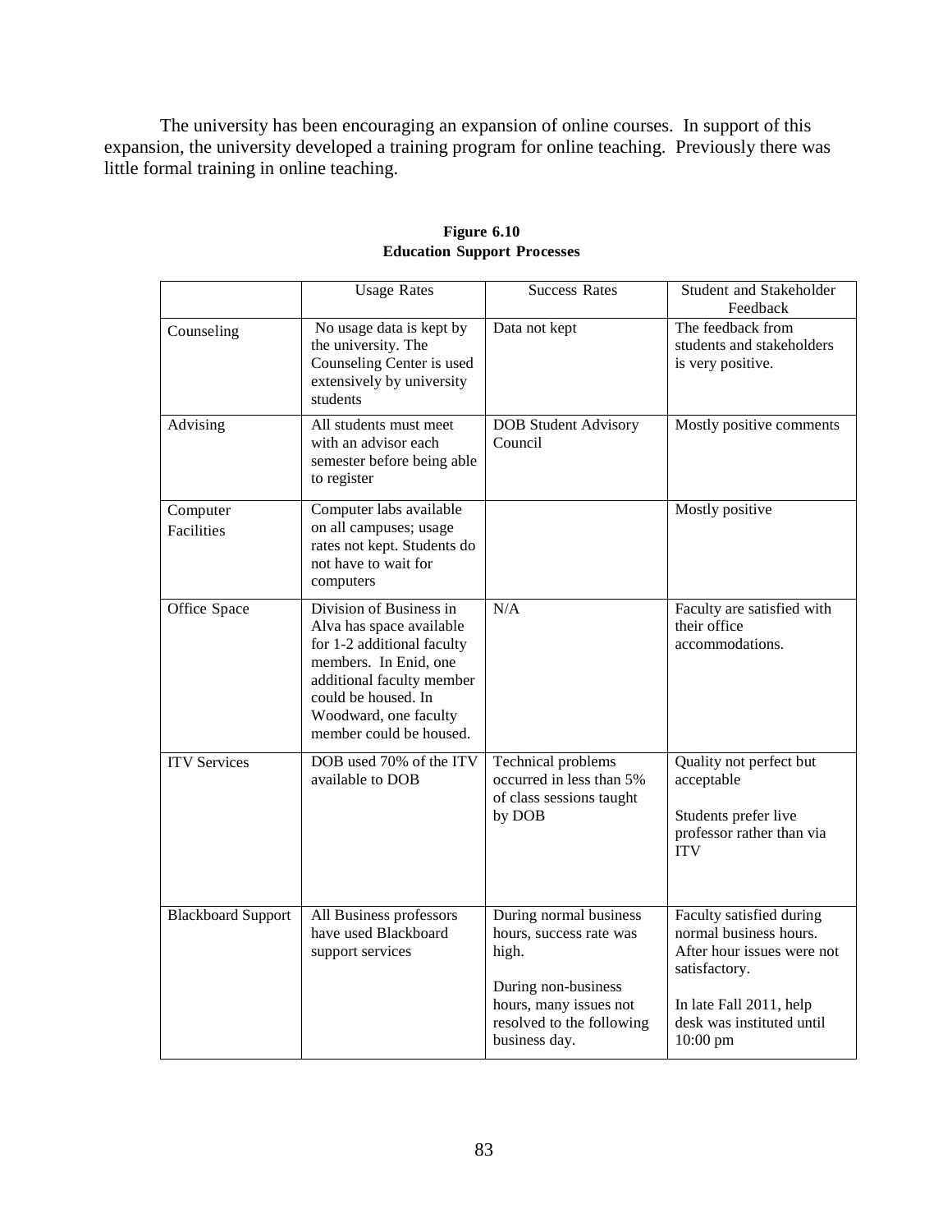The university has been encouraging an expansion of online courses. In support of this expansion, the university developed a training program for online teaching. Previously there was little formal training in online teaching.

**Figure 6.10**
**Education Support Processes**

| | Usage Rates | Success Rates | Student and Stakeholder Feedback |
|---|---|---|---|
| Counseling | No usage data is kept by the university. The Counseling Center is used extensively by university students | Data not kept | The feedback from students and stakeholders is very positive. |
| Advising | All students must meet with an advisor each semester before being able to register | DOB Student Advisory Council | Mostly positive comments |
| Computer Facilities | Computer labs available on all campuses; usage rates not kept. Students do not have to wait for computers | | Mostly positive |
| Office Space | Division of Business in Alva has space available for 1-2 additional faculty members. In Enid, one additional faculty member could be housed. In Woodward, one faculty member could be housed. | N/A | Faculty are satisfied with their office accommodations. |
| ITV Services | DOB used 70% of the ITV available to DOB | Technical problems occurred in less than 5% of class sessions taught by DOB | Quality not perfect but acceptable<br><br>Students prefer live professor rather than via ITV |
| Blackboard Support | All Business professors have used Blackboard support services | During normal business hours, success rate was high.<br><br>During non-business hours, many issues not resolved to the following business day. | Faculty satisfied during normal business hours. After hour issues were not satisfactory.<br><br>In late Fall 2011, help desk was instituted until 10:00 pm |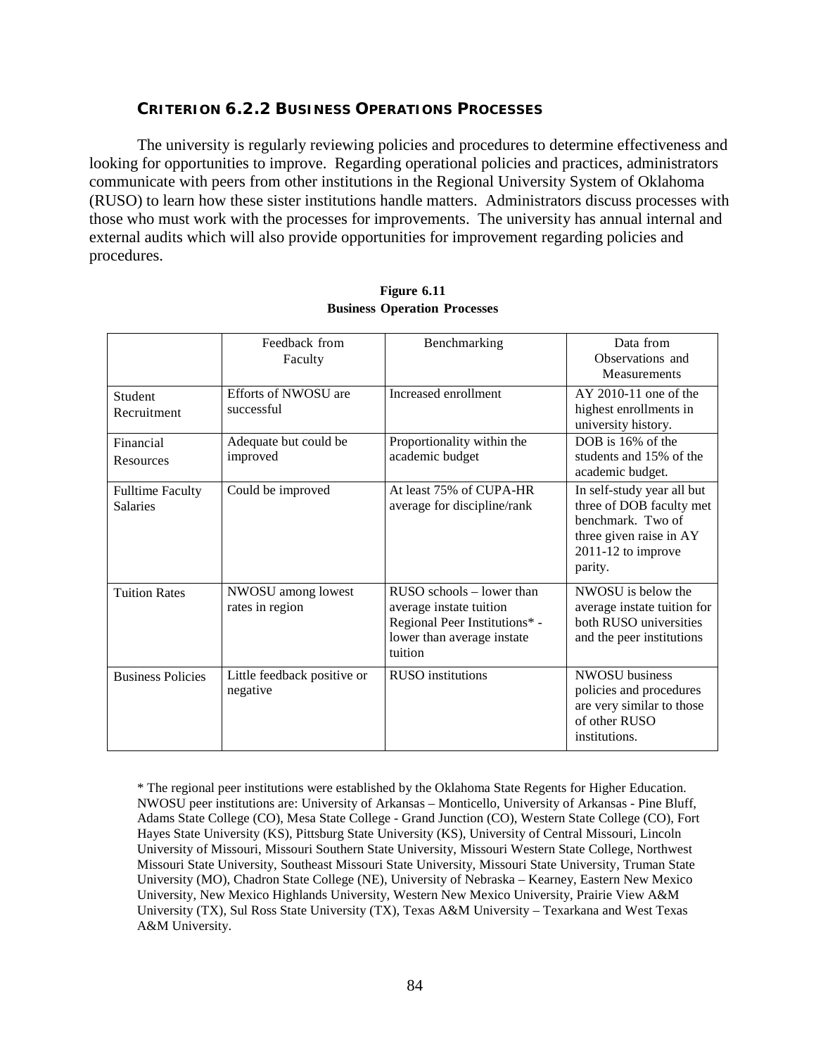### CRITERION 6.2.2 BUSINESS OPERATIONS PROCESSES

The university is regularly reviewing policies and procedures to determine effectiveness and looking for opportunities to improve. Regarding operational policies and practices, administrators communicate with peers from other institutions in the Regional University System of Oklahoma (RUSO) to learn how these sister institutions handle matters. Administrators discuss processes with those who must work with the processes for improvements. The university has annual internal and external audits which will also provide opportunities for improvement regarding policies and procedures.

**Figure 6.11**
**Business Operation Processes**

| | Feedback from Faculty | Benchmarking | Data from Observations and Measurements |
|---|---|---|---|
| Student Recruitment | Efforts of NWOSU are successful | Increased enrollment | AY 2010-11 one of the highest enrollments in university history. |
| Financial Resources | Adequate but could be improved | Proportionality within the academic budget | DOB is 16% of the students and 15% of the academic budget. |
| Fulltime Faculty Salaries | Could be improved | At least 75% of CUPA-HR average for discipline/rank | In self-study year all but three of DOB faculty met benchmark. Two of three given raise in AY 2011-12 to improve parity. |
| Tuition Rates | NWOSU among lowest rates in region | RUSO schools – lower than average instate tuition Regional Peer Institutions* - lower than average instate tuition | NWOSU is below the average instate tuition for both RUSO universities and the peer institutions |
| Business Policies | Little feedback positive or negative | RUSO institutions | NWOSU business policies and procedures are very similar to those of other RUSO institutions. |

* The regional peer institutions were established by the Oklahoma State Regents for Higher Education. NWOSU peer institutions are: University of Arkansas – Monticello, University of Arkansas - Pine Bluff, Adams State College (CO), Mesa State College - Grand Junction (CO), Western State College (CO), Fort Hayes State University (KS), Pittsburg State University (KS), University of Central Missouri, Lincoln University of Missouri, Missouri Southern State University, Missouri Western State College, Northwest Missouri State University, Southeast Missouri State University, Missouri State University, Truman State University (MO), Chadron State College (NE), University of Nebraska – Kearney, Eastern New Mexico University, New Mexico Highlands University, Western New Mexico University, Prairie View A&M University (TX), Sul Ross State University (TX), Texas A&M University – Texarkana and West Texas A&M University.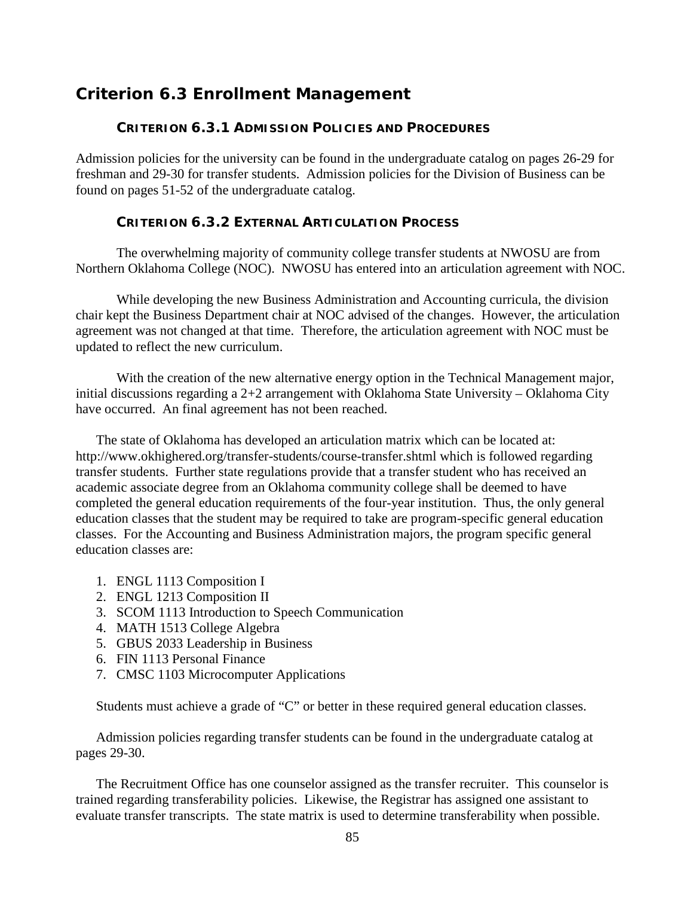## Criterion 6.3 Enrollment Management

### CRITERION 6.3.1 ADMISSION POLICIES AND PROCEDURES

Admission policies for the university can be found in the undergraduate catalog on pages 26-29 for freshman and 29-30 for transfer students. Admission policies for the Division of Business can be found on pages 51-52 of the undergraduate catalog.

### CRITERION 6.3.2 EXTERNAL ARTICULATION PROCESS

The overwhelming majority of community college transfer students at NWOSU are from Northern Oklahoma College (NOC). NWOSU has entered into an articulation agreement with NOC.

While developing the new Business Administration and Accounting curricula, the division chair kept the Business Department chair at NOC advised of the changes. However, the articulation agreement was not changed at that time. Therefore, the articulation agreement with NOC must be updated to reflect the new curriculum.

With the creation of the new alternative energy option in the Technical Management major, initial discussions regarding a 2+2 arrangement with Oklahoma State University – Oklahoma City have occurred. An final agreement has not been reached.

The state of Oklahoma has developed an articulation matrix which can be located at: http://www.okhighered.org/transfer-students/course-transfer.shtml which is followed regarding transfer students. Further state regulations provide that a transfer student who has received an academic associate degree from an Oklahoma community college shall be deemed to have completed the general education requirements of the four-year institution. Thus, the only general education classes that the student may be required to take are program-specific general education classes. For the Accounting and Business Administration majors, the program specific general education classes are:

1. ENGL 1113 Composition I
2. ENGL 1213 Composition II
3. SCOM 1113 Introduction to Speech Communication
4. MATH 1513 College Algebra
5. GBUS 2033 Leadership in Business
6. FIN 1113 Personal Finance
7. CMSC 1103 Microcomputer Applications

Students must achieve a grade of "C" or better in these required general education classes.

Admission policies regarding transfer students can be found in the undergraduate catalog at pages 29-30.

The Recruitment Office has one counselor assigned as the transfer recruiter. This counselor is trained regarding transferability policies. Likewise, the Registrar has assigned one assistant to evaluate transfer transcripts. The state matrix is used to determine transferability when possible.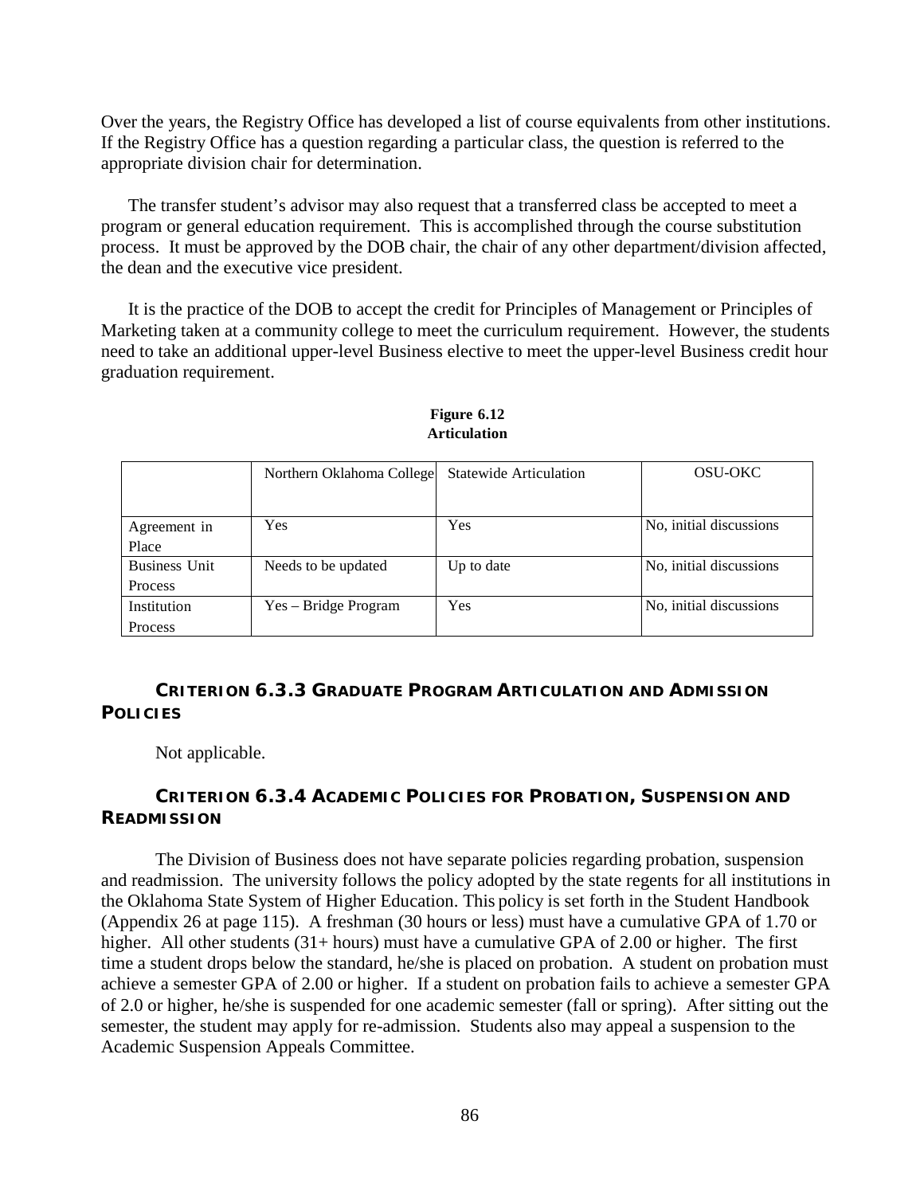Over the years, the Registry Office has developed a list of course equivalents from other institutions. If the Registry Office has a question regarding a particular class, the question is referred to the appropriate division chair for determination.

The transfer student's advisor may also request that a transferred class be accepted to meet a program or general education requirement. This is accomplished through the course substitution process. It must be approved by the DOB chair, the chair of any other department/division affected, the dean and the executive vice president.

It is the practice of the DOB to accept the credit for Principles of Management or Principles of Marketing taken at a community college to meet the curriculum requirement. However, the students need to take an additional upper-level Business elective to meet the upper-level Business credit hour graduation requirement.

**Figure 6.12**
**Articulation**

| | Northern Oklahoma College | Statewide Articulation | OSU-OKC |
|---|---|---|---|
| Agreement in Place | Yes | Yes | No, initial discussions |
| Business Unit Process | Needs to be updated | Up to date | No, initial discussions |
| Institution Process | Yes – Bridge Program | Yes | No, initial discussions |

### CRITERION 6.3.3 GRADUATE PROGRAM ARTICULATION AND ADMISSION POLICIES

Not applicable.

### CRITERION 6.3.4 ACADEMIC POLICIES FOR PROBATION, SUSPENSION AND READMISSION

The Division of Business does not have separate policies regarding probation, suspension and readmission. The university follows the policy adopted by the state regents for all institutions in the Oklahoma State System of Higher Education. This policy is set forth in the Student Handbook (Appendix 26 at page 115). A freshman (30 hours or less) must have a cumulative GPA of 1.70 or higher. All other students (31+ hours) must have a cumulative GPA of 2.00 or higher. The first time a student drops below the standard, he/she is placed on probation. A student on probation must achieve a semester GPA of 2.00 or higher. If a student on probation fails to achieve a semester GPA of 2.0 or higher, he/she is suspended for one academic semester (fall or spring). After sitting out the semester, the student may apply for re-admission. Students also may appeal a suspension to the Academic Suspension Appeals Committee.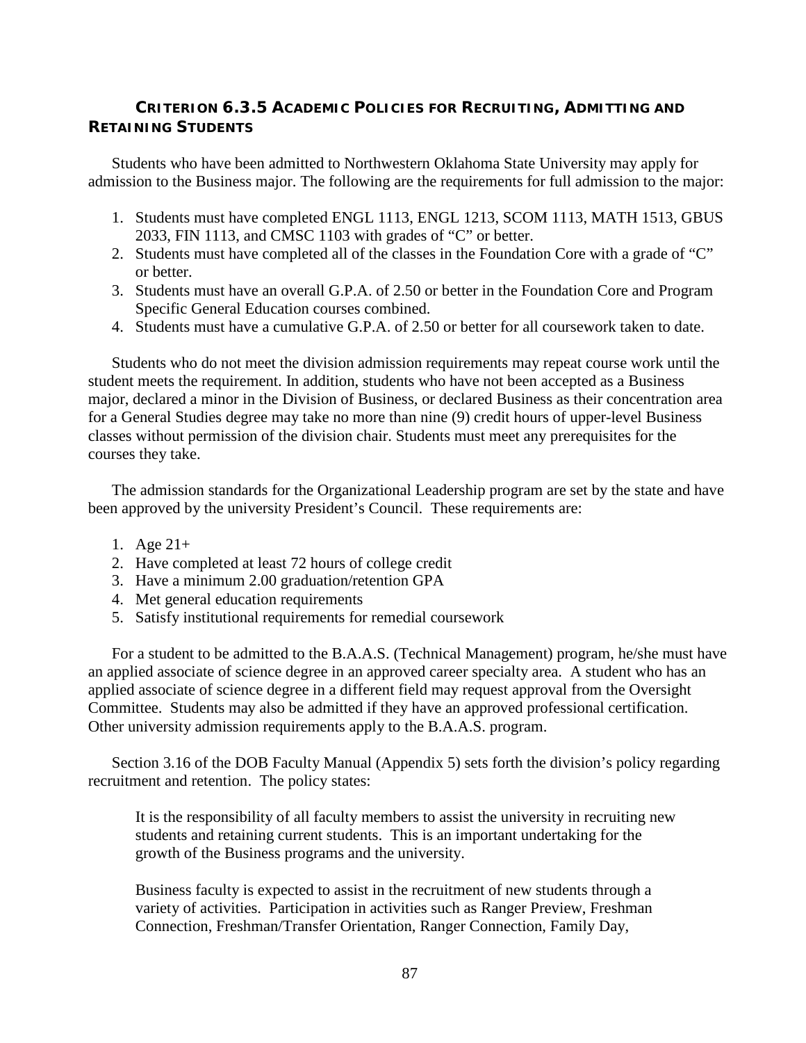### CRITERION 6.3.5 ACADEMIC POLICIES FOR RECRUITING, ADMITTING AND RETAINING STUDENTS

Students who have been admitted to Northwestern Oklahoma State University may apply for admission to the Business major. The following are the requirements for full admission to the major:

1. Students must have completed ENGL 1113, ENGL 1213, SCOM 1113, MATH 1513, GBUS 2033, FIN 1113, and CMSC 1103 with grades of "C" or better.
2. Students must have completed all of the classes in the Foundation Core with a grade of "C" or better.
3. Students must have an overall G.P.A. of 2.50 or better in the Foundation Core and Program Specific General Education courses combined.
4. Students must have a cumulative G.P.A. of 2.50 or better for all coursework taken to date.

Students who do not meet the division admission requirements may repeat course work until the student meets the requirement. In addition, students who have not been accepted as a Business major, declared a minor in the Division of Business, or declared Business as their concentration area for a General Studies degree may take no more than nine (9) credit hours of upper-level Business classes without permission of the division chair. Students must meet any prerequisites for the courses they take.

The admission standards for the Organizational Leadership program are set by the state and have been approved by the university President's Council. These requirements are:

1. Age 21+
2. Have completed at least 72 hours of college credit
3. Have a minimum 2.00 graduation/retention GPA
4. Met general education requirements
5. Satisfy institutional requirements for remedial coursework

For a student to be admitted to the B.A.A.S. (Technical Management) program, he/she must have an applied associate of science degree in an approved career specialty area. A student who has an applied associate of science degree in a different field may request approval from the Oversight Committee. Students may also be admitted if they have an approved professional certification. Other university admission requirements apply to the B.A.A.S. program.

Section 3.16 of the DOB Faculty Manual (Appendix 5) sets forth the division's policy regarding recruitment and retention. The policy states:

> It is the responsibility of all faculty members to assist the university in recruiting new students and retaining current students. This is an important undertaking for the growth of the Business programs and the university.
>
> Business faculty is expected to assist in the recruitment of new students through a variety of activities. Participation in activities such as Ranger Preview, Freshman Connection, Freshman/Transfer Orientation, Ranger Connection, Family Day,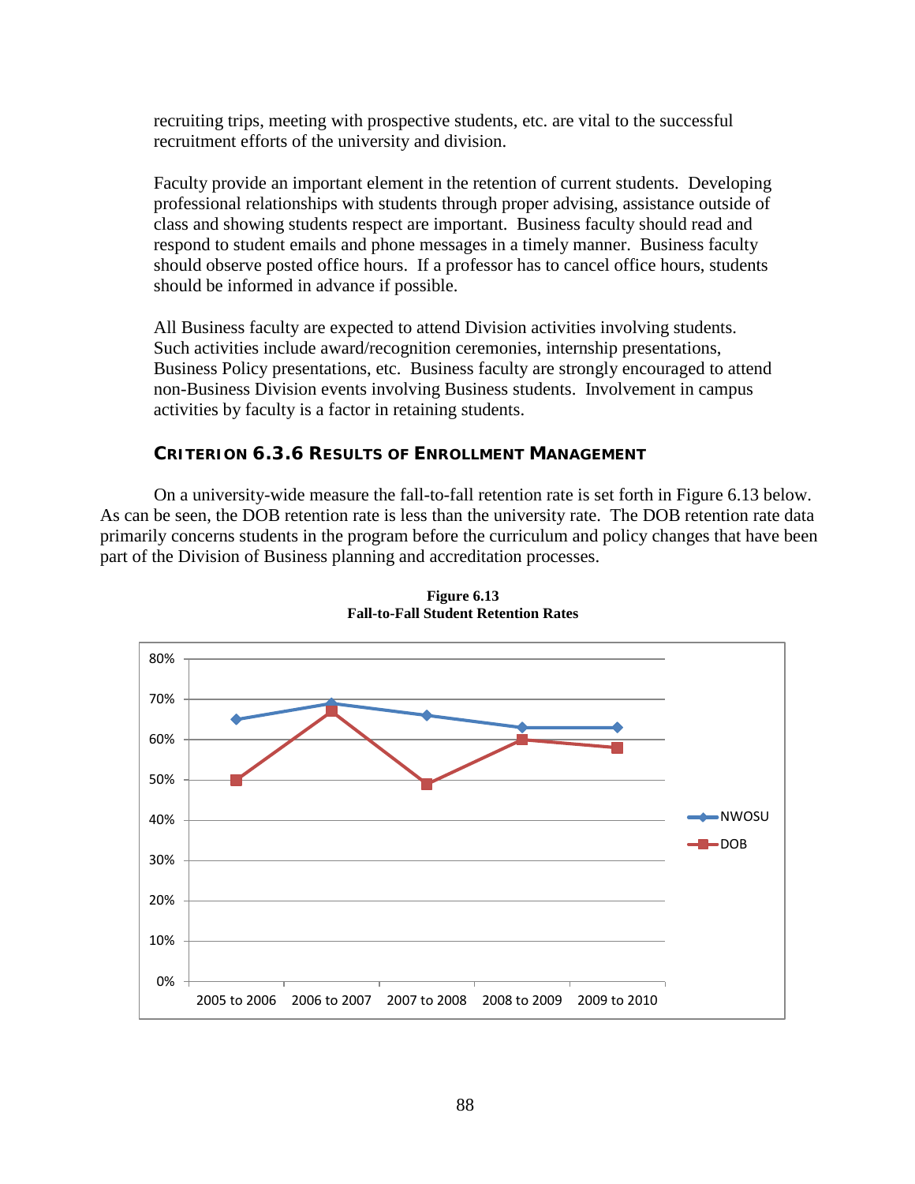recruiting trips, meeting with prospective students, etc. are vital to the successful recruitment efforts of the university and division.

Faculty provide an important element in the retention of current students. Developing professional relationships with students through proper advising, assistance outside of class and showing students respect are important. Business faculty should read and respond to student emails and phone messages in a timely manner. Business faculty should observe posted office hours. If a professor has to cancel office hours, students should be informed in advance if possible.

All Business faculty are expected to attend Division activities involving students. Such activities include award/recognition ceremonies, internship presentations, Business Policy presentations, etc. Business faculty are strongly encouraged to attend non-Business Division events involving Business students. Involvement in campus activities by faculty is a factor in retaining students.

### CRITERION 6.3.6 RESULTS OF ENROLLMENT MANAGEMENT

On a university-wide measure the fall-to-fall retention rate is set forth in Figure 6.13 below. As can be seen, the DOB retention rate is less than the university rate. The DOB retention rate data primarily concerns students in the program before the curriculum and policy changes that have been part of the Division of Business planning and accreditation processes.

**Figure 6.13**
**Fall-to-Fall Student Retention Rates**

| | 2005 to 2006 | 2006 to 2007 | 2007 to 2008 | 2008 to 2009 | 2009 to 2010 |
|---|---|---|---|---|---|
| NWOSU | 65% | 69% | 66% | 63% | 63% |
| DOB | 50% | 67% | 49% | 60% | 58% |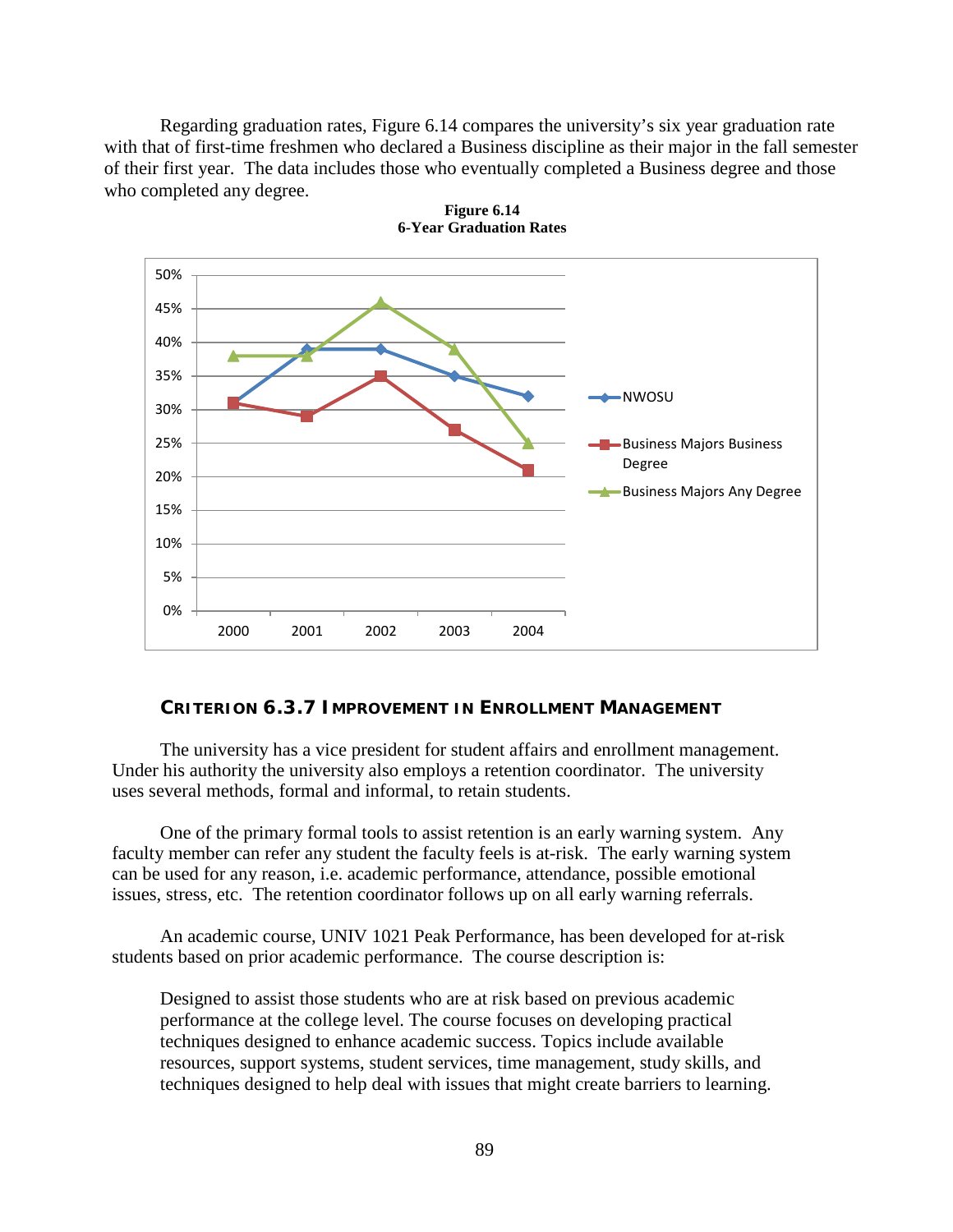Regarding graduation rates, Figure 6.14 compares the university's six year graduation rate with that of first-time freshmen who declared a Business discipline as their major in the fall semester of their first year. The data includes those who eventually completed a Business degree and those who completed any degree.

**Figure 6.14**
**6-Year Graduation Rates**

| Year | NWOSU | Business Majors Business Degree | Business Majors Any Degree |
|---|---|---|---|
| 2000 | 31% | 31% | 38% |
| 2001 | 39% | 29% | 38% |
| 2002 | 39% | 35% | 46% |
| 2003 | 35% | 27% | 39% |
| 2004 | 32% | 21% | 25% |

### CRITERION 6.3.7 IMPROVEMENT IN ENROLLMENT MANAGEMENT

The university has a vice president for student affairs and enrollment management. Under his authority the university also employs a retention coordinator. The university uses several methods, formal and informal, to retain students.

One of the primary formal tools to assist retention is an early warning system. Any faculty member can refer any student the faculty feels is at-risk. The early warning system can be used for any reason, i.e. academic performance, attendance, possible emotional issues, stress, etc. The retention coordinator follows up on all early warning referrals.

An academic course, UNIV 1021 Peak Performance, has been developed for at-risk students based on prior academic performance. The course description is:

> Designed to assist those students who are at risk based on previous academic performance at the college level. The course focuses on developing practical techniques designed to enhance academic success. Topics include available resources, support systems, student services, time management, study skills, and techniques designed to help deal with issues that might create barriers to learning.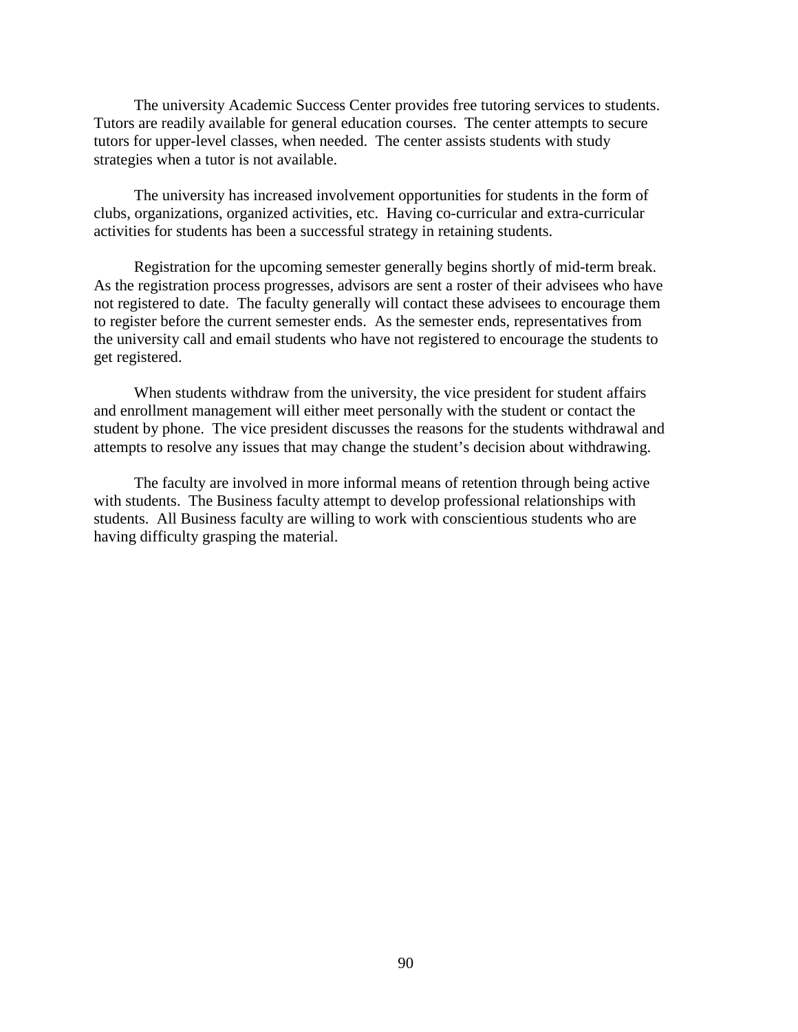The university Academic Success Center provides free tutoring services to students. Tutors are readily available for general education courses. The center attempts to secure tutors for upper-level classes, when needed. The center assists students with study strategies when a tutor is not available.

The university has increased involvement opportunities for students in the form of clubs, organizations, organized activities, etc. Having co-curricular and extra-curricular activities for students has been a successful strategy in retaining students.

Registration for the upcoming semester generally begins shortly of mid-term break. As the registration process progresses, advisors are sent a roster of their advisees who have not registered to date. The faculty generally will contact these advisees to encourage them to register before the current semester ends. As the semester ends, representatives from the university call and email students who have not registered to encourage the students to get registered.

When students withdraw from the university, the vice president for student affairs and enrollment management will either meet personally with the student or contact the student by phone. The vice president discusses the reasons for the students withdrawal and attempts to resolve any issues that may change the student's decision about withdrawing.

The faculty are involved in more informal means of retention through being active with students. The Business faculty attempt to develop professional relationships with students. All Business faculty are willing to work with conscientious students who are having difficulty grasping the material.